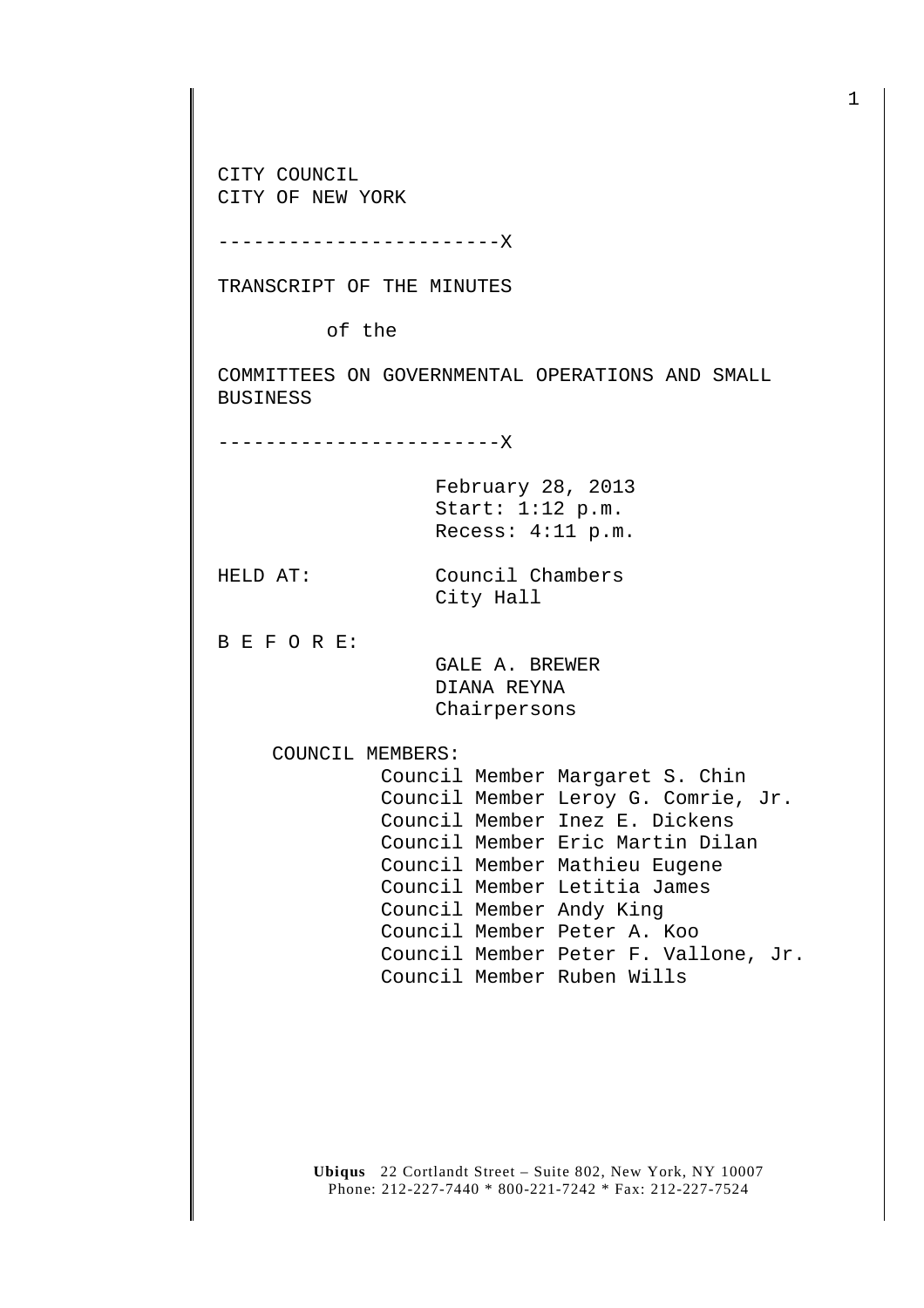CITY COUNCIL
CITY OF NEW YORK

------------------------X

TRANSCRIPT OF THE MINUTES

of the

COMMITTEES ON GOVERNMENTAL OPERATIONS AND SMALL BUSINESS

------------------------X

February 28, 2013
Start: 1:12 p.m.
Recess: 4:11 p.m.

HELD AT: Council Chambers
City Hall

B E F O R E:

GALE A. BREWER
DIANA REYNA
Chairpersons

COUNCIL MEMBERS:

Council Member Margaret S. Chin
Council Member Leroy G. Comrie, Jr.
Council Member Inez E. Dickens
Council Member Eric Martin Dilan
Council Member Mathieu Eugene
Council Member Letitia James
Council Member Andy King
Council Member Peter A. Koo
Council Member Peter F. Vallone, Jr.
Council Member Ruben Wills

**Ubiqus** 22 Cortlandt Street – Suite 802, New York, NY 10007
Phone: 212-227-7440 * 800-221-7242 * Fax: 212-227-7524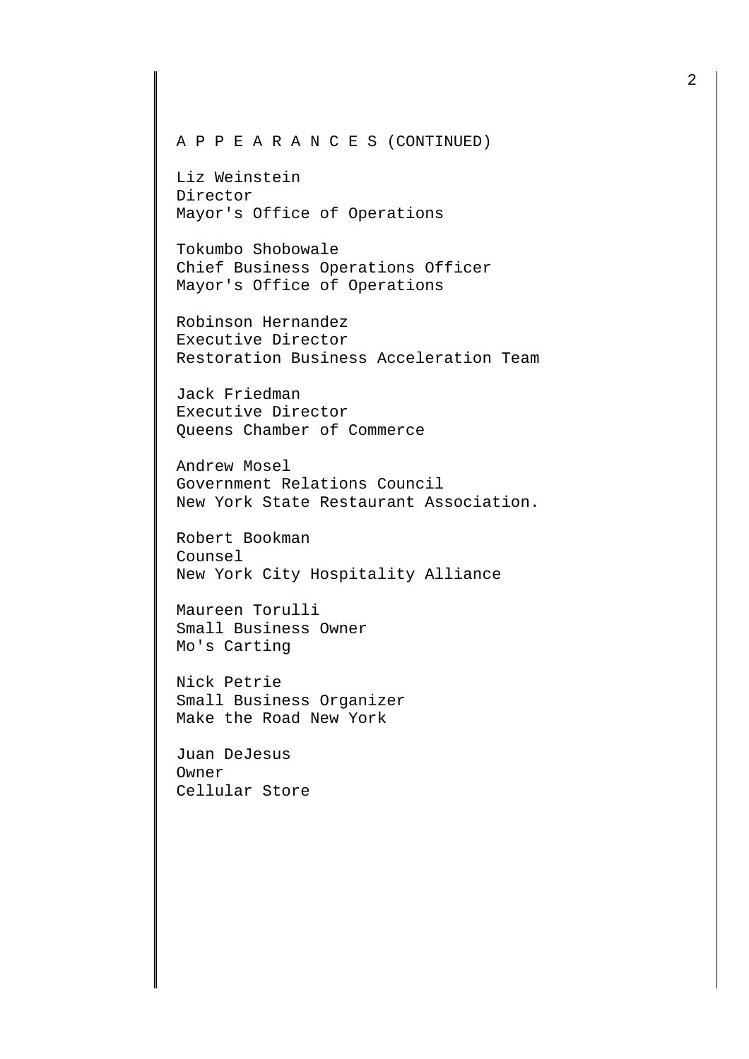A P P E A R A N C E S (CONTINUED)

Liz Weinstein
Director
Mayor's Office of Operations

Tokumbo Shobowale
Chief Business Operations Officer
Mayor's Office of Operations

Robinson Hernandez
Executive Director
Restoration Business Acceleration Team

Jack Friedman
Executive Director
Queens Chamber of Commerce

Andrew Mosel
Government Relations Council
New York State Restaurant Association.

Robert Bookman
Counsel
New York City Hospitality Alliance

Maureen Torulli
Small Business Owner
Mo's Carting

Nick Petrie
Small Business Organizer
Make the Road New York

Juan DeJesus
Owner
Cellular Store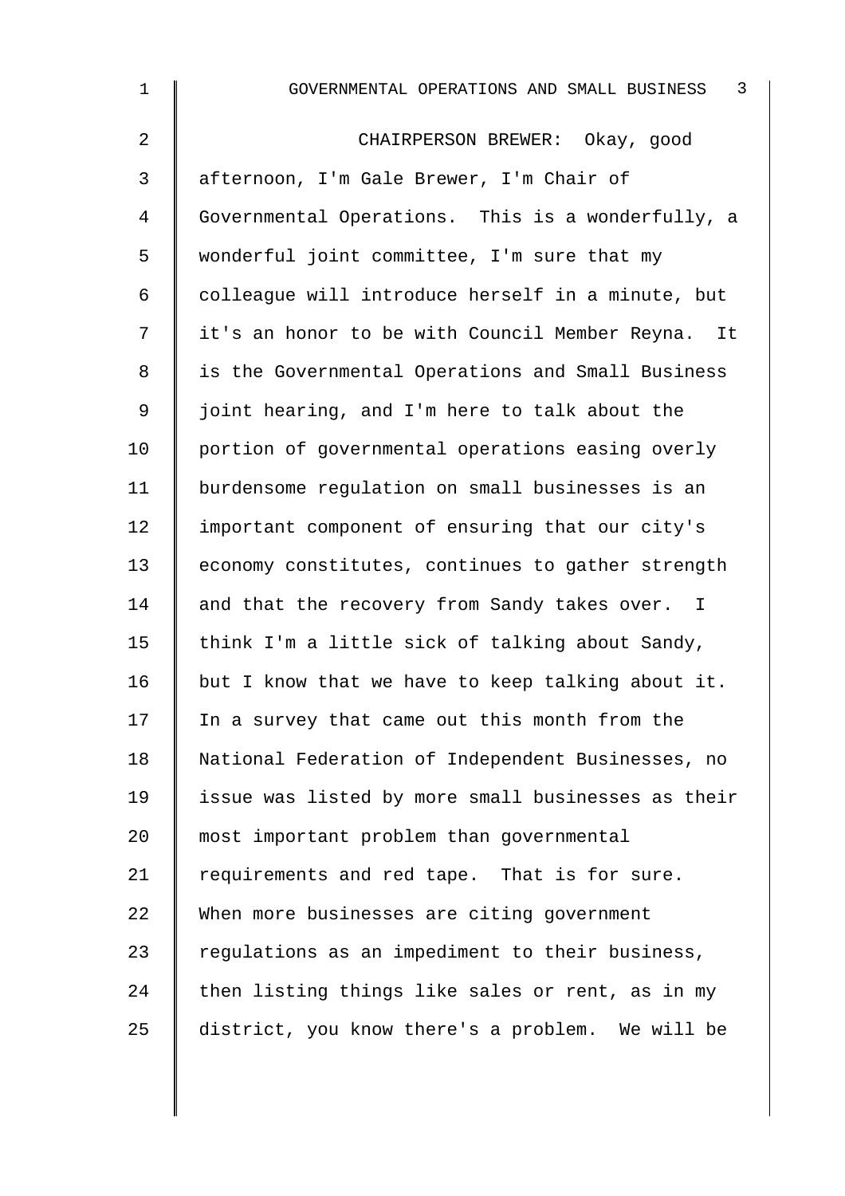CHAIRPERSON BREWER: Okay, good afternoon, I'm Gale Brewer, I'm Chair of Governmental Operations. This is a wonderfully, a wonderful joint committee, I'm sure that my colleague will introduce herself in a minute, but it's an honor to be with Council Member Reyna. It is the Governmental Operations and Small Business joint hearing, and I'm here to talk about the portion of governmental operations easing overly burdensome regulation on small businesses is an important component of ensuring that our city's economy constitutes, continues to gather strength and that the recovery from Sandy takes over. I think I'm a little sick of talking about Sandy, but I know that we have to keep talking about it. In a survey that came out this month from the National Federation of Independent Businesses, no issue was listed by more small businesses as their most important problem than governmental requirements and red tape. That is for sure. When more businesses are citing government regulations as an impediment to their business, then listing things like sales or rent, as in my district, you know there's a problem. We will be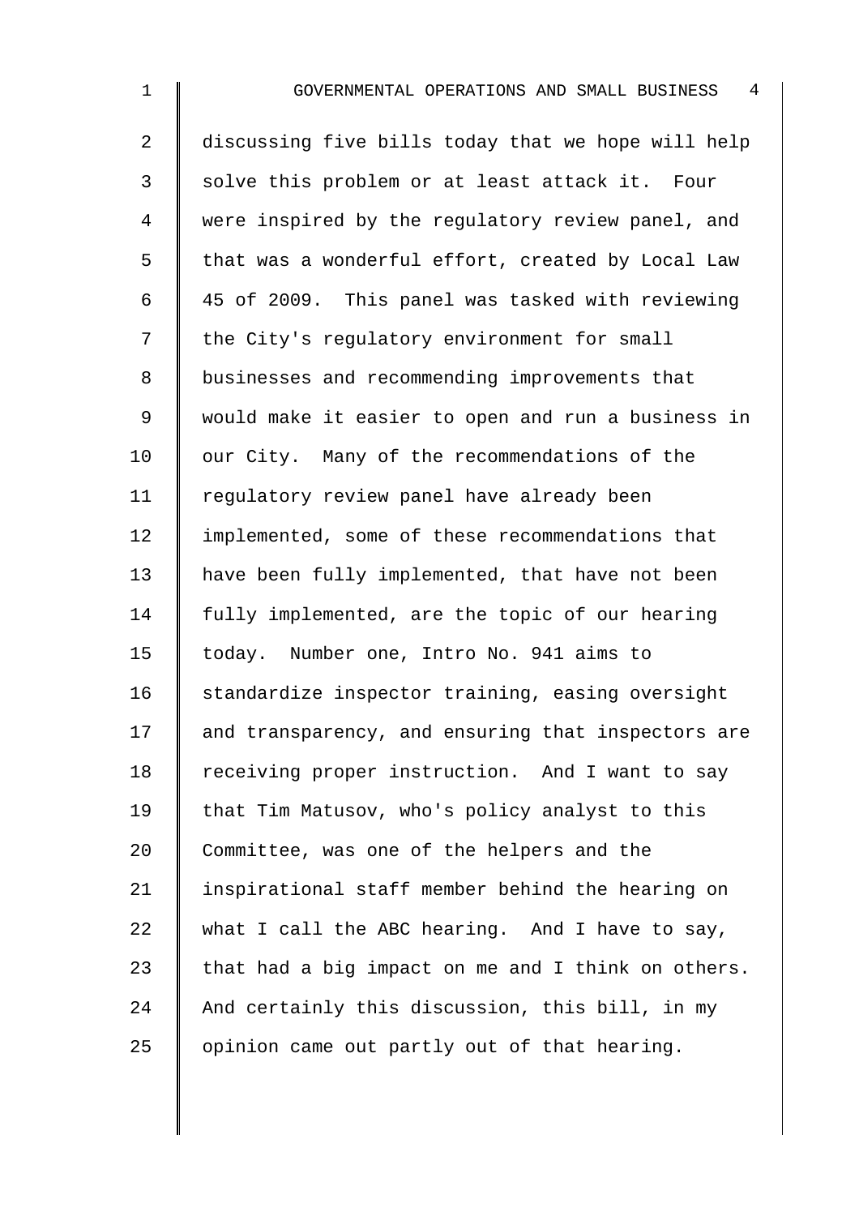discussing five bills today that we hope will help solve this problem or at least attack it. Four were inspired by the regulatory review panel, and that was a wonderful effort, created by Local Law 45 of 2009. This panel was tasked with reviewing the City's regulatory environment for small businesses and recommending improvements that would make it easier to open and run a business in our City. Many of the recommendations of the regulatory review panel have already been implemented, some of these recommendations that have been fully implemented, that have not been fully implemented, are the topic of our hearing today. Number one, Intro No. 941 aims to standardize inspector training, easing oversight and transparency, and ensuring that inspectors are receiving proper instruction. And I want to say that Tim Matusov, who's policy analyst to this Committee, was one of the helpers and the inspirational staff member behind the hearing on what I call the ABC hearing. And I have to say, that had a big impact on me and I think on others. And certainly this discussion, this bill, in my opinion came out partly out of that hearing.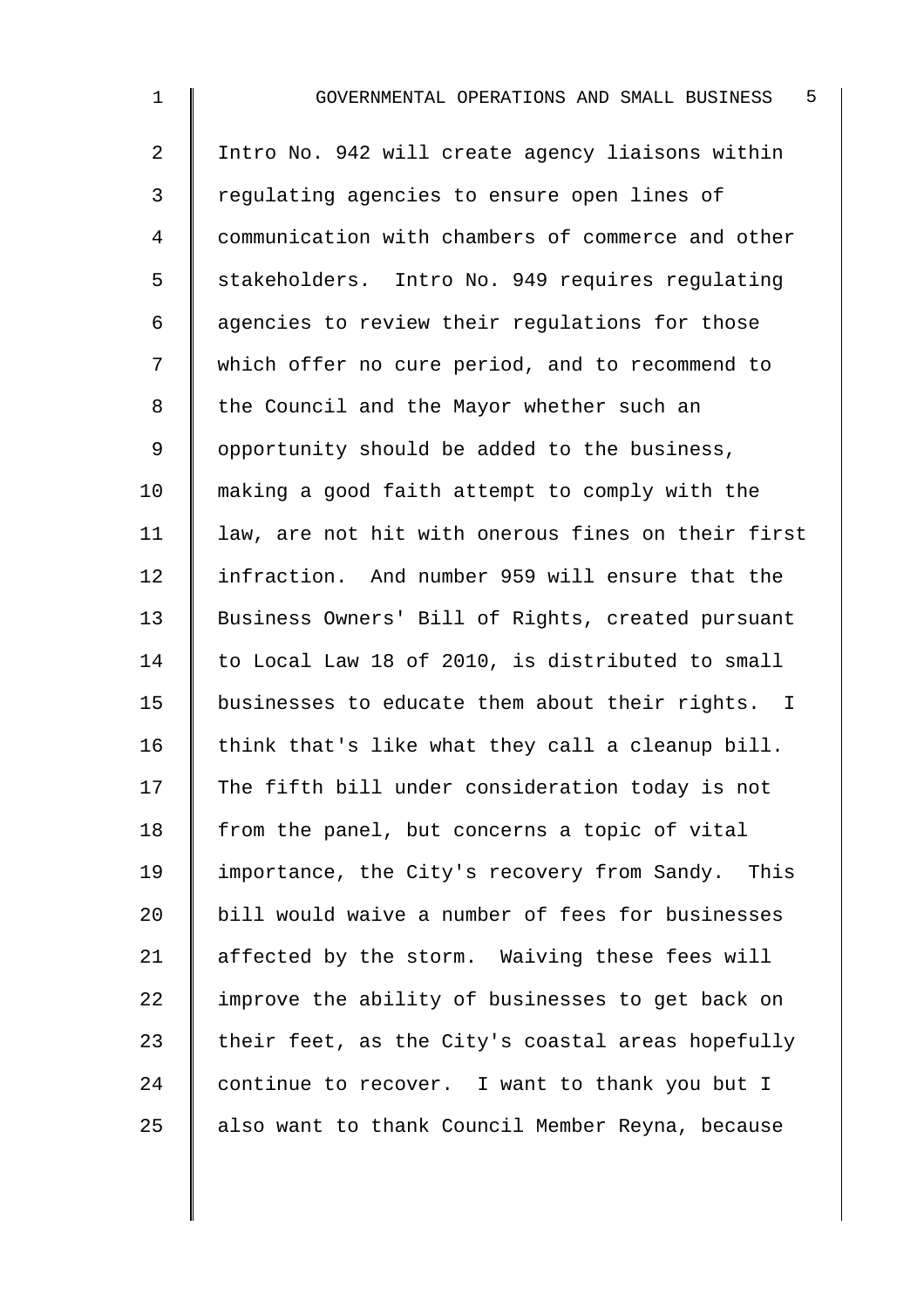Intro No. 942 will create agency liaisons within regulating agencies to ensure open lines of communication with chambers of commerce and other stakeholders. Intro No. 949 requires regulating agencies to review their regulations for those which offer no cure period, and to recommend to the Council and the Mayor whether such an opportunity should be added to the business, making a good faith attempt to comply with the law, are not hit with onerous fines on their first infraction. And number 959 will ensure that the Business Owners' Bill of Rights, created pursuant to Local Law 18 of 2010, is distributed to small businesses to educate them about their rights. I think that's like what they call a cleanup bill. The fifth bill under consideration today is not from the panel, but concerns a topic of vital importance, the City's recovery from Sandy. This bill would waive a number of fees for businesses affected by the storm. Waiving these fees will improve the ability of businesses to get back on their feet, as the City's coastal areas hopefully continue to recover. I want to thank you but I also want to thank Council Member Reyna, because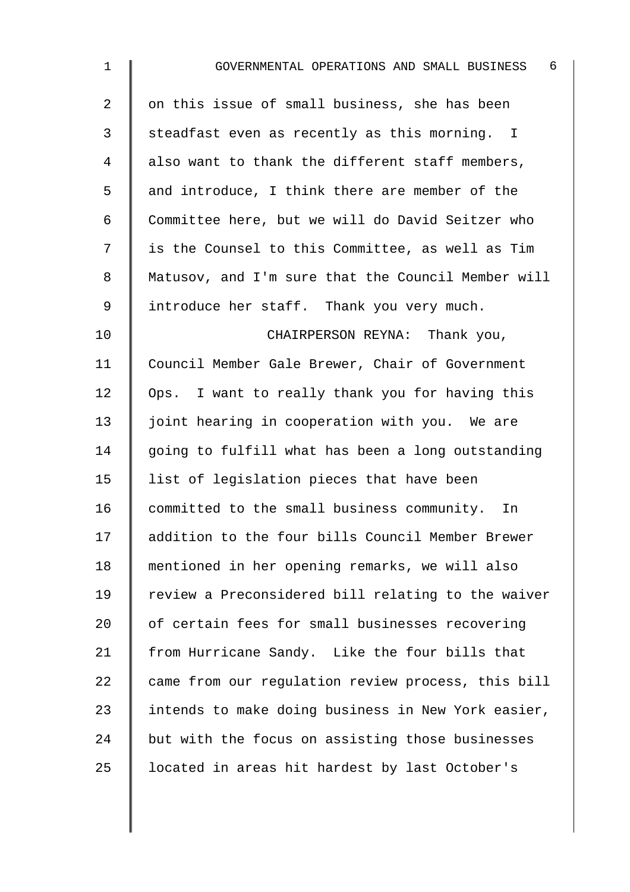on this issue of small business, she has been steadfast even as recently as this morning. I also want to thank the different staff members, and introduce, I think there are member of the Committee here, but we will do David Seitzer who is the Counsel to this Committee, as well as Tim Matusov, and I'm sure that the Council Member will introduce her staff. Thank you very much.

CHAIRPERSON REYNA: Thank you, Council Member Gale Brewer, Chair of Government Ops. I want to really thank you for having this joint hearing in cooperation with you. We are going to fulfill what has been a long outstanding list of legislation pieces that have been committed to the small business community. In addition to the four bills Council Member Brewer mentioned in her opening remarks, we will also review a Preconsidered bill relating to the waiver of certain fees for small businesses recovering from Hurricane Sandy. Like the four bills that came from our regulation review process, this bill intends to make doing business in New York easier, but with the focus on assisting those businesses located in areas hit hardest by last October's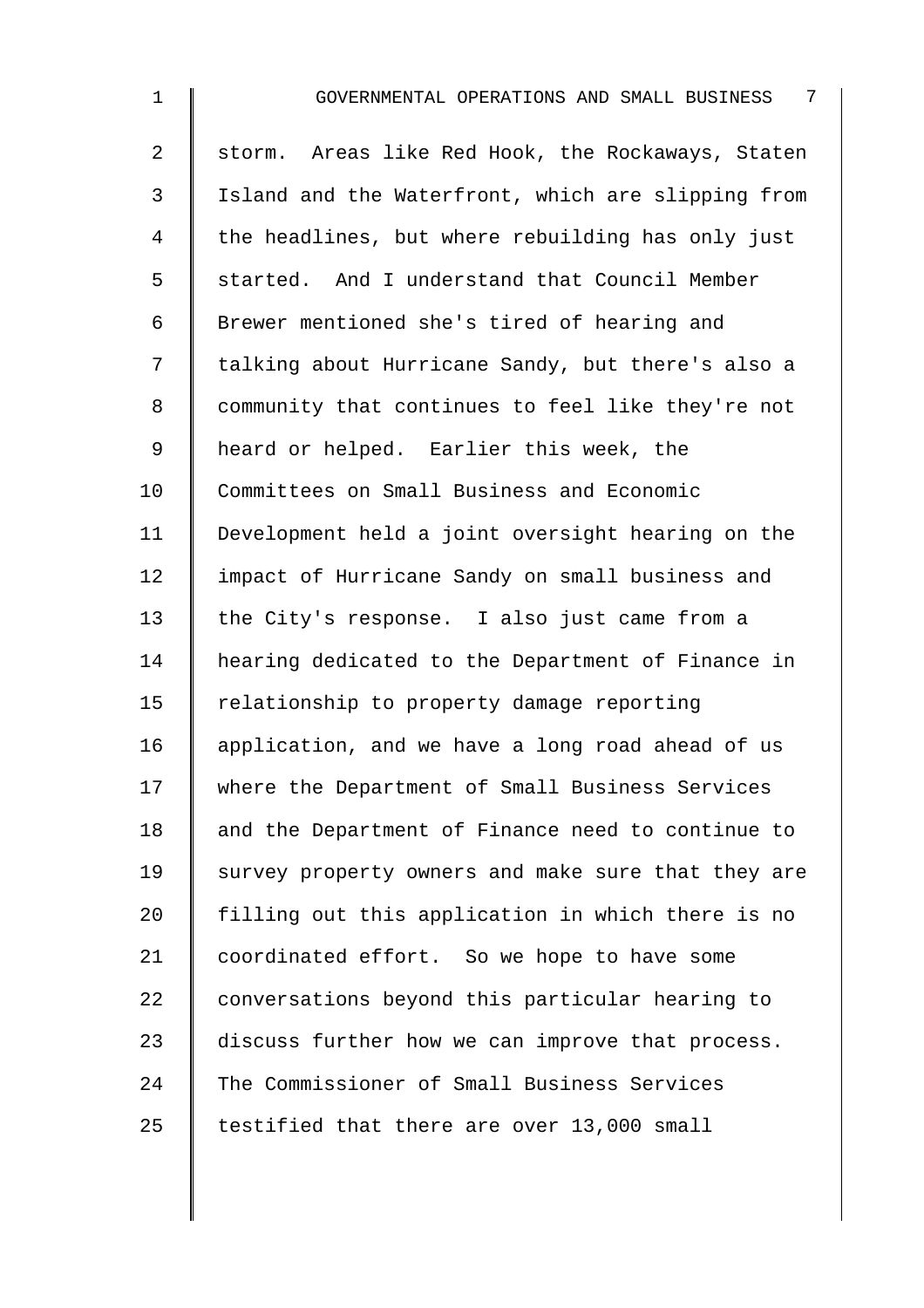storm. Areas like Red Hook, the Rockaways, Staten Island and the Waterfront, which are slipping from the headlines, but where rebuilding has only just started. And I understand that Council Member Brewer mentioned she's tired of hearing and talking about Hurricane Sandy, but there's also a community that continues to feel like they're not heard or helped. Earlier this week, the Committees on Small Business and Economic Development held a joint oversight hearing on the impact of Hurricane Sandy on small business and the City's response. I also just came from a hearing dedicated to the Department of Finance in relationship to property damage reporting application, and we have a long road ahead of us where the Department of Small Business Services and the Department of Finance need to continue to survey property owners and make sure that they are filling out this application in which there is no coordinated effort. So we hope to have some conversations beyond this particular hearing to discuss further how we can improve that process. The Commissioner of Small Business Services testified that there are over 13,000 small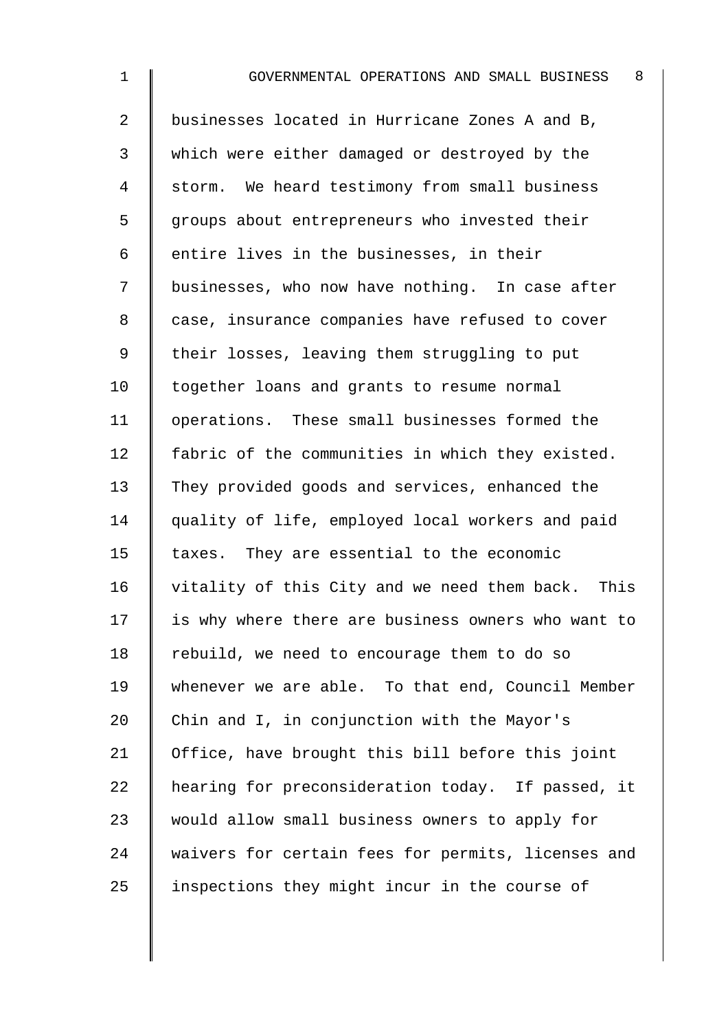businesses located in Hurricane Zones A and B, which were either damaged or destroyed by the storm. We heard testimony from small business groups about entrepreneurs who invested their entire lives in the businesses, in their businesses, who now have nothing. In case after case, insurance companies have refused to cover their losses, leaving them struggling to put together loans and grants to resume normal operations. These small businesses formed the fabric of the communities in which they existed. They provided goods and services, enhanced the quality of life, employed local workers and paid taxes. They are essential to the economic vitality of this City and we need them back. This is why where there are business owners who want to rebuild, we need to encourage them to do so whenever we are able. To that end, Council Member Chin and I, in conjunction with the Mayor's Office, have brought this bill before this joint hearing for preconsideration today. If passed, it would allow small business owners to apply for waivers for certain fees for permits, licenses and inspections they might incur in the course of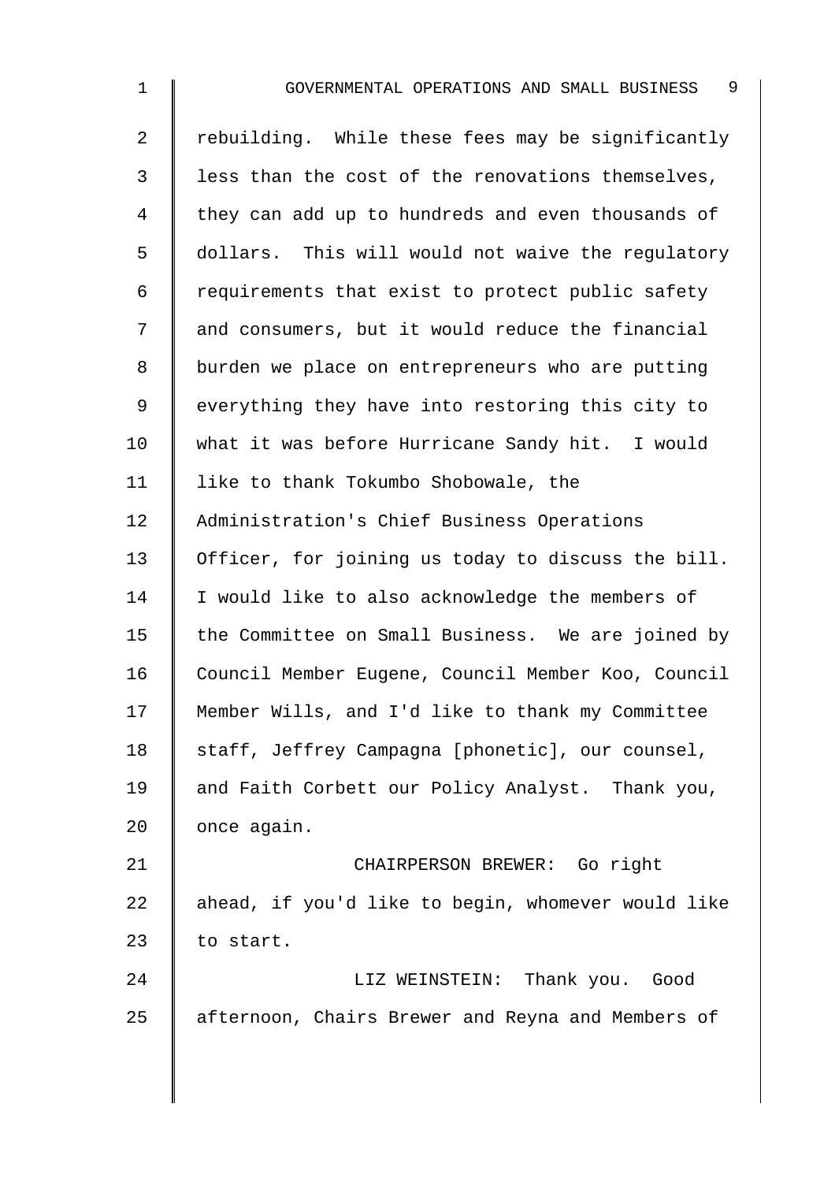rebuilding. While these fees may be significantly less than the cost of the renovations themselves, they can add up to hundreds and even thousands of dollars. This will would not waive the regulatory requirements that exist to protect public safety and consumers, but it would reduce the financial burden we place on entrepreneurs who are putting everything they have into restoring this city to what it was before Hurricane Sandy hit. I would like to thank Tokumbo Shobowale, the Administration's Chief Business Operations Officer, for joining us today to discuss the bill. I would like to also acknowledge the members of the Committee on Small Business. We are joined by Council Member Eugene, Council Member Koo, Council Member Wills, and I'd like to thank my Committee staff, Jeffrey Campagna [phonetic], our counsel, and Faith Corbett our Policy Analyst. Thank you, once again.

CHAIRPERSON BREWER: Go right ahead, if you'd like to begin, whomever would like to start.

LIZ WEINSTEIN: Thank you. Good afternoon, Chairs Brewer and Reyna and Members of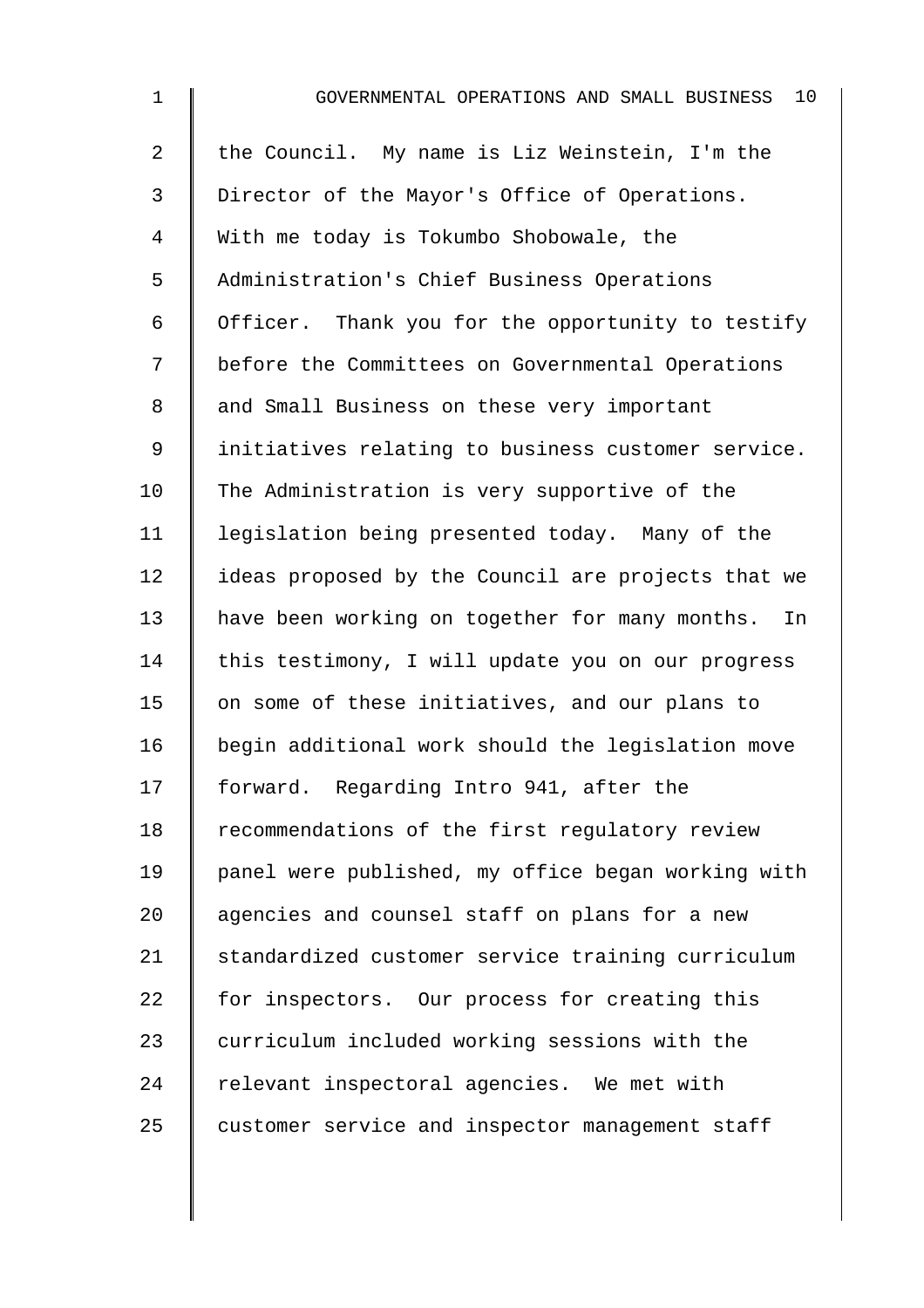the Council. My name is Liz Weinstein, I'm the Director of the Mayor's Office of Operations. With me today is Tokumbo Shobowale, the Administration's Chief Business Operations Officer. Thank you for the opportunity to testify before the Committees on Governmental Operations and Small Business on these very important initiatives relating to business customer service. The Administration is very supportive of the legislation being presented today. Many of the ideas proposed by the Council are projects that we have been working on together for many months. In this testimony, I will update you on our progress on some of these initiatives, and our plans to begin additional work should the legislation move forward. Regarding Intro 941, after the recommendations of the first regulatory review panel were published, my office began working with agencies and counsel staff on plans for a new standardized customer service training curriculum for inspectors. Our process for creating this curriculum included working sessions with the relevant inspectoral agencies. We met with customer service and inspector management staff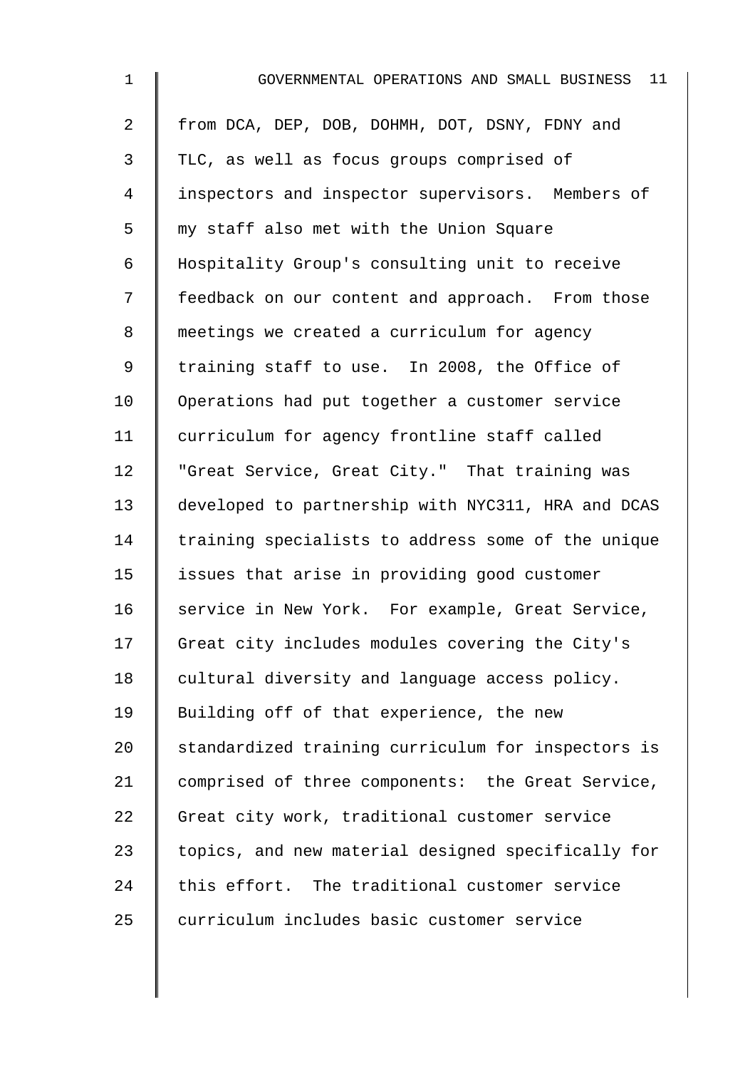from DCA, DEP, DOB, DOHMH, DOT, DSNY, FDNY and TLC, as well as focus groups comprised of inspectors and inspector supervisors. Members of my staff also met with the Union Square Hospitality Group's consulting unit to receive feedback on our content and approach. From those meetings we created a curriculum for agency training staff to use. In 2008, the Office of Operations had put together a customer service curriculum for agency frontline staff called "Great Service, Great City." That training was developed to partnership with NYC311, HRA and DCAS training specialists to address some of the unique issues that arise in providing good customer service in New York. For example, Great Service, Great city includes modules covering the City's cultural diversity and language access policy. Building off of that experience, the new standardized training curriculum for inspectors is comprised of three components: the Great Service, Great city work, traditional customer service topics, and new material designed specifically for this effort. The traditional customer service curriculum includes basic customer service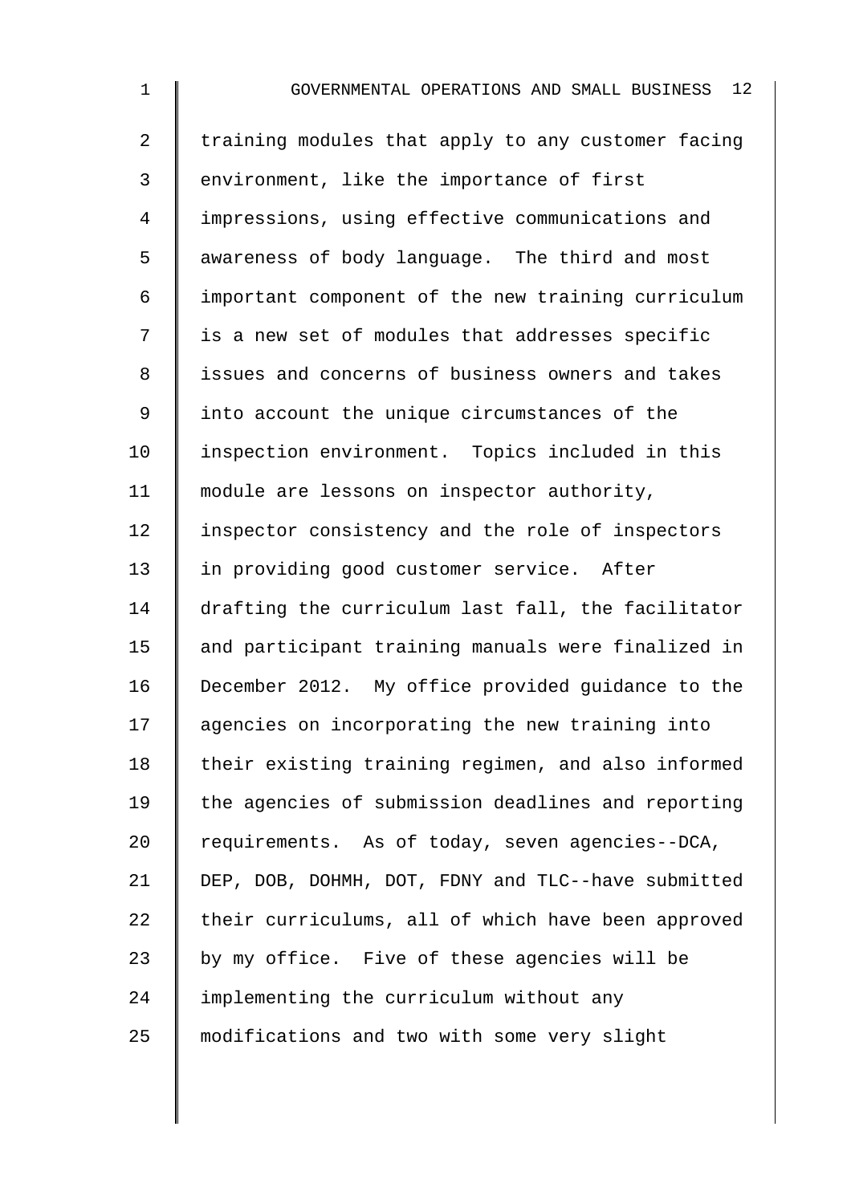training modules that apply to any customer facing environment, like the importance of first impressions, using effective communications and awareness of body language. The third and most important component of the new training curriculum is a new set of modules that addresses specific issues and concerns of business owners and takes into account the unique circumstances of the inspection environment. Topics included in this module are lessons on inspector authority, inspector consistency and the role of inspectors in providing good customer service. After drafting the curriculum last fall, the facilitator and participant training manuals were finalized in December 2012. My office provided guidance to the agencies on incorporating the new training into their existing training regimen, and also informed the agencies of submission deadlines and reporting requirements. As of today, seven agencies--DCA, DEP, DOB, DOHMH, DOT, FDNY and TLC--have submitted their curriculums, all of which have been approved by my office. Five of these agencies will be implementing the curriculum without any modifications and two with some very slight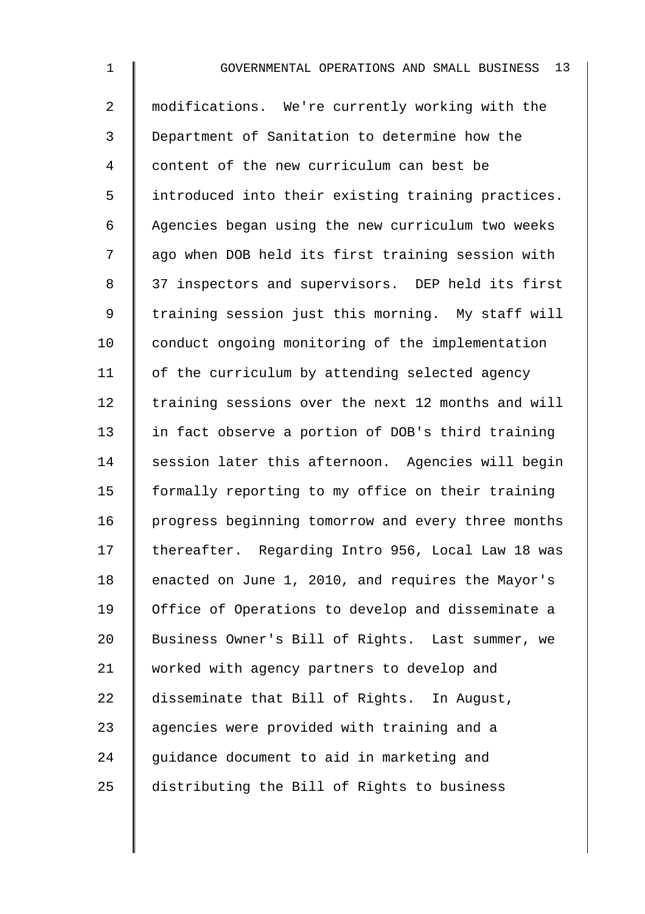modifications. We're currently working with the Department of Sanitation to determine how the content of the new curriculum can best be introduced into their existing training practices. Agencies began using the new curriculum two weeks ago when DOB held its first training session with 37 inspectors and supervisors. DEP held its first training session just this morning. My staff will conduct ongoing monitoring of the implementation of the curriculum by attending selected agency training sessions over the next 12 months and will in fact observe a portion of DOB's third training session later this afternoon. Agencies will begin formally reporting to my office on their training progress beginning tomorrow and every three months thereafter. Regarding Intro 956, Local Law 18 was enacted on June 1, 2010, and requires the Mayor's Office of Operations to develop and disseminate a Business Owner's Bill of Rights. Last summer, we worked with agency partners to develop and disseminate that Bill of Rights. In August, agencies were provided with training and a guidance document to aid in marketing and distributing the Bill of Rights to business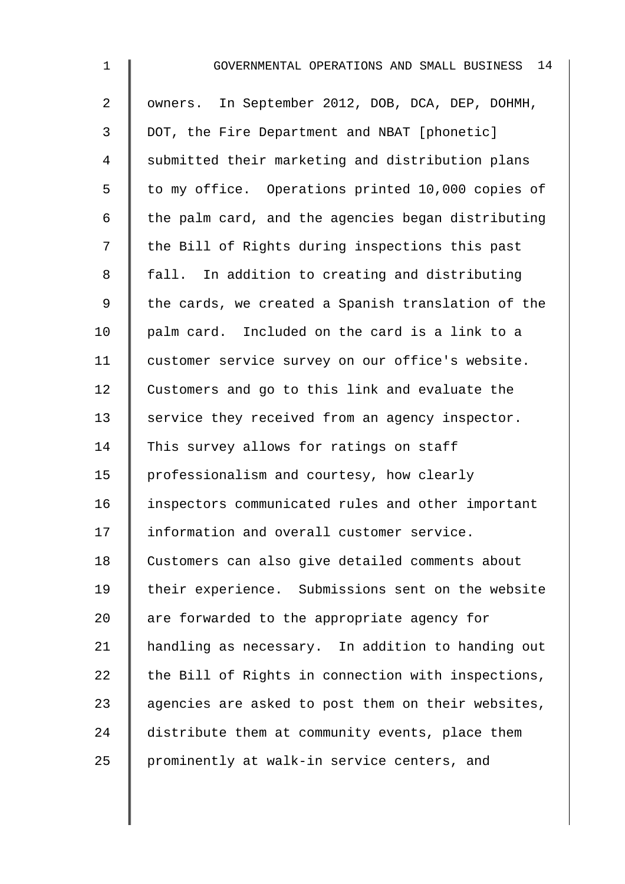owners. In September 2012, DOB, DCA, DEP, DOHMH, DOT, the Fire Department and NBAT [phonetic] submitted their marketing and distribution plans to my office. Operations printed 10,000 copies of the palm card, and the agencies began distributing the Bill of Rights during inspections this past fall. In addition to creating and distributing the cards, we created a Spanish translation of the palm card. Included on the card is a link to a customer service survey on our office's website. Customers and go to this link and evaluate the service they received from an agency inspector. This survey allows for ratings on staff professionalism and courtesy, how clearly inspectors communicated rules and other important information and overall customer service. Customers can also give detailed comments about their experience. Submissions sent on the website are forwarded to the appropriate agency for handling as necessary. In addition to handing out the Bill of Rights in connection with inspections, agencies are asked to post them on their websites, distribute them at community events, place them prominently at walk-in service centers, and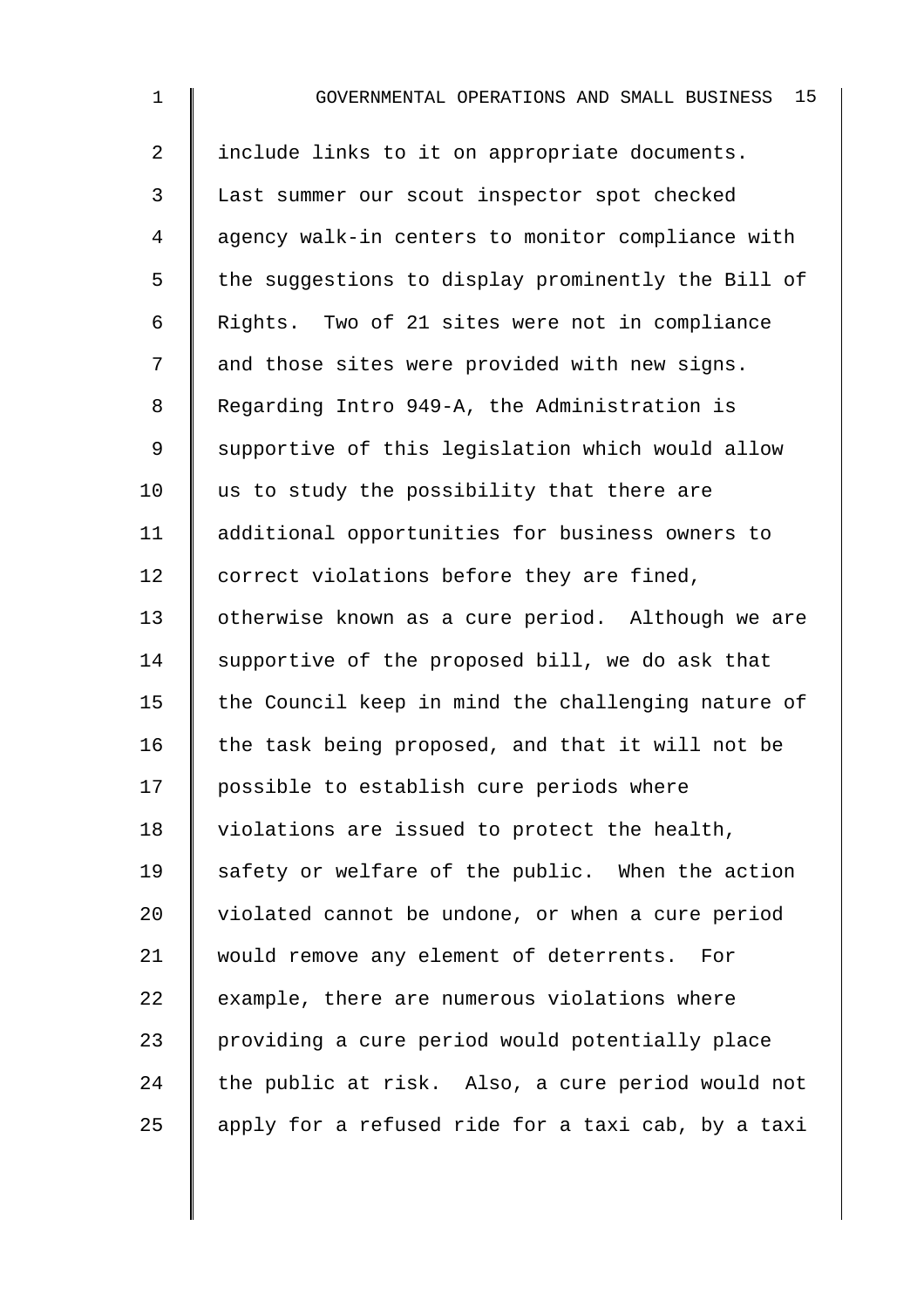include links to it on appropriate documents. Last summer our scout inspector spot checked agency walk-in centers to monitor compliance with the suggestions to display prominently the Bill of Rights. Two of 21 sites were not in compliance and those sites were provided with new signs. Regarding Intro 949-A, the Administration is supportive of this legislation which would allow us to study the possibility that there are additional opportunities for business owners to correct violations before they are fined, otherwise known as a cure period. Although we are supportive of the proposed bill, we do ask that the Council keep in mind the challenging nature of the task being proposed, and that it will not be possible to establish cure periods where violations are issued to protect the health, safety or welfare of the public. When the action violated cannot be undone, or when a cure period would remove any element of deterrents. For example, there are numerous violations where providing a cure period would potentially place the public at risk. Also, a cure period would not apply for a refused ride for a taxi cab, by a taxi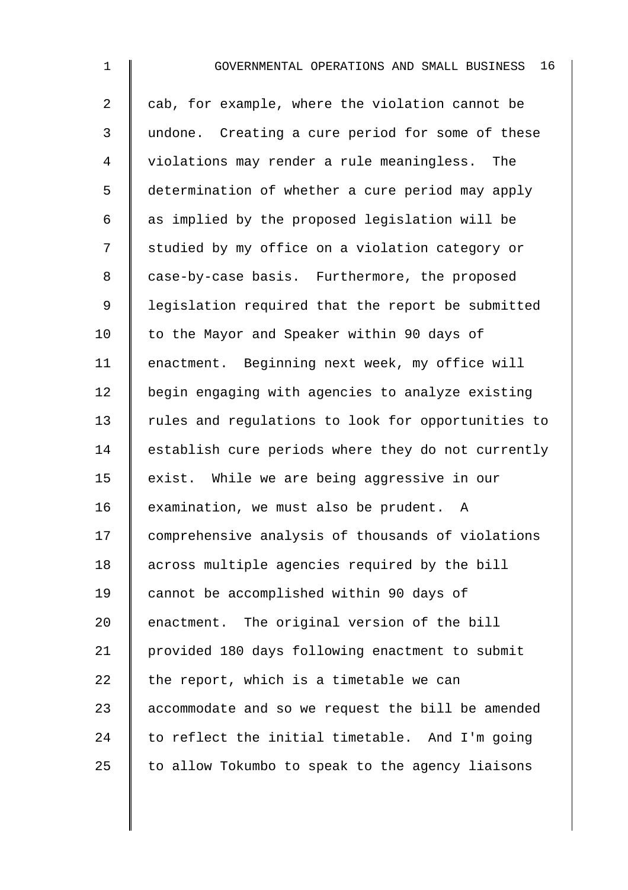cab, for example, where the violation cannot be undone. Creating a cure period for some of these violations may render a rule meaningless. The determination of whether a cure period may apply as implied by the proposed legislation will be studied by my office on a violation category or case-by-case basis. Furthermore, the proposed legislation required that the report be submitted to the Mayor and Speaker within 90 days of enactment. Beginning next week, my office will begin engaging with agencies to analyze existing rules and regulations to look for opportunities to establish cure periods where they do not currently exist. While we are being aggressive in our examination, we must also be prudent. A comprehensive analysis of thousands of violations across multiple agencies required by the bill cannot be accomplished within 90 days of enactment. The original version of the bill provided 180 days following enactment to submit the report, which is a timetable we can accommodate and so we request the bill be amended to reflect the initial timetable. And I'm going to allow Tokumbo to speak to the agency liaisons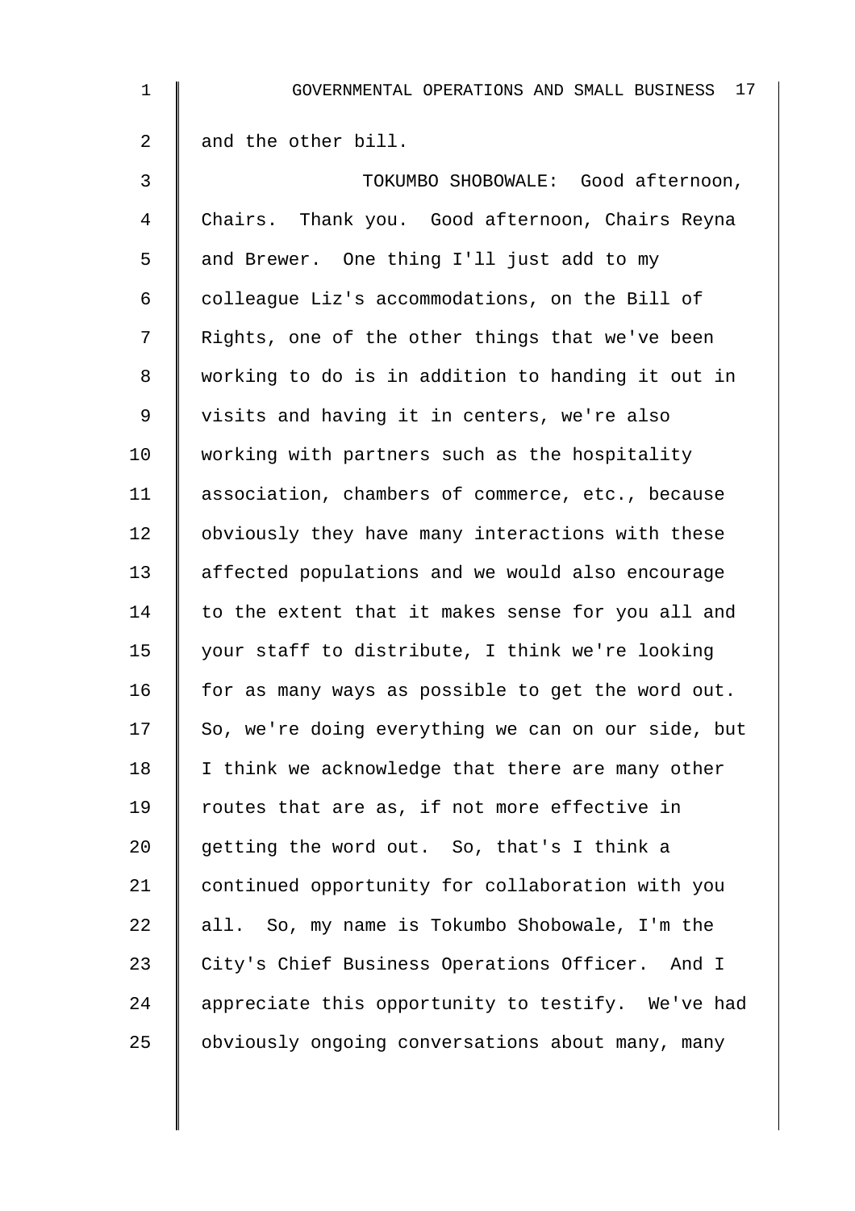and the other bill.

TOKUMBO SHOBOWALE: Good afternoon, Chairs. Thank you. Good afternoon, Chairs Reyna and Brewer. One thing I'll just add to my colleague Liz's accommodations, on the Bill of Rights, one of the other things that we've been working to do is in addition to handing it out in visits and having it in centers, we're also working with partners such as the hospitality association, chambers of commerce, etc., because obviously they have many interactions with these affected populations and we would also encourage to the extent that it makes sense for you all and your staff to distribute, I think we're looking for as many ways as possible to get the word out. So, we're doing everything we can on our side, but I think we acknowledge that there are many other routes that are as, if not more effective in getting the word out. So, that's I think a continued opportunity for collaboration with you all. So, my name is Tokumbo Shobowale, I'm the City's Chief Business Operations Officer. And I appreciate this opportunity to testify. We've had obviously ongoing conversations about many, many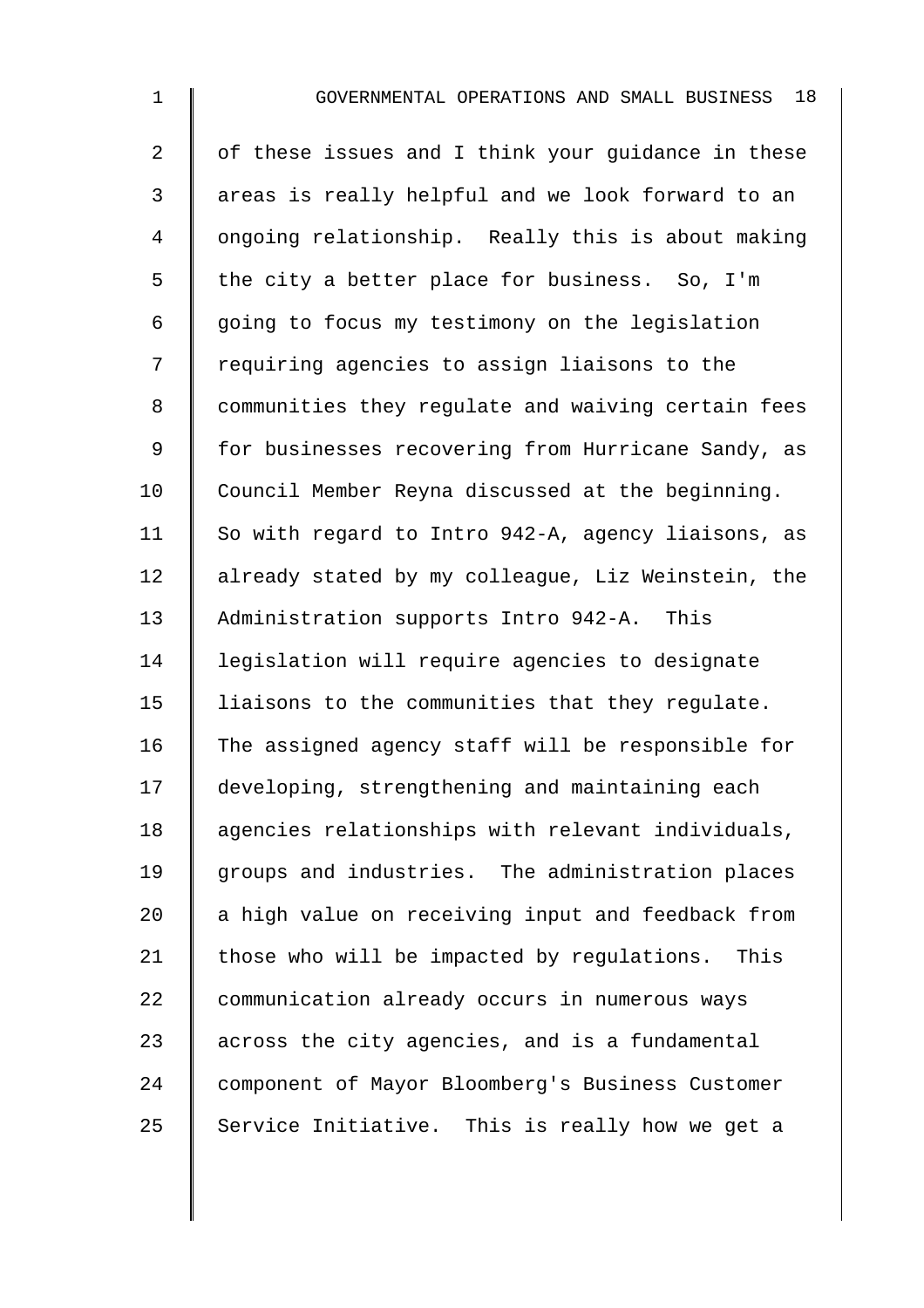of these issues and I think your guidance in these areas is really helpful and we look forward to an ongoing relationship. Really this is about making the city a better place for business. So, I'm going to focus my testimony on the legislation requiring agencies to assign liaisons to the communities they regulate and waiving certain fees for businesses recovering from Hurricane Sandy, as Council Member Reyna discussed at the beginning. So with regard to Intro 942-A, agency liaisons, as already stated by my colleague, Liz Weinstein, the Administration supports Intro 942-A. This legislation will require agencies to designate liaisons to the communities that they regulate. The assigned agency staff will be responsible for developing, strengthening and maintaining each agencies relationships with relevant individuals, groups and industries. The administration places a high value on receiving input and feedback from those who will be impacted by regulations. This communication already occurs in numerous ways across the city agencies, and is a fundamental component of Mayor Bloomberg's Business Customer Service Initiative. This is really how we get a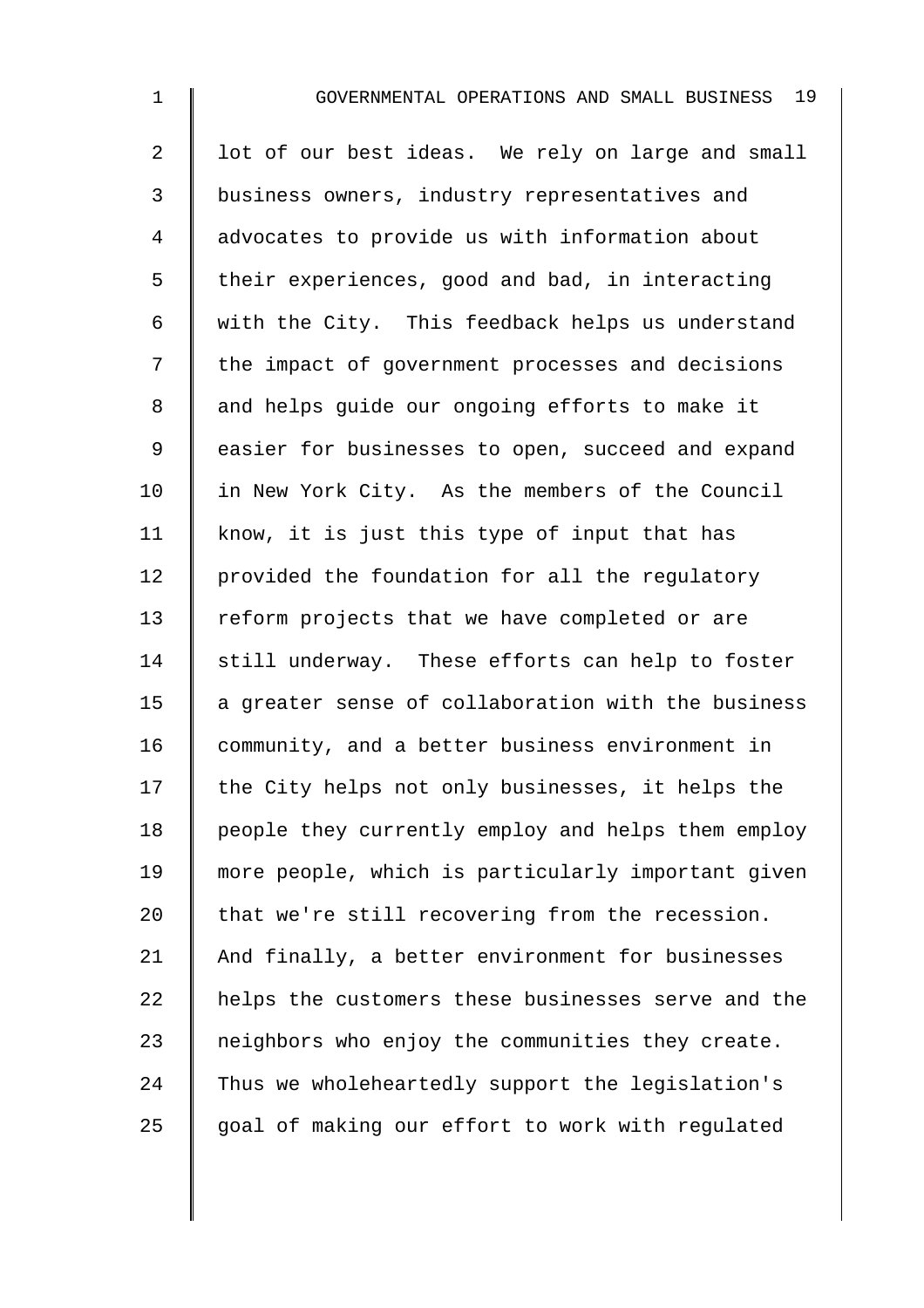lot of our best ideas. We rely on large and small business owners, industry representatives and advocates to provide us with information about their experiences, good and bad, in interacting with the City. This feedback helps us understand the impact of government processes and decisions and helps guide our ongoing efforts to make it easier for businesses to open, succeed and expand in New York City. As the members of the Council know, it is just this type of input that has provided the foundation for all the regulatory reform projects that we have completed or are still underway. These efforts can help to foster a greater sense of collaboration with the business community, and a better business environment in the City helps not only businesses, it helps the people they currently employ and helps them employ more people, which is particularly important given that we're still recovering from the recession. And finally, a better environment for businesses helps the customers these businesses serve and the neighbors who enjoy the communities they create. Thus we wholeheartedly support the legislation's goal of making our effort to work with regulated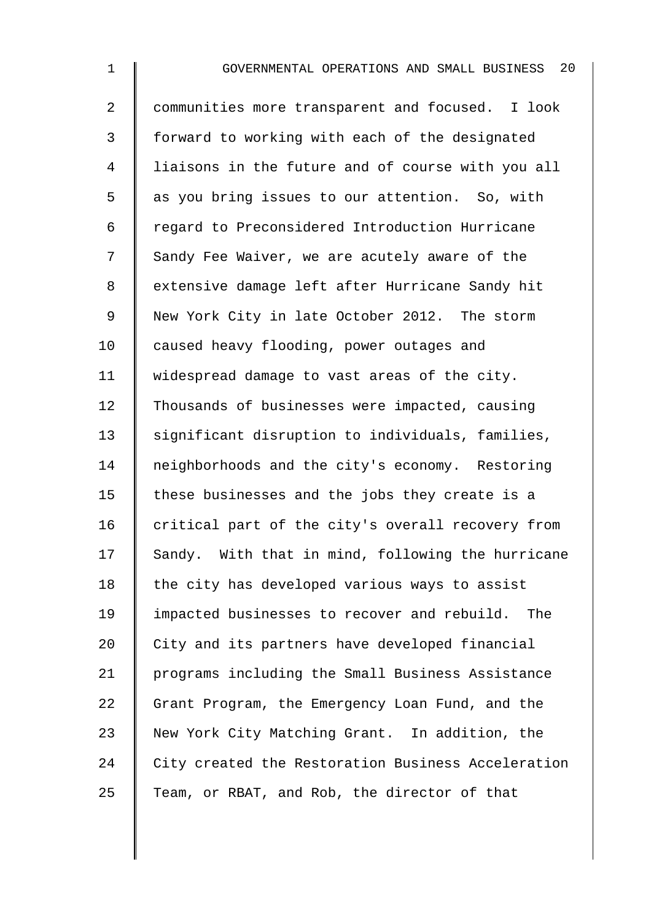communities more transparent and focused. I look forward to working with each of the designated liaisons in the future and of course with you all as you bring issues to our attention. So, with regard to Preconsidered Introduction Hurricane Sandy Fee Waiver, we are acutely aware of the extensive damage left after Hurricane Sandy hit New York City in late October 2012. The storm caused heavy flooding, power outages and widespread damage to vast areas of the city. Thousands of businesses were impacted, causing significant disruption to individuals, families, neighborhoods and the city's economy. Restoring these businesses and the jobs they create is a critical part of the city's overall recovery from Sandy. With that in mind, following the hurricane the city has developed various ways to assist impacted businesses to recover and rebuild. The City and its partners have developed financial programs including the Small Business Assistance Grant Program, the Emergency Loan Fund, and the New York City Matching Grant. In addition, the City created the Restoration Business Acceleration Team, or RBAT, and Rob, the director of that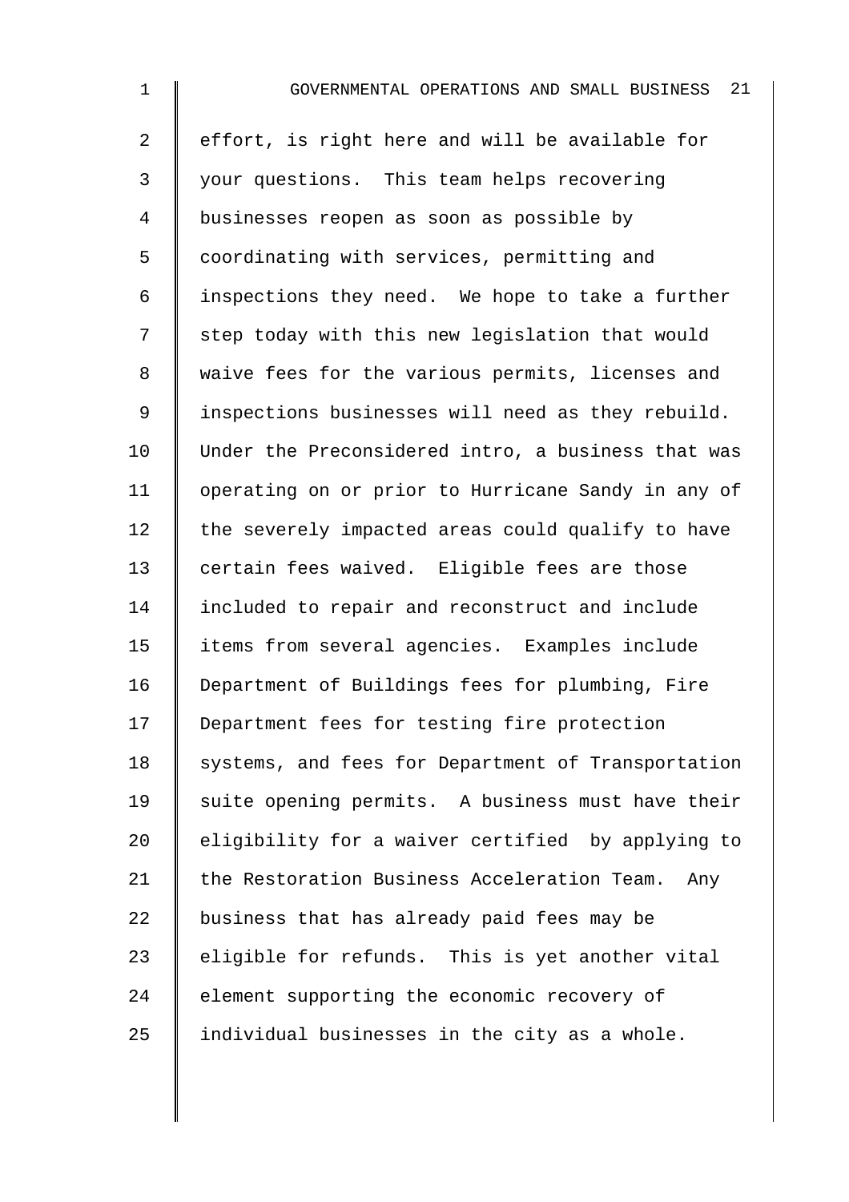effort, is right here and will be available for your questions. This team helps recovering businesses reopen as soon as possible by coordinating with services, permitting and inspections they need. We hope to take a further step today with this new legislation that would waive fees for the various permits, licenses and inspections businesses will need as they rebuild. Under the Preconsidered intro, a business that was operating on or prior to Hurricane Sandy in any of the severely impacted areas could qualify to have certain fees waived. Eligible fees are those included to repair and reconstruct and include items from several agencies. Examples include Department of Buildings fees for plumbing, Fire Department fees for testing fire protection systems, and fees for Department of Transportation suite opening permits. A business must have their eligibility for a waiver certified by applying to the Restoration Business Acceleration Team. Any business that has already paid fees may be eligible for refunds. This is yet another vital element supporting the economic recovery of individual businesses in the city as a whole.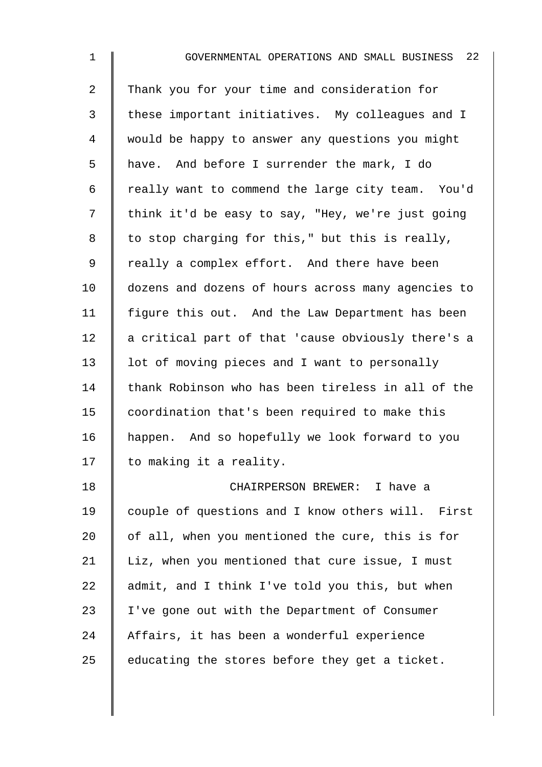Thank you for your time and consideration for these important initiatives. My colleagues and I would be happy to answer any questions you might have. And before I surrender the mark, I do really want to commend the large city team. You'd think it'd be easy to say, "Hey, we're just going to stop charging for this," but this is really, really a complex effort. And there have been dozens and dozens of hours across many agencies to figure this out. And the Law Department has been a critical part of that 'cause obviously there's a lot of moving pieces and I want to personally thank Robinson who has been tireless in all of the coordination that's been required to make this happen. And so hopefully we look forward to you to making it a reality.

CHAIRPERSON BREWER: I have a couple of questions and I know others will. First of all, when you mentioned the cure, this is for Liz, when you mentioned that cure issue, I must admit, and I think I've told you this, but when I've gone out with the Department of Consumer Affairs, it has been a wonderful experience educating the stores before they get a ticket.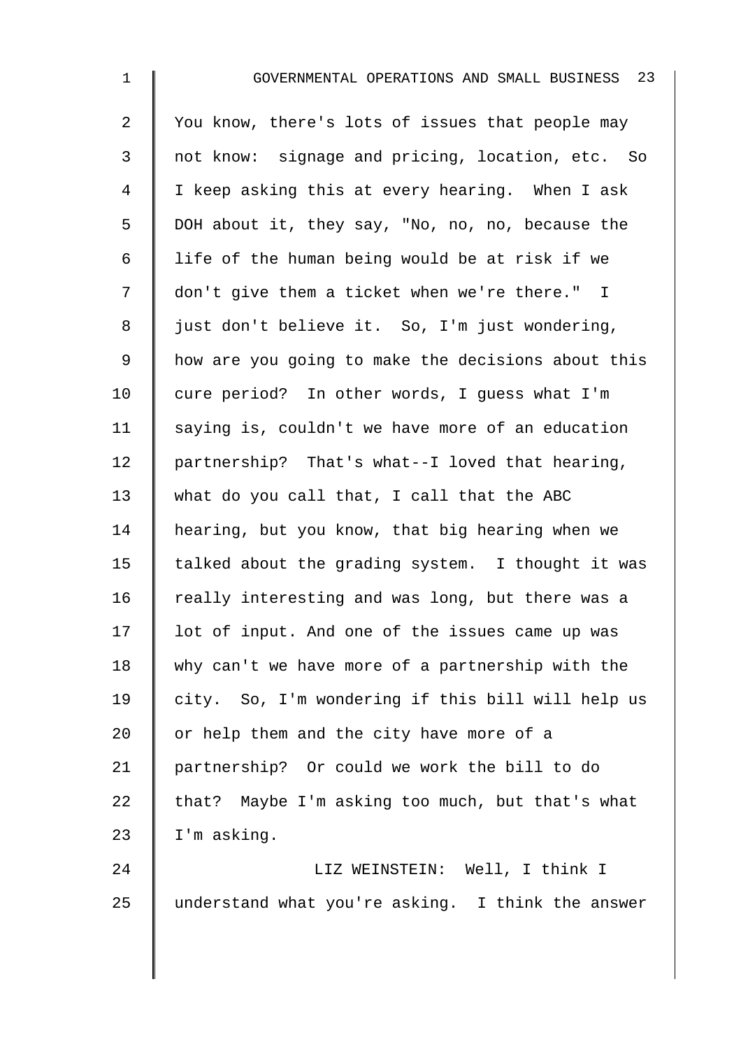You know, there's lots of issues that people may not know: signage and pricing, location, etc. So I keep asking this at every hearing. When I ask DOH about it, they say, "No, no, no, because the life of the human being would be at risk if we don't give them a ticket when we're there." I just don't believe it. So, I'm just wondering, how are you going to make the decisions about this cure period? In other words, I guess what I'm saying is, couldn't we have more of an education partnership? That's what--I loved that hearing, what do you call that, I call that the ABC hearing, but you know, that big hearing when we talked about the grading system. I thought it was really interesting and was long, but there was a lot of input. And one of the issues came up was why can't we have more of a partnership with the city. So, I'm wondering if this bill will help us or help them and the city have more of a partnership? Or could we work the bill to do that? Maybe I'm asking too much, but that's what I'm asking.

LIZ WEINSTEIN: Well, I think I understand what you're asking. I think the answer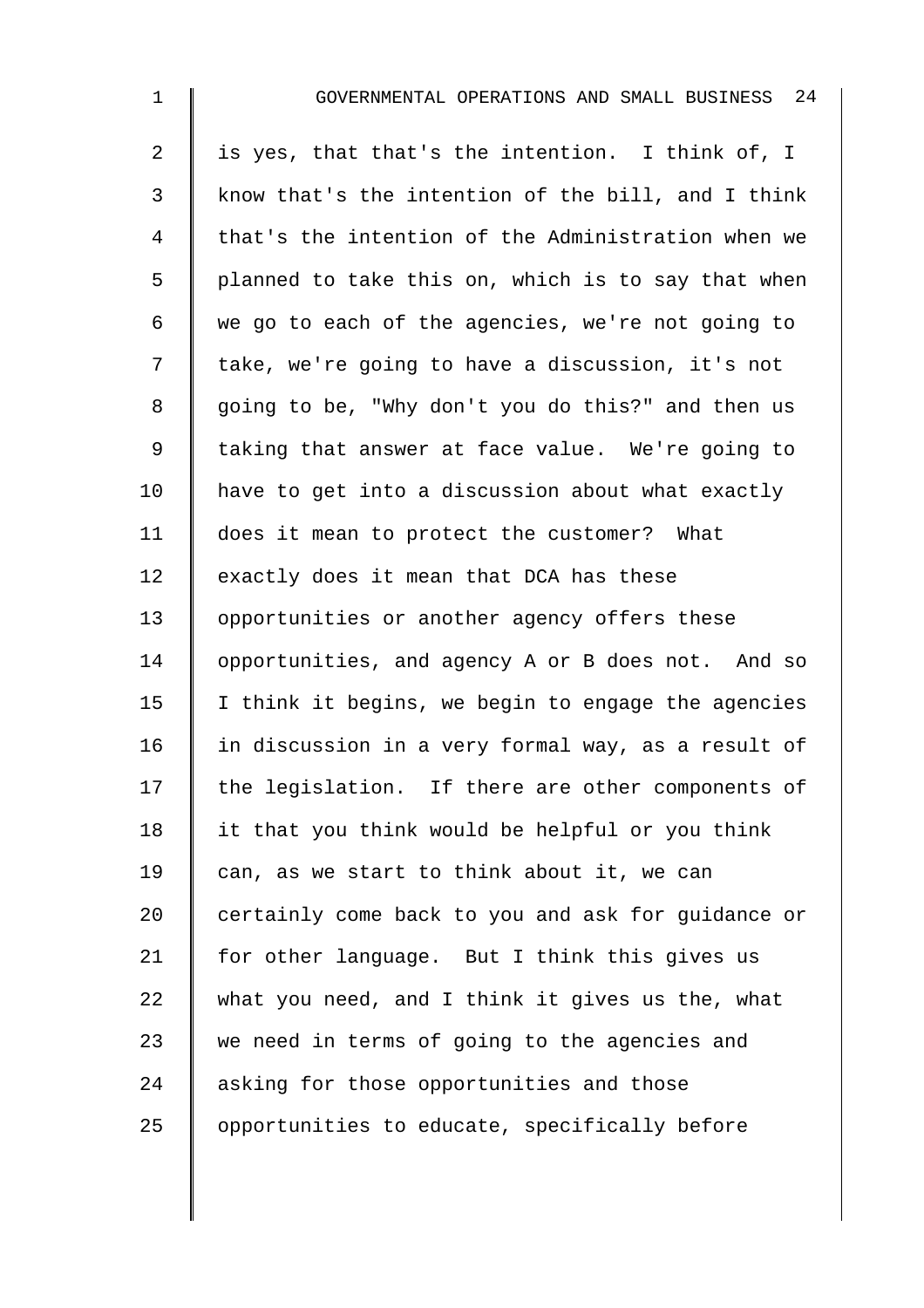is yes, that that's the intention. I think of, I know that's the intention of the bill, and I think that's the intention of the Administration when we planned to take this on, which is to say that when we go to each of the agencies, we're not going to take, we're going to have a discussion, it's not going to be, "Why don't you do this?" and then us taking that answer at face value. We're going to have to get into a discussion about what exactly does it mean to protect the customer? What exactly does it mean that DCA has these opportunities or another agency offers these opportunities, and agency A or B does not. And so I think it begins, we begin to engage the agencies in discussion in a very formal way, as a result of the legislation. If there are other components of it that you think would be helpful or you think can, as we start to think about it, we can certainly come back to you and ask for guidance or for other language. But I think this gives us what you need, and I think it gives us the, what we need in terms of going to the agencies and asking for those opportunities and those opportunities to educate, specifically before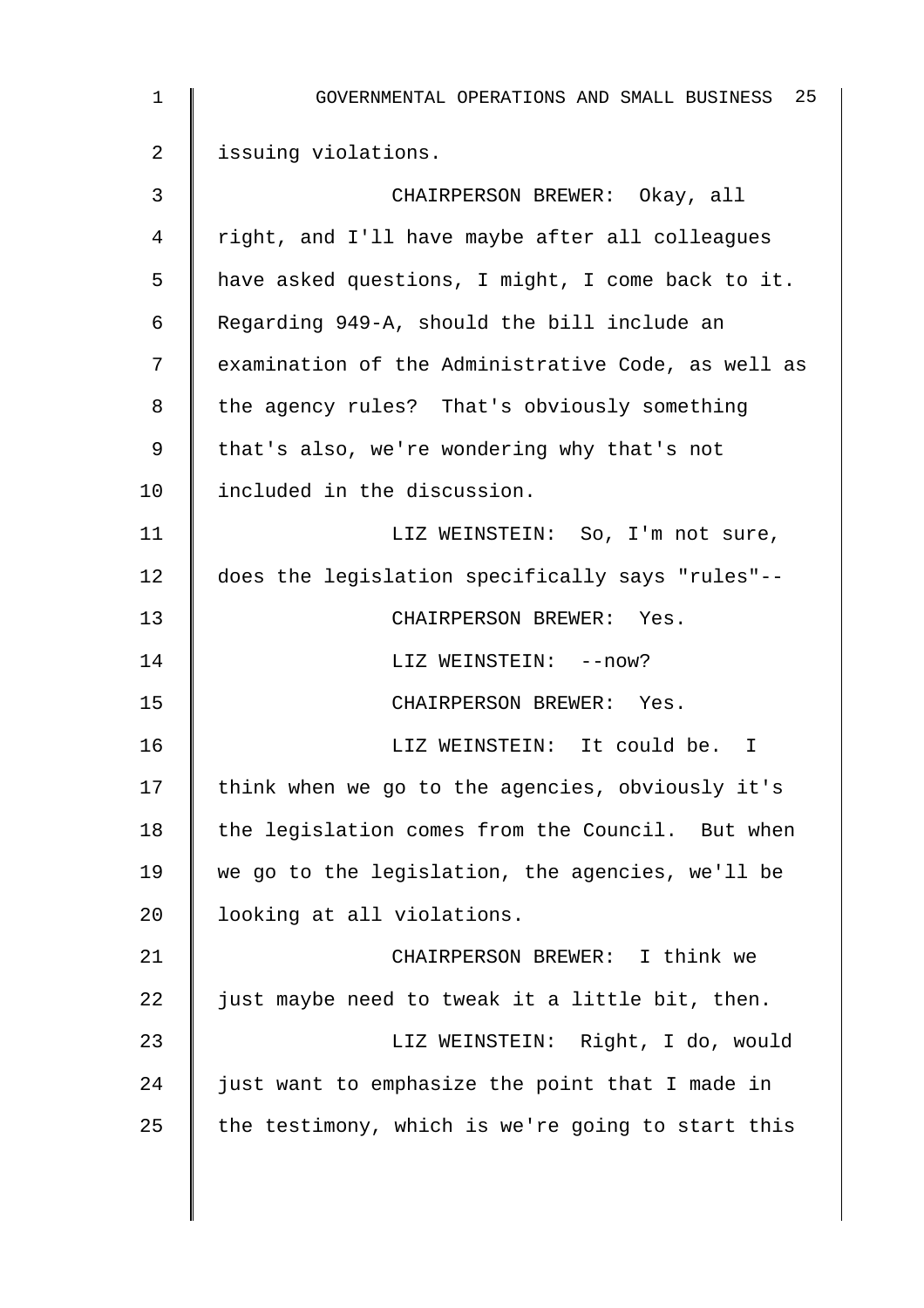issuing violations.

CHAIRPERSON BREWER: Okay, all right, and I'll have maybe after all colleagues have asked questions, I might, I come back to it. Regarding 949-A, should the bill include an examination of the Administrative Code, as well as the agency rules? That's obviously something that's also, we're wondering why that's not included in the discussion.

LIZ WEINSTEIN: So, I'm not sure, does the legislation specifically says "rules"--

CHAIRPERSON BREWER: Yes.

LIZ WEINSTEIN: --now?

CHAIRPERSON BREWER: Yes.

LIZ WEINSTEIN: It could be. I think when we go to the agencies, obviously it's the legislation comes from the Council. But when we go to the legislation, the agencies, we'll be looking at all violations.

CHAIRPERSON BREWER: I think we just maybe need to tweak it a little bit, then.

LIZ WEINSTEIN: Right, I do, would just want to emphasize the point that I made in the testimony, which is we're going to start this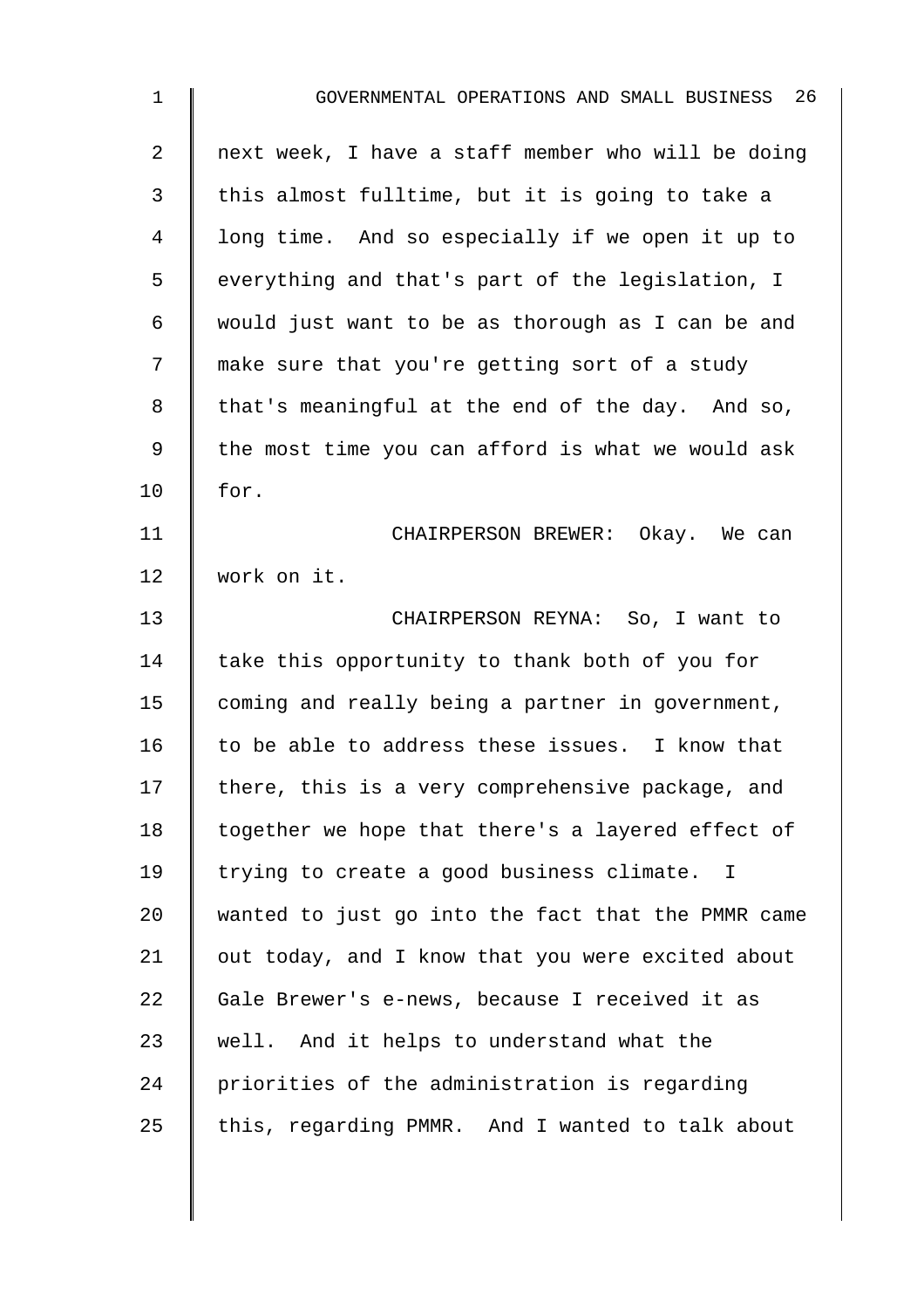next week, I have a staff member who will be doing this almost fulltime, but it is going to take a long time. And so especially if we open it up to everything and that's part of the legislation, I would just want to be as thorough as I can be and make sure that you're getting sort of a study that's meaningful at the end of the day. And so, the most time you can afford is what we would ask for.

CHAIRPERSON BREWER: Okay. We can work on it.

CHAIRPERSON REYNA: So, I want to take this opportunity to thank both of you for coming and really being a partner in government, to be able to address these issues. I know that there, this is a very comprehensive package, and together we hope that there's a layered effect of trying to create a good business climate. I wanted to just go into the fact that the PMMR came out today, and I know that you were excited about Gale Brewer's e-news, because I received it as well. And it helps to understand what the priorities of the administration is regarding this, regarding PMMR. And I wanted to talk about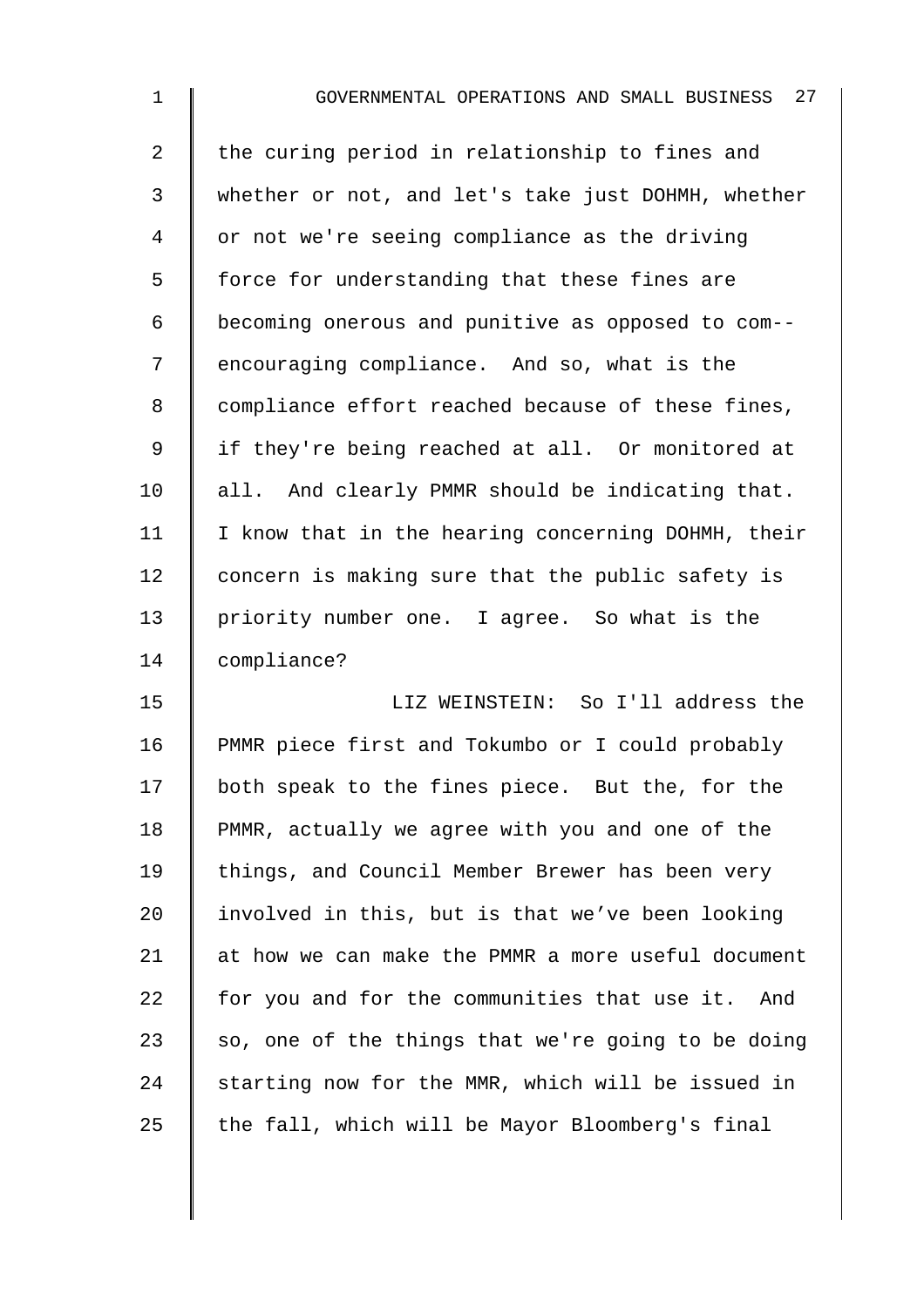the curing period in relationship to fines and whether or not, and let's take just DOHMH, whether or not we're seeing compliance as the driving force for understanding that these fines are becoming onerous and punitive as opposed to com-- encouraging compliance. And so, what is the compliance effort reached because of these fines, if they're being reached at all. Or monitored at all. And clearly PMMR should be indicating that. I know that in the hearing concerning DOHMH, their concern is making sure that the public safety is priority number one. I agree. So what is the compliance?

LIZ WEINSTEIN: So I'll address the PMMR piece first and Tokumbo or I could probably both speak to the fines piece. But the, for the PMMR, actually we agree with you and one of the things, and Council Member Brewer has been very involved in this, but is that we've been looking at how we can make the PMMR a more useful document for you and for the communities that use it. And so, one of the things that we're going to be doing starting now for the MMR, which will be issued in the fall, which will be Mayor Bloomberg's final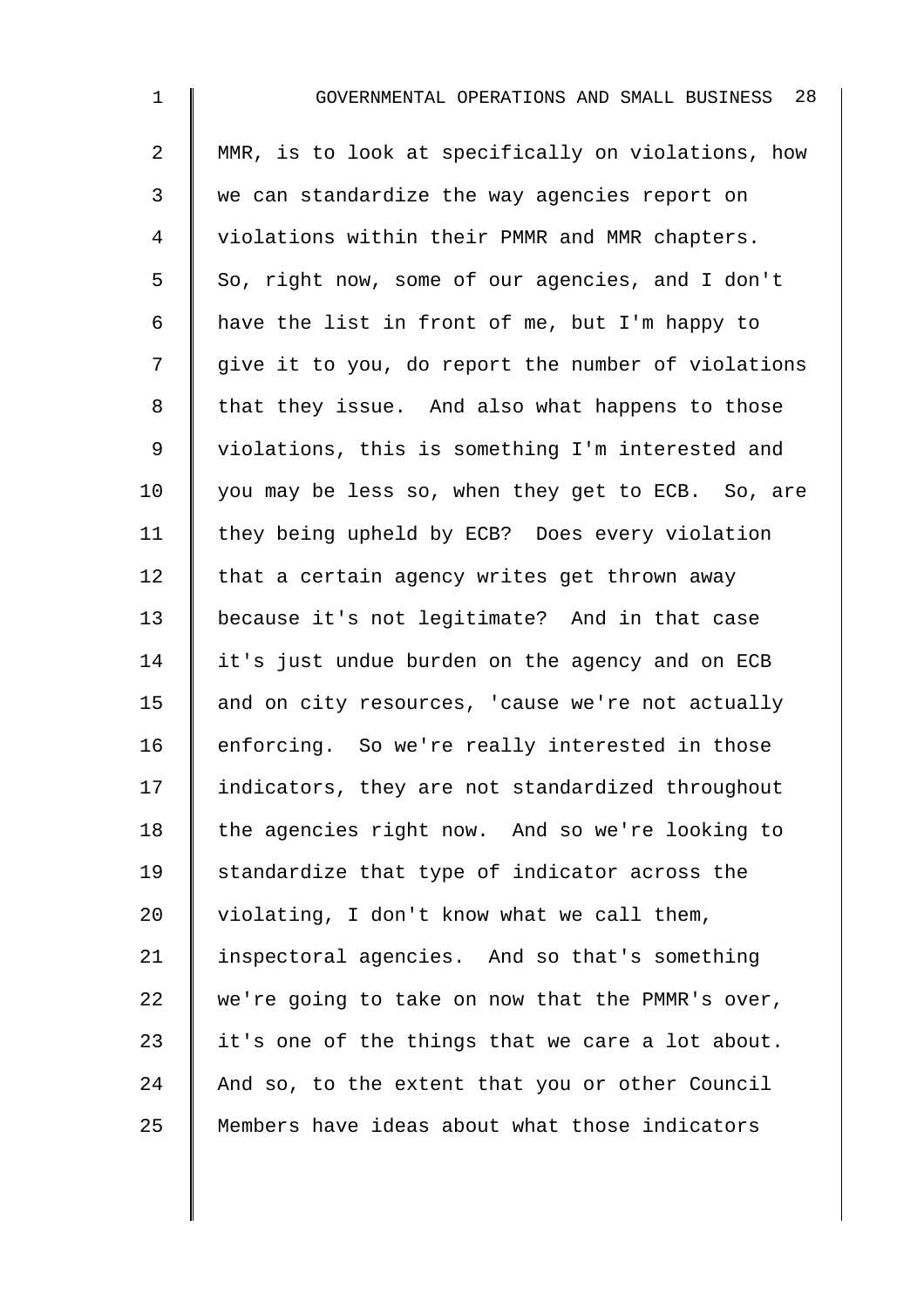MMR, is to look at specifically on violations, how we can standardize the way agencies report on violations within their PMMR and MMR chapters. So, right now, some of our agencies, and I don't have the list in front of me, but I'm happy to give it to you, do report the number of violations that they issue. And also what happens to those violations, this is something I'm interested and you may be less so, when they get to ECB. So, are they being upheld by ECB? Does every violation that a certain agency writes get thrown away because it's not legitimate? And in that case it's just undue burden on the agency and on ECB and on city resources, 'cause we're not actually enforcing. So we're really interested in those indicators, they are not standardized throughout the agencies right now. And so we're looking to standardize that type of indicator across the violating, I don't know what we call them, inspectoral agencies. And so that's something we're going to take on now that the PMMR's over, it's one of the things that we care a lot about. And so, to the extent that you or other Council Members have ideas about what those indicators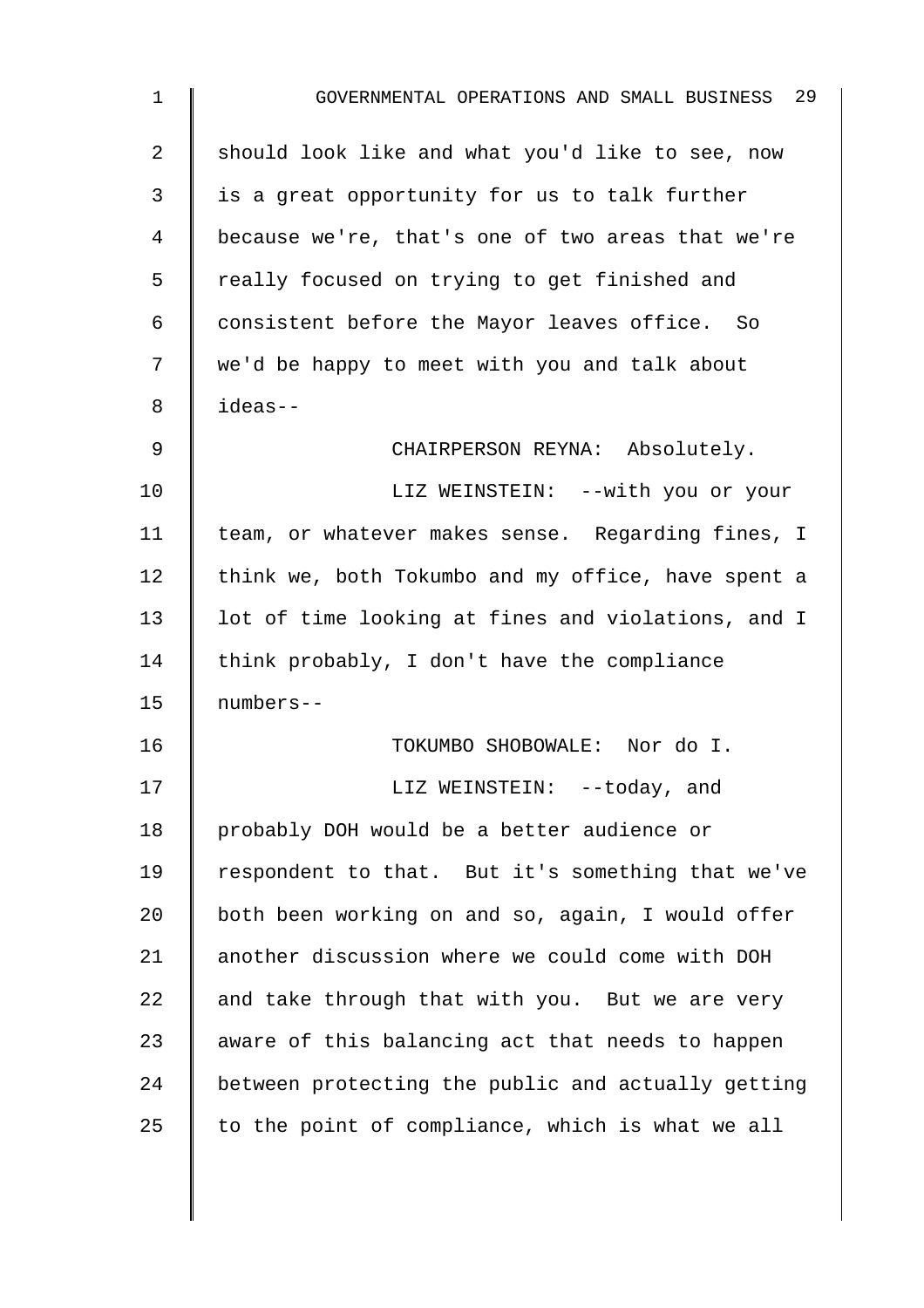should look like and what you'd like to see, now is a great opportunity for us to talk further because we're, that's one of two areas that we're really focused on trying to get finished and consistent before the Mayor leaves office. So we'd be happy to meet with you and talk about ideas--

CHAIRPERSON REYNA: Absolutely.

LIZ WEINSTEIN: --with you or your team, or whatever makes sense. Regarding fines, I think we, both Tokumbo and my office, have spent a lot of time looking at fines and violations, and I think probably, I don't have the compliance numbers--

TOKUMBO SHOBOWALE: Nor do I.

LIZ WEINSTEIN: --today, and probably DOH would be a better audience or respondent to that. But it's something that we've both been working on and so, again, I would offer another discussion where we could come with DOH and take through that with you. But we are very aware of this balancing act that needs to happen between protecting the public and actually getting to the point of compliance, which is what we all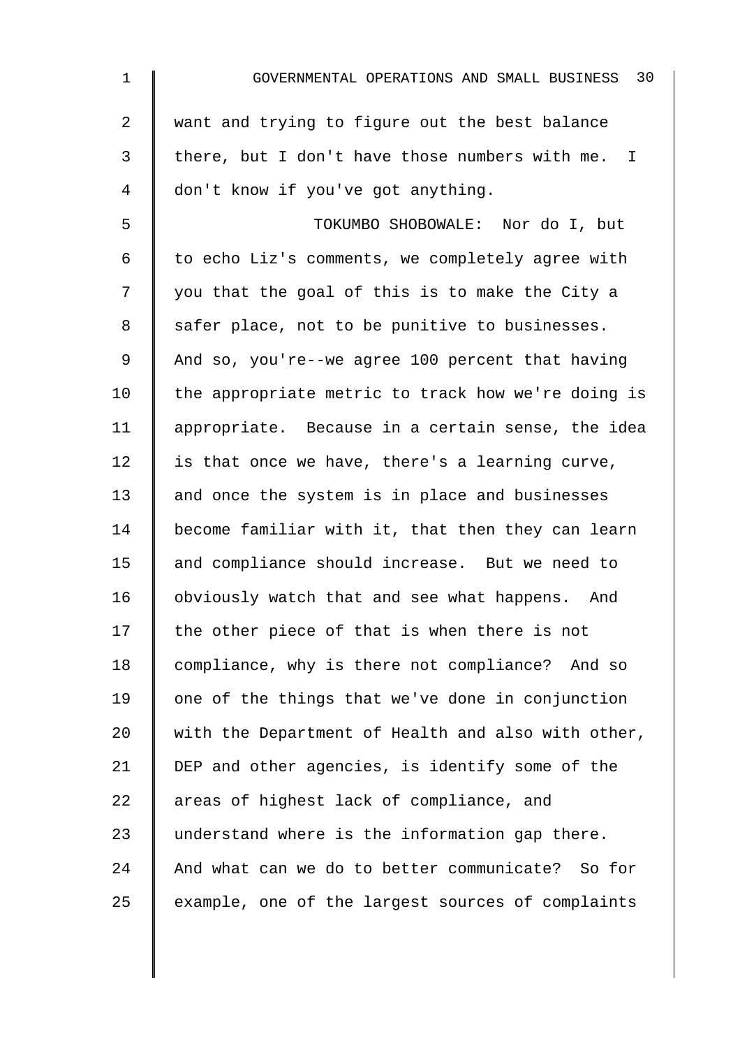want and trying to figure out the best balance there, but I don't have those numbers with me. I don't know if you've got anything.

TOKUMBO SHOBOWALE: Nor do I, but to echo Liz's comments, we completely agree with you that the goal of this is to make the City a safer place, not to be punitive to businesses. And so, you're--we agree 100 percent that having the appropriate metric to track how we're doing is appropriate. Because in a certain sense, the idea is that once we have, there's a learning curve, and once the system is in place and businesses become familiar with it, that then they can learn and compliance should increase. But we need to obviously watch that and see what happens. And the other piece of that is when there is not compliance, why is there not compliance? And so one of the things that we've done in conjunction with the Department of Health and also with other, DEP and other agencies, is identify some of the areas of highest lack of compliance, and understand where is the information gap there. And what can we do to better communicate? So for example, one of the largest sources of complaints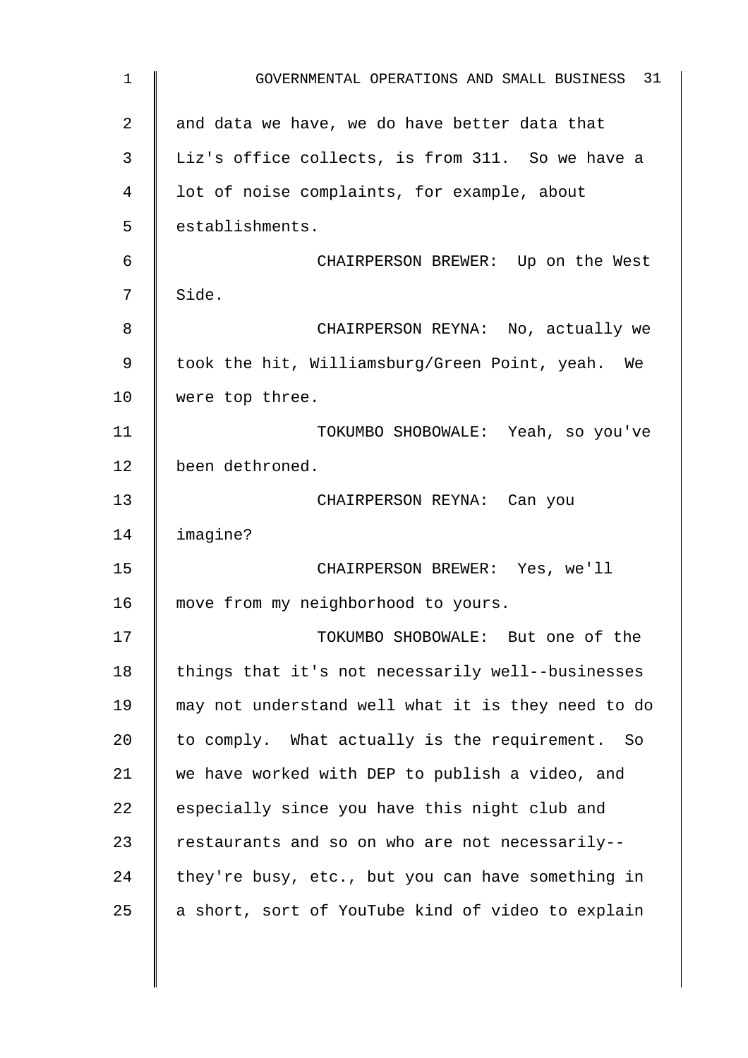and data we have, we do have better data that Liz's office collects, is from 311. So we have a lot of noise complaints, for example, about establishments.

CHAIRPERSON BREWER: Up on the West Side.

CHAIRPERSON REYNA: No, actually we took the hit, Williamsburg/Green Point, yeah. We were top three.

TOKUMBO SHOBOWALE: Yeah, so you've been dethroned.

CHAIRPERSON REYNA: Can you imagine?

CHAIRPERSON BREWER: Yes, we'll move from my neighborhood to yours.

TOKUMBO SHOBOWALE: But one of the things that it's not necessarily well--businesses may not understand well what it is they need to do to comply. What actually is the requirement. So we have worked with DEP to publish a video, and especially since you have this night club and restaurants and so on who are not necessarily--they're busy, etc., but you can have something in a short, sort of YouTube kind of video to explain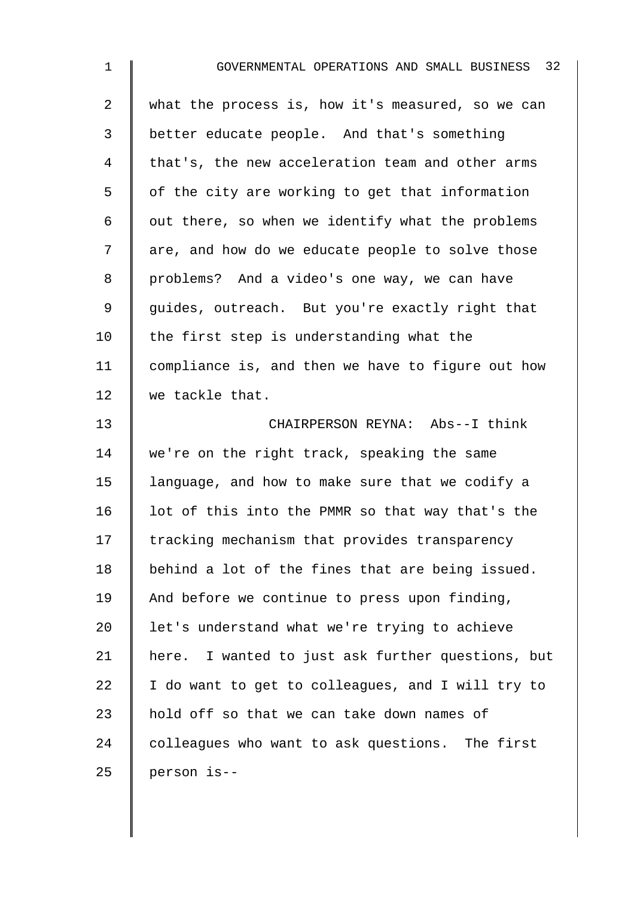what the process is, how it's measured, so we can better educate people. And that's something that's, the new acceleration team and other arms of the city are working to get that information out there, so when we identify what the problems are, and how do we educate people to solve those problems? And a video's one way, we can have guides, outreach. But you're exactly right that the first step is understanding what the compliance is, and then we have to figure out how we tackle that.

CHAIRPERSON REYNA: Abs--I think we're on the right track, speaking the same language, and how to make sure that we codify a lot of this into the PMMR so that way that's the tracking mechanism that provides transparency behind a lot of the fines that are being issued. And before we continue to press upon finding, let's understand what we're trying to achieve here. I wanted to just ask further questions, but I do want to get to colleagues, and I will try to hold off so that we can take down names of colleagues who want to ask questions. The first person is--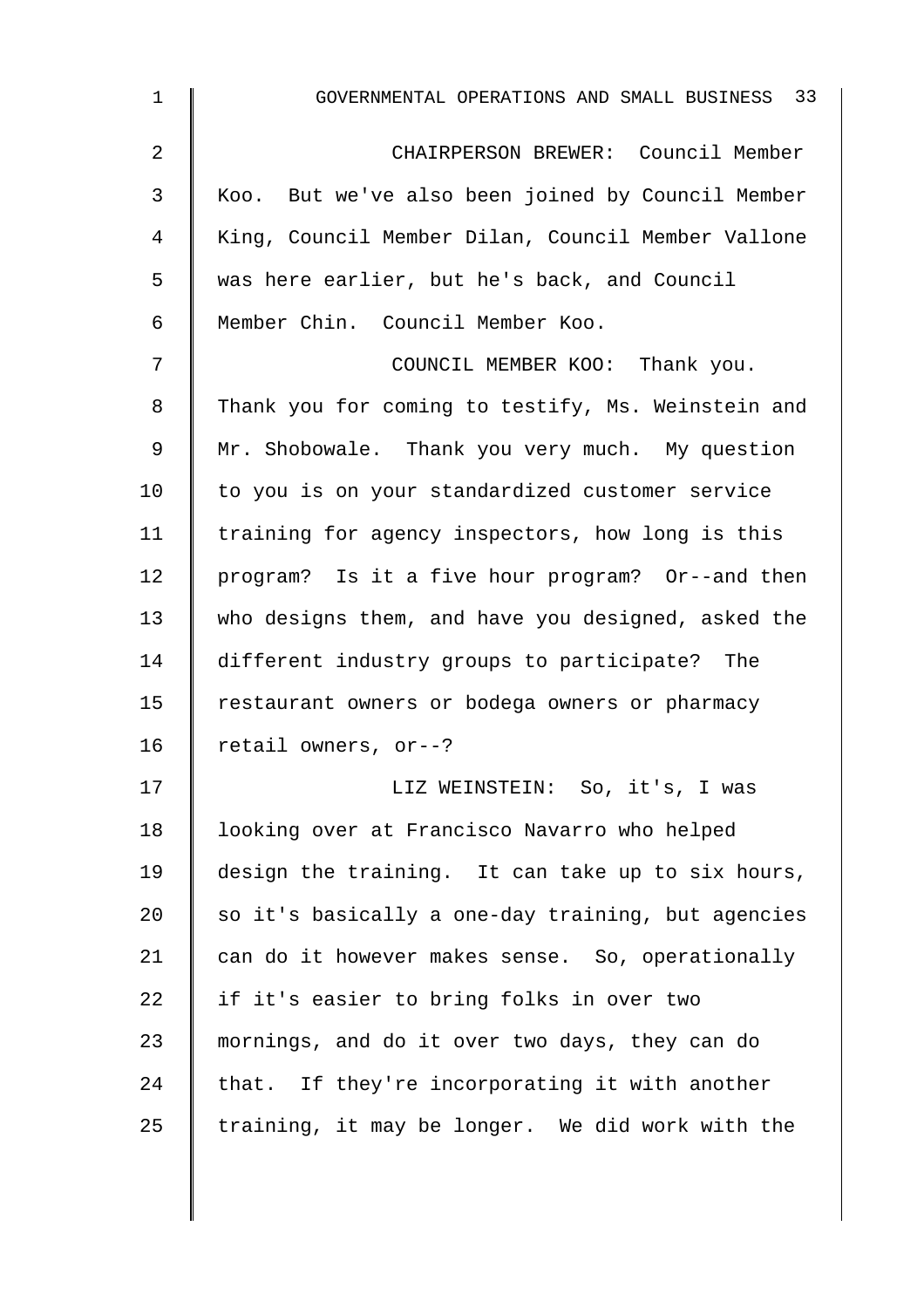CHAIRPERSON BREWER: Council Member Koo. But we've also been joined by Council Member King, Council Member Dilan, Council Member Vallone was here earlier, but he's back, and Council Member Chin. Council Member Koo.

COUNCIL MEMBER KOO: Thank you. Thank you for coming to testify, Ms. Weinstein and Mr. Shobowale. Thank you very much. My question to you is on your standardized customer service training for agency inspectors, how long is this program? Is it a five hour program? Or--and then who designs them, and have you designed, asked the different industry groups to participate? The restaurant owners or bodega owners or pharmacy retail owners, or--?

LIZ WEINSTEIN: So, it's, I was looking over at Francisco Navarro who helped design the training. It can take up to six hours, so it's basically a one-day training, but agencies can do it however makes sense. So, operationally if it's easier to bring folks in over two mornings, and do it over two days, they can do that. If they're incorporating it with another training, it may be longer. We did work with the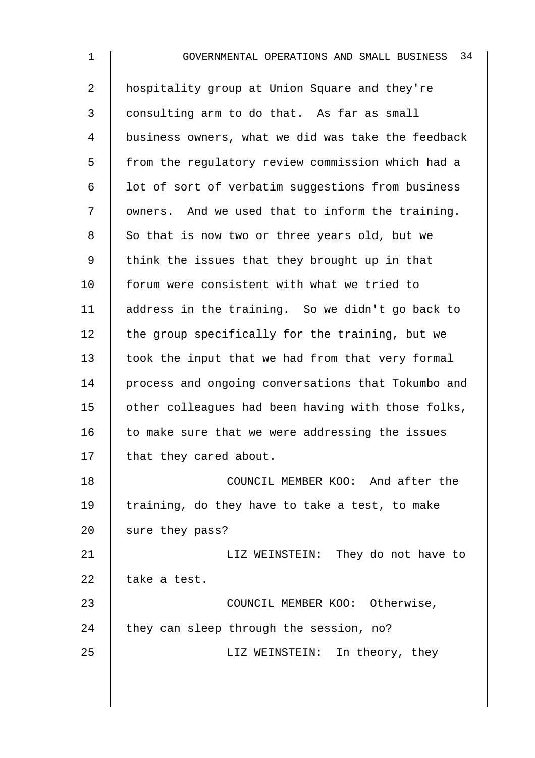hospitality group at Union Square and they're consulting arm to do that. As far as small business owners, what we did was take the feedback from the regulatory review commission which had a lot of sort of verbatim suggestions from business owners. And we used that to inform the training. So that is now two or three years old, but we think the issues that they brought up in that forum were consistent with what we tried to address in the training. So we didn't go back to the group specifically for the training, but we took the input that we had from that very formal process and ongoing conversations that Tokumbo and other colleagues had been having with those folks, to make sure that we were addressing the issues that they cared about.

COUNCIL MEMBER KOO: And after the training, do they have to take a test, to make sure they pass?

LIZ WEINSTEIN: They do not have to take a test.

COUNCIL MEMBER KOO: Otherwise, they can sleep through the session, no?

LIZ WEINSTEIN: In theory, they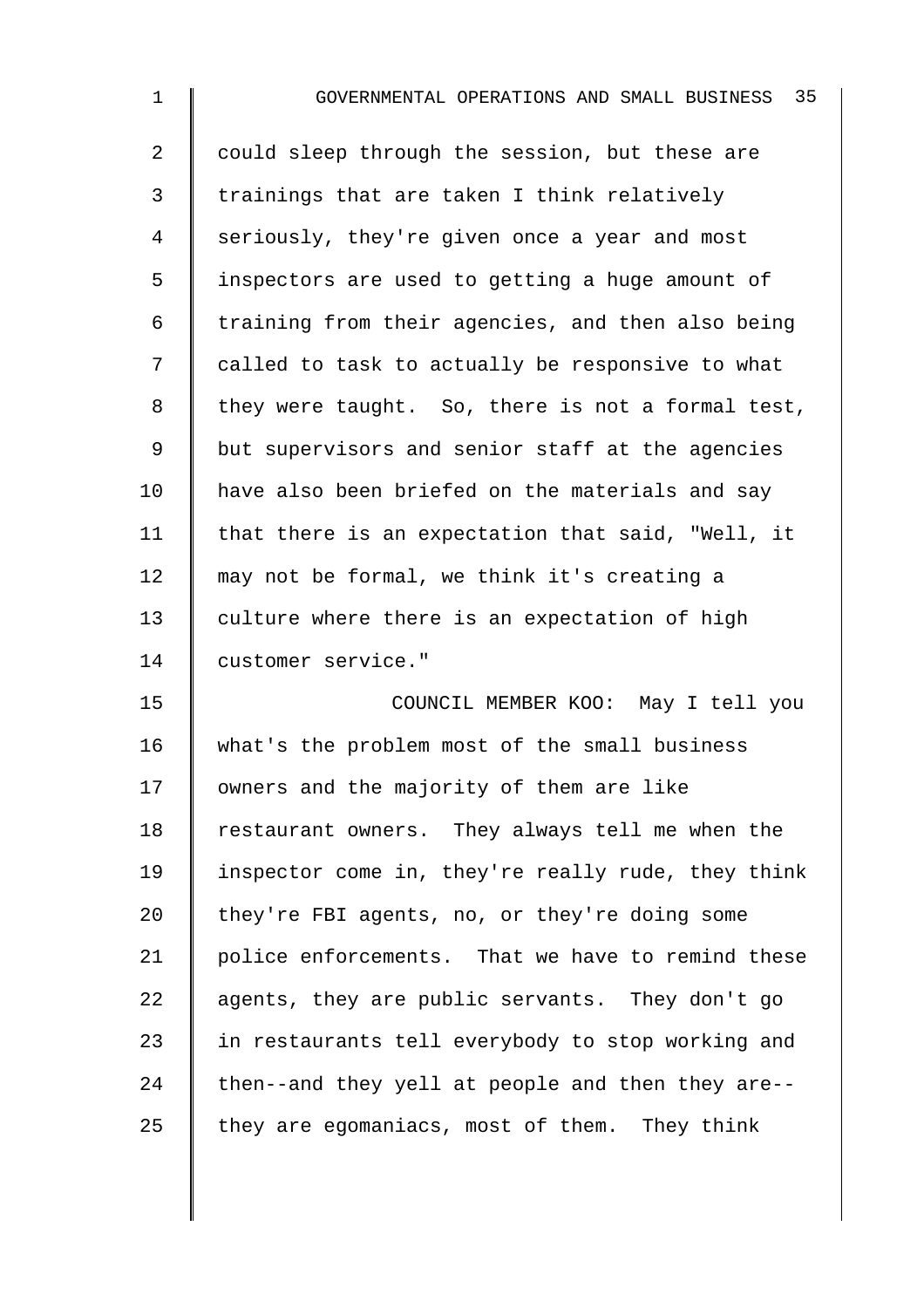could sleep through the session, but these are trainings that are taken I think relatively seriously, they're given once a year and most inspectors are used to getting a huge amount of training from their agencies, and then also being called to task to actually be responsive to what they were taught. So, there is not a formal test, but supervisors and senior staff at the agencies have also been briefed on the materials and say that there is an expectation that said, "Well, it may not be formal, we think it's creating a culture where there is an expectation of high customer service."

COUNCIL MEMBER KOO: May I tell you what's the problem most of the small business owners and the majority of them are like restaurant owners. They always tell me when the inspector come in, they're really rude, they think they're FBI agents, no, or they're doing some police enforcements. That we have to remind these agents, they are public servants. They don't go in restaurants tell everybody to stop working and then--and they yell at people and then they are--they are egomaniacs, most of them. They think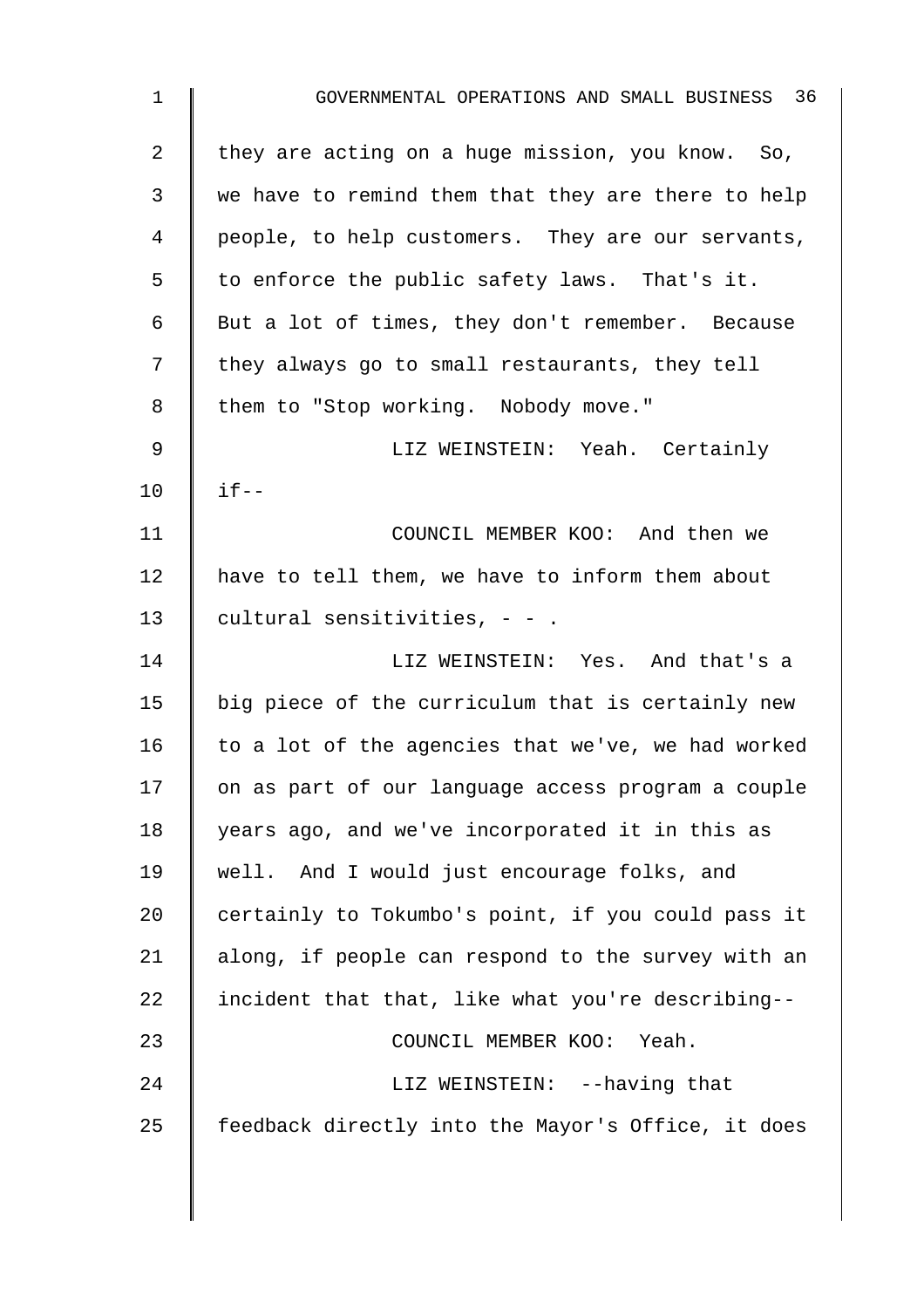they are acting on a huge mission, you know. So, we have to remind them that they are there to help people, to help customers. They are our servants, to enforce the public safety laws. That's it. But a lot of times, they don't remember. Because they always go to small restaurants, they tell them to "Stop working. Nobody move."

LIZ WEINSTEIN: Yeah. Certainly if--

COUNCIL MEMBER KOO: And then we have to tell them, we have to inform them about cultural sensitivities, - - .

LIZ WEINSTEIN: Yes. And that's a big piece of the curriculum that is certainly new to a lot of the agencies that we've, we had worked on as part of our language access program a couple years ago, and we've incorporated it in this as well. And I would just encourage folks, and certainly to Tokumbo's point, if you could pass it along, if people can respond to the survey with an incident that that, like what you're describing--

COUNCIL MEMBER KOO: Yeah.

LIZ WEINSTEIN: --having that feedback directly into the Mayor's Office, it does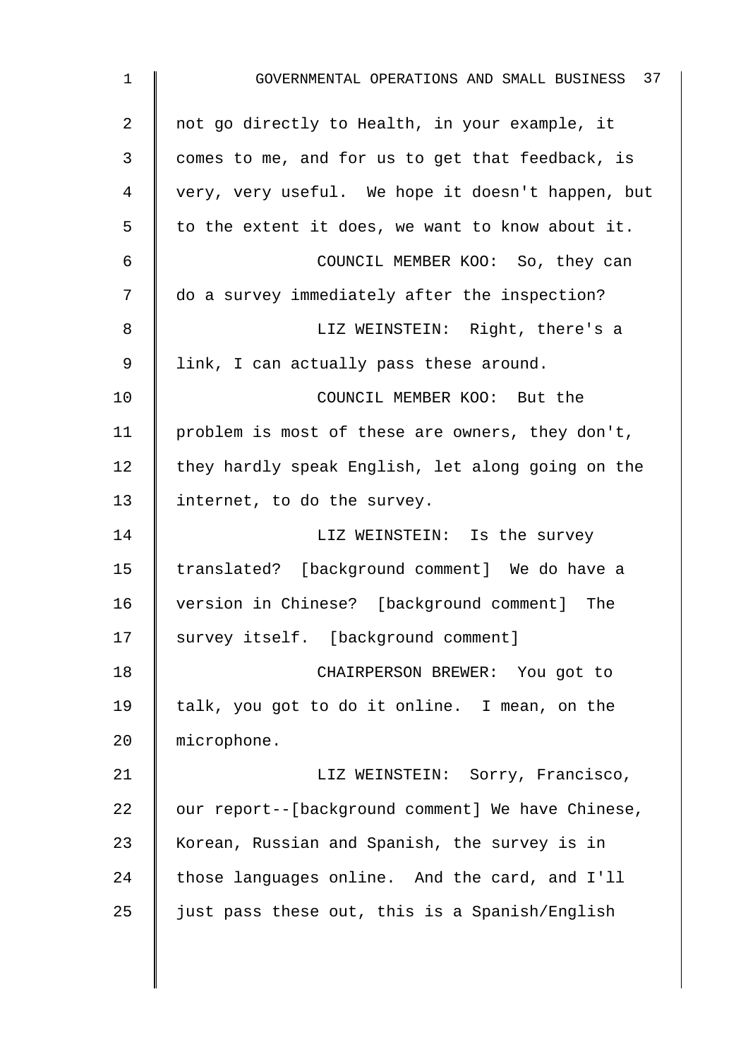not go directly to Health, in your example, it comes to me, and for us to get that feedback, is very, very useful. We hope it doesn't happen, but to the extent it does, we want to know about it.

COUNCIL MEMBER KOO: So, they can do a survey immediately after the inspection?

LIZ WEINSTEIN: Right, there's a link, I can actually pass these around.

COUNCIL MEMBER KOO: But the problem is most of these are owners, they don't, they hardly speak English, let along going on the internet, to do the survey.

LIZ WEINSTEIN: Is the survey translated? [background comment] We do have a version in Chinese? [background comment] The survey itself. [background comment]

CHAIRPERSON BREWER: You got to talk, you got to do it online. I mean, on the microphone.

LIZ WEINSTEIN: Sorry, Francisco, our report--[background comment] We have Chinese, Korean, Russian and Spanish, the survey is in those languages online. And the card, and I'll just pass these out, this is a Spanish/English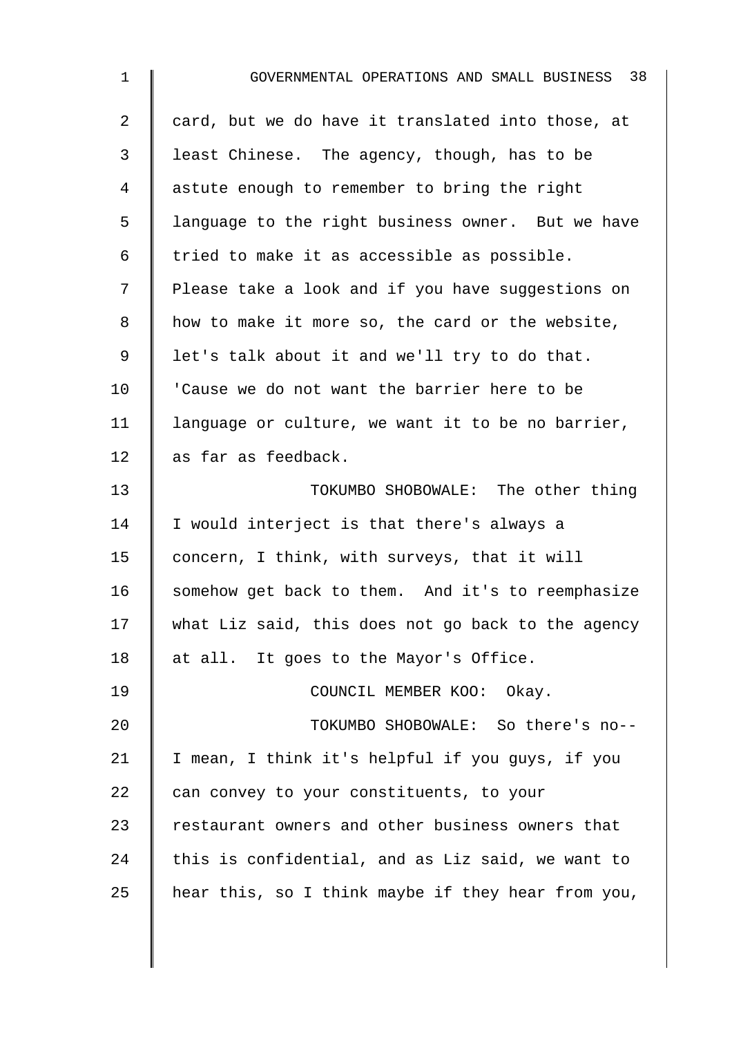card, but we do have it translated into those, at least Chinese. The agency, though, has to be astute enough to remember to bring the right language to the right business owner. But we have tried to make it as accessible as possible. Please take a look and if you have suggestions on how to make it more so, the card or the website, let's talk about it and we'll try to do that. 'Cause we do not want the barrier here to be language or culture, we want it to be no barrier, as far as feedback.

TOKUMBO SHOBOWALE: The other thing I would interject is that there's always a concern, I think, with surveys, that it will somehow get back to them. And it's to reemphasize what Liz said, this does not go back to the agency at all. It goes to the Mayor's Office.

COUNCIL MEMBER KOO: Okay.

TOKUMBO SHOBOWALE: So there's no-- I mean, I think it's helpful if you guys, if you can convey to your constituents, to your restaurant owners and other business owners that this is confidential, and as Liz said, we want to hear this, so I think maybe if they hear from you,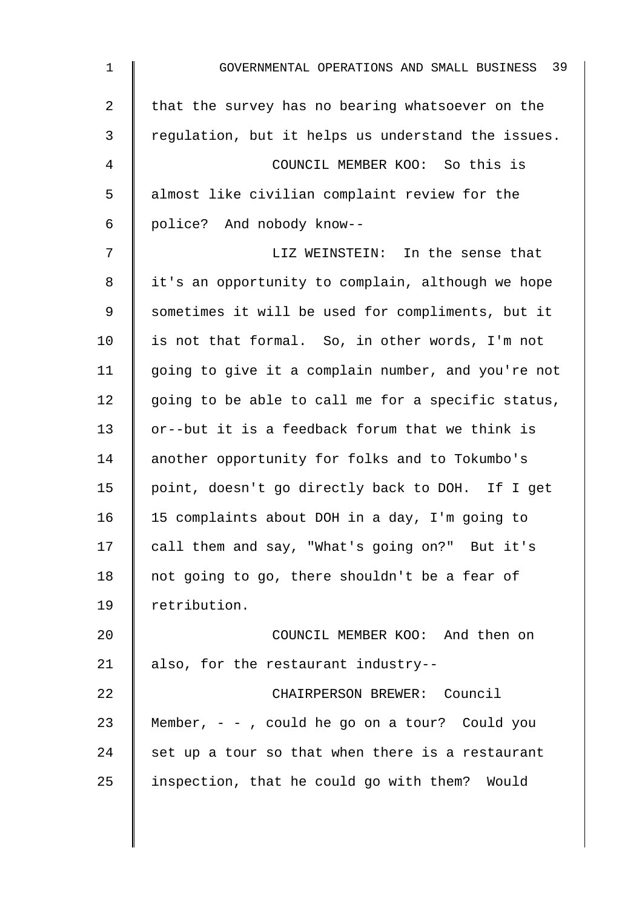that the survey has no bearing whatsoever on the regulation, but it helps us understand the issues.

COUNCIL MEMBER KOO: So this is almost like civilian complaint review for the police? And nobody know--

LIZ WEINSTEIN: In the sense that it's an opportunity to complain, although we hope sometimes it will be used for compliments, but it is not that formal. So, in other words, I'm not going to give it a complain number, and you're not going to be able to call me for a specific status, or--but it is a feedback forum that we think is another opportunity for folks and to Tokumbo's point, doesn't go directly back to DOH. If I get 15 complaints about DOH in a day, I'm going to call them and say, "What's going on?" But it's not going to go, there shouldn't be a fear of retribution.

COUNCIL MEMBER KOO: And then on also, for the restaurant industry--

CHAIRPERSON BREWER: Council Member, - - , could he go on a tour? Could you set up a tour so that when there is a restaurant inspection, that he could go with them? Would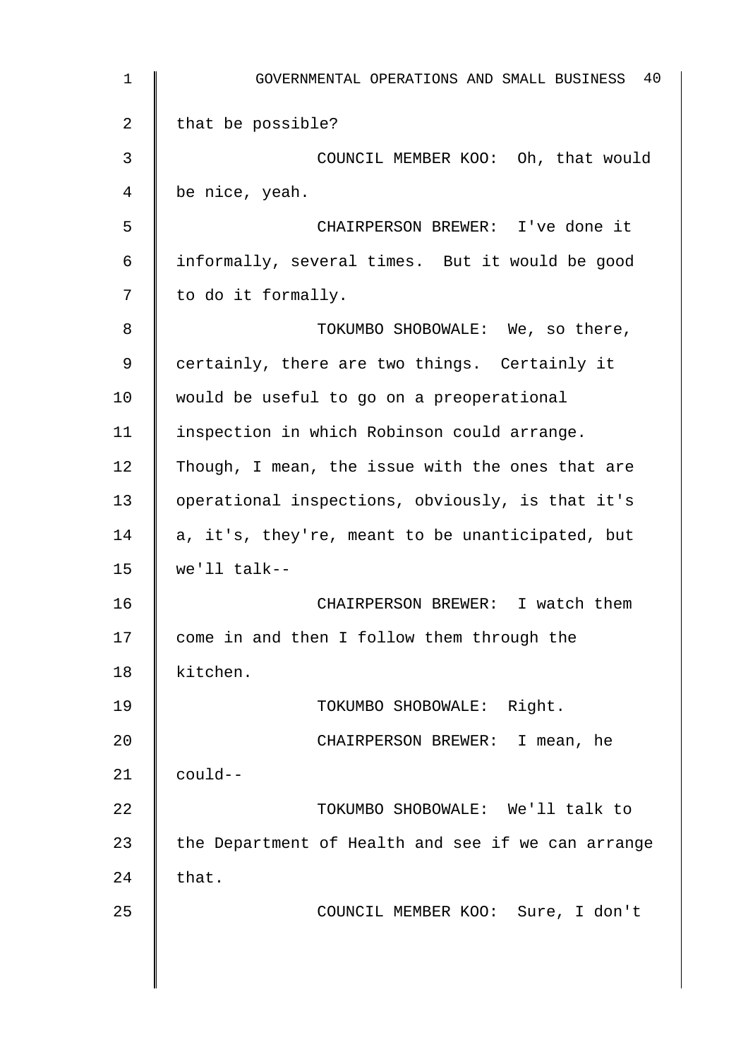that be possible?

COUNCIL MEMBER KOO: Oh, that would be nice, yeah.

CHAIRPERSON BREWER: I've done it informally, several times. But it would be good to do it formally.

TOKUMBO SHOBOWALE: We, so there, certainly, there are two things. Certainly it would be useful to go on a preoperational inspection in which Robinson could arrange. Though, I mean, the issue with the ones that are operational inspections, obviously, is that it's a, it's, they're, meant to be unanticipated, but we'll talk--

CHAIRPERSON BREWER: I watch them come in and then I follow them through the kitchen.

TOKUMBO SHOBOWALE: Right.

CHAIRPERSON BREWER: I mean, he could--

TOKUMBO SHOBOWALE: We'll talk to the Department of Health and see if we can arrange that.

COUNCIL MEMBER KOO: Sure, I don't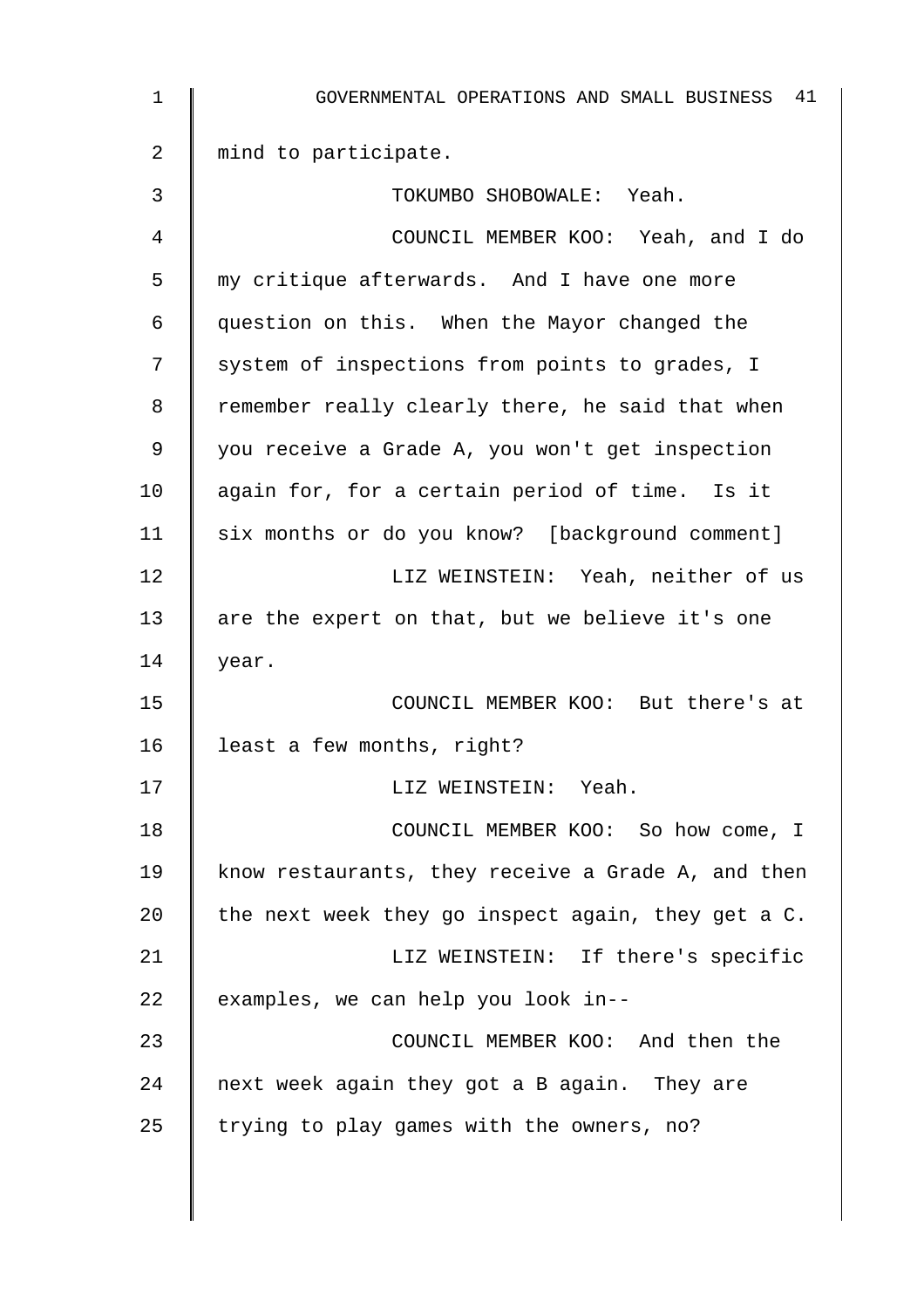mind to participate.

TOKUMBO SHOBOWALE: Yeah.

COUNCIL MEMBER KOO: Yeah, and I do my critique afterwards. And I have one more question on this. When the Mayor changed the system of inspections from points to grades, I remember really clearly there, he said that when you receive a Grade A, you won't get inspection again for, for a certain period of time. Is it six months or do you know? [background comment]

LIZ WEINSTEIN: Yeah, neither of us are the expert on that, but we believe it's one year.

COUNCIL MEMBER KOO: But there's at least a few months, right?

LIZ WEINSTEIN: Yeah.

COUNCIL MEMBER KOO: So how come, I know restaurants, they receive a Grade A, and then the next week they go inspect again, they get a C.

LIZ WEINSTEIN: If there's specific examples, we can help you look in--

COUNCIL MEMBER KOO: And then the next week again they got a B again. They are trying to play games with the owners, no?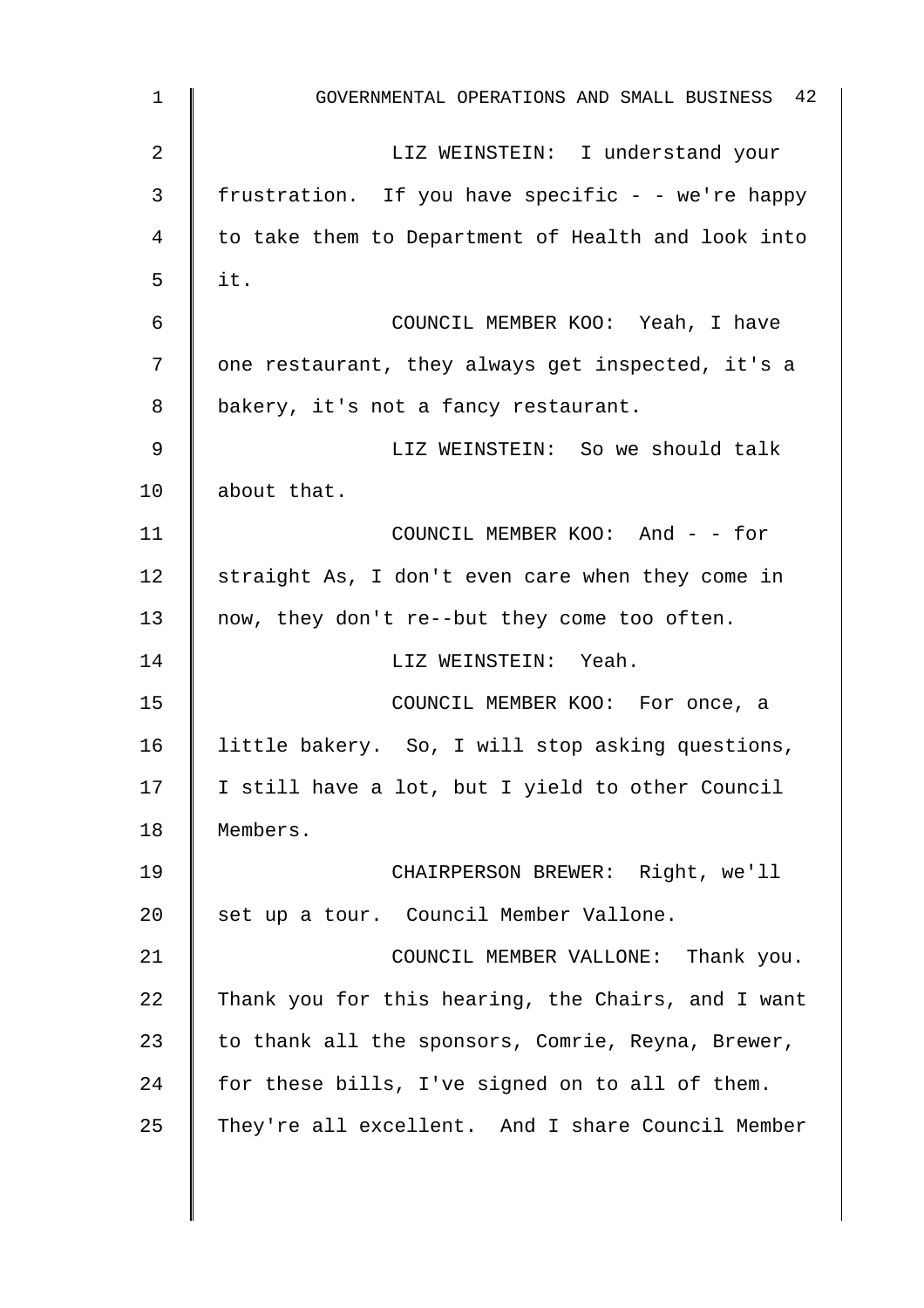LIZ WEINSTEIN: I understand your frustration. If you have specific - - we're happy to take them to Department of Health and look into it.

COUNCIL MEMBER KOO: Yeah, I have one restaurant, they always get inspected, it's a bakery, it's not a fancy restaurant.

LIZ WEINSTEIN: So we should talk about that.

COUNCIL MEMBER KOO: And - - for straight As, I don't even care when they come in now, they don't re--but they come too often.

LIZ WEINSTEIN: Yeah.

COUNCIL MEMBER KOO: For once, a little bakery. So, I will stop asking questions, I still have a lot, but I yield to other Council Members.

CHAIRPERSON BREWER: Right, we'll set up a tour. Council Member Vallone.

COUNCIL MEMBER VALLONE: Thank you. Thank you for this hearing, the Chairs, and I want to thank all the sponsors, Comrie, Reyna, Brewer, for these bills, I've signed on to all of them. They're all excellent. And I share Council Member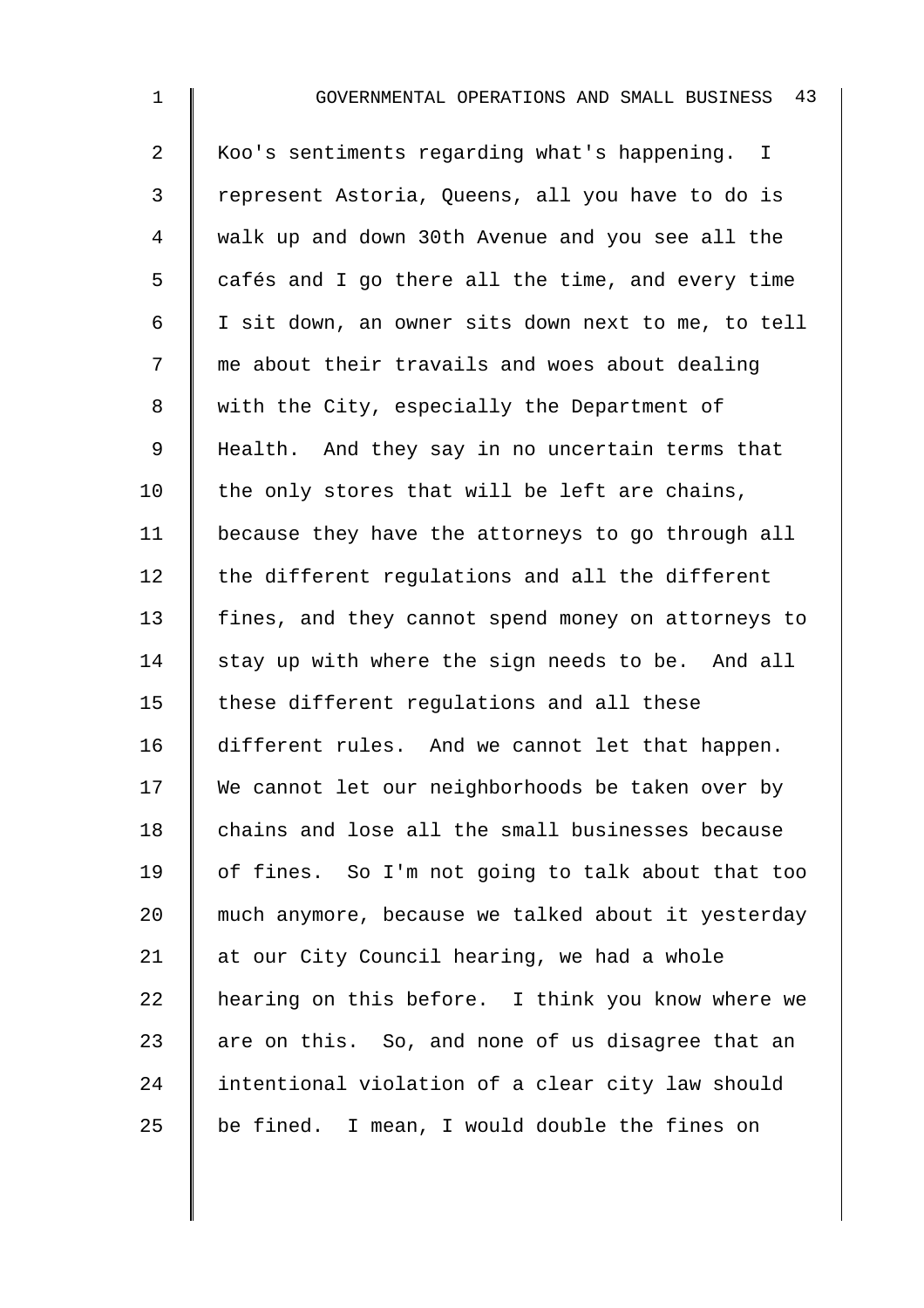Koo's sentiments regarding what's happening. I represent Astoria, Queens, all you have to do is walk up and down 30th Avenue and you see all the cafés and I go there all the time, and every time I sit down, an owner sits down next to me, to tell me about their travails and woes about dealing with the City, especially the Department of Health. And they say in no uncertain terms that the only stores that will be left are chains, because they have the attorneys to go through all the different regulations and all the different fines, and they cannot spend money on attorneys to stay up with where the sign needs to be. And all these different regulations and all these different rules. And we cannot let that happen. We cannot let our neighborhoods be taken over by chains and lose all the small businesses because of fines. So I'm not going to talk about that too much anymore, because we talked about it yesterday at our City Council hearing, we had a whole hearing on this before. I think you know where we are on this. So, and none of us disagree that an intentional violation of a clear city law should be fined. I mean, I would double the fines on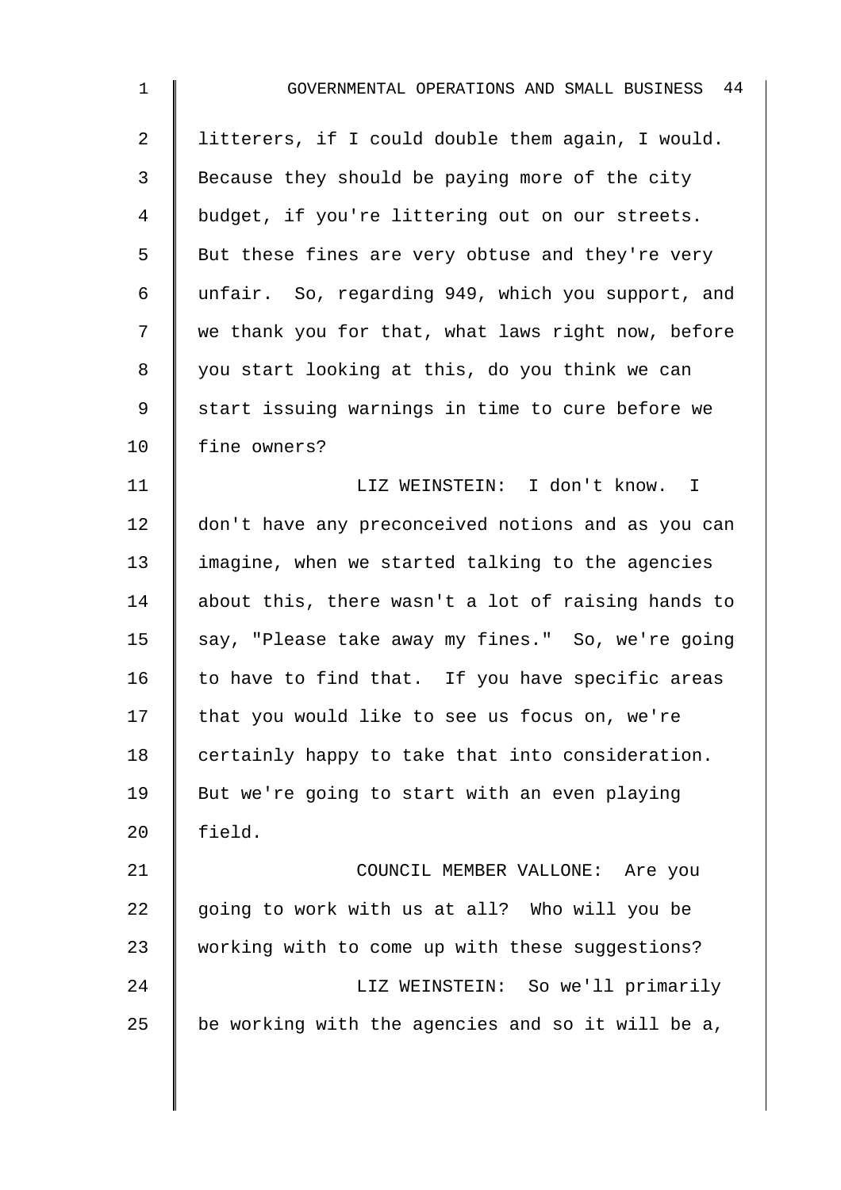litterers, if I could double them again, I would. Because they should be paying more of the city budget, if you're littering out on our streets. But these fines are very obtuse and they're very unfair. So, regarding 949, which you support, and we thank you for that, what laws right now, before you start looking at this, do you think we can start issuing warnings in time to cure before we fine owners?

LIZ WEINSTEIN: I don't know. I don't have any preconceived notions and as you can imagine, when we started talking to the agencies about this, there wasn't a lot of raising hands to say, "Please take away my fines." So, we're going to have to find that. If you have specific areas that you would like to see us focus on, we're certainly happy to take that into consideration. But we're going to start with an even playing field.

COUNCIL MEMBER VALLONE: Are you going to work with us at all? Who will you be working with to come up with these suggestions?

LIZ WEINSTEIN: So we'll primarily be working with the agencies and so it will be a,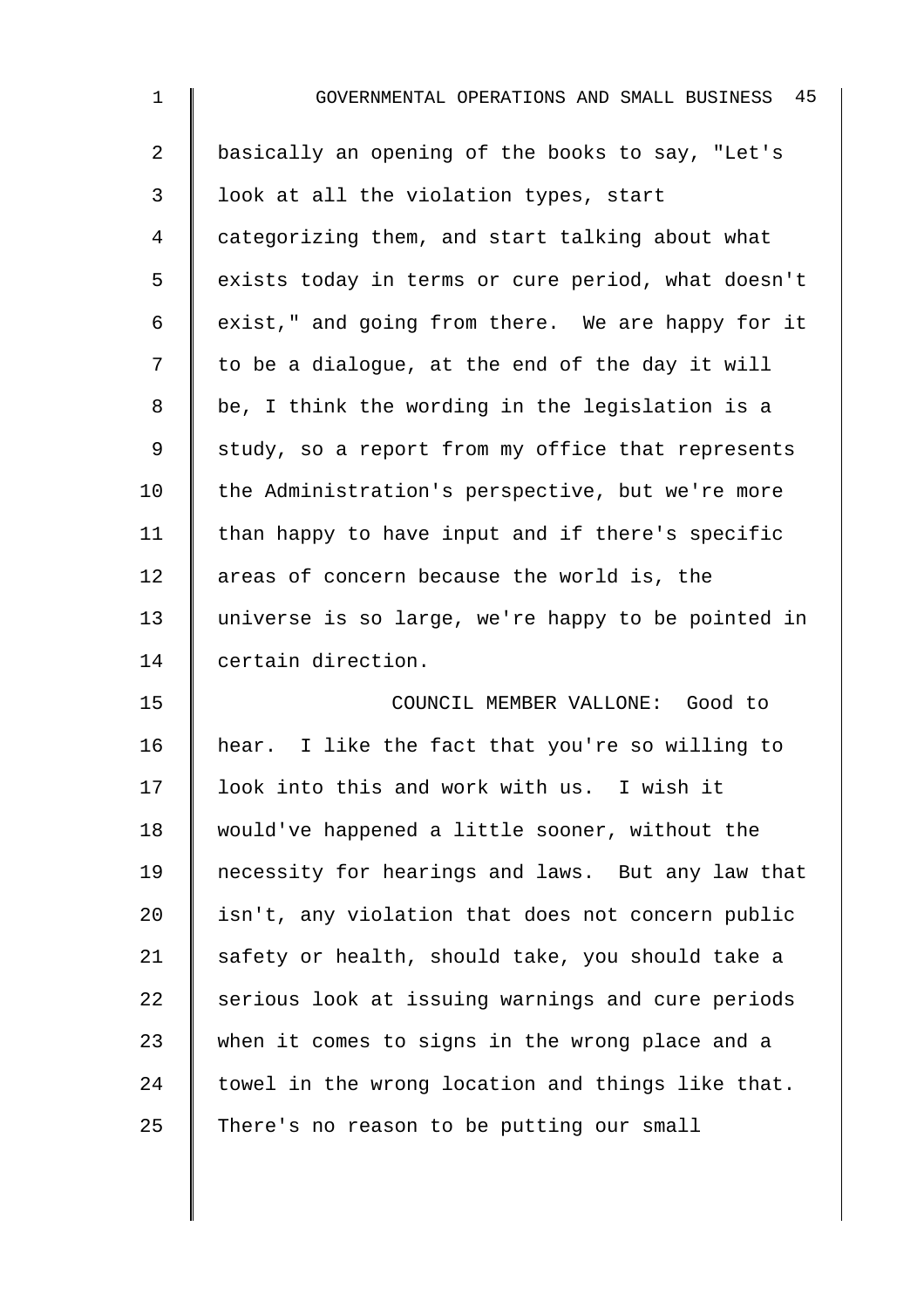basically an opening of the books to say, "Let's look at all the violation types, start categorizing them, and start talking about what exists today in terms or cure period, what doesn't exist," and going from there. We are happy for it to be a dialogue, at the end of the day it will be, I think the wording in the legislation is a study, so a report from my office that represents the Administration's perspective, but we're more than happy to have input and if there's specific areas of concern because the world is, the universe is so large, we're happy to be pointed in certain direction.

COUNCIL MEMBER VALLONE: Good to hear. I like the fact that you're so willing to look into this and work with us. I wish it would've happened a little sooner, without the necessity for hearings and laws. But any law that isn't, any violation that does not concern public safety or health, should take, you should take a serious look at issuing warnings and cure periods when it comes to signs in the wrong place and a towel in the wrong location and things like that. There's no reason to be putting our small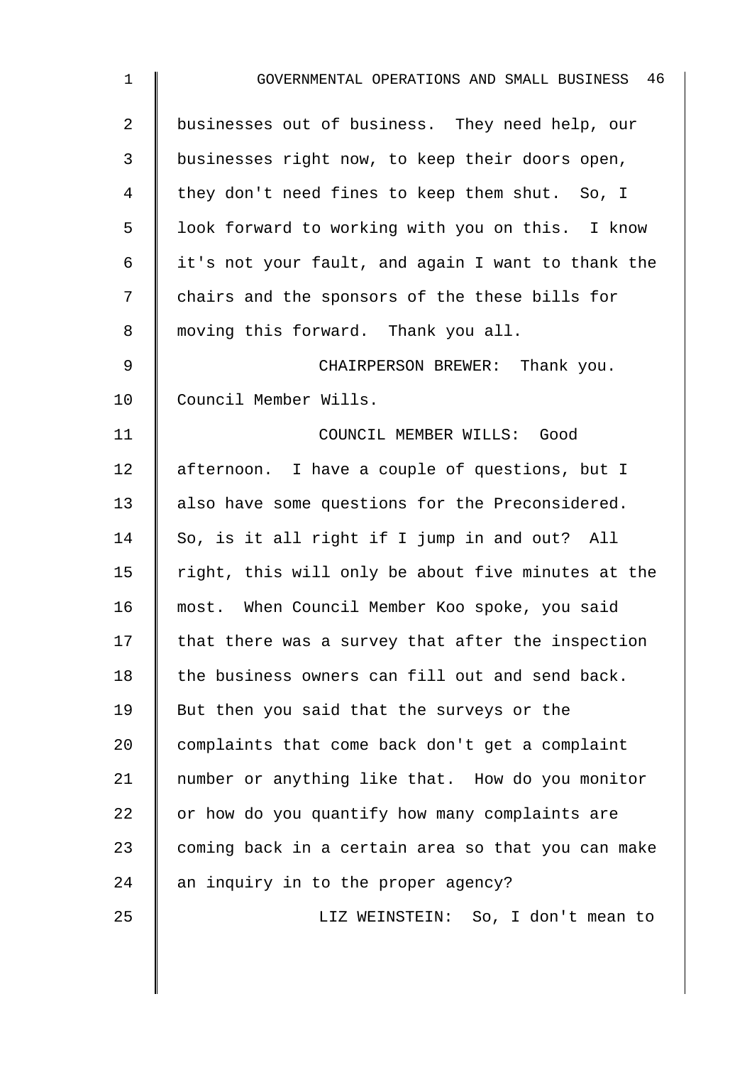businesses out of business. They need help, our businesses right now, to keep their doors open, they don't need fines to keep them shut. So, I look forward to working with you on this. I know it's not your fault, and again I want to thank the chairs and the sponsors of the these bills for moving this forward. Thank you all.

CHAIRPERSON BREWER: Thank you. Council Member Wills.

COUNCIL MEMBER WILLS: Good afternoon. I have a couple of questions, but I also have some questions for the Preconsidered. So, is it all right if I jump in and out? All right, this will only be about five minutes at the most. When Council Member Koo spoke, you said that there was a survey that after the inspection the business owners can fill out and send back. But then you said that the surveys or the complaints that come back don't get a complaint number or anything like that. How do you monitor or how do you quantify how many complaints are coming back in a certain area so that you can make an inquiry in to the proper agency?

LIZ WEINSTEIN: So, I don't mean to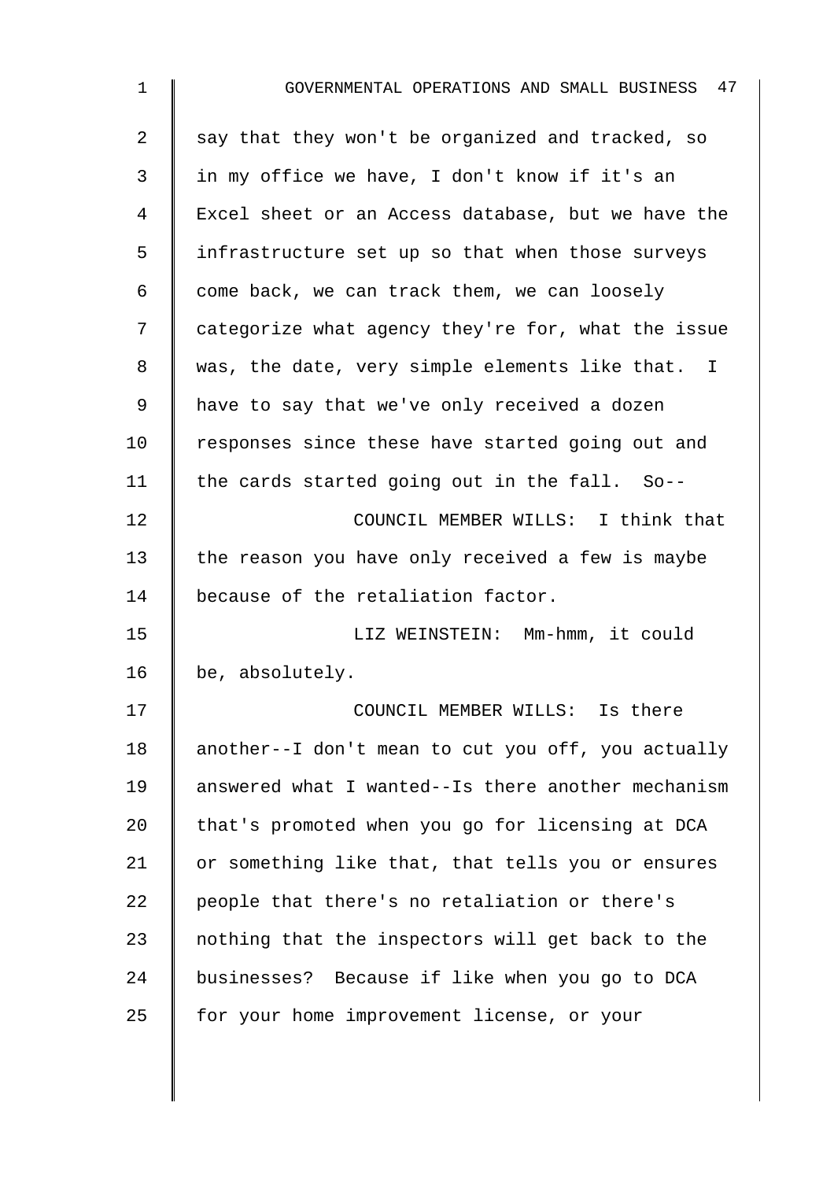say that they won't be organized and tracked, so in my office we have, I don't know if it's an Excel sheet or an Access database, but we have the infrastructure set up so that when those surveys come back, we can track them, we can loosely categorize what agency they're for, what the issue was, the date, very simple elements like that. I have to say that we've only received a dozen responses since these have started going out and the cards started going out in the fall. So--

COUNCIL MEMBER WILLS: I think that the reason you have only received a few is maybe because of the retaliation factor.

LIZ WEINSTEIN: Mm-hmm, it could be, absolutely.

COUNCIL MEMBER WILLS: Is there another--I don't mean to cut you off, you actually answered what I wanted--Is there another mechanism that's promoted when you go for licensing at DCA or something like that, that tells you or ensures people that there's no retaliation or there's nothing that the inspectors will get back to the businesses? Because if like when you go to DCA for your home improvement license, or your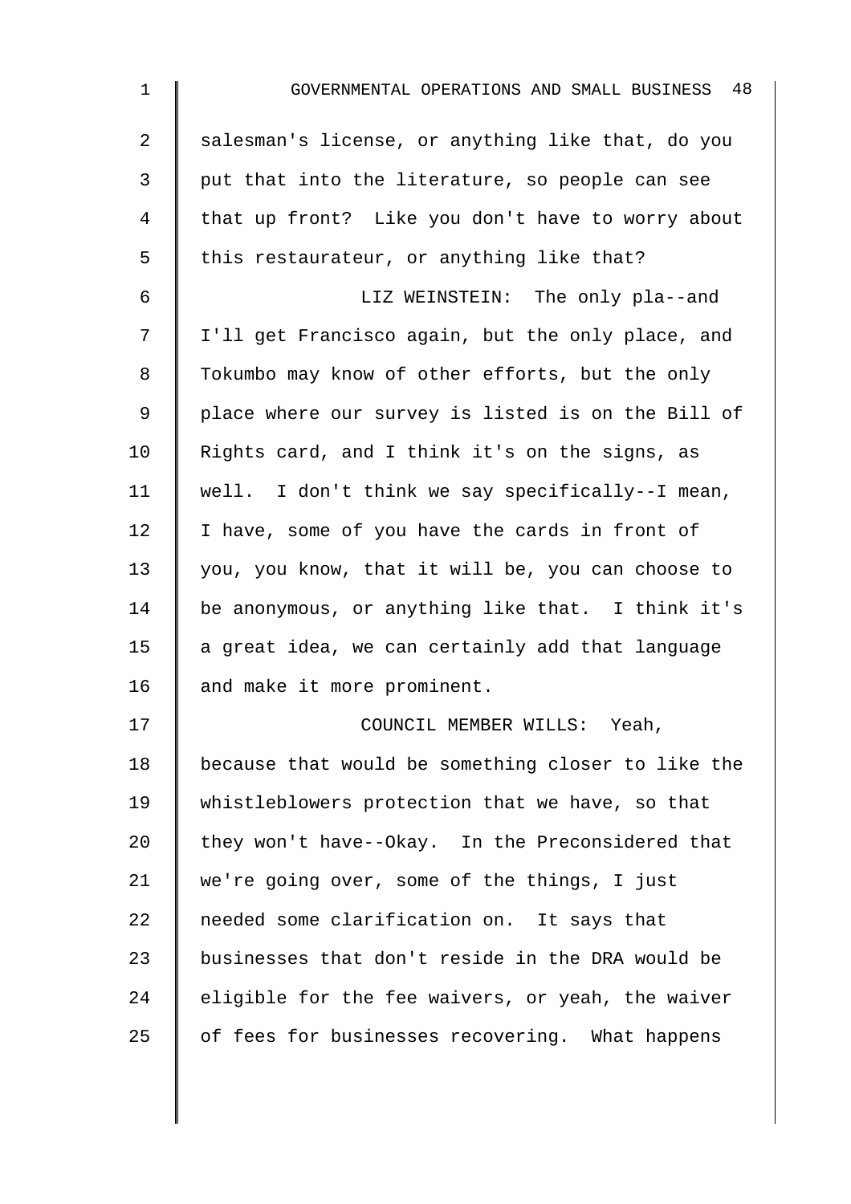salesman's license, or anything like that, do you put that into the literature, so people can see that up front? Like you don't have to worry about this restaurateur, or anything like that?

LIZ WEINSTEIN: The only pla--and I'll get Francisco again, but the only place, and Tokumbo may know of other efforts, but the only place where our survey is listed is on the Bill of Rights card, and I think it's on the signs, as well. I don't think we say specifically--I mean, I have, some of you have the cards in front of you, you know, that it will be, you can choose to be anonymous, or anything like that. I think it's a great idea, we can certainly add that language and make it more prominent.

COUNCIL MEMBER WILLS: Yeah, because that would be something closer to like the whistleblowers protection that we have, so that they won't have--Okay. In the Preconsidered that we're going over, some of the things, I just needed some clarification on. It says that businesses that don't reside in the DRA would be eligible for the fee waivers, or yeah, the waiver of fees for businesses recovering. What happens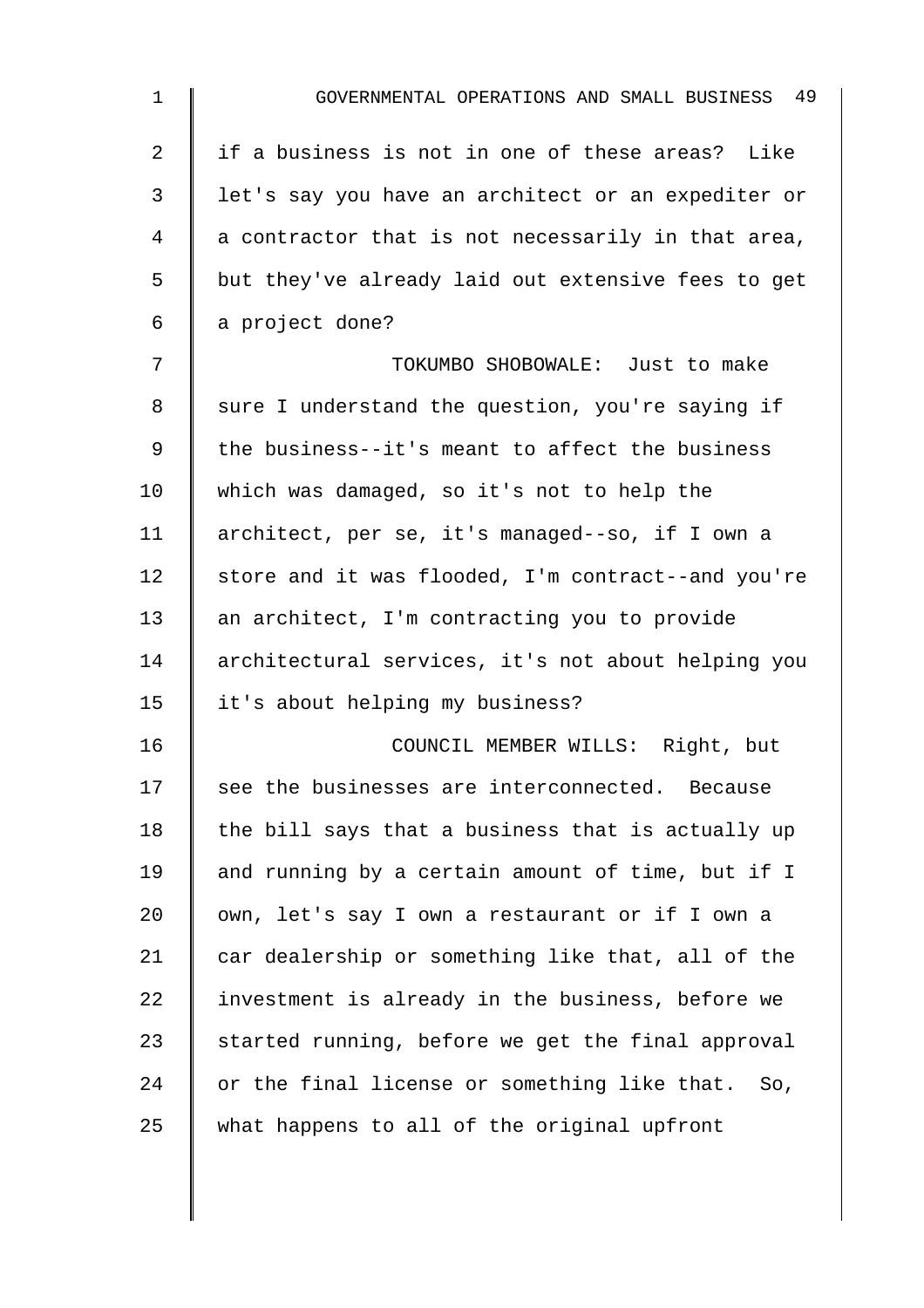if a business is not in one of these areas? Like let's say you have an architect or an expediter or a contractor that is not necessarily in that area, but they've already laid out extensive fees to get a project done?

TOKUMBO SHOBOWALE: Just to make sure I understand the question, you're saying if the business--it's meant to affect the business which was damaged, so it's not to help the architect, per se, it's managed--so, if I own a store and it was flooded, I'm contract--and you're an architect, I'm contracting you to provide architectural services, it's not about helping you it's about helping my business?

COUNCIL MEMBER WILLS: Right, but see the businesses are interconnected. Because the bill says that a business that is actually up and running by a certain amount of time, but if I own, let's say I own a restaurant or if I own a car dealership or something like that, all of the investment is already in the business, before we started running, before we get the final approval or the final license or something like that. So, what happens to all of the original upfront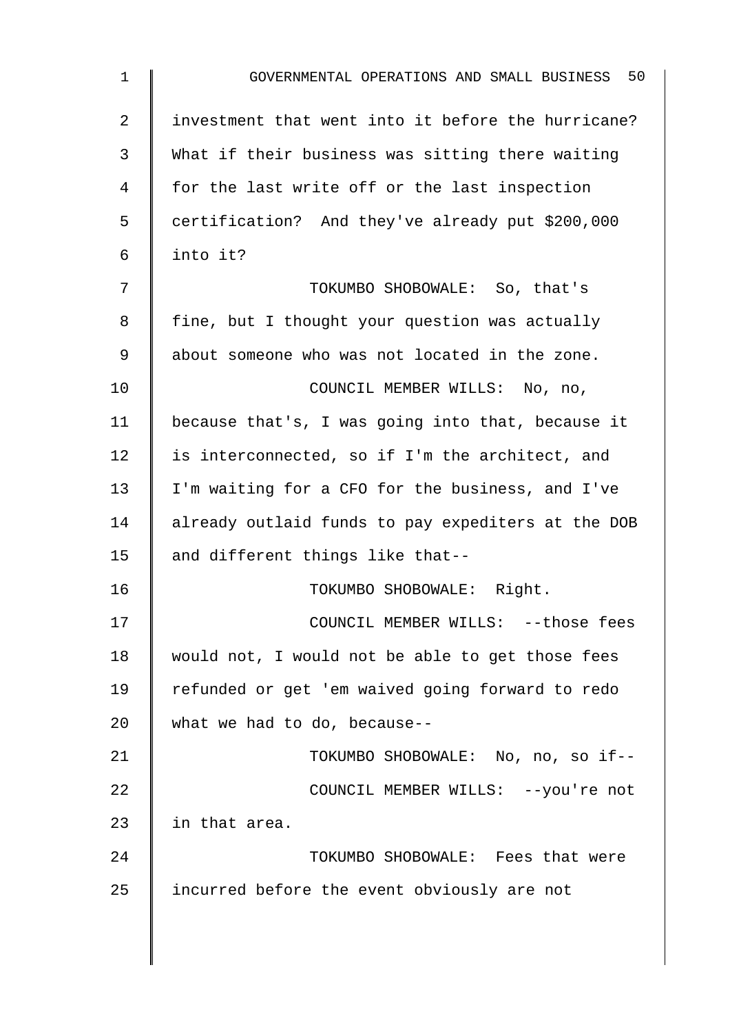investment that went into it before the hurricane? What if their business was sitting there waiting for the last write off or the last inspection certification? And they've already put $200,000 into it?

TOKUMBO SHOBOWALE: So, that's fine, but I thought your question was actually about someone who was not located in the zone.

COUNCIL MEMBER WILLS: No, no, because that's, I was going into that, because it is interconnected, so if I'm the architect, and I'm waiting for a CFO for the business, and I've already outlaid funds to pay expediters at the DOB and different things like that--

TOKUMBO SHOBOWALE: Right.

COUNCIL MEMBER WILLS: --those fees would not, I would not be able to get those fees refunded or get 'em waived going forward to redo what we had to do, because--

TOKUMBO SHOBOWALE: No, no, so if--

COUNCIL MEMBER WILLS: --you're not in that area.

TOKUMBO SHOBOWALE: Fees that were incurred before the event obviously are not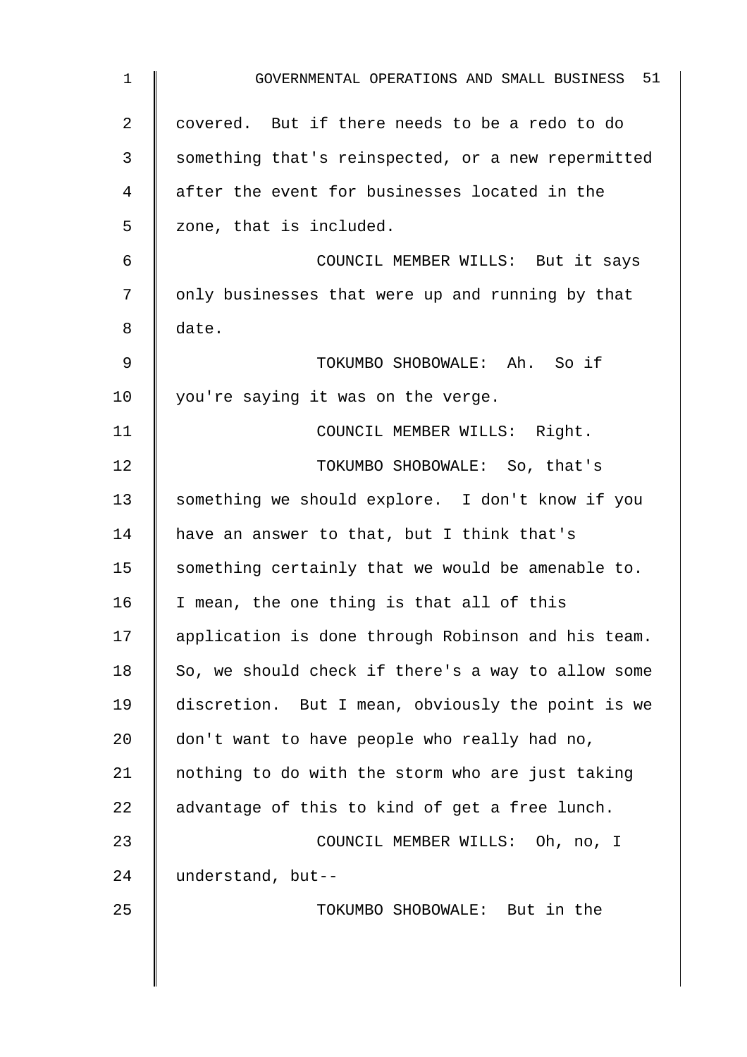covered. But if there needs to be a redo to do something that's reinspected, or a new repermitted after the event for businesses located in the zone, that is included.

COUNCIL MEMBER WILLS: But it says only businesses that were up and running by that date.

TOKUMBO SHOBOWALE: Ah. So if you're saying it was on the verge.

COUNCIL MEMBER WILLS: Right.

TOKUMBO SHOBOWALE: So, that's something we should explore. I don't know if you have an answer to that, but I think that's something certainly that we would be amenable to. I mean, the one thing is that all of this application is done through Robinson and his team. So, we should check if there's a way to allow some discretion. But I mean, obviously the point is we don't want to have people who really had no, nothing to do with the storm who are just taking advantage of this to kind of get a free lunch.

COUNCIL MEMBER WILLS: Oh, no, I understand, but--

TOKUMBO SHOBOWALE: But in the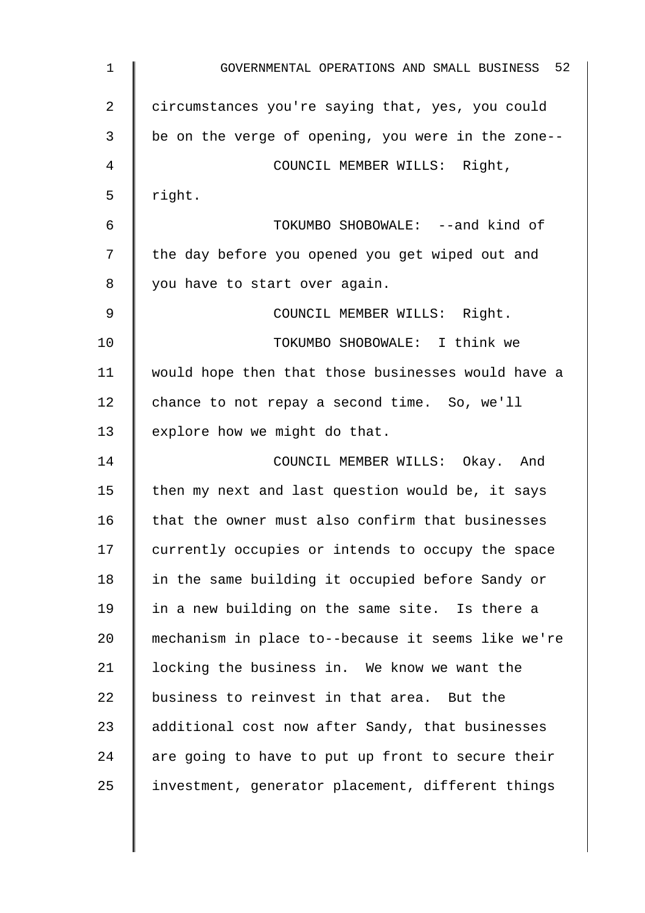circumstances you're saying that, yes, you could be on the verge of opening, you were in the zone--

COUNCIL MEMBER WILLS: Right, right.

TOKUMBO SHOBOWALE: --and kind of the day before you opened you get wiped out and you have to start over again.

COUNCIL MEMBER WILLS: Right.

TOKUMBO SHOBOWALE: I think we would hope then that those businesses would have a chance to not repay a second time. So, we'll explore how we might do that.

COUNCIL MEMBER WILLS: Okay. And then my next and last question would be, it says that the owner must also confirm that businesses currently occupies or intends to occupy the space in the same building it occupied before Sandy or in a new building on the same site. Is there a mechanism in place to--because it seems like we're locking the business in. We know we want the business to reinvest in that area. But the additional cost now after Sandy, that businesses are going to have to put up front to secure their investment, generator placement, different things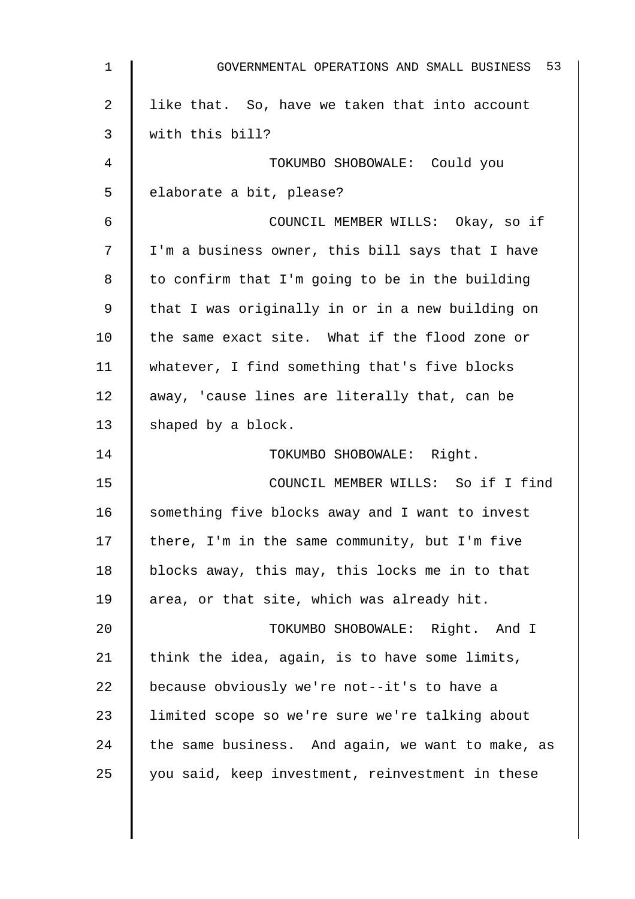like that. So, have we taken that into account with this bill?

TOKUMBO SHOBOWALE: Could you elaborate a bit, please?

COUNCIL MEMBER WILLS: Okay, so if I'm a business owner, this bill says that I have to confirm that I'm going to be in the building that I was originally in or in a new building on the same exact site. What if the flood zone or whatever, I find something that's five blocks away, 'cause lines are literally that, can be shaped by a block.

TOKUMBO SHOBOWALE: Right.

COUNCIL MEMBER WILLS: So if I find something five blocks away and I want to invest there, I'm in the same community, but I'm five blocks away, this may, this locks me in to that area, or that site, which was already hit.

TOKUMBO SHOBOWALE: Right. And I think the idea, again, is to have some limits, because obviously we're not--it's to have a limited scope so we're sure we're talking about the same business. And again, we want to make, as you said, keep investment, reinvestment in these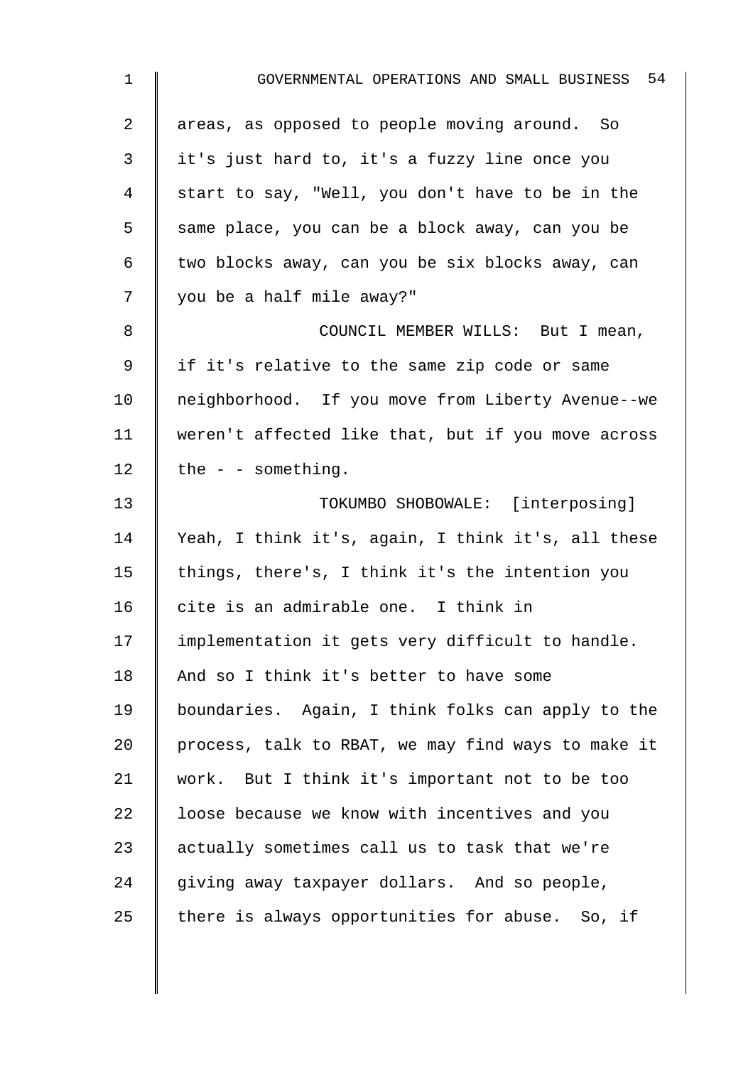areas, as opposed to people moving around. So it's just hard to, it's a fuzzy line once you start to say, "Well, you don't have to be in the same place, you can be a block away, can you be two blocks away, can you be six blocks away, can you be a half mile away?"

COUNCIL MEMBER WILLS: But I mean, if it's relative to the same zip code or same neighborhood. If you move from Liberty Avenue--we weren't affected like that, but if you move across the - - something.

TOKUMBO SHOBOWALE: [interposing] Yeah, I think it's, again, I think it's, all these things, there's, I think it's the intention you cite is an admirable one. I think in implementation it gets very difficult to handle. And so I think it's better to have some boundaries. Again, I think folks can apply to the process, talk to RBAT, we may find ways to make it work. But I think it's important not to be too loose because we know with incentives and you actually sometimes call us to task that we're giving away taxpayer dollars. And so people, there is always opportunities for abuse. So, if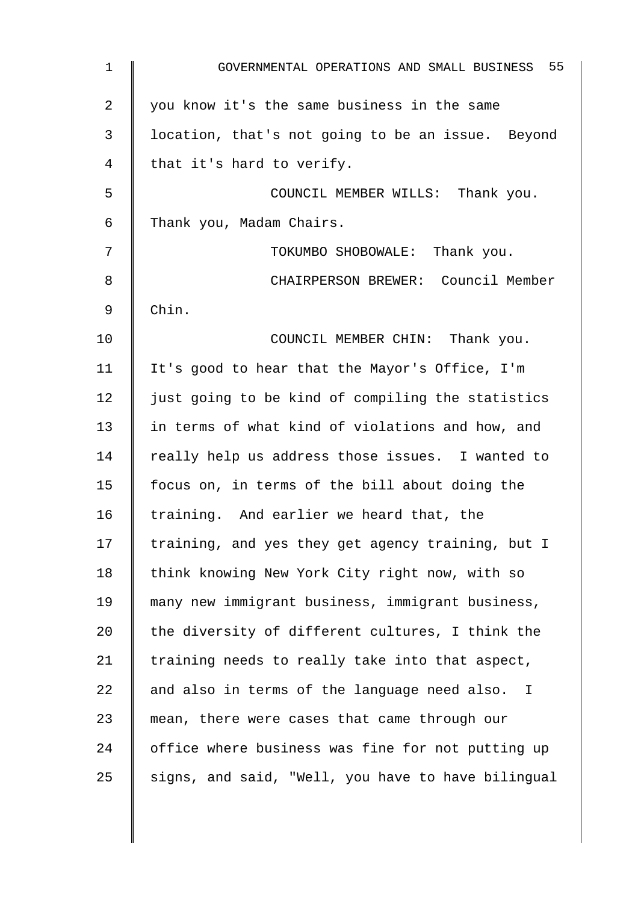you know it's the same business in the same location, that's not going to be an issue. Beyond that it's hard to verify.

COUNCIL MEMBER WILLS: Thank you. Thank you, Madam Chairs.

TOKUMBO SHOBOWALE: Thank you.

CHAIRPERSON BREWER: Council Member Chin.

COUNCIL MEMBER CHIN: Thank you. It's good to hear that the Mayor's Office, I'm just going to be kind of compiling the statistics in terms of what kind of violations and how, and really help us address those issues. I wanted to focus on, in terms of the bill about doing the training. And earlier we heard that, the training, and yes they get agency training, but I think knowing New York City right now, with so many new immigrant business, immigrant business, the diversity of different cultures, I think the training needs to really take into that aspect, and also in terms of the language need also. I mean, there were cases that came through our office where business was fine for not putting up signs, and said, "Well, you have to have bilingual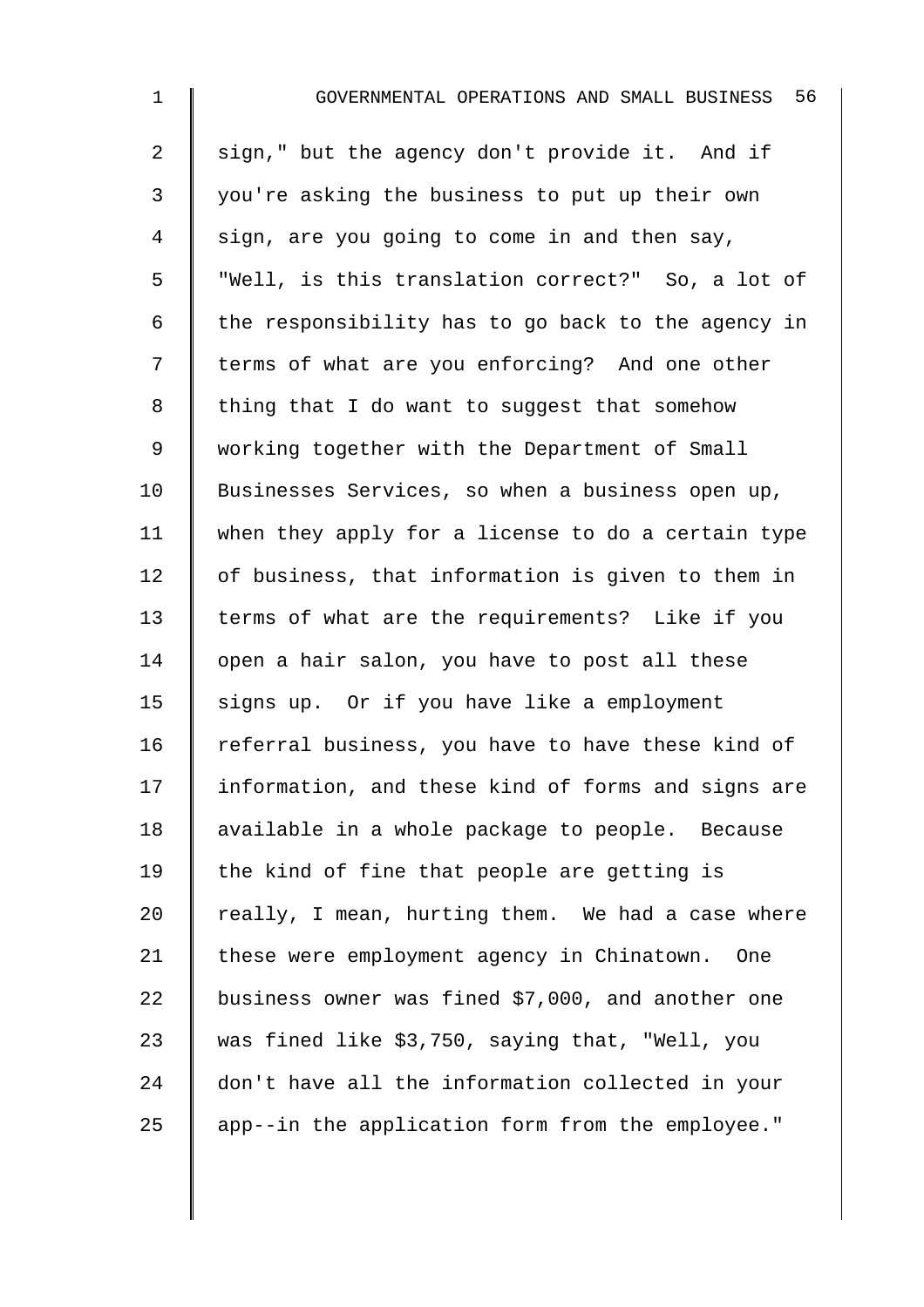sign," but the agency don't provide it. And if you're asking the business to put up their own sign, are you going to come in and then say, "Well, is this translation correct?" So, a lot of the responsibility has to go back to the agency in terms of what are you enforcing? And one other thing that I do want to suggest that somehow working together with the Department of Small Businesses Services, so when a business open up, when they apply for a license to do a certain type of business, that information is given to them in terms of what are the requirements? Like if you open a hair salon, you have to post all these signs up. Or if you have like a employment referral business, you have to have these kind of information, and these kind of forms and signs are available in a whole package to people. Because the kind of fine that people are getting is really, I mean, hurting them. We had a case where these were employment agency in Chinatown. One business owner was fined $7,000, and another one was fined like $3,750, saying that, "Well, you don't have all the information collected in your app--in the application form from the employee."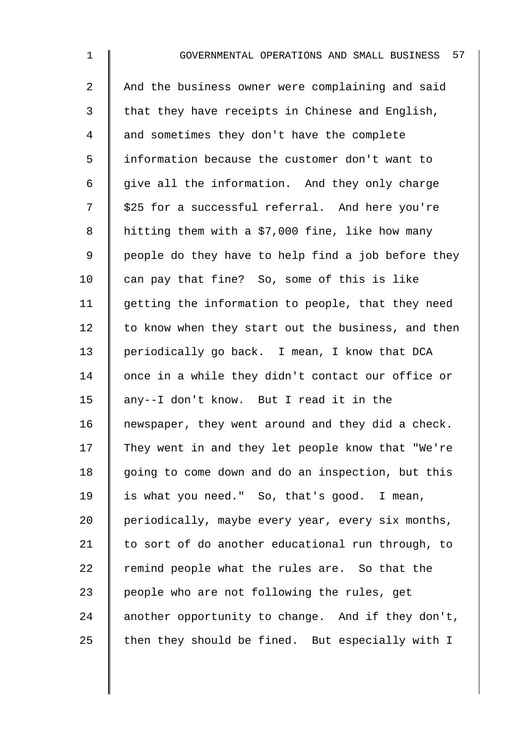And the business owner were complaining and said that they have receipts in Chinese and English, and sometimes they don't have the complete information because the customer don't want to give all the information. And they only charge $25 for a successful referral. And here you're hitting them with a $7,000 fine, like how many people do they have to help find a job before they can pay that fine? So, some of this is like getting the information to people, that they need to know when they start out the business, and then periodically go back. I mean, I know that DCA once in a while they didn't contact our office or any--I don't know. But I read it in the newspaper, they went around and they did a check. They went in and they let people know that "We're going to come down and do an inspection, but this is what you need." So, that's good. I mean, periodically, maybe every year, every six months, to sort of do another educational run through, to remind people what the rules are. So that the people who are not following the rules, get another opportunity to change. And if they don't, then they should be fined. But especially with I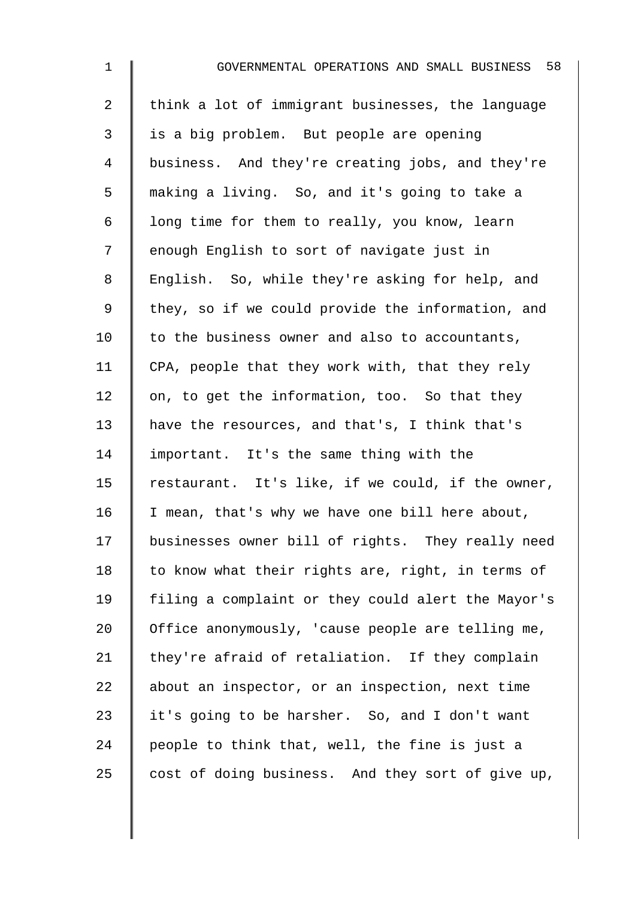think a lot of immigrant businesses, the language is a big problem. But people are opening business. And they're creating jobs, and they're making a living. So, and it's going to take a long time for them to really, you know, learn enough English to sort of navigate just in English. So, while they're asking for help, and they, so if we could provide the information, and to the business owner and also to accountants, CPA, people that they work with, that they rely on, to get the information, too. So that they have the resources, and that's, I think that's important. It's the same thing with the restaurant. It's like, if we could, if the owner, I mean, that's why we have one bill here about, businesses owner bill of rights. They really need to know what their rights are, right, in terms of filing a complaint or they could alert the Mayor's Office anonymously, 'cause people are telling me, they're afraid of retaliation. If they complain about an inspector, or an inspection, next time it's going to be harsher. So, and I don't want people to think that, well, the fine is just a cost of doing business. And they sort of give up,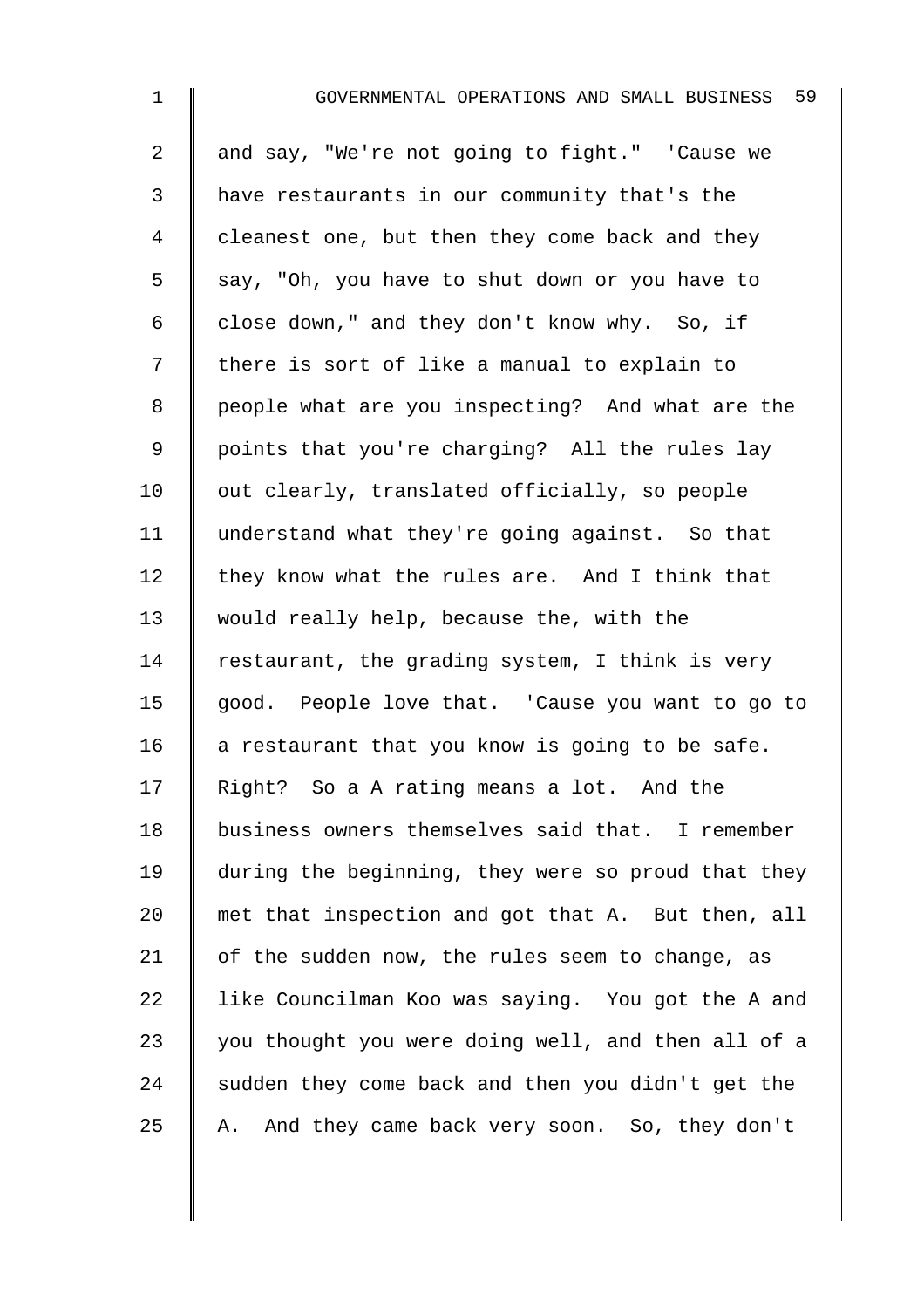and say, "We're not going to fight." 'Cause we have restaurants in our community that's the cleanest one, but then they come back and they say, "Oh, you have to shut down or you have to close down," and they don't know why. So, if there is sort of like a manual to explain to people what are you inspecting? And what are the points that you're charging? All the rules lay out clearly, translated officially, so people understand what they're going against. So that they know what the rules are. And I think that would really help, because the, with the restaurant, the grading system, I think is very good. People love that. 'Cause you want to go to a restaurant that you know is going to be safe. Right? So a A rating means a lot. And the business owners themselves said that. I remember during the beginning, they were so proud that they met that inspection and got that A. But then, all of the sudden now, the rules seem to change, as like Councilman Koo was saying. You got the A and you thought you were doing well, and then all of a sudden they come back and then you didn't get the A. And they came back very soon. So, they don't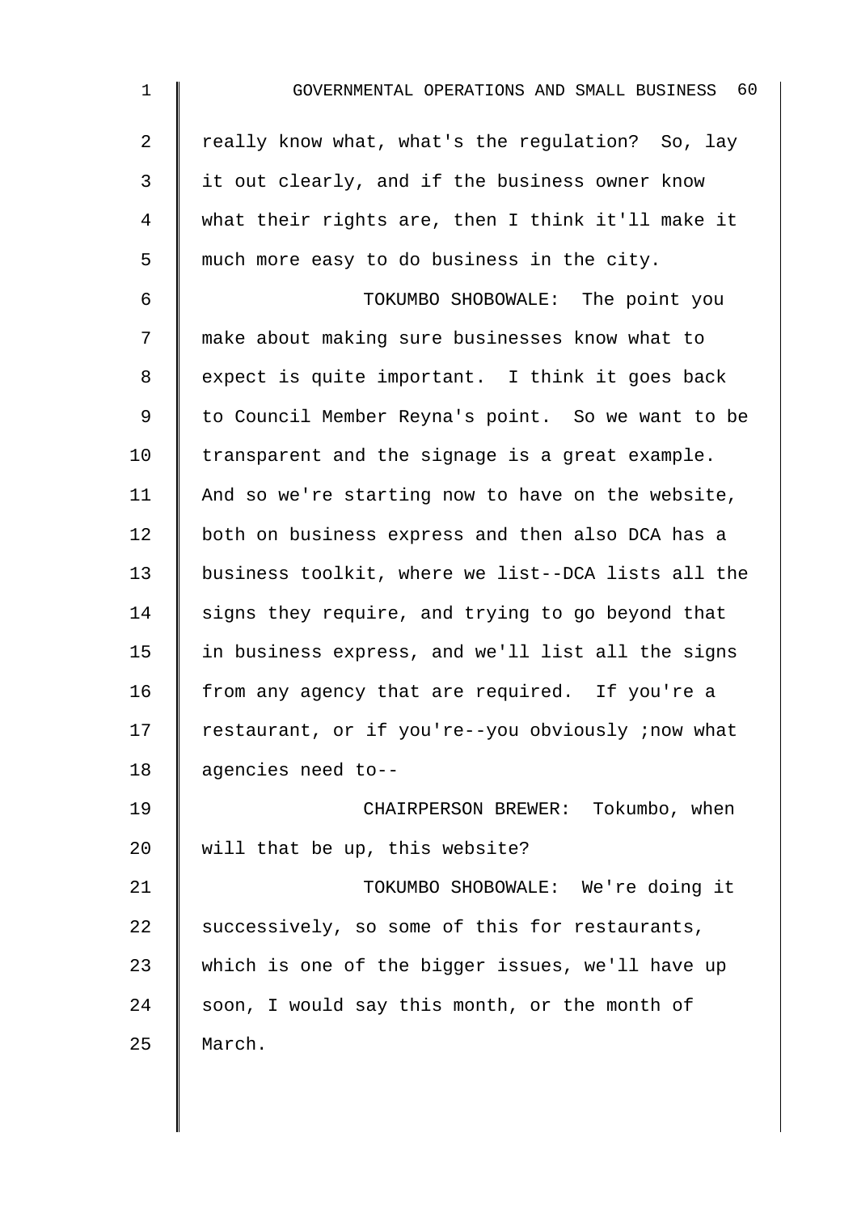really know what, what's the regulation? So, lay it out clearly, and if the business owner know what their rights are, then I think it'll make it much more easy to do business in the city.

TOKUMBO SHOBOWALE: The point you make about making sure businesses know what to expect is quite important. I think it goes back to Council Member Reyna's point. So we want to be transparent and the signage is a great example. And so we're starting now to have on the website, both on business express and then also DCA has a business toolkit, where we list--DCA lists all the signs they require, and trying to go beyond that in business express, and we'll list all the signs from any agency that are required. If you're a restaurant, or if you're--you obviously ;now what agencies need to--

CHAIRPERSON BREWER: Tokumbo, when will that be up, this website?

TOKUMBO SHOBOWALE: We're doing it successively, so some of this for restaurants, which is one of the bigger issues, we'll have up soon, I would say this month, or the month of March.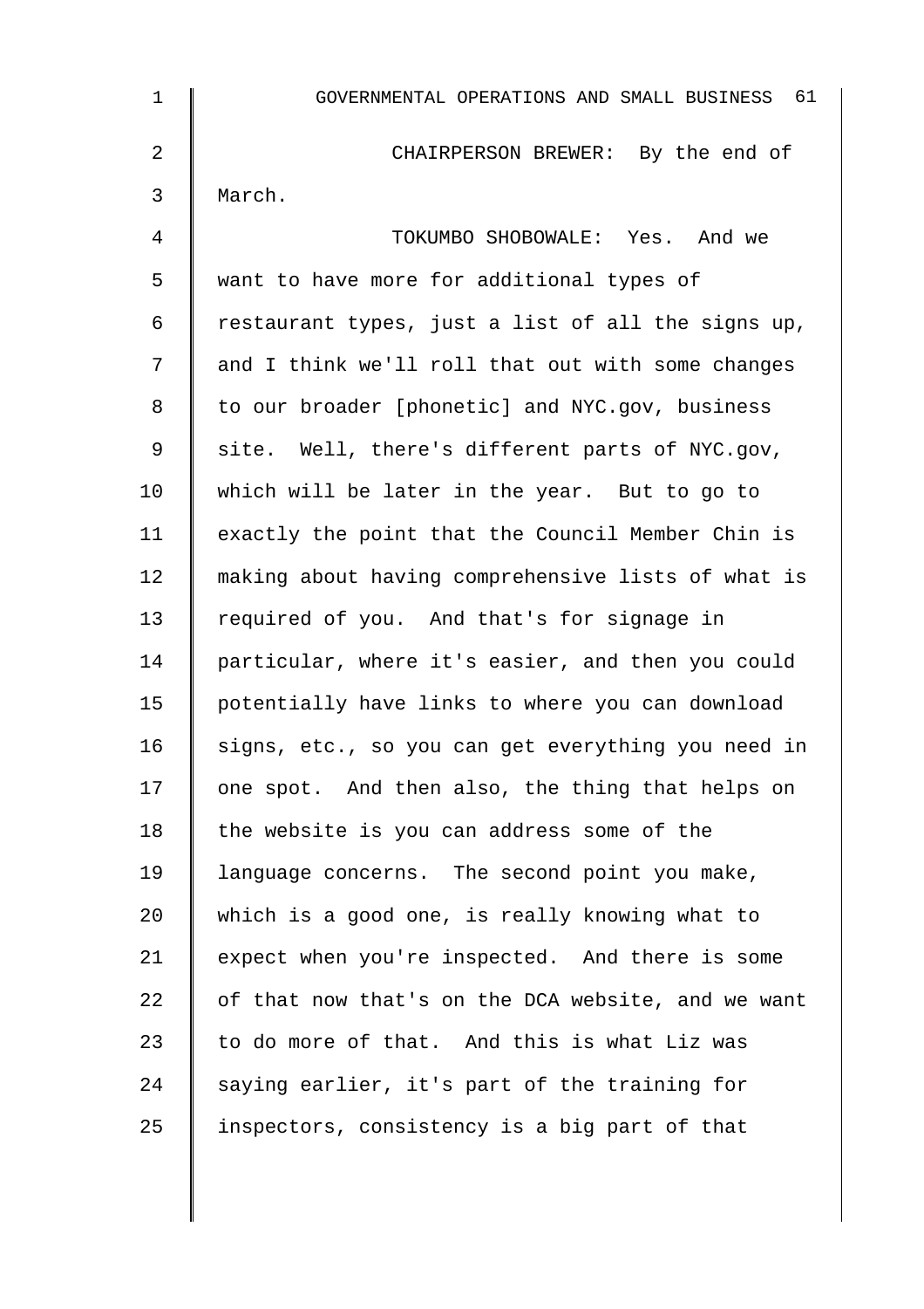CHAIRPERSON BREWER: By the end of March.

TOKUMBO SHOBOWALE: Yes. And we want to have more for additional types of restaurant types, just a list of all the signs up, and I think we'll roll that out with some changes to our broader [phonetic] and NYC.gov, business site. Well, there's different parts of NYC.gov, which will be later in the year. But to go to exactly the point that the Council Member Chin is making about having comprehensive lists of what is required of you. And that's for signage in particular, where it's easier, and then you could potentially have links to where you can download signs, etc., so you can get everything you need in one spot. And then also, the thing that helps on the website is you can address some of the language concerns. The second point you make, which is a good one, is really knowing what to expect when you're inspected. And there is some of that now that's on the DCA website, and we want to do more of that. And this is what Liz was saying earlier, it's part of the training for inspectors, consistency is a big part of that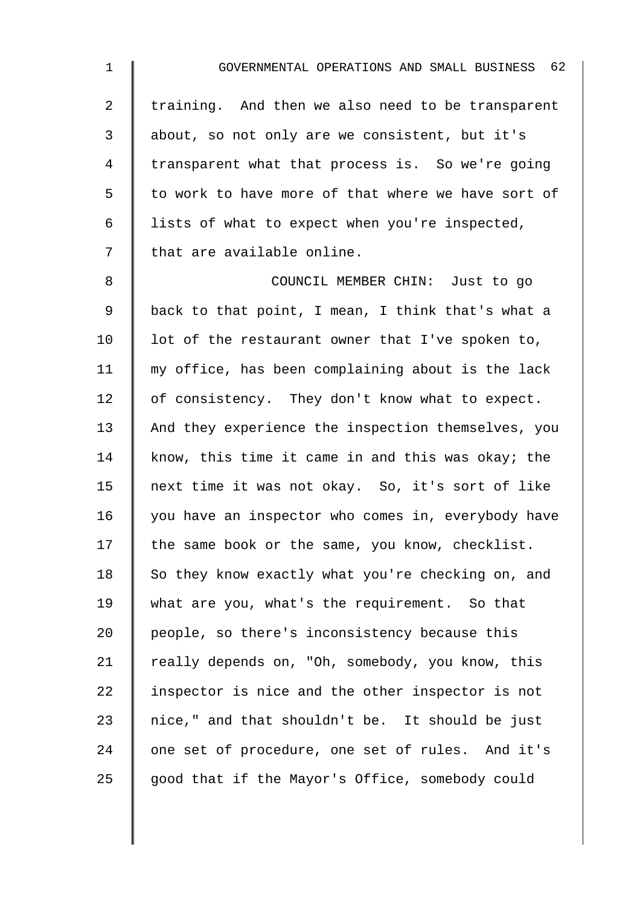training. And then we also need to be transparent about, so not only are we consistent, but it's transparent what that process is. So we're going to work to have more of that where we have sort of lists of what to expect when you're inspected, that are available online.

COUNCIL MEMBER CHIN: Just to go back to that point, I mean, I think that's what a lot of the restaurant owner that I've spoken to, my office, has been complaining about is the lack of consistency. They don't know what to expect. And they experience the inspection themselves, you know, this time it came in and this was okay; the next time it was not okay. So, it's sort of like you have an inspector who comes in, everybody have the same book or the same, you know, checklist. So they know exactly what you're checking on, and what are you, what's the requirement. So that people, so there's inconsistency because this really depends on, "Oh, somebody, you know, this inspector is nice and the other inspector is not nice," and that shouldn't be. It should be just one set of procedure, one set of rules. And it's good that if the Mayor's Office, somebody could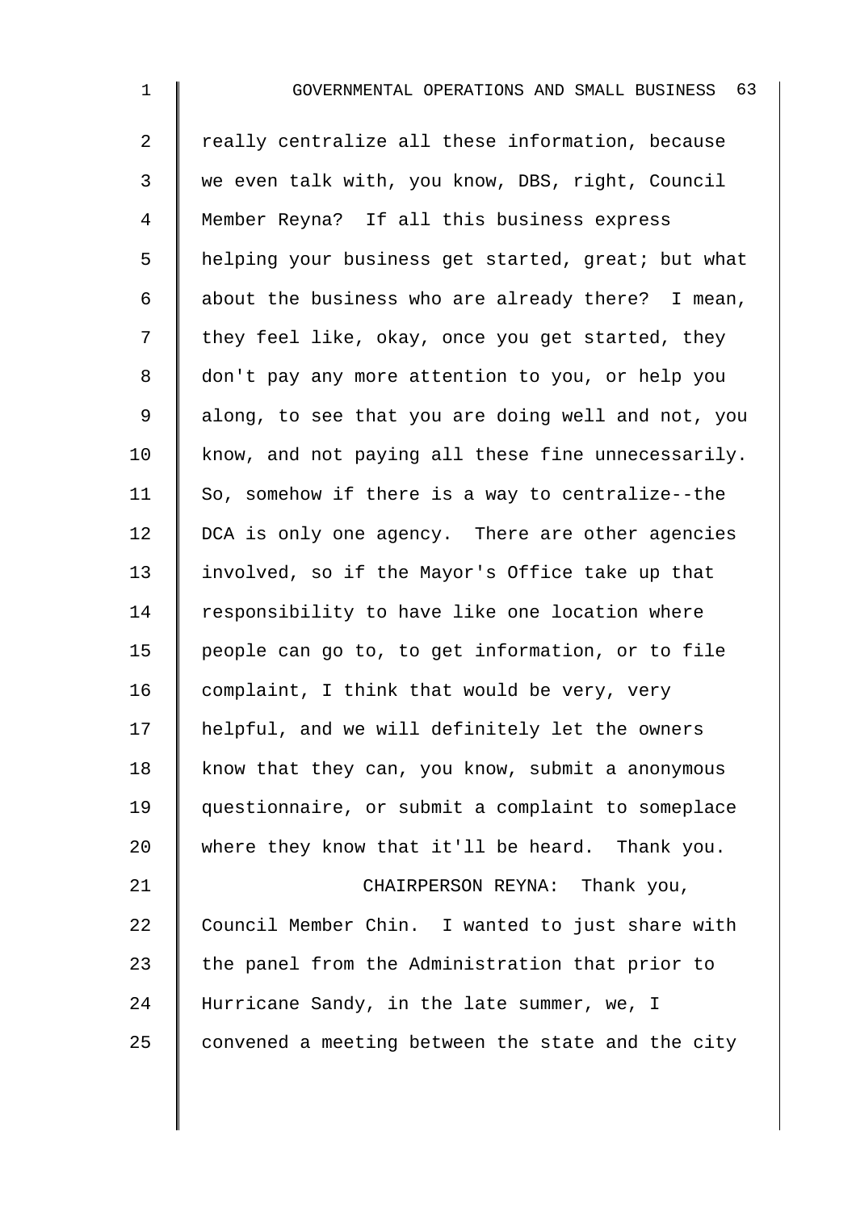really centralize all these information, because we even talk with, you know, DBS, right, Council Member Reyna? If all this business express helping your business get started, great; but what about the business who are already there? I mean, they feel like, okay, once you get started, they don't pay any more attention to you, or help you along, to see that you are doing well and not, you know, and not paying all these fine unnecessarily. So, somehow if there is a way to centralize--the DCA is only one agency. There are other agencies involved, so if the Mayor's Office take up that responsibility to have like one location where people can go to, to get information, or to file complaint, I think that would be very, very helpful, and we will definitely let the owners know that they can, you know, submit a anonymous questionnaire, or submit a complaint to someplace where they know that it'll be heard. Thank you.

CHAIRPERSON REYNA: Thank you, Council Member Chin. I wanted to just share with the panel from the Administration that prior to Hurricane Sandy, in the late summer, we, I convened a meeting between the state and the city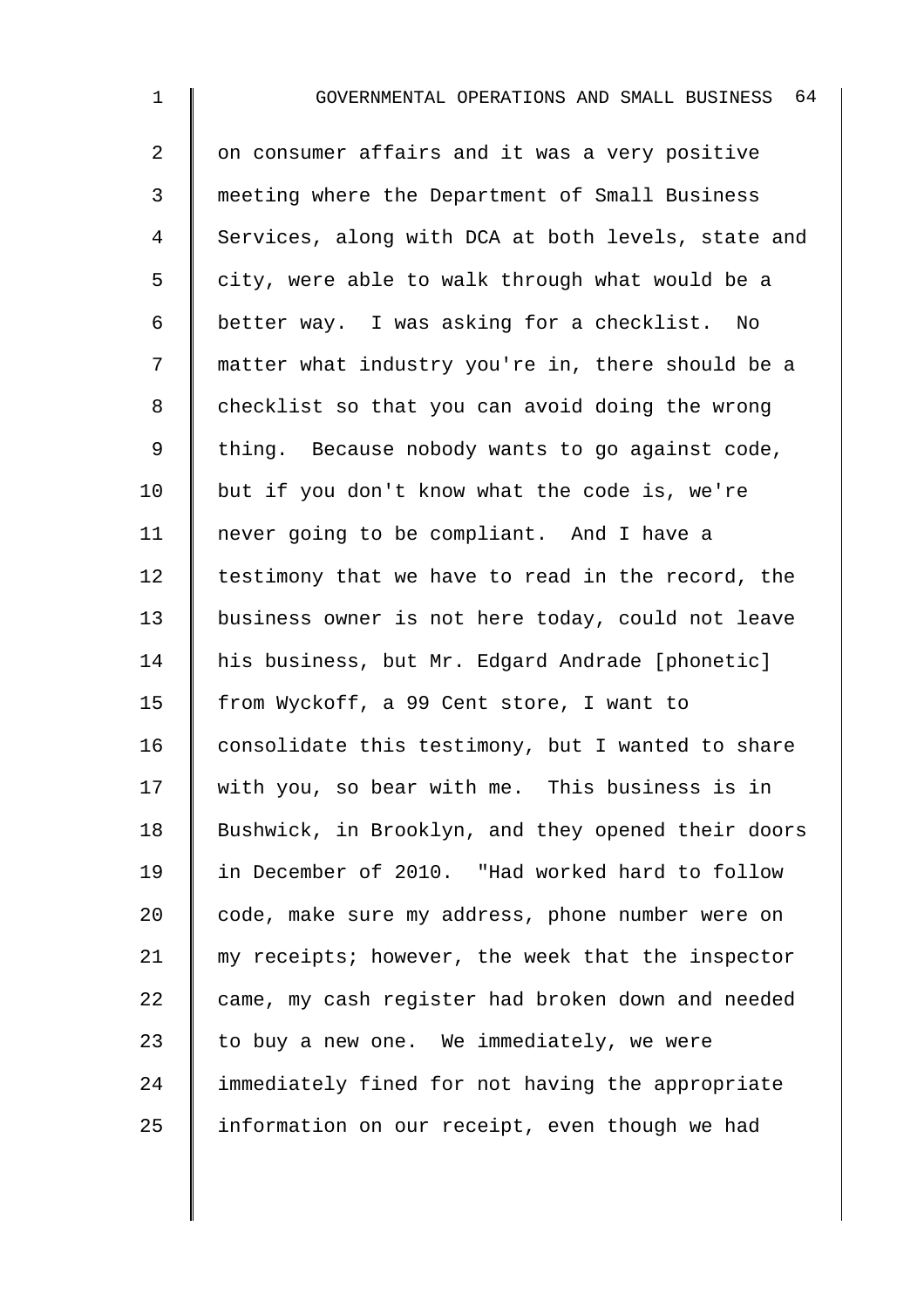on consumer affairs and it was a very positive meeting where the Department of Small Business Services, along with DCA at both levels, state and city, were able to walk through what would be a better way. I was asking for a checklist. No matter what industry you're in, there should be a checklist so that you can avoid doing the wrong thing. Because nobody wants to go against code, but if you don't know what the code is, we're never going to be compliant. And I have a testimony that we have to read in the record, the business owner is not here today, could not leave his business, but Mr. Edgard Andrade [phonetic] from Wyckoff, a 99 Cent store, I want to consolidate this testimony, but I wanted to share with you, so bear with me. This business is in Bushwick, in Brooklyn, and they opened their doors in December of 2010. "Had worked hard to follow code, make sure my address, phone number were on my receipts; however, the week that the inspector came, my cash register had broken down and needed to buy a new one. We immediately, we were immediately fined for not having the appropriate information on our receipt, even though we had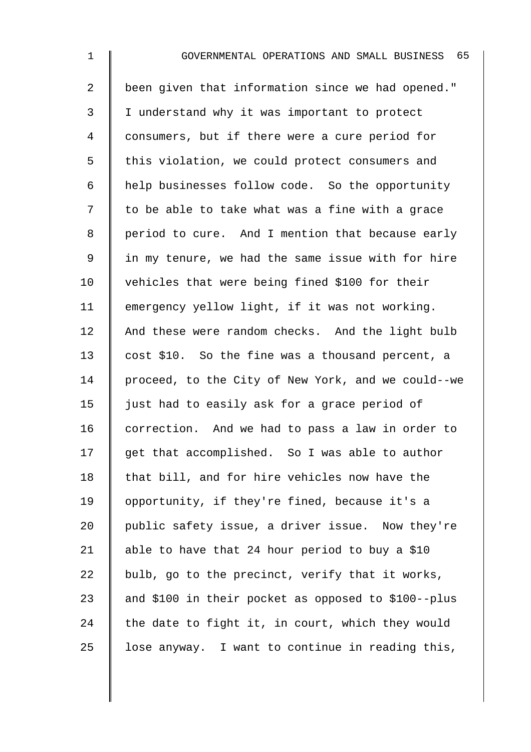been given that information since we had opened." I understand why it was important to protect consumers, but if there were a cure period for this violation, we could protect consumers and help businesses follow code. So the opportunity to be able to take what was a fine with a grace period to cure. And I mention that because early in my tenure, we had the same issue with for hire vehicles that were being fined $100 for their emergency yellow light, if it was not working. And these were random checks. And the light bulb cost $10. So the fine was a thousand percent, a proceed, to the City of New York, and we could--we just had to easily ask for a grace period of correction. And we had to pass a law in order to get that accomplished. So I was able to author that bill, and for hire vehicles now have the opportunity, if they're fined, because it's a public safety issue, a driver issue. Now they're able to have that 24 hour period to buy a $10 bulb, go to the precinct, verify that it works, and $100 in their pocket as opposed to $100--plus the date to fight it, in court, which they would lose anyway. I want to continue in reading this,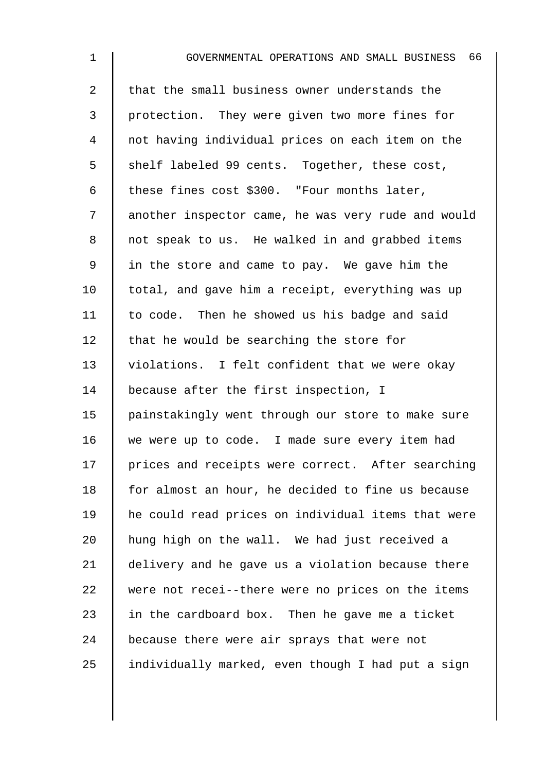that the small business owner understands the protection. They were given two more fines for not having individual prices on each item on the shelf labeled 99 cents. Together, these cost, these fines cost $300. "Four months later, another inspector came, he was very rude and would not speak to us. He walked in and grabbed items in the store and came to pay. We gave him the total, and gave him a receipt, everything was up to code. Then he showed us his badge and said that he would be searching the store for violations. I felt confident that we were okay because after the first inspection, I painstakingly went through our store to make sure we were up to code. I made sure every item had prices and receipts were correct. After searching for almost an hour, he decided to fine us because he could read prices on individual items that were hung high on the wall. We had just received a delivery and he gave us a violation because there were not recei--there were no prices on the items in the cardboard box. Then he gave me a ticket because there were air sprays that were not individually marked, even though I had put a sign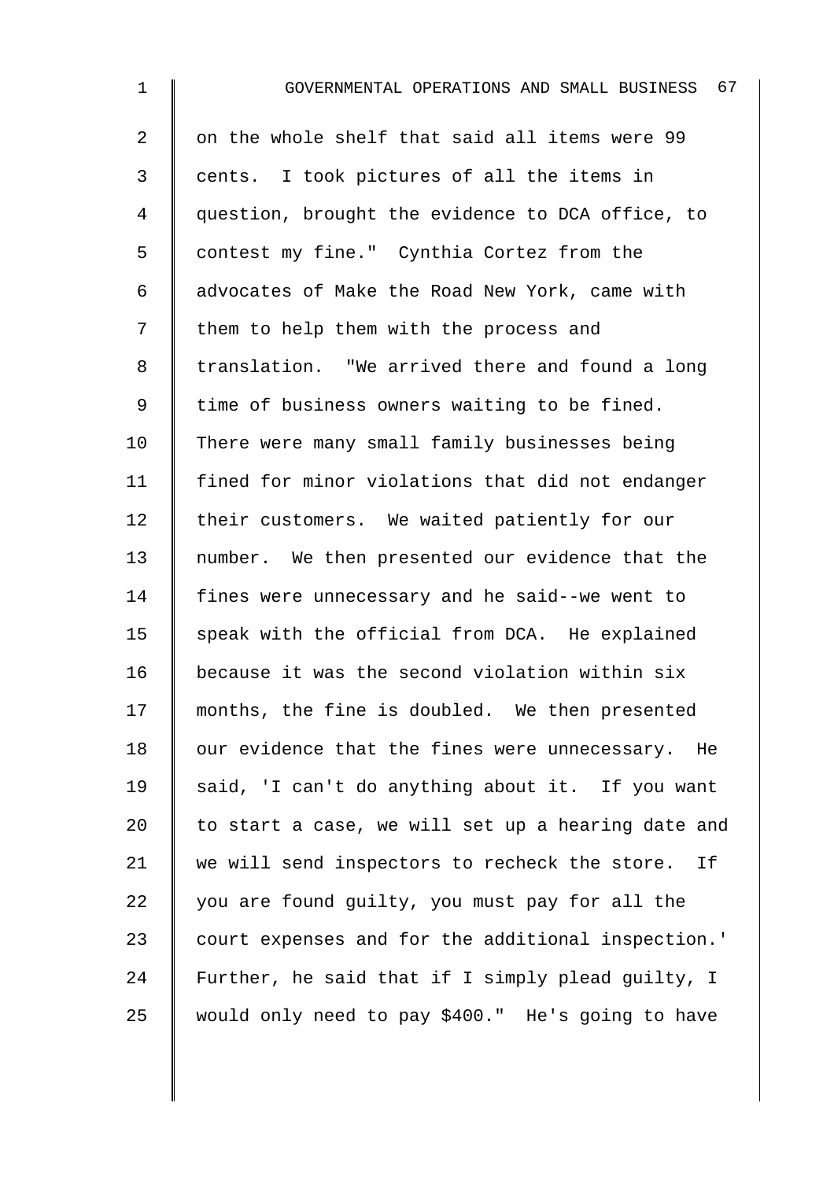on the whole shelf that said all items were 99 cents. I took pictures of all the items in question, brought the evidence to DCA office, to contest my fine." Cynthia Cortez from the advocates of Make the Road New York, came with them to help them with the process and translation. "We arrived there and found a long time of business owners waiting to be fined. There were many small family businesses being fined for minor violations that did not endanger their customers. We waited patiently for our number. We then presented our evidence that the fines were unnecessary and he said--we went to speak with the official from DCA. He explained because it was the second violation within six months, the fine is doubled. We then presented our evidence that the fines were unnecessary. He said, 'I can't do anything about it. If you want to start a case, we will set up a hearing date and we will send inspectors to recheck the store. If you are found guilty, you must pay for all the court expenses and for the additional inspection.' Further, he said that if I simply plead guilty, I would only need to pay $400." He's going to have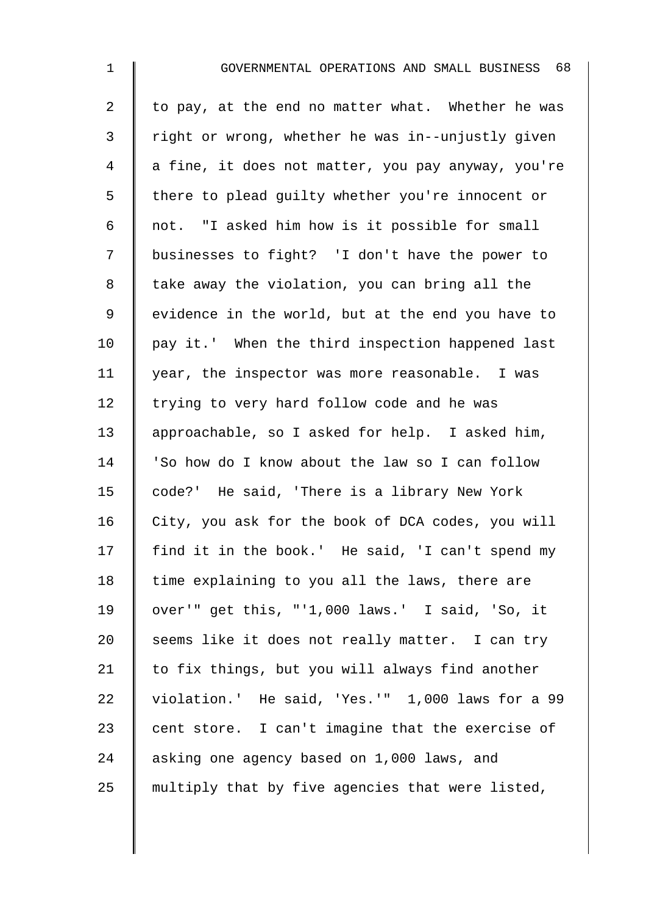to pay, at the end no matter what. Whether he was right or wrong, whether he was in--unjustly given a fine, it does not matter, you pay anyway, you're there to plead guilty whether you're innocent or not. "I asked him how is it possible for small businesses to fight? 'I don't have the power to take away the violation, you can bring all the evidence in the world, but at the end you have to pay it.' When the third inspection happened last year, the inspector was more reasonable. I was trying to very hard follow code and he was approachable, so I asked for help. I asked him, 'So how do I know about the law so I can follow code?' He said, 'There is a library New York City, you ask for the book of DCA codes, you will find it in the book.' He said, 'I can't spend my time explaining to you all the laws, there are over'" get this, "'1,000 laws.' I said, 'So, it seems like it does not really matter. I can try to fix things, but you will always find another violation.' He said, 'Yes.'" 1,000 laws for a 99 cent store. I can't imagine that the exercise of asking one agency based on 1,000 laws, and multiply that by five agencies that were listed,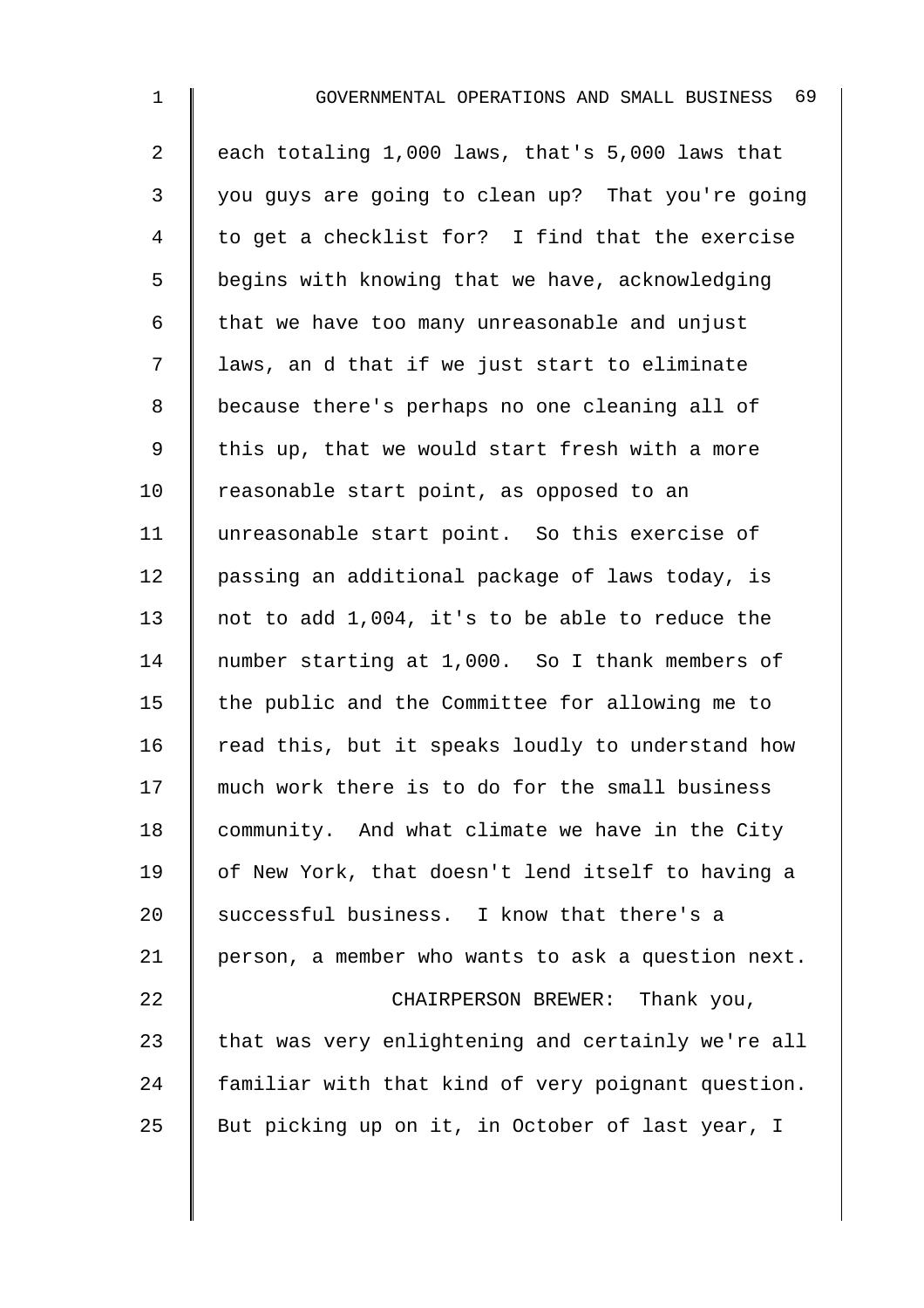each totaling 1,000 laws, that's 5,000 laws that you guys are going to clean up? That you're going to get a checklist for? I find that the exercise begins with knowing that we have, acknowledging that we have too many unreasonable and unjust laws, an d that if we just start to eliminate because there's perhaps no one cleaning all of this up, that we would start fresh with a more reasonable start point, as opposed to an unreasonable start point. So this exercise of passing an additional package of laws today, is not to add 1,004, it's to be able to reduce the number starting at 1,000. So I thank members of the public and the Committee for allowing me to read this, but it speaks loudly to understand how much work there is to do for the small business community. And what climate we have in the City of New York, that doesn't lend itself to having a successful business. I know that there's a person, a member who wants to ask a question next.

CHAIRPERSON BREWER: Thank you, that was very enlightening and certainly we're all familiar with that kind of very poignant question. But picking up on it, in October of last year, I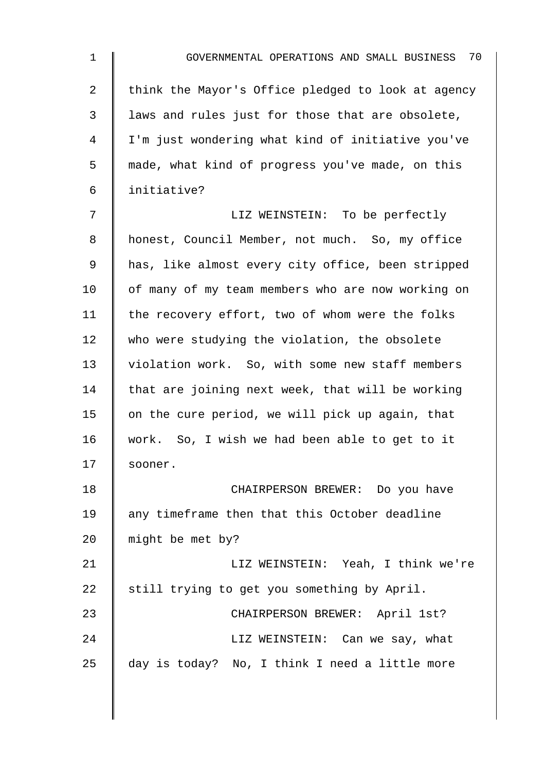think the Mayor's Office pledged to look at agency laws and rules just for those that are obsolete, I'm just wondering what kind of initiative you've made, what kind of progress you've made, on this initiative?

LIZ WEINSTEIN: To be perfectly honest, Council Member, not much. So, my office has, like almost every city office, been stripped of many of my team members who are now working on the recovery effort, two of whom were the folks who were studying the violation, the obsolete violation work. So, with some new staff members that are joining next week, that will be working on the cure period, we will pick up again, that work. So, I wish we had been able to get to it sooner.

CHAIRPERSON BREWER: Do you have any timeframe then that this October deadline might be met by?

LIZ WEINSTEIN: Yeah, I think we're still trying to get you something by April.

CHAIRPERSON BREWER: April 1st?

LIZ WEINSTEIN: Can we say, what day is today? No, I think I need a little more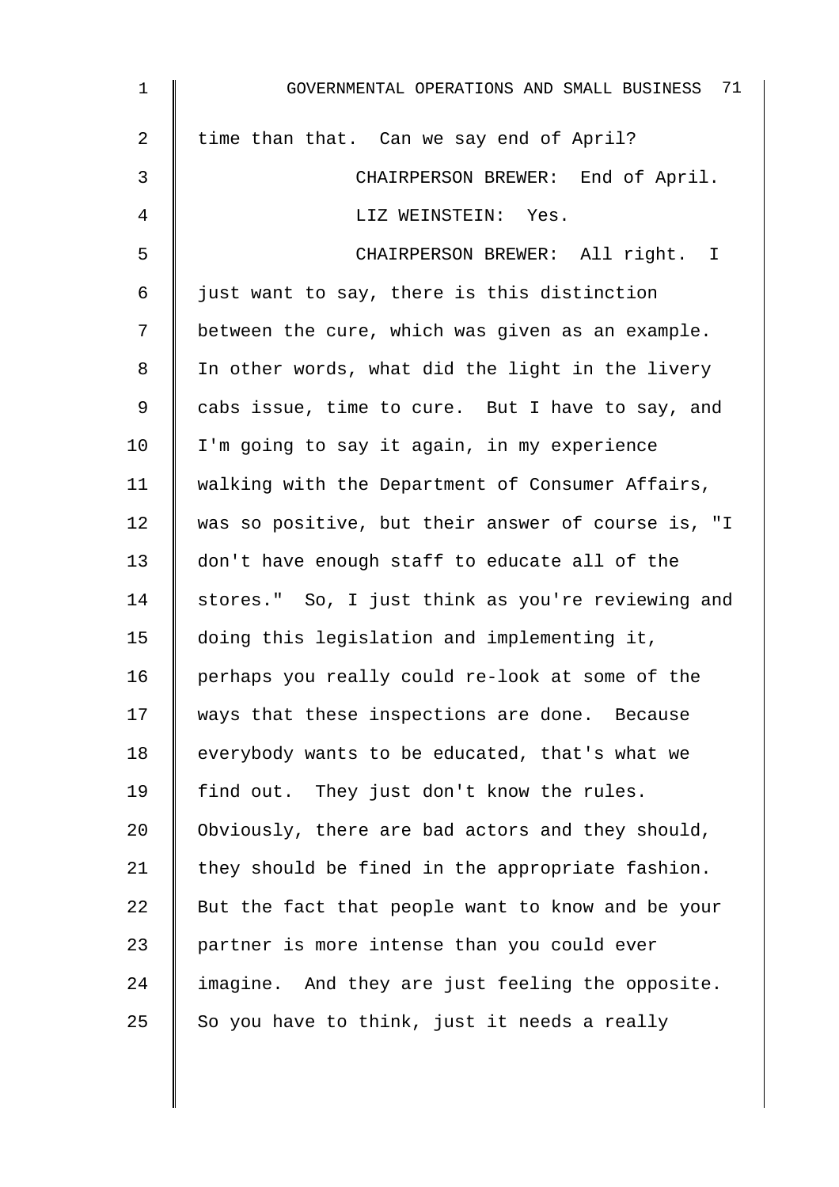time than that. Can we say end of April?

CHAIRPERSON BREWER: End of April.

LIZ WEINSTEIN: Yes.

CHAIRPERSON BREWER: All right. I just want to say, there is this distinction between the cure, which was given as an example. In other words, what did the light in the livery cabs issue, time to cure. But I have to say, and I'm going to say it again, in my experience walking with the Department of Consumer Affairs, was so positive, but their answer of course is, "I don't have enough staff to educate all of the stores." So, I just think as you're reviewing and doing this legislation and implementing it, perhaps you really could re-look at some of the ways that these inspections are done. Because everybody wants to be educated, that's what we find out. They just don't know the rules. Obviously, there are bad actors and they should, they should be fined in the appropriate fashion. But the fact that people want to know and be your partner is more intense than you could ever imagine. And they are just feeling the opposite. So you have to think, just it needs a really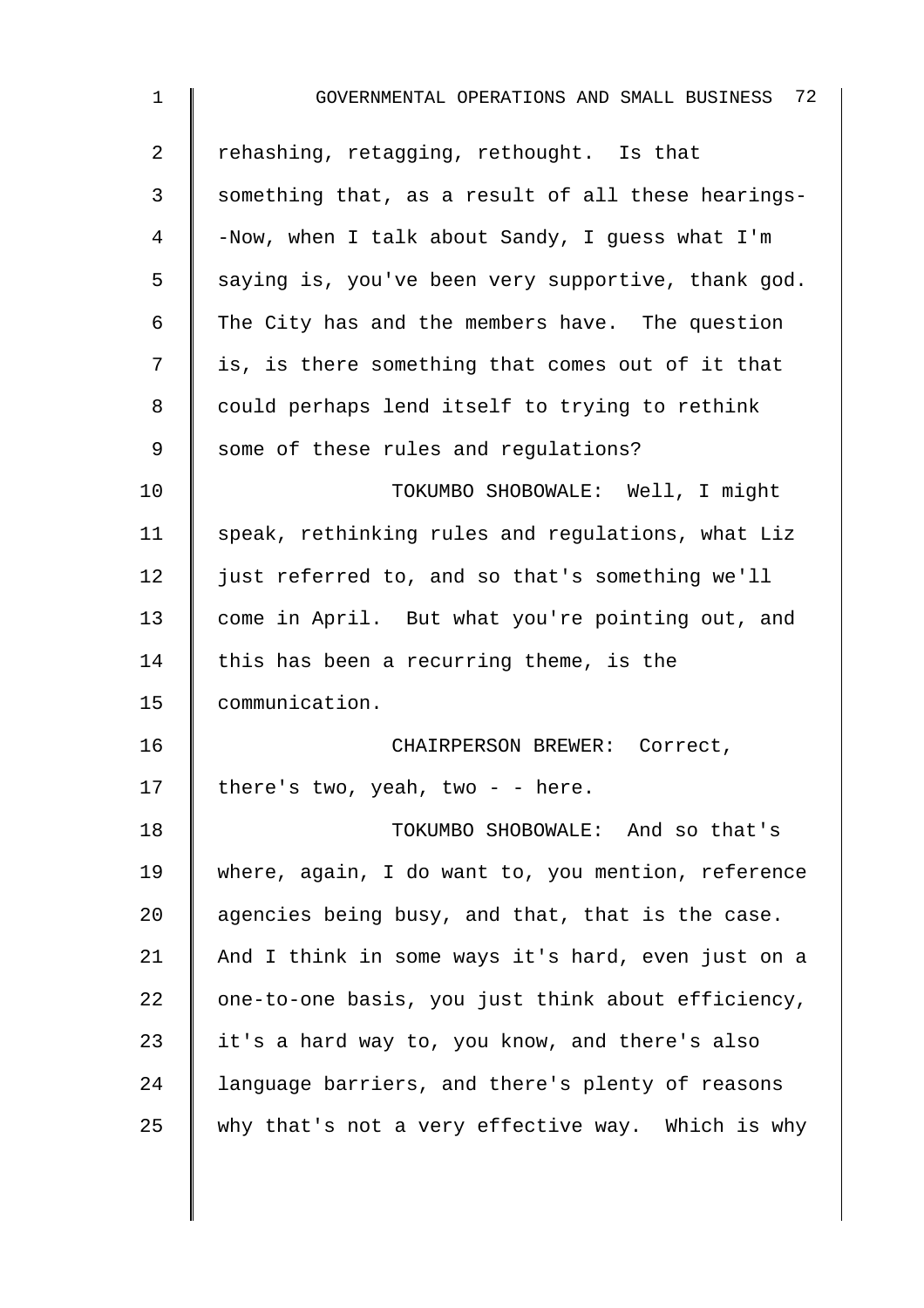rehashing, retagging, rethought. Is that something that, as a result of all these hearings--Now, when I talk about Sandy, I guess what I'm saying is, you've been very supportive, thank god. The City has and the members have. The question is, is there something that comes out of it that could perhaps lend itself to trying to rethink some of these rules and regulations?

TOKUMBO SHOBOWALE: Well, I might speak, rethinking rules and regulations, what Liz just referred to, and so that's something we'll come in April. But what you're pointing out, and this has been a recurring theme, is the communication.

CHAIRPERSON BREWER: Correct, there's two, yeah, two - - here.

TOKUMBO SHOBOWALE: And so that's where, again, I do want to, you mention, reference agencies being busy, and that, that is the case. And I think in some ways it's hard, even just on a one-to-one basis, you just think about efficiency, it's a hard way to, you know, and there's also language barriers, and there's plenty of reasons why that's not a very effective way. Which is why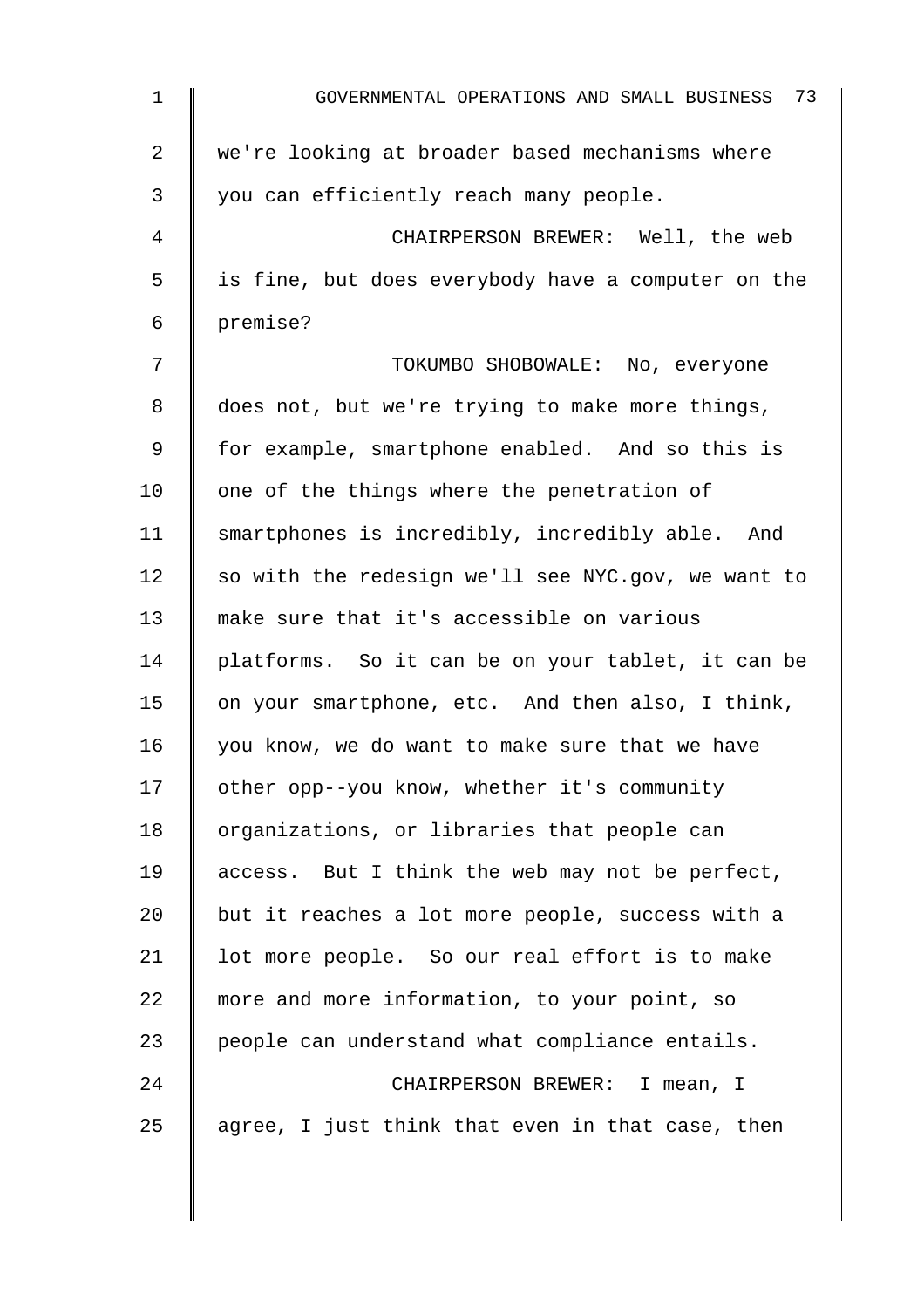we're looking at broader based mechanisms where you can efficiently reach many people.

CHAIRPERSON BREWER: Well, the web is fine, but does everybody have a computer on the premise?

TOKUMBO SHOBOWALE: No, everyone does not, but we're trying to make more things, for example, smartphone enabled. And so this is one of the things where the penetration of smartphones is incredibly, incredibly able. And so with the redesign we'll see NYC.gov, we want to make sure that it's accessible on various platforms. So it can be on your tablet, it can be on your smartphone, etc. And then also, I think, you know, we do want to make sure that we have other opp--you know, whether it's community organizations, or libraries that people can access. But I think the web may not be perfect, but it reaches a lot more people, success with a lot more people. So our real effort is to make more and more information, to your point, so people can understand what compliance entails.

CHAIRPERSON BREWER: I mean, I agree, I just think that even in that case, then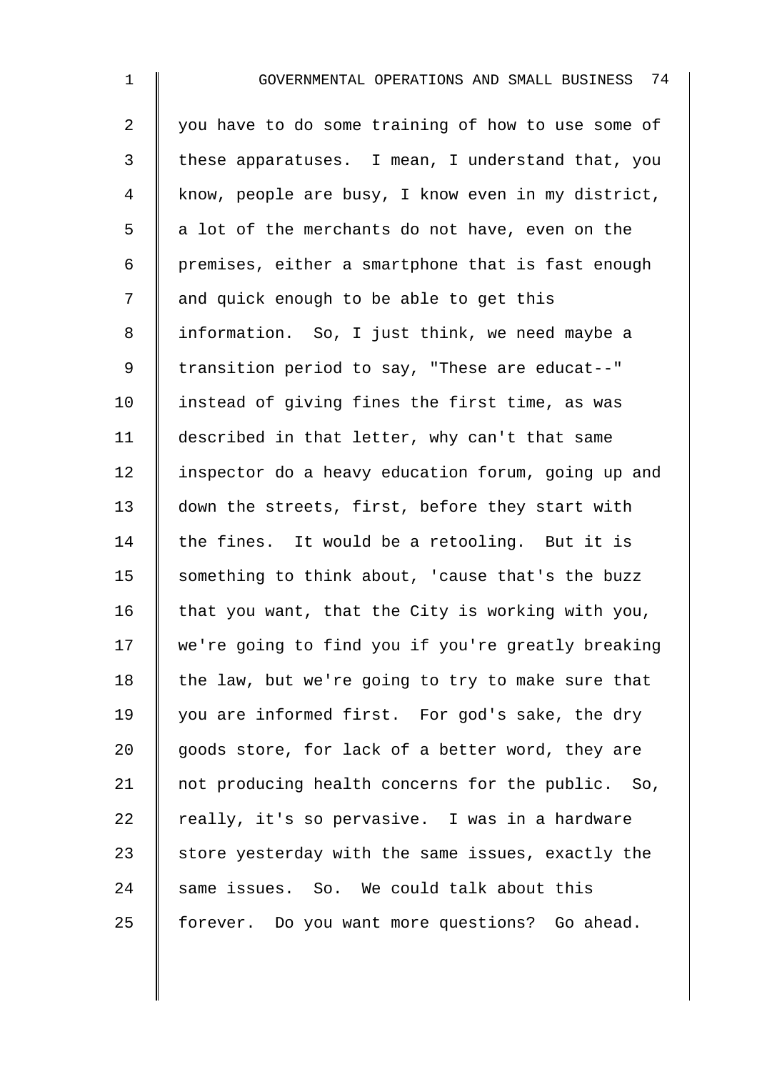you have to do some training of how to use some of these apparatuses. I mean, I understand that, you know, people are busy, I know even in my district, a lot of the merchants do not have, even on the premises, either a smartphone that is fast enough and quick enough to be able to get this information. So, I just think, we need maybe a transition period to say, "These are educat--" instead of giving fines the first time, as was described in that letter, why can't that same inspector do a heavy education forum, going up and down the streets, first, before they start with the fines. It would be a retooling. But it is something to think about, 'cause that's the buzz that you want, that the City is working with you, we're going to find you if you're greatly breaking the law, but we're going to try to make sure that you are informed first. For god's sake, the dry goods store, for lack of a better word, they are not producing health concerns for the public. So, really, it's so pervasive. I was in a hardware store yesterday with the same issues, exactly the same issues. So. We could talk about this forever. Do you want more questions? Go ahead.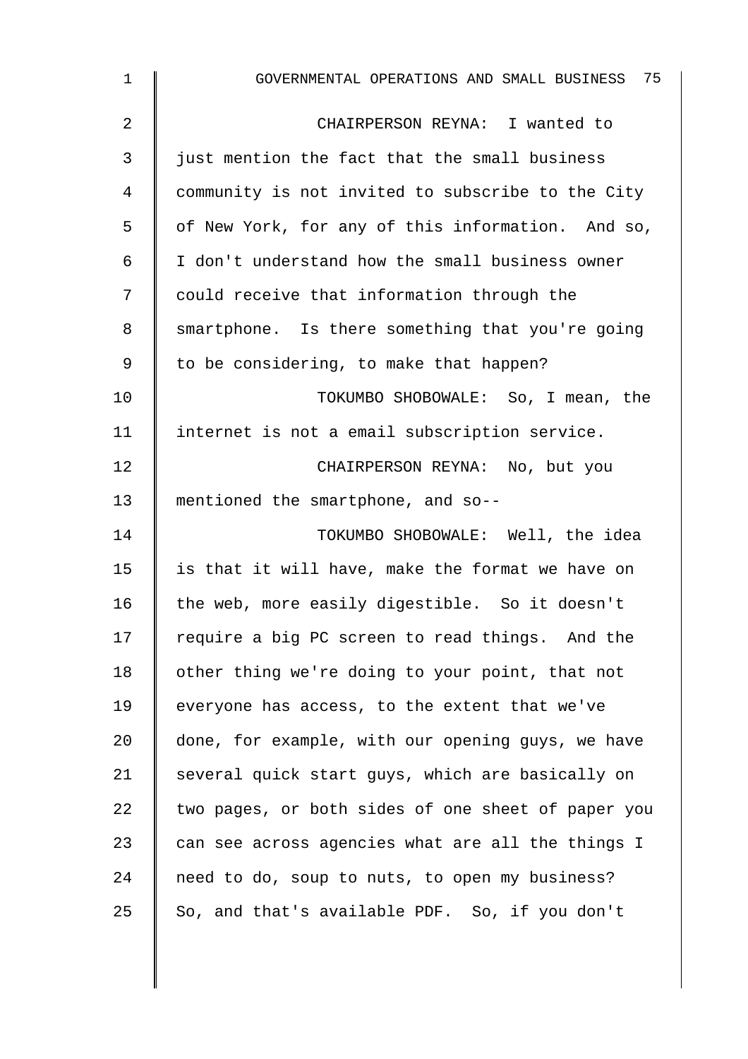CHAIRPERSON REYNA: I wanted to just mention the fact that the small business community is not invited to subscribe to the City of New York, for any of this information. And so, I don't understand how the small business owner could receive that information through the smartphone. Is there something that you're going to be considering, to make that happen?

TOKUMBO SHOBOWALE: So, I mean, the internet is not a email subscription service.

CHAIRPERSON REYNA: No, but you mentioned the smartphone, and so--

TOKUMBO SHOBOWALE: Well, the idea is that it will have, make the format we have on the web, more easily digestible. So it doesn't require a big PC screen to read things. And the other thing we're doing to your point, that not everyone has access, to the extent that we've done, for example, with our opening guys, we have several quick start guys, which are basically on two pages, or both sides of one sheet of paper you can see across agencies what are all the things I need to do, soup to nuts, to open my business? So, and that's available PDF. So, if you don't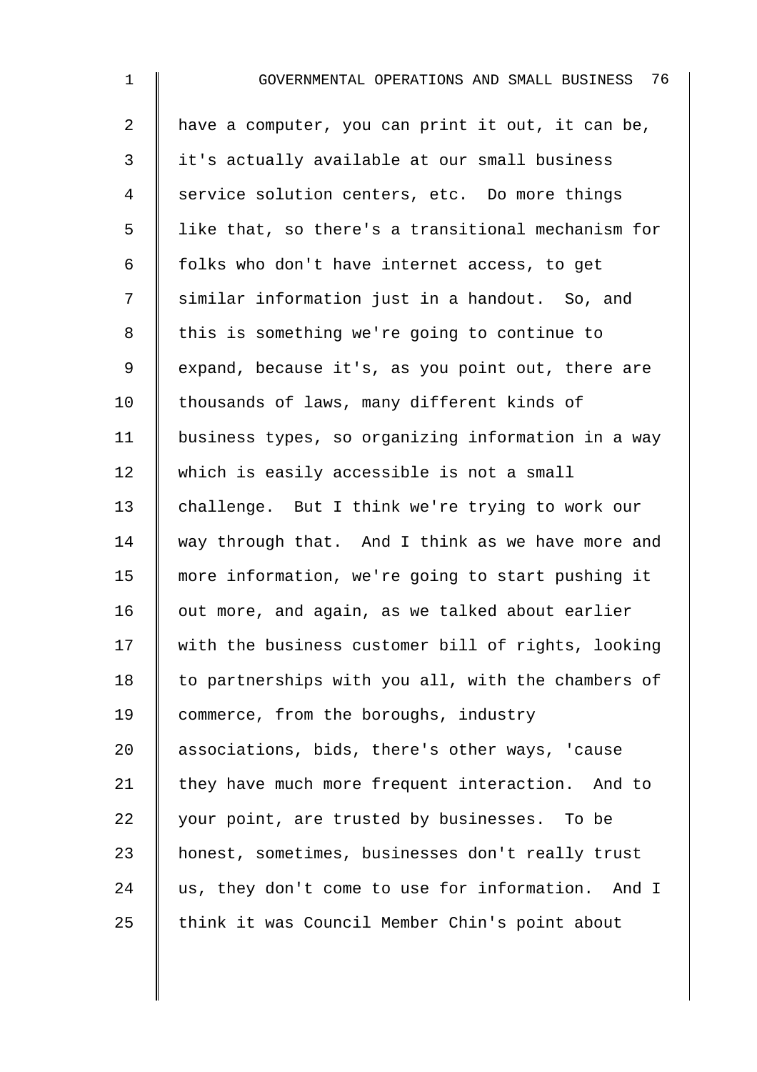have a computer, you can print it out, it can be, it's actually available at our small business service solution centers, etc. Do more things like that, so there's a transitional mechanism for folks who don't have internet access, to get similar information just in a handout. So, and this is something we're going to continue to expand, because it's, as you point out, there are thousands of laws, many different kinds of business types, so organizing information in a way which is easily accessible is not a small challenge. But I think we're trying to work our way through that. And I think as we have more and more information, we're going to start pushing it out more, and again, as we talked about earlier with the business customer bill of rights, looking to partnerships with you all, with the chambers of commerce, from the boroughs, industry associations, bids, there's other ways, 'cause they have much more frequent interaction. And to your point, are trusted by businesses. To be honest, sometimes, businesses don't really trust us, they don't come to use for information. And I think it was Council Member Chin's point about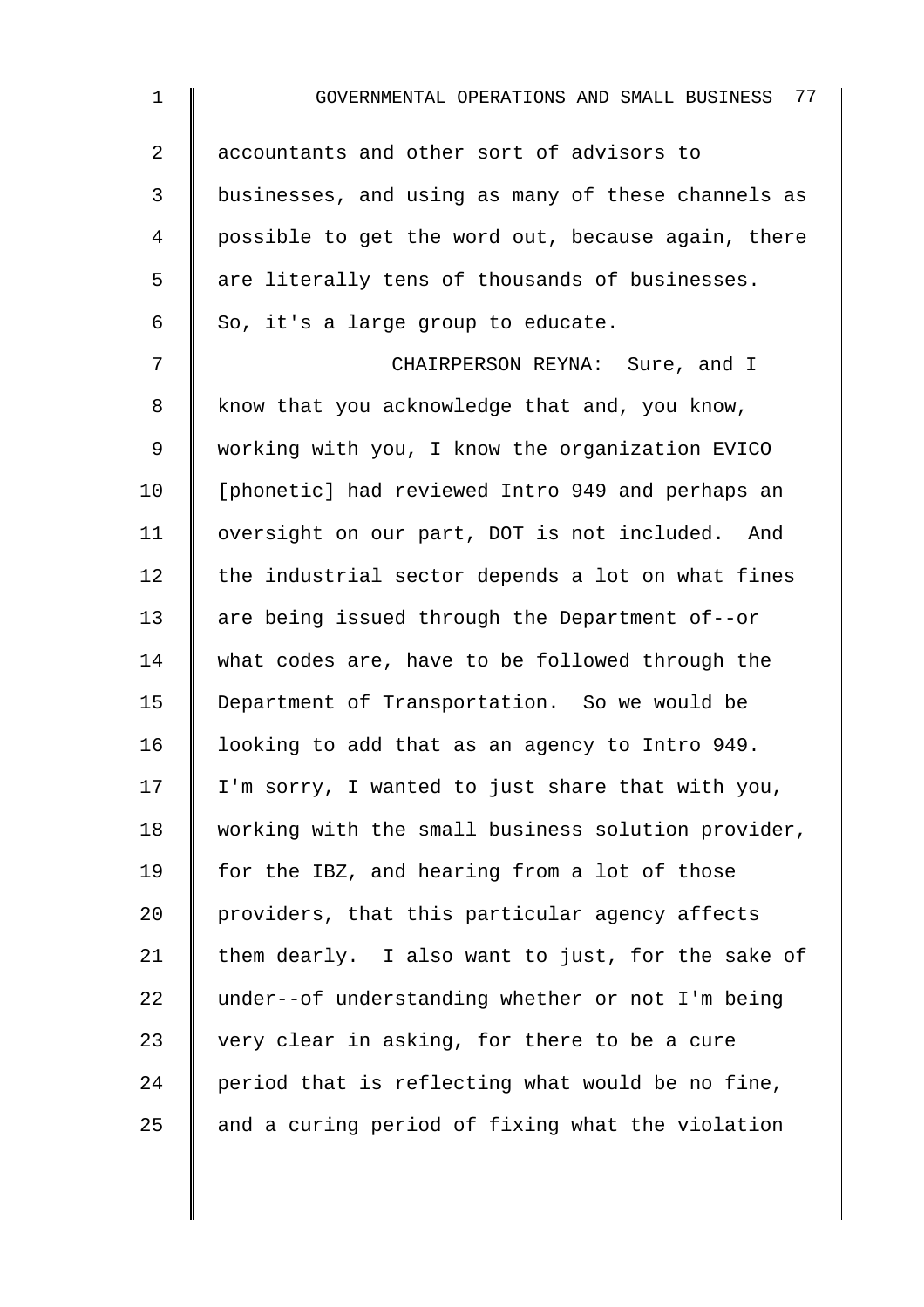accountants and other sort of advisors to businesses, and using as many of these channels as possible to get the word out, because again, there are literally tens of thousands of businesses. So, it's a large group to educate.

CHAIRPERSON REYNA: Sure, and I know that you acknowledge that and, you know, working with you, I know the organization EVICO [phonetic] had reviewed Intro 949 and perhaps an oversight on our part, DOT is not included. And the industrial sector depends a lot on what fines are being issued through the Department of--or what codes are, have to be followed through the Department of Transportation. So we would be looking to add that as an agency to Intro 949. I'm sorry, I wanted to just share that with you, working with the small business solution provider, for the IBZ, and hearing from a lot of those providers, that this particular agency affects them dearly. I also want to just, for the sake of under--of understanding whether or not I'm being very clear in asking, for there to be a cure period that is reflecting what would be no fine, and a curing period of fixing what the violation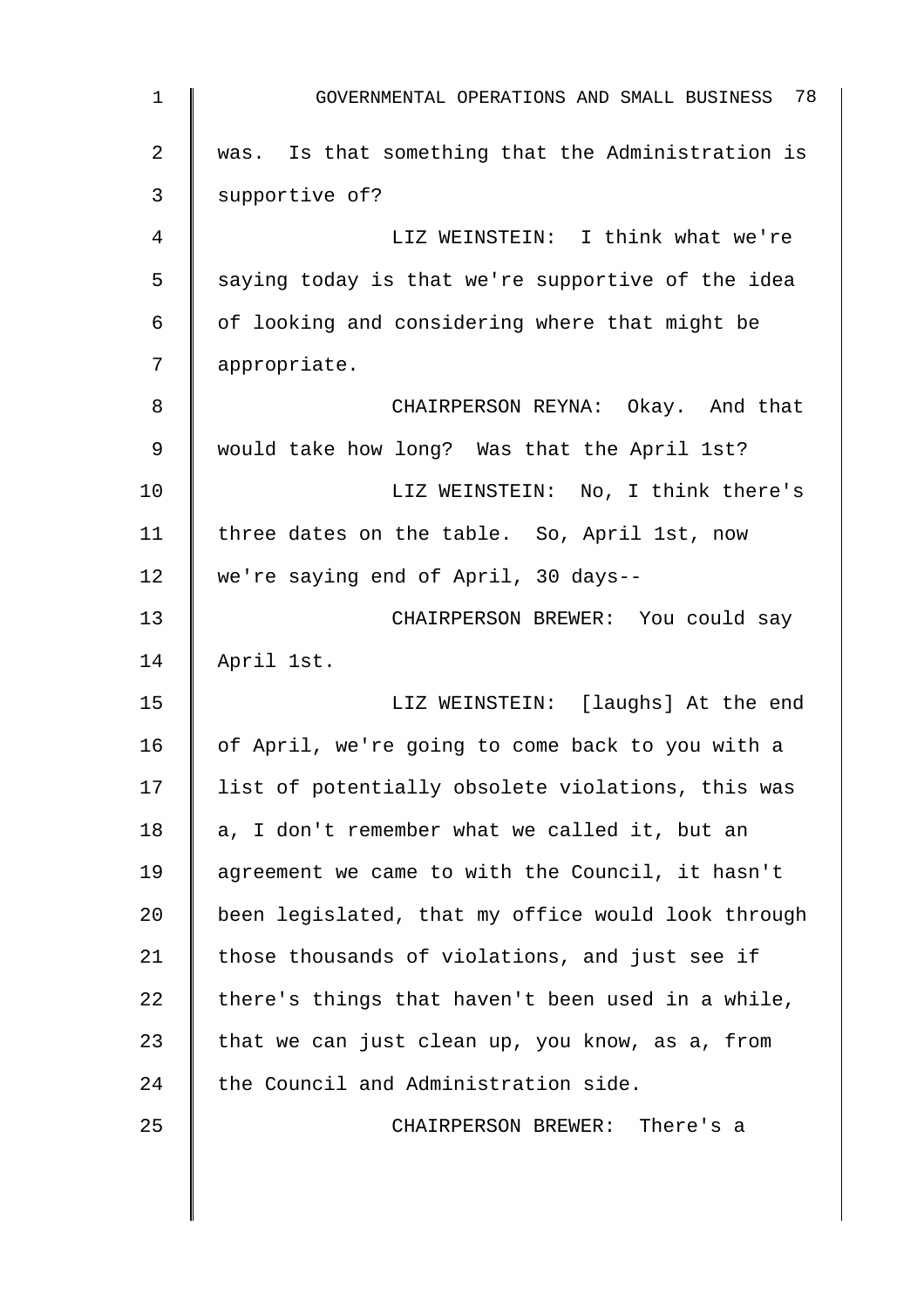was. Is that something that the Administration is supportive of?

LIZ WEINSTEIN: I think what we're saying today is that we're supportive of the idea of looking and considering where that might be appropriate.

CHAIRPERSON REYNA: Okay. And that would take how long? Was that the April 1st?

LIZ WEINSTEIN: No, I think there's three dates on the table. So, April 1st, now we're saying end of April, 30 days--

CHAIRPERSON BREWER: You could say April 1st.

LIZ WEINSTEIN: [laughs] At the end of April, we're going to come back to you with a list of potentially obsolete violations, this was a, I don't remember what we called it, but an agreement we came to with the Council, it hasn't been legislated, that my office would look through those thousands of violations, and just see if there's things that haven't been used in a while, that we can just clean up, you know, as a, from the Council and Administration side.

CHAIRPERSON BREWER: There's a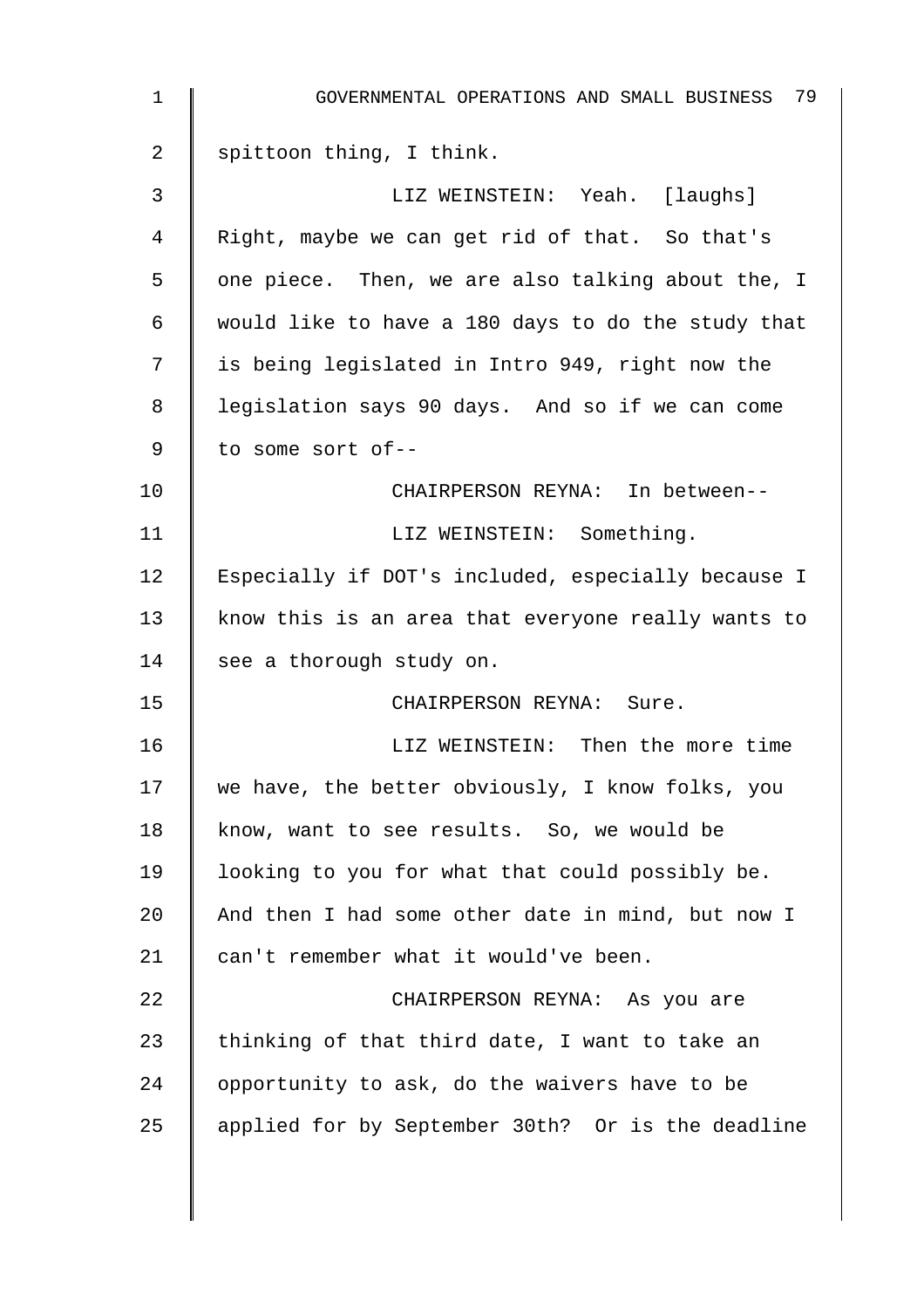spittoon thing, I think.

LIZ WEINSTEIN: Yeah. [laughs] Right, maybe we can get rid of that. So that's one piece. Then, we are also talking about the, I would like to have a 180 days to do the study that is being legislated in Intro 949, right now the legislation says 90 days. And so if we can come to some sort of--

CHAIRPERSON REYNA: In between--

LIZ WEINSTEIN: Something. Especially if DOT's included, especially because I know this is an area that everyone really wants to see a thorough study on.

CHAIRPERSON REYNA: Sure.

LIZ WEINSTEIN: Then the more time we have, the better obviously, I know folks, you know, want to see results. So, we would be looking to you for what that could possibly be. And then I had some other date in mind, but now I can't remember what it would've been.

CHAIRPERSON REYNA: As you are thinking of that third date, I want to take an opportunity to ask, do the waivers have to be applied for by September 30th? Or is the deadline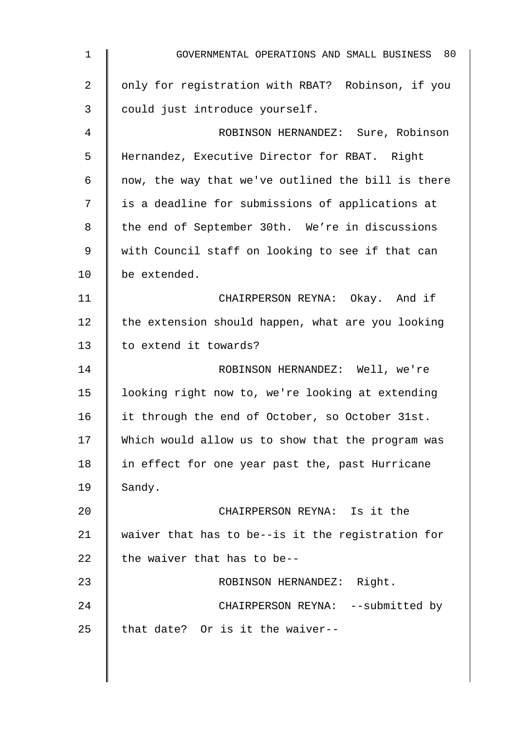only for registration with RBAT? Robinson, if you could just introduce yourself.

ROBINSON HERNANDEZ: Sure, Robinson Hernandez, Executive Director for RBAT. Right now, the way that we've outlined the bill is there is a deadline for submissions of applications at the end of September 30th. We're in discussions with Council staff on looking to see if that can be extended.

CHAIRPERSON REYNA: Okay. And if the extension should happen, what are you looking to extend it towards?

ROBINSON HERNANDEZ: Well, we're looking right now to, we're looking at extending it through the end of October, so October 31st. Which would allow us to show that the program was in effect for one year past the, past Hurricane Sandy.

CHAIRPERSON REYNA: Is it the waiver that has to be--is it the registration for the waiver that has to be--

ROBINSON HERNANDEZ: Right.

CHAIRPERSON REYNA: --submitted by that date? Or is it the waiver--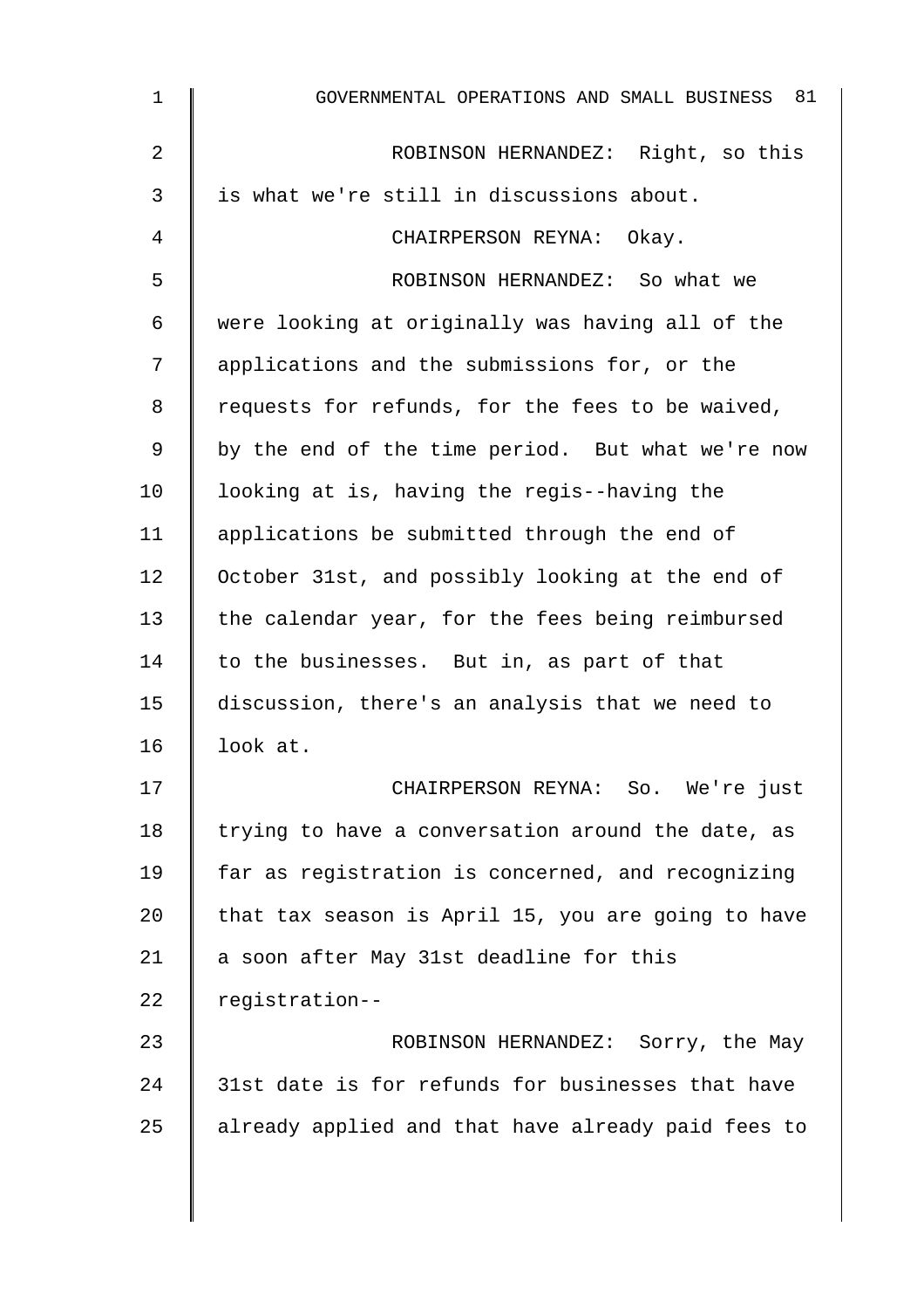ROBINSON HERNANDEZ: Right, so this is what we're still in discussions about.

CHAIRPERSON REYNA: Okay.

ROBINSON HERNANDEZ: So what we were looking at originally was having all of the applications and the submissions for, or the requests for refunds, for the fees to be waived, by the end of the time period. But what we're now looking at is, having the regis--having the applications be submitted through the end of October 31st, and possibly looking at the end of the calendar year, for the fees being reimbursed to the businesses. But in, as part of that discussion, there's an analysis that we need to look at.

CHAIRPERSON REYNA: So. We're just trying to have a conversation around the date, as far as registration is concerned, and recognizing that tax season is April 15, you are going to have a soon after May 31st deadline for this registration--

ROBINSON HERNANDEZ: Sorry, the May 31st date is for refunds for businesses that have already applied and that have already paid fees to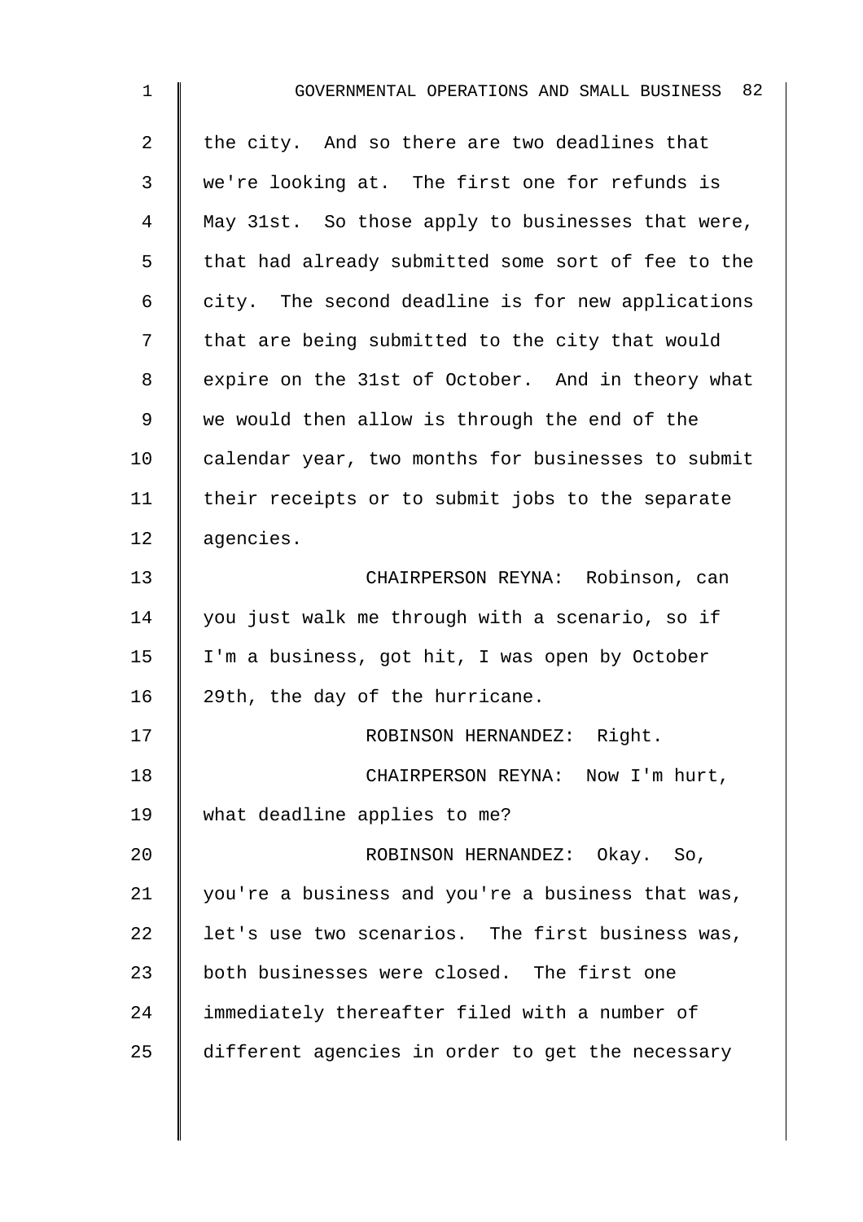the city. And so there are two deadlines that we're looking at. The first one for refunds is May 31st. So those apply to businesses that were, that had already submitted some sort of fee to the city. The second deadline is for new applications that are being submitted to the city that would expire on the 31st of October. And in theory what we would then allow is through the end of the calendar year, two months for businesses to submit their receipts or to submit jobs to the separate agencies.

CHAIRPERSON REYNA: Robinson, can you just walk me through with a scenario, so if I'm a business, got hit, I was open by October 29th, the day of the hurricane.

ROBINSON HERNANDEZ: Right.

CHAIRPERSON REYNA: Now I'm hurt, what deadline applies to me?

ROBINSON HERNANDEZ: Okay. So, you're a business and you're a business that was, let's use two scenarios. The first business was, both businesses were closed. The first one immediately thereafter filed with a number of different agencies in order to get the necessary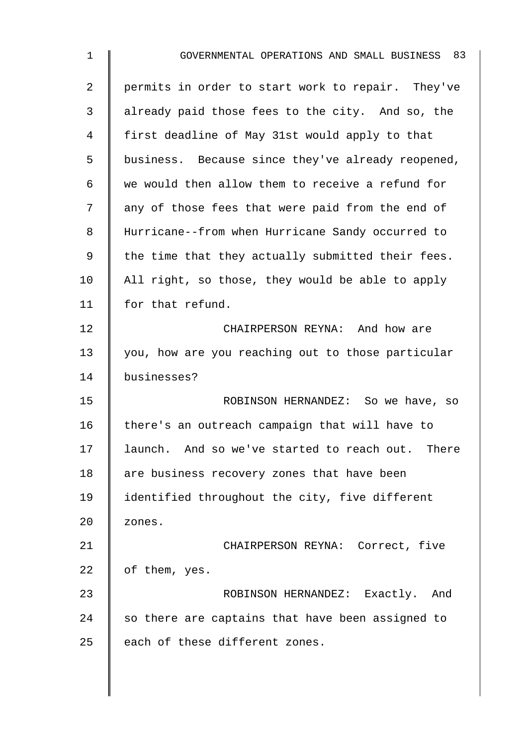permits in order to start work to repair. They've already paid those fees to the city. And so, the first deadline of May 31st would apply to that business. Because since they've already reopened, we would then allow them to receive a refund for any of those fees that were paid from the end of Hurricane--from when Hurricane Sandy occurred to the time that they actually submitted their fees. All right, so those, they would be able to apply for that refund.

CHAIRPERSON REYNA: And how are you, how are you reaching out to those particular businesses?

ROBINSON HERNANDEZ: So we have, so there's an outreach campaign that will have to launch. And so we've started to reach out. There are business recovery zones that have been identified throughout the city, five different zones.

CHAIRPERSON REYNA: Correct, five of them, yes.

ROBINSON HERNANDEZ: Exactly. And so there are captains that have been assigned to each of these different zones.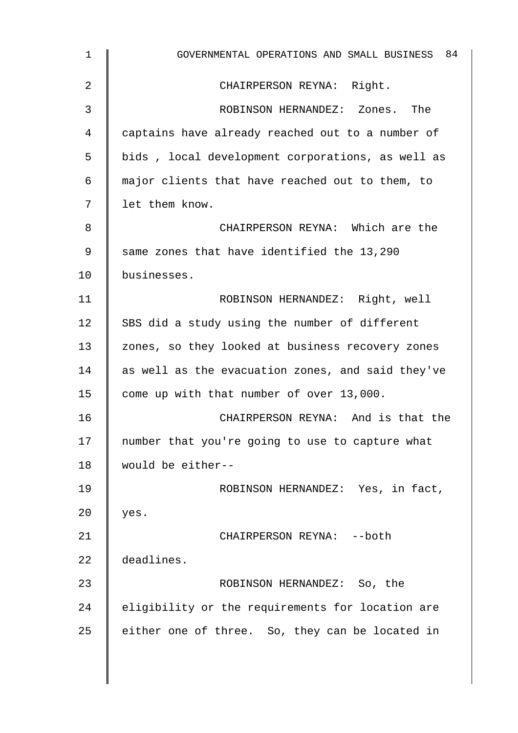CHAIRPERSON REYNA: Right.

ROBINSON HERNANDEZ: Zones. The captains have already reached out to a number of bids , local development corporations, as well as major clients that have reached out to them, to let them know.

CHAIRPERSON REYNA: Which are the same zones that have identified the 13,290 businesses.

ROBINSON HERNANDEZ: Right, well SBS did a study using the number of different zones, so they looked at business recovery zones as well as the evacuation zones, and said they've come up with that number of over 13,000.

CHAIRPERSON REYNA: And is that the number that you're going to use to capture what would be either--

ROBINSON HERNANDEZ: Yes, in fact, yes.

CHAIRPERSON REYNA: --both deadlines.

ROBINSON HERNANDEZ: So, the eligibility or the requirements for location are either one of three. So, they can be located in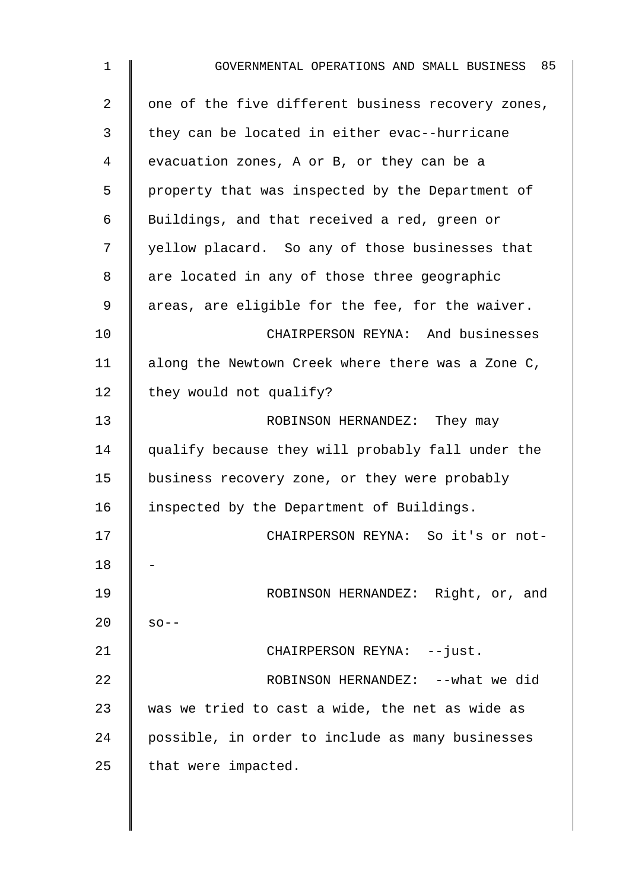one of the five different business recovery zones, they can be located in either evac--hurricane evacuation zones, A or B, or they can be a property that was inspected by the Department of Buildings, and that received a red, green or yellow placard. So any of those businesses that are located in any of those three geographic areas, are eligible for the fee, for the waiver.

CHAIRPERSON REYNA: And businesses along the Newtown Creek where there was a Zone C, they would not qualify?

ROBINSON HERNANDEZ: They may qualify because they will probably fall under the business recovery zone, or they were probably inspected by the Department of Buildings.

CHAIRPERSON REYNA: So it's or not--

ROBINSON HERNANDEZ: Right, or, and so--

CHAIRPERSON REYNA: --just.

ROBINSON HERNANDEZ: --what we did was we tried to cast a wide, the net as wide as possible, in order to include as many businesses that were impacted.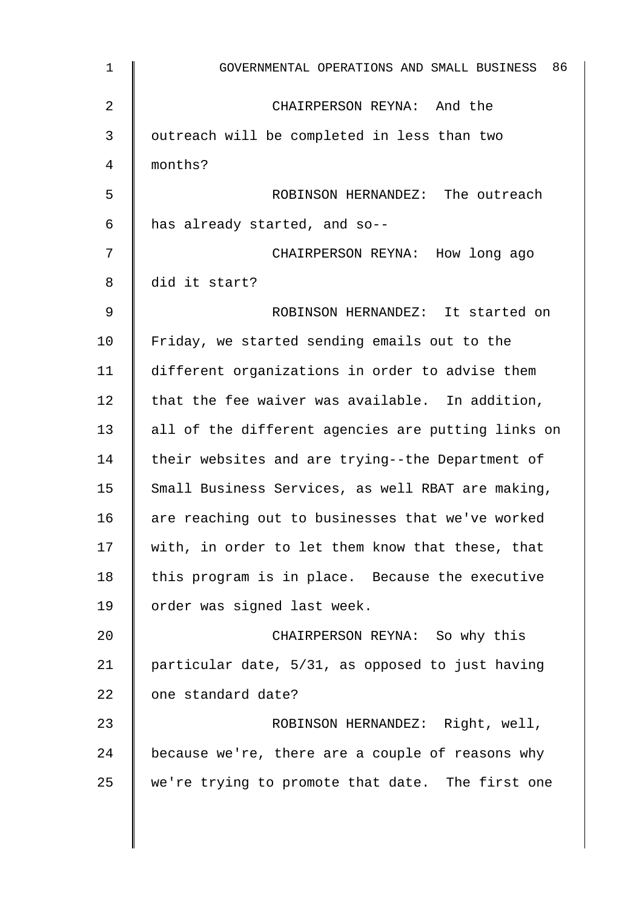CHAIRPERSON REYNA: And the outreach will be completed in less than two months?

ROBINSON HERNANDEZ: The outreach has already started, and so--

CHAIRPERSON REYNA: How long ago did it start?

ROBINSON HERNANDEZ: It started on Friday, we started sending emails out to the different organizations in order to advise them that the fee waiver was available. In addition, all of the different agencies are putting links on their websites and are trying--the Department of Small Business Services, as well RBAT are making, are reaching out to businesses that we've worked with, in order to let them know that these, that this program is in place. Because the executive order was signed last week.

CHAIRPERSON REYNA: So why this particular date, 5/31, as opposed to just having one standard date?

ROBINSON HERNANDEZ: Right, well, because we're, there are a couple of reasons why we're trying to promote that date. The first one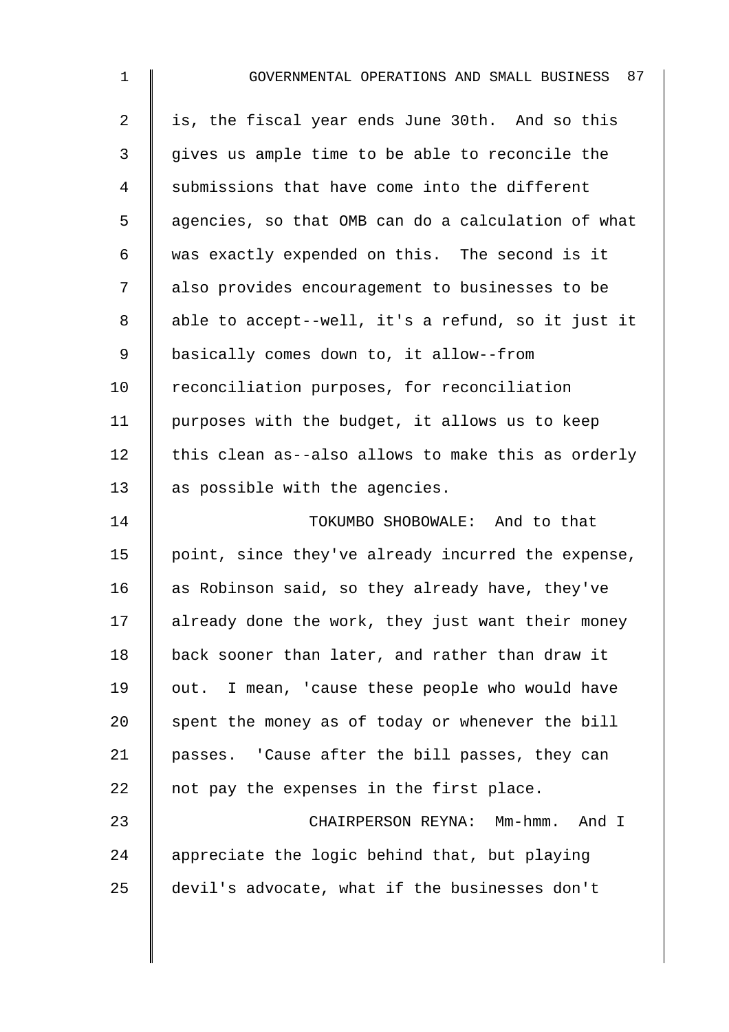is, the fiscal year ends June 30th. And so this gives us ample time to be able to reconcile the submissions that have come into the different agencies, so that OMB can do a calculation of what was exactly expended on this. The second is it also provides encouragement to businesses to be able to accept--well, it's a refund, so it just it basically comes down to, it allow--from reconciliation purposes, for reconciliation purposes with the budget, it allows us to keep this clean as--also allows to make this as orderly as possible with the agencies.

TOKUMBO SHOBOWALE: And to that point, since they've already incurred the expense, as Robinson said, so they already have, they've already done the work, they just want their money back sooner than later, and rather than draw it out. I mean, 'cause these people who would have spent the money as of today or whenever the bill passes. 'Cause after the bill passes, they can not pay the expenses in the first place.

CHAIRPERSON REYNA: Mm-hmm. And I appreciate the logic behind that, but playing devil's advocate, what if the businesses don't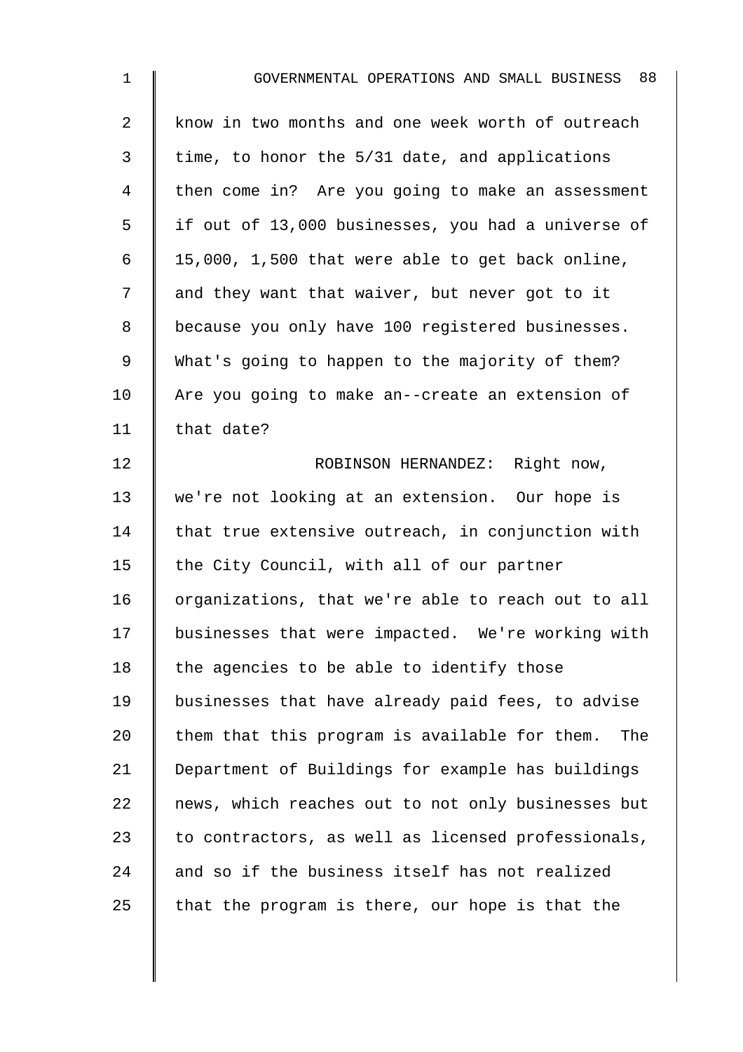know in two months and one week worth of outreach time, to honor the 5/31 date, and applications then come in? Are you going to make an assessment if out of 13,000 businesses, you had a universe of 15,000, 1,500 that were able to get back online, and they want that waiver, but never got to it because you only have 100 registered businesses. What's going to happen to the majority of them? Are you going to make an--create an extension of that date?

ROBINSON HERNANDEZ: Right now, we're not looking at an extension. Our hope is that true extensive outreach, in conjunction with the City Council, with all of our partner organizations, that we're able to reach out to all businesses that were impacted. We're working with the agencies to be able to identify those businesses that have already paid fees, to advise them that this program is available for them. The Department of Buildings for example has buildings news, which reaches out to not only businesses but to contractors, as well as licensed professionals, and so if the business itself has not realized that the program is there, our hope is that the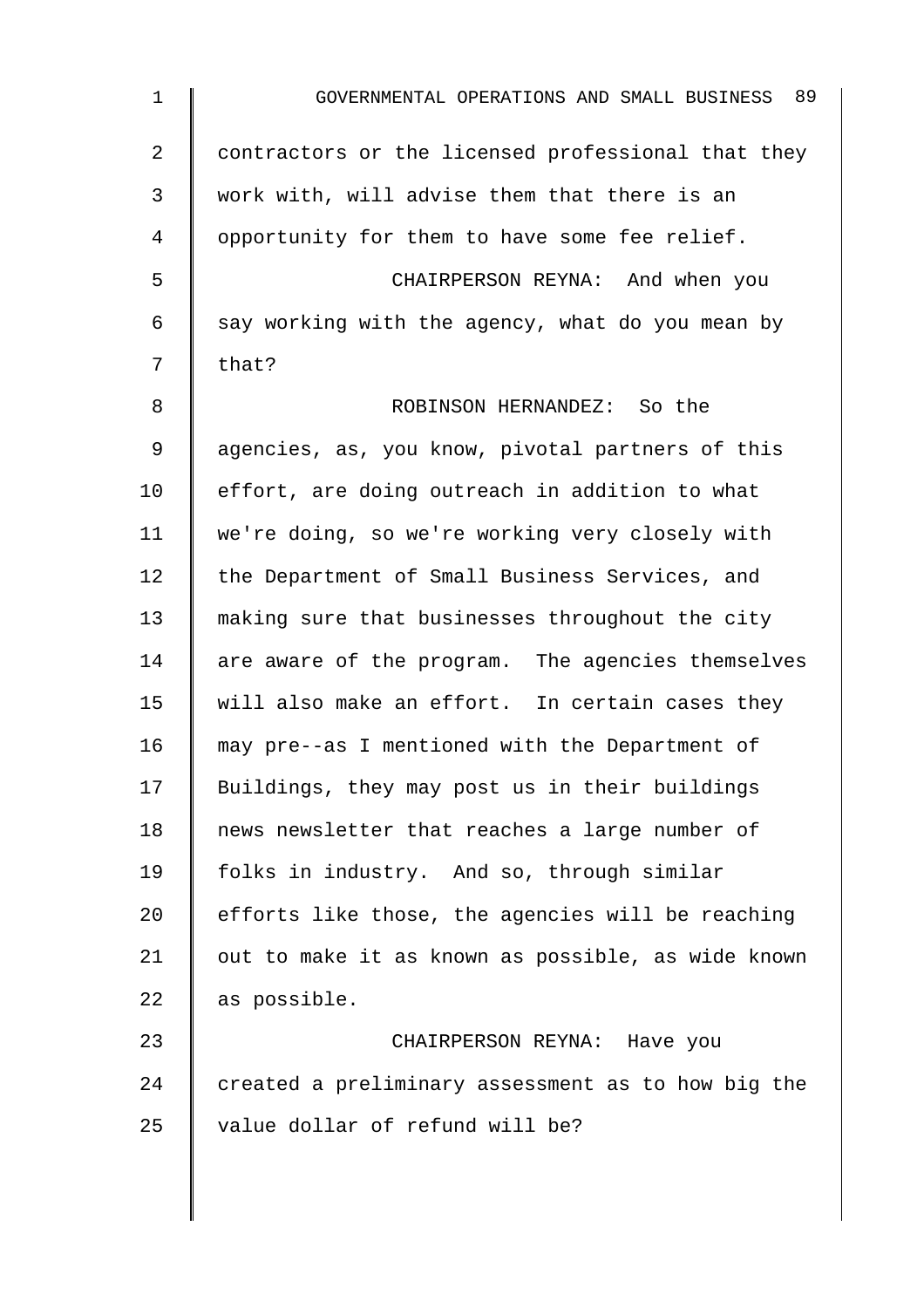contractors or the licensed professional that they work with, will advise them that there is an opportunity for them to have some fee relief.

CHAIRPERSON REYNA: And when you say working with the agency, what do you mean by that?

ROBINSON HERNANDEZ: So the agencies, as, you know, pivotal partners of this effort, are doing outreach in addition to what we're doing, so we're working very closely with the Department of Small Business Services, and making sure that businesses throughout the city are aware of the program. The agencies themselves will also make an effort. In certain cases they may pre--as I mentioned with the Department of Buildings, they may post us in their buildings news newsletter that reaches a large number of folks in industry. And so, through similar efforts like those, the agencies will be reaching out to make it as known as possible, as wide known as possible.

CHAIRPERSON REYNA: Have you created a preliminary assessment as to how big the value dollar of refund will be?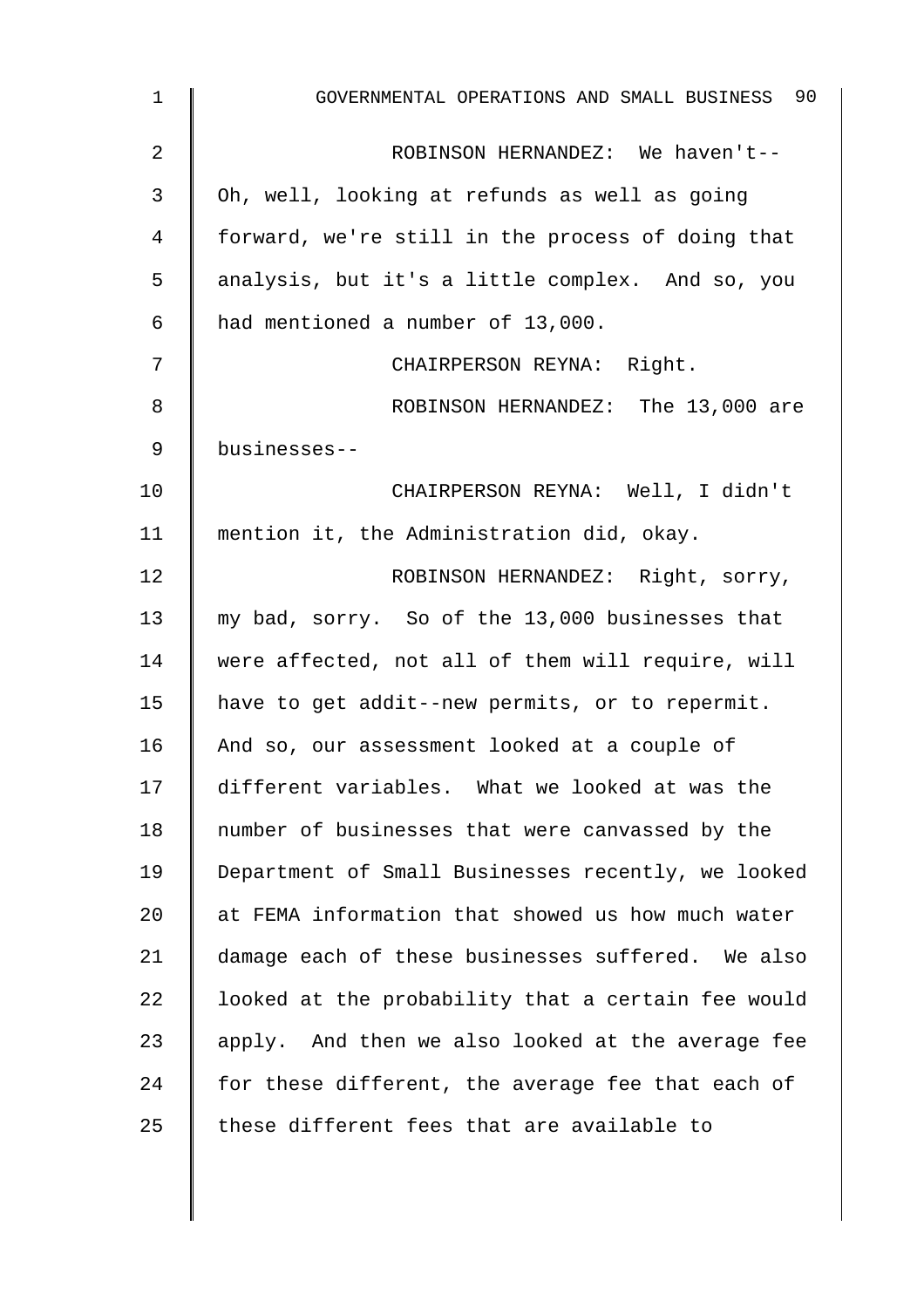ROBINSON HERNANDEZ: We haven't-- Oh, well, looking at refunds as well as going forward, we're still in the process of doing that analysis, but it's a little complex. And so, you had mentioned a number of 13,000.

CHAIRPERSON REYNA: Right.

ROBINSON HERNANDEZ: The 13,000 are businesses--

CHAIRPERSON REYNA: Well, I didn't mention it, the Administration did, okay.

ROBINSON HERNANDEZ: Right, sorry, my bad, sorry. So of the 13,000 businesses that were affected, not all of them will require, will have to get addit--new permits, or to repermit. And so, our assessment looked at a couple of different variables. What we looked at was the number of businesses that were canvassed by the Department of Small Businesses recently, we looked at FEMA information that showed us how much water damage each of these businesses suffered. We also looked at the probability that a certain fee would apply. And then we also looked at the average fee for these different, the average fee that each of these different fees that are available to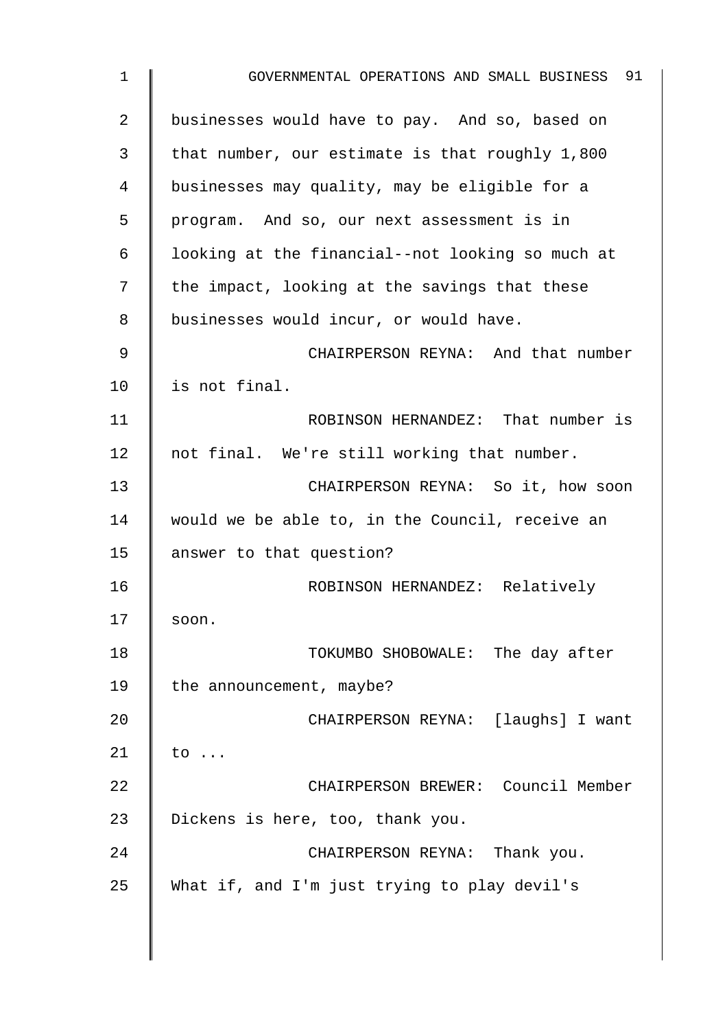businesses would have to pay. And so, based on that number, our estimate is that roughly 1,800 businesses may quality, may be eligible for a program. And so, our next assessment is in looking at the financial--not looking so much at the impact, looking at the savings that these businesses would incur, or would have.

CHAIRPERSON REYNA: And that number is not final.

ROBINSON HERNANDEZ: That number is not final. We're still working that number.

CHAIRPERSON REYNA: So it, how soon would we be able to, in the Council, receive an answer to that question?

ROBINSON HERNANDEZ: Relatively soon.

TOKUMBO SHOBOWALE: The day after the announcement, maybe?

CHAIRPERSON REYNA: [laughs] I want to ...

CHAIRPERSON BREWER: Council Member Dickens is here, too, thank you.

CHAIRPERSON REYNA: Thank you. What if, and I'm just trying to play devil's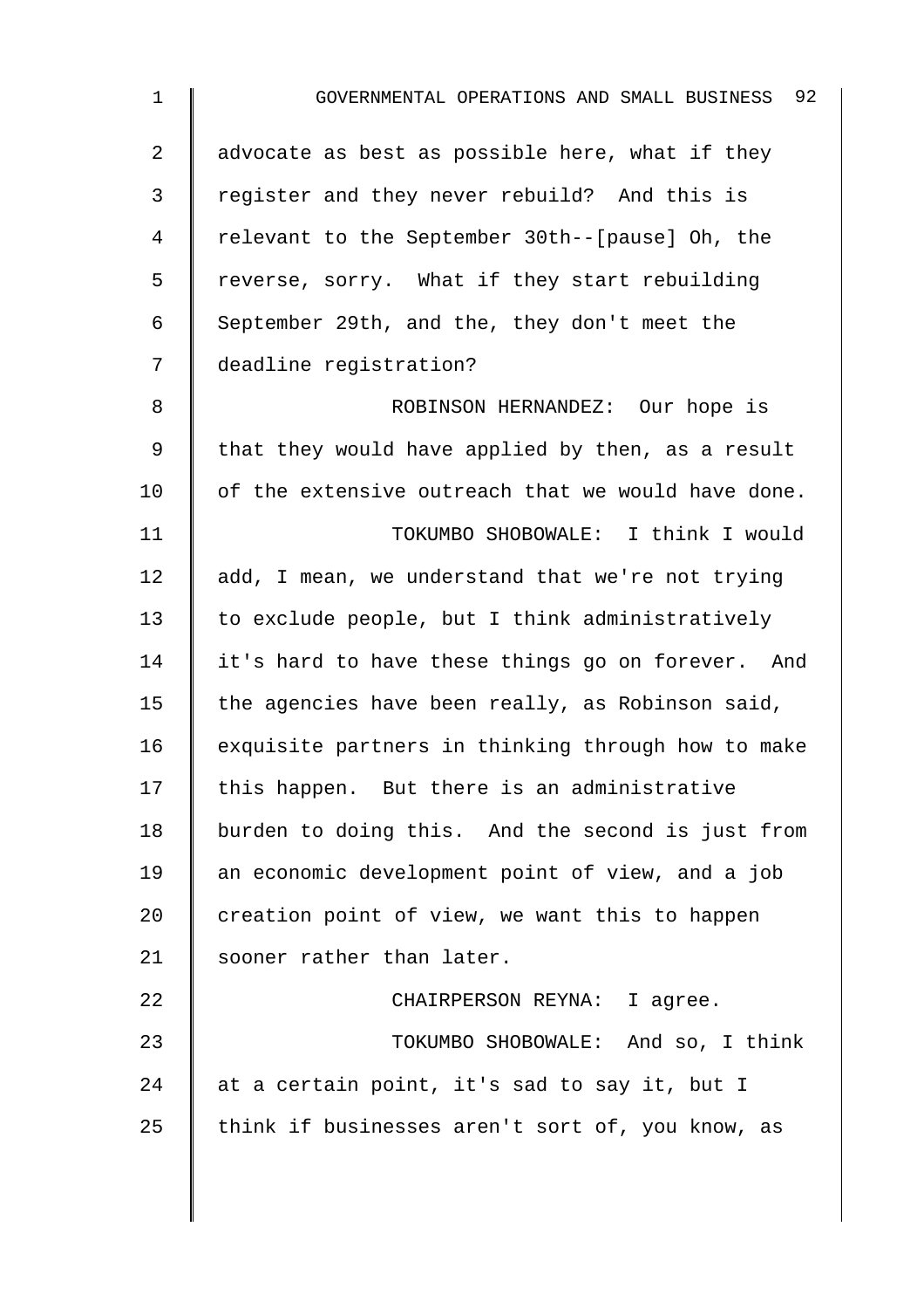advocate as best as possible here, what if they register and they never rebuild? And this is relevant to the September 30th--[pause] Oh, the reverse, sorry. What if they start rebuilding September 29th, and the, they don't meet the deadline registration?

ROBINSON HERNANDEZ: Our hope is that they would have applied by then, as a result of the extensive outreach that we would have done.

TOKUMBO SHOBOWALE: I think I would add, I mean, we understand that we're not trying to exclude people, but I think administratively it's hard to have these things go on forever. And the agencies have been really, as Robinson said, exquisite partners in thinking through how to make this happen. But there is an administrative burden to doing this. And the second is just from an economic development point of view, and a job creation point of view, we want this to happen sooner rather than later.

CHAIRPERSON REYNA: I agree.

TOKUMBO SHOBOWALE: And so, I think at a certain point, it's sad to say it, but I think if businesses aren't sort of, you know, as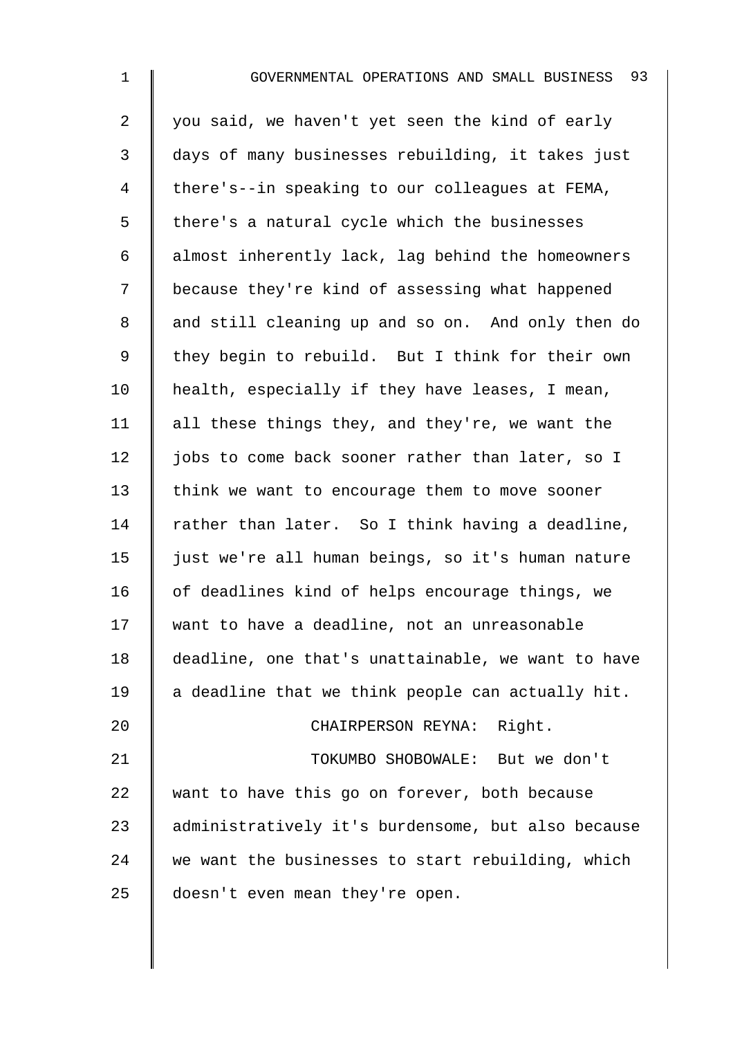you said, we haven't yet seen the kind of early days of many businesses rebuilding, it takes just there's--in speaking to our colleagues at FEMA, there's a natural cycle which the businesses almost inherently lack, lag behind the homeowners because they're kind of assessing what happened and still cleaning up and so on. And only then do they begin to rebuild. But I think for their own health, especially if they have leases, I mean, all these things they, and they're, we want the jobs to come back sooner rather than later, so I think we want to encourage them to move sooner rather than later. So I think having a deadline, just we're all human beings, so it's human nature of deadlines kind of helps encourage things, we want to have a deadline, not an unreasonable deadline, one that's unattainable, we want to have a deadline that we think people can actually hit.

CHAIRPERSON REYNA: Right.

TOKUMBO SHOBOWALE: But we don't want to have this go on forever, both because administratively it's burdensome, but also because we want the businesses to start rebuilding, which doesn't even mean they're open.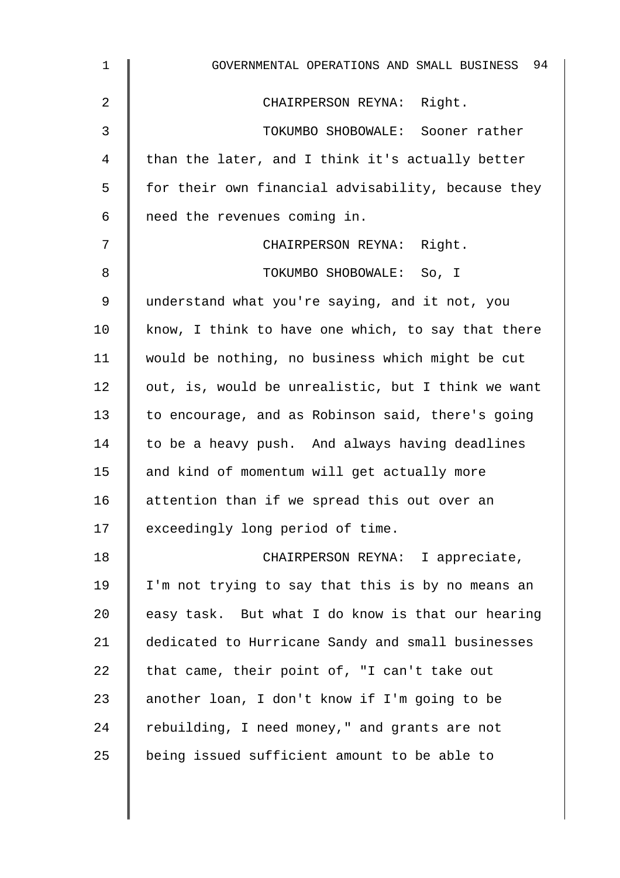CHAIRPERSON REYNA: Right.

TOKUMBO SHOBOWALE: Sooner rather than the later, and I think it's actually better for their own financial advisability, because they need the revenues coming in.

CHAIRPERSON REYNA: Right.

TOKUMBO SHOBOWALE: So, I understand what you're saying, and it not, you know, I think to have one which, to say that there would be nothing, no business which might be cut out, is, would be unrealistic, but I think we want to encourage, and as Robinson said, there's going to be a heavy push. And always having deadlines and kind of momentum will get actually more attention than if we spread this out over an exceedingly long period of time.

CHAIRPERSON REYNA: I appreciate, I'm not trying to say that this is by no means an easy task. But what I do know is that our hearing dedicated to Hurricane Sandy and small businesses that came, their point of, "I can't take out another loan, I don't know if I'm going to be rebuilding, I need money," and grants are not being issued sufficient amount to be able to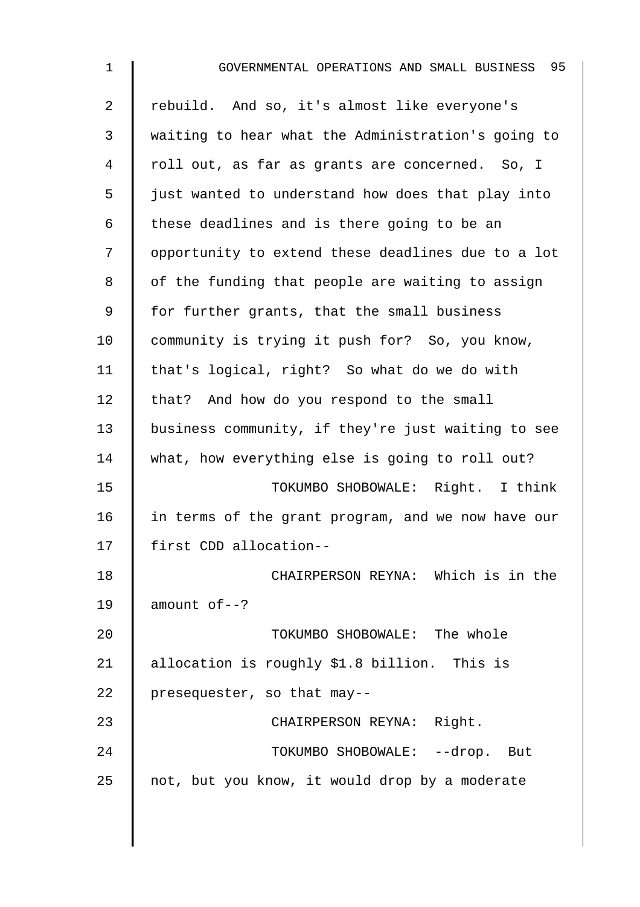rebuild. And so, it's almost like everyone's waiting to hear what the Administration's going to roll out, as far as grants are concerned. So, I just wanted to understand how does that play into these deadlines and is there going to be an opportunity to extend these deadlines due to a lot of the funding that people are waiting to assign for further grants, that the small business community is trying it push for? So, you know, that's logical, right? So what do we do with that? And how do you respond to the small business community, if they're just waiting to see what, how everything else is going to roll out?

TOKUMBO SHOBOWALE: Right. I think in terms of the grant program, and we now have our first CDD allocation--

CHAIRPERSON REYNA: Which is in the amount of--?

TOKUMBO SHOBOWALE: The whole allocation is roughly $1.8 billion. This is presequester, so that may--

CHAIRPERSON REYNA: Right.

TOKUMBO SHOBOWALE: --drop. But not, but you know, it would drop by a moderate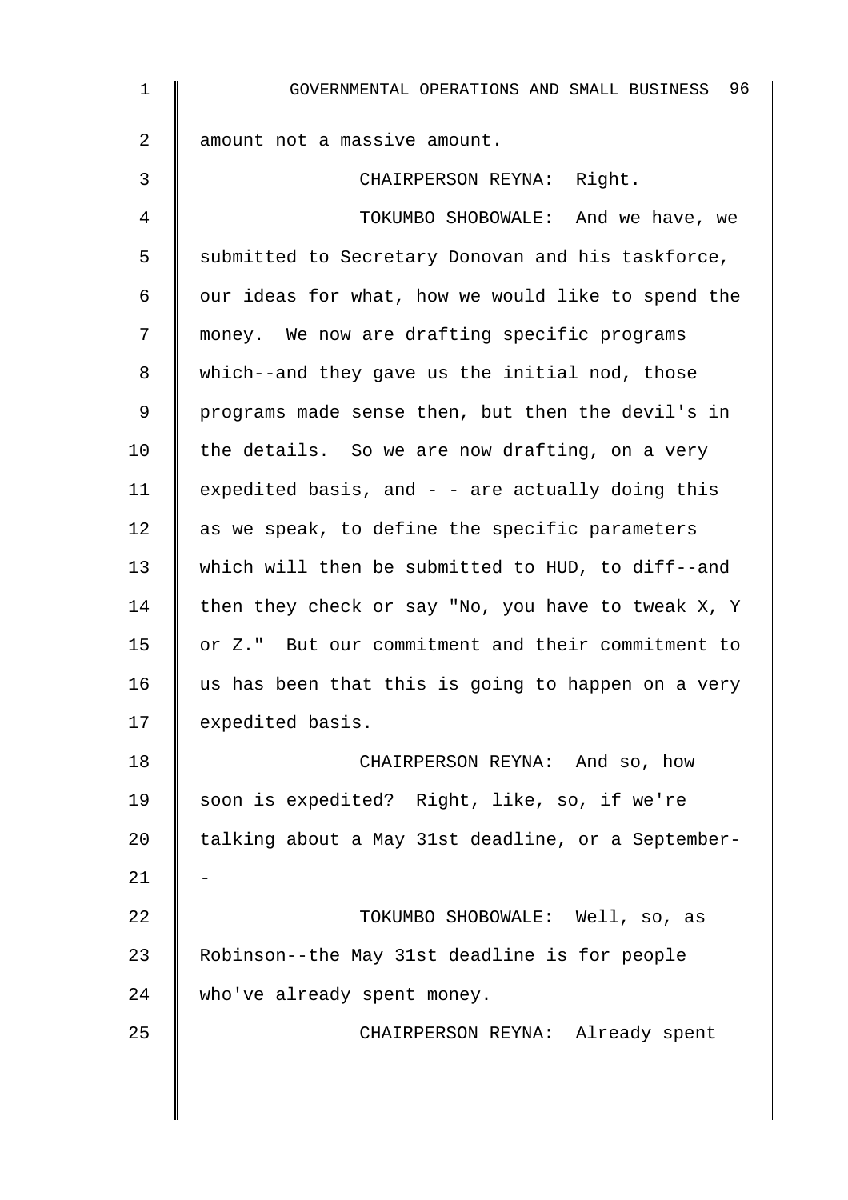amount not a massive amount.

CHAIRPERSON REYNA: Right.

TOKUMBO SHOBOWALE: And we have, we submitted to Secretary Donovan and his taskforce, our ideas for what, how we would like to spend the money. We now are drafting specific programs which--and they gave us the initial nod, those programs made sense then, but then the devil's in the details. So we are now drafting, on a very expedited basis, and - - are actually doing this as we speak, to define the specific parameters which will then be submitted to HUD, to diff--and then they check or say "No, you have to tweak X, Y or Z." But our commitment and their commitment to us has been that this is going to happen on a very expedited basis.

CHAIRPERSON REYNA: And so, how soon is expedited? Right, like, so, if we're talking about a May 31st deadline, or a September--

TOKUMBO SHOBOWALE: Well, so, as Robinson--the May 31st deadline is for people who've already spent money.

CHAIRPERSON REYNA: Already spent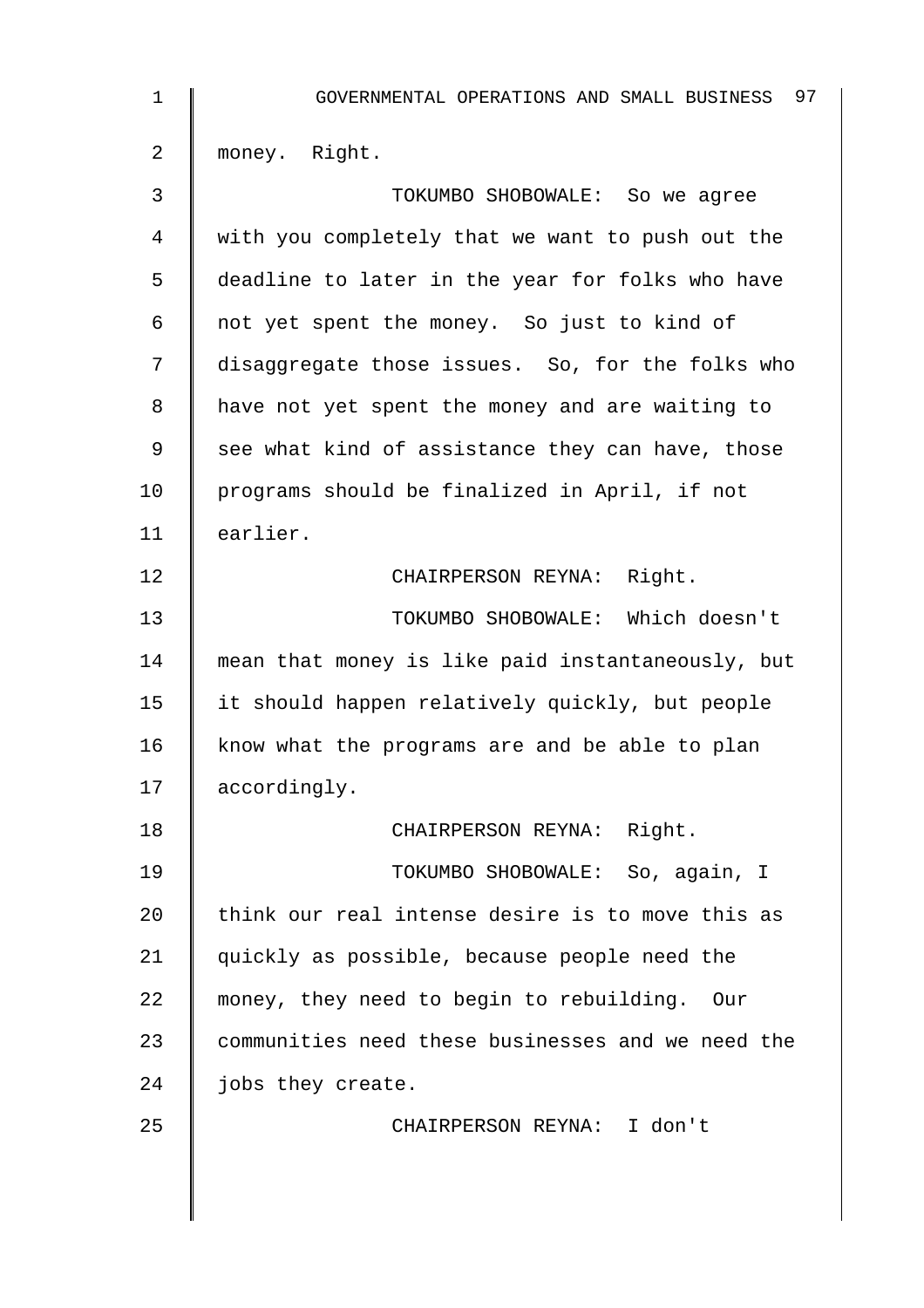money. Right.

TOKUMBO SHOBOWALE: So we agree with you completely that we want to push out the deadline to later in the year for folks who have not yet spent the money. So just to kind of disaggregate those issues. So, for the folks who have not yet spent the money and are waiting to see what kind of assistance they can have, those programs should be finalized in April, if not earlier.

CHAIRPERSON REYNA: Right.

TOKUMBO SHOBOWALE: Which doesn't mean that money is like paid instantaneously, but it should happen relatively quickly, but people know what the programs are and be able to plan accordingly.

CHAIRPERSON REYNA: Right.

TOKUMBO SHOBOWALE: So, again, I think our real intense desire is to move this as quickly as possible, because people need the money, they need to begin to rebuilding. Our communities need these businesses and we need the jobs they create.

CHAIRPERSON REYNA: I don't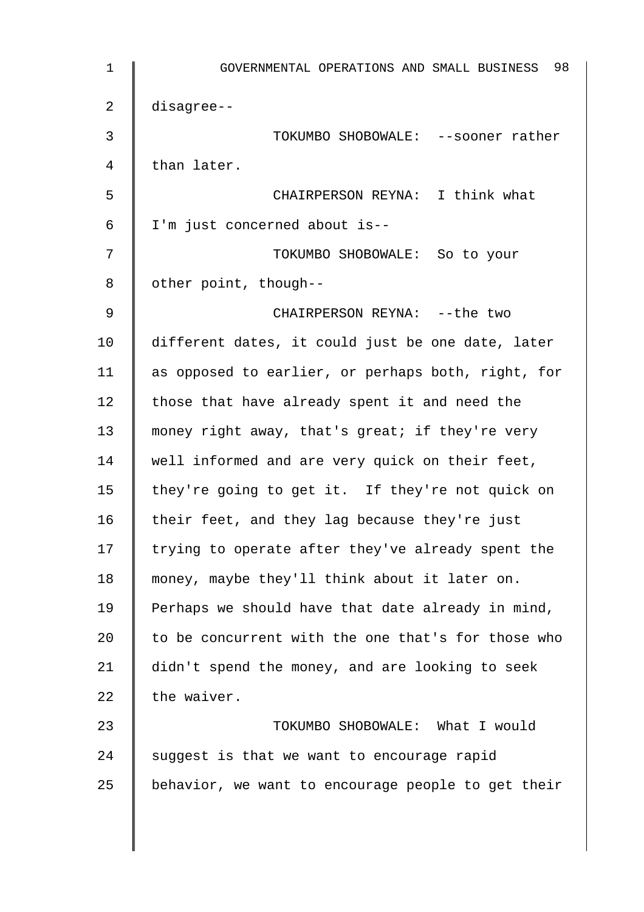disagree--

TOKUMBO SHOBOWALE: --sooner rather than later.

CHAIRPERSON REYNA: I think what I'm just concerned about is--

TOKUMBO SHOBOWALE: So to your other point, though--

CHAIRPERSON REYNA: --the two different dates, it could just be one date, later as opposed to earlier, or perhaps both, right, for those that have already spent it and need the money right away, that's great; if they're very well informed and are very quick on their feet, they're going to get it. If they're not quick on their feet, and they lag because they're just trying to operate after they've already spent the money, maybe they'll think about it later on. Perhaps we should have that date already in mind, to be concurrent with the one that's for those who didn't spend the money, and are looking to seek the waiver.

TOKUMBO SHOBOWALE: What I would suggest is that we want to encourage rapid behavior, we want to encourage people to get their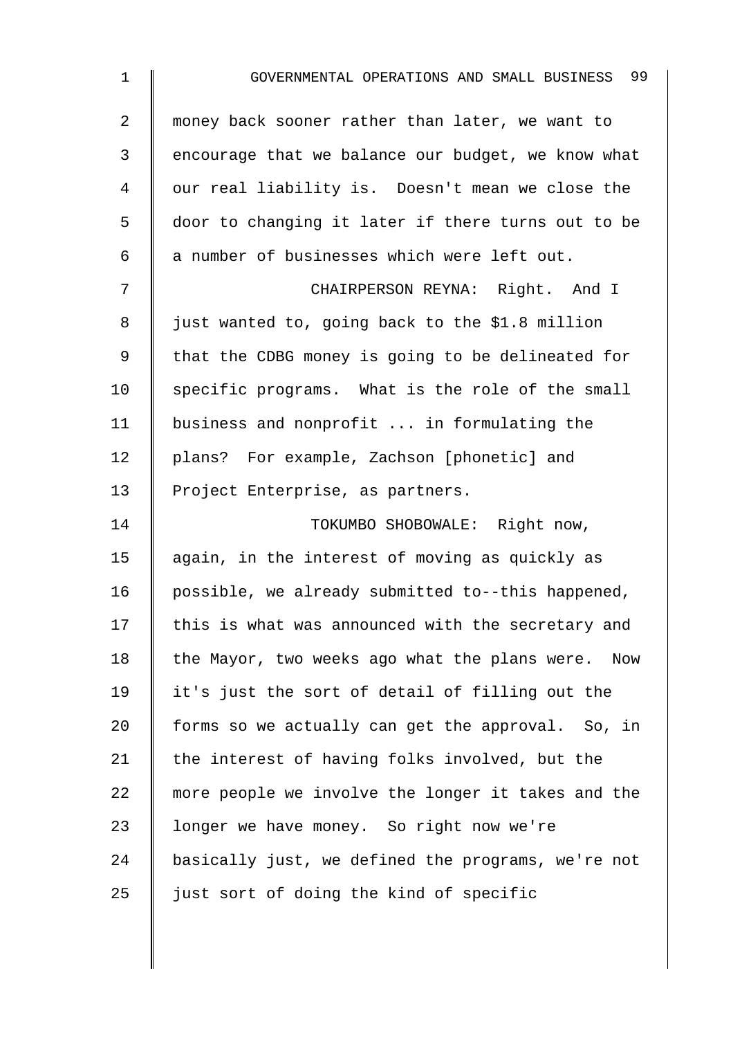money back sooner rather than later, we want to encourage that we balance our budget, we know what our real liability is. Doesn't mean we close the door to changing it later if there turns out to be a number of businesses which were left out.

CHAIRPERSON REYNA: Right. And I just wanted to, going back to the $1.8 million that the CDBG money is going to be delineated for specific programs. What is the role of the small business and nonprofit ... in formulating the plans? For example, Zachson [phonetic] and Project Enterprise, as partners.

TOKUMBO SHOBOWALE: Right now, again, in the interest of moving as quickly as possible, we already submitted to--this happened, this is what was announced with the secretary and the Mayor, two weeks ago what the plans were. Now it's just the sort of detail of filling out the forms so we actually can get the approval. So, in the interest of having folks involved, but the more people we involve the longer it takes and the longer we have money. So right now we're basically just, we defined the programs, we're not just sort of doing the kind of specific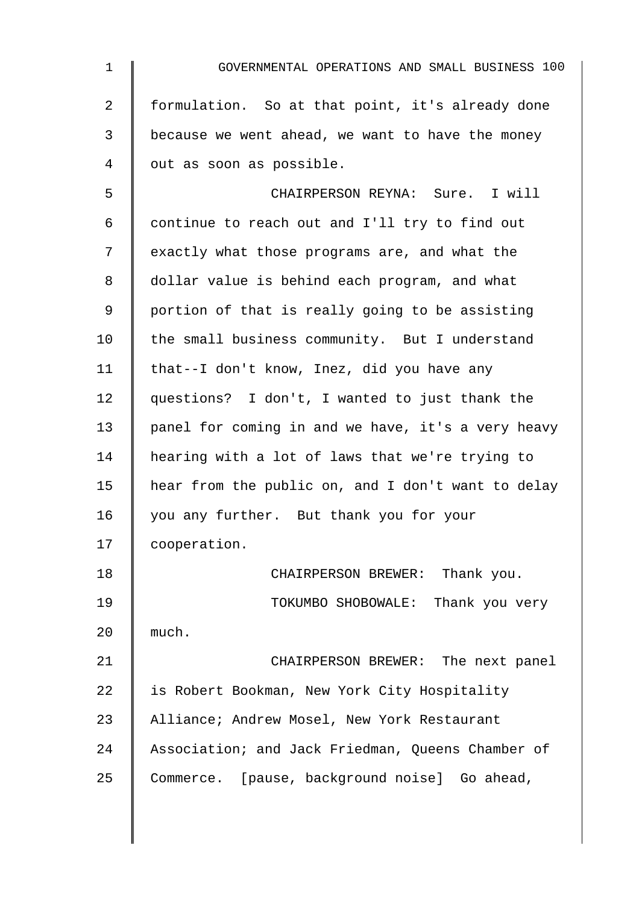formulation. So at that point, it's already done because we went ahead, we want to have the money out as soon as possible.

CHAIRPERSON REYNA: Sure. I will continue to reach out and I'll try to find out exactly what those programs are, and what the dollar value is behind each program, and what portion of that is really going to be assisting the small business community. But I understand that--I don't know, Inez, did you have any questions? I don't, I wanted to just thank the panel for coming in and we have, it's a very heavy hearing with a lot of laws that we're trying to hear from the public on, and I don't want to delay you any further. But thank you for your cooperation.

CHAIRPERSON BREWER: Thank you.

TOKUMBO SHOBOWALE: Thank you very much.

CHAIRPERSON BREWER: The next panel is Robert Bookman, New York City Hospitality Alliance; Andrew Mosel, New York Restaurant Association; and Jack Friedman, Queens Chamber of Commerce. [pause, background noise] Go ahead,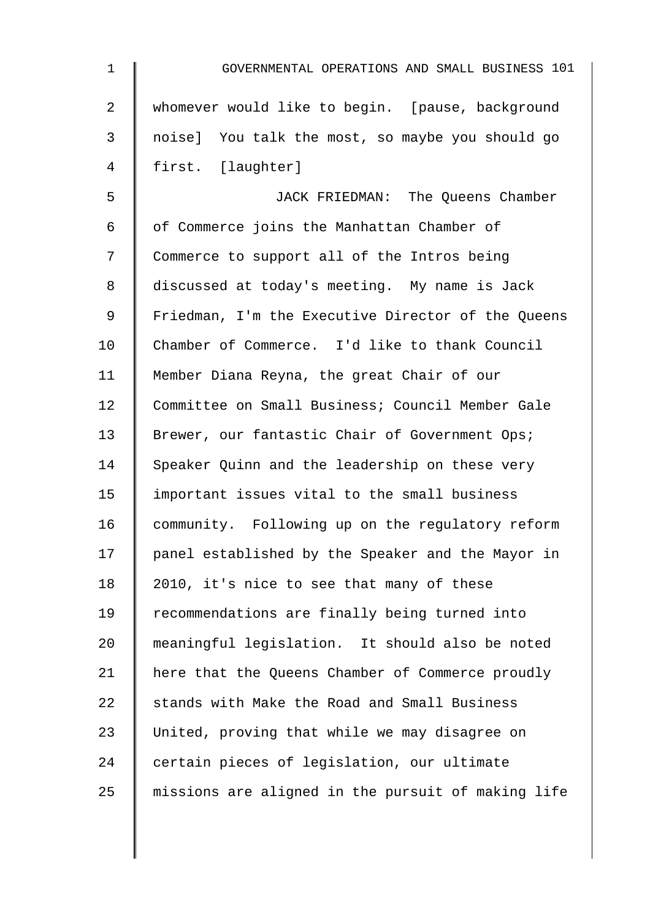whomever would like to begin. [pause, background noise] You talk the most, so maybe you should go first. [laughter]

JACK FRIEDMAN: The Queens Chamber of Commerce joins the Manhattan Chamber of Commerce to support all of the Intros being discussed at today's meeting. My name is Jack Friedman, I'm the Executive Director of the Queens Chamber of Commerce. I'd like to thank Council Member Diana Reyna, the great Chair of our Committee on Small Business; Council Member Gale Brewer, our fantastic Chair of Government Ops; Speaker Quinn and the leadership on these very important issues vital to the small business community. Following up on the regulatory reform panel established by the Speaker and the Mayor in 2010, it's nice to see that many of these recommendations are finally being turned into meaningful legislation. It should also be noted here that the Queens Chamber of Commerce proudly stands with Make the Road and Small Business United, proving that while we may disagree on certain pieces of legislation, our ultimate missions are aligned in the pursuit of making life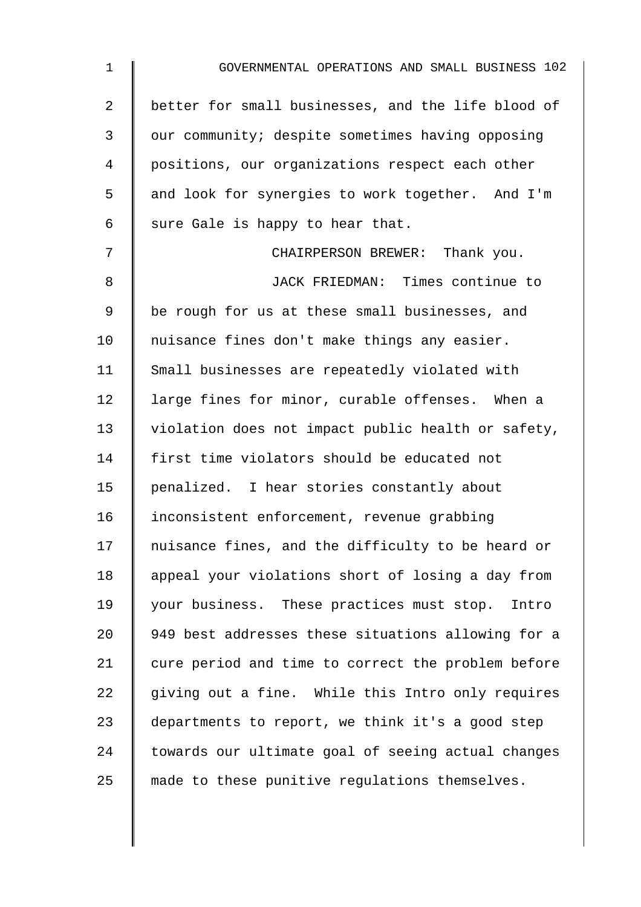better for small businesses, and the life blood of our community; despite sometimes having opposing positions, our organizations respect each other and look for synergies to work together. And I'm sure Gale is happy to hear that.

CHAIRPERSON BREWER: Thank you.

JACK FRIEDMAN: Times continue to be rough for us at these small businesses, and nuisance fines don't make things any easier. Small businesses are repeatedly violated with large fines for minor, curable offenses. When a violation does not impact public health or safety, first time violators should be educated not penalized. I hear stories constantly about inconsistent enforcement, revenue grabbing nuisance fines, and the difficulty to be heard or appeal your violations short of losing a day from your business. These practices must stop. Intro 949 best addresses these situations allowing for a cure period and time to correct the problem before giving out a fine. While this Intro only requires departments to report, we think it's a good step towards our ultimate goal of seeing actual changes made to these punitive regulations themselves.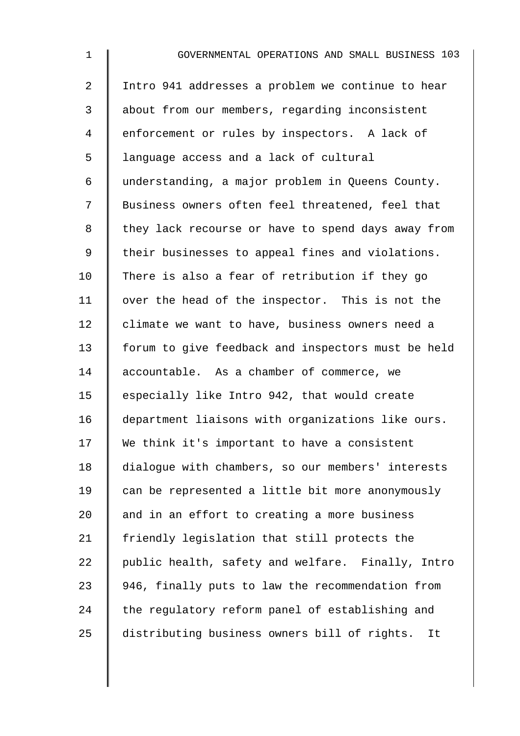Intro 941 addresses a problem we continue to hear about from our members, regarding inconsistent enforcement or rules by inspectors. A lack of language access and a lack of cultural understanding, a major problem in Queens County. Business owners often feel threatened, feel that they lack recourse or have to spend days away from their businesses to appeal fines and violations. There is also a fear of retribution if they go over the head of the inspector. This is not the climate we want to have, business owners need a forum to give feedback and inspectors must be held accountable. As a chamber of commerce, we especially like Intro 942, that would create department liaisons with organizations like ours. We think it's important to have a consistent dialogue with chambers, so our members' interests can be represented a little bit more anonymously and in an effort to creating a more business friendly legislation that still protects the public health, safety and welfare. Finally, Intro 946, finally puts to law the recommendation from the regulatory reform panel of establishing and distributing business owners bill of rights. It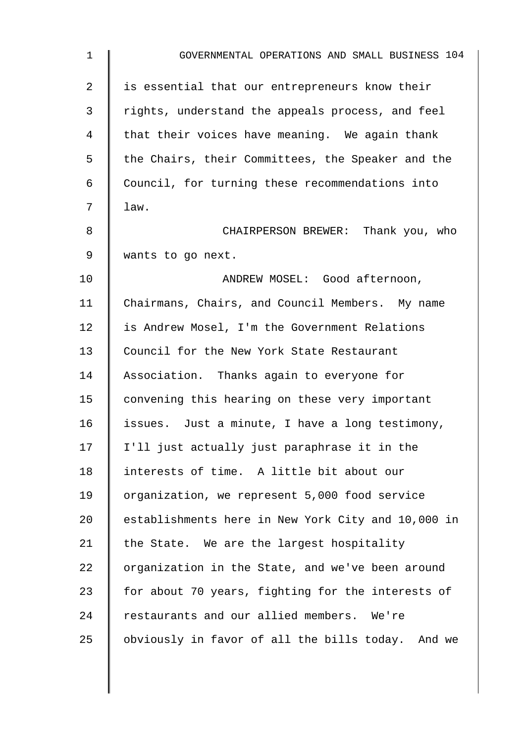is essential that our entrepreneurs know their rights, understand the appeals process, and feel that their voices have meaning. We again thank the Chairs, their Committees, the Speaker and the Council, for turning these recommendations into law.

CHAIRPERSON BREWER: Thank you, who wants to go next.

ANDREW MOSEL: Good afternoon, Chairmans, Chairs, and Council Members. My name is Andrew Mosel, I'm the Government Relations Council for the New York State Restaurant Association. Thanks again to everyone for convening this hearing on these very important issues. Just a minute, I have a long testimony, I'll just actually just paraphrase it in the interests of time. A little bit about our organization, we represent 5,000 food service establishments here in New York City and 10,000 in the State. We are the largest hospitality organization in the State, and we've been around for about 70 years, fighting for the interests of restaurants and our allied members. We're obviously in favor of all the bills today. And we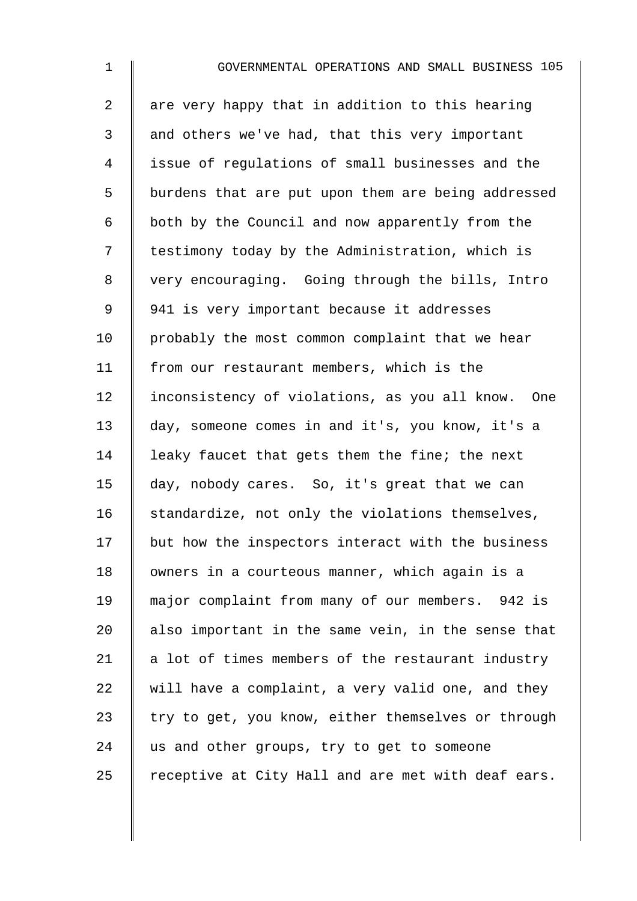are very happy that in addition to this hearing and others we've had, that this very important issue of regulations of small businesses and the burdens that are put upon them are being addressed both by the Council and now apparently from the testimony today by the Administration, which is very encouraging. Going through the bills, Intro 941 is very important because it addresses probably the most common complaint that we hear from our restaurant members, which is the inconsistency of violations, as you all know. One day, someone comes in and it's, you know, it's a leaky faucet that gets them the fine; the next day, nobody cares. So, it's great that we can standardize, not only the violations themselves, but how the inspectors interact with the business owners in a courteous manner, which again is a major complaint from many of our members. 942 is also important in the same vein, in the sense that a lot of times members of the restaurant industry will have a complaint, a very valid one, and they try to get, you know, either themselves or through us and other groups, try to get to someone receptive at City Hall and are met with deaf ears.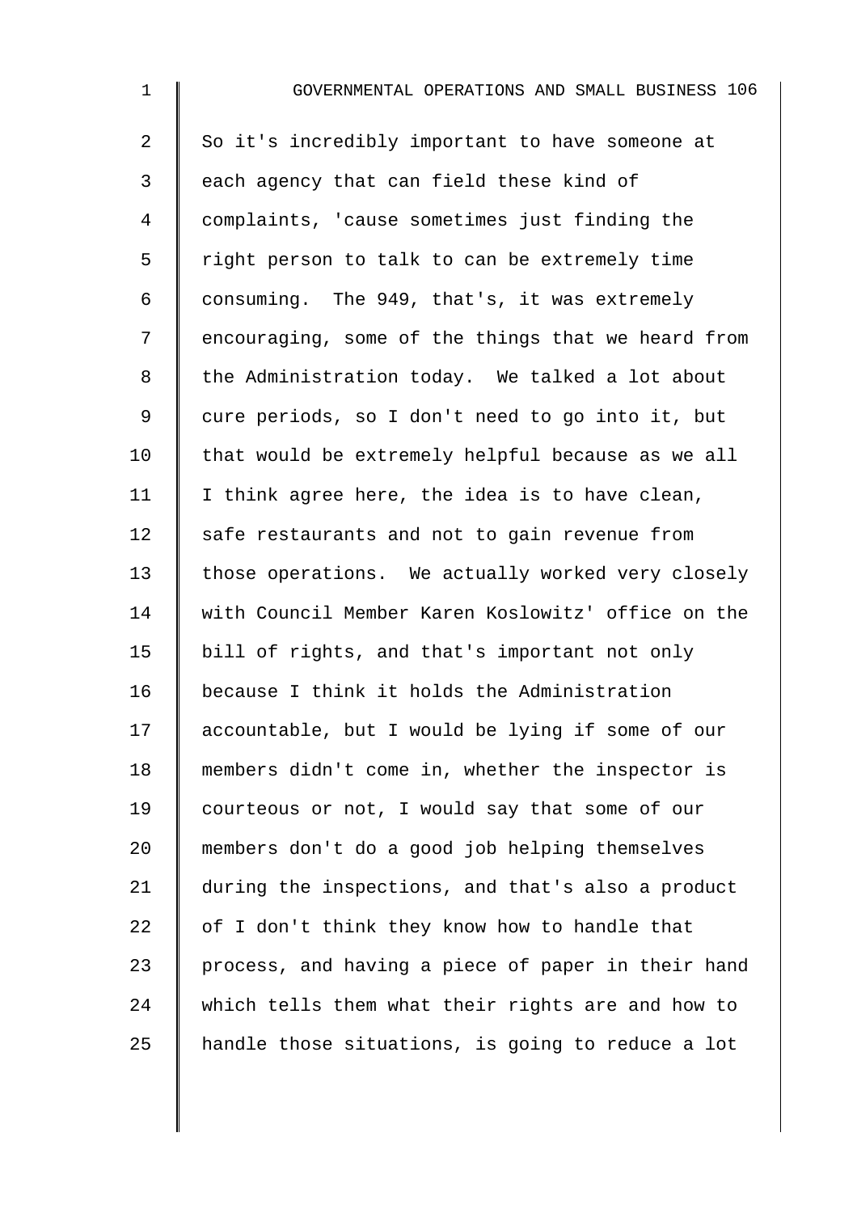So it's incredibly important to have someone at each agency that can field these kind of complaints, 'cause sometimes just finding the right person to talk to can be extremely time consuming. The 949, that's, it was extremely encouraging, some of the things that we heard from the Administration today. We talked a lot about cure periods, so I don't need to go into it, but that would be extremely helpful because as we all I think agree here, the idea is to have clean, safe restaurants and not to gain revenue from those operations. We actually worked very closely with Council Member Karen Koslowitz' office on the bill of rights, and that's important not only because I think it holds the Administration accountable, but I would be lying if some of our members didn't come in, whether the inspector is courteous or not, I would say that some of our members don't do a good job helping themselves during the inspections, and that's also a product of I don't think they know how to handle that process, and having a piece of paper in their hand which tells them what their rights are and how to handle those situations, is going to reduce a lot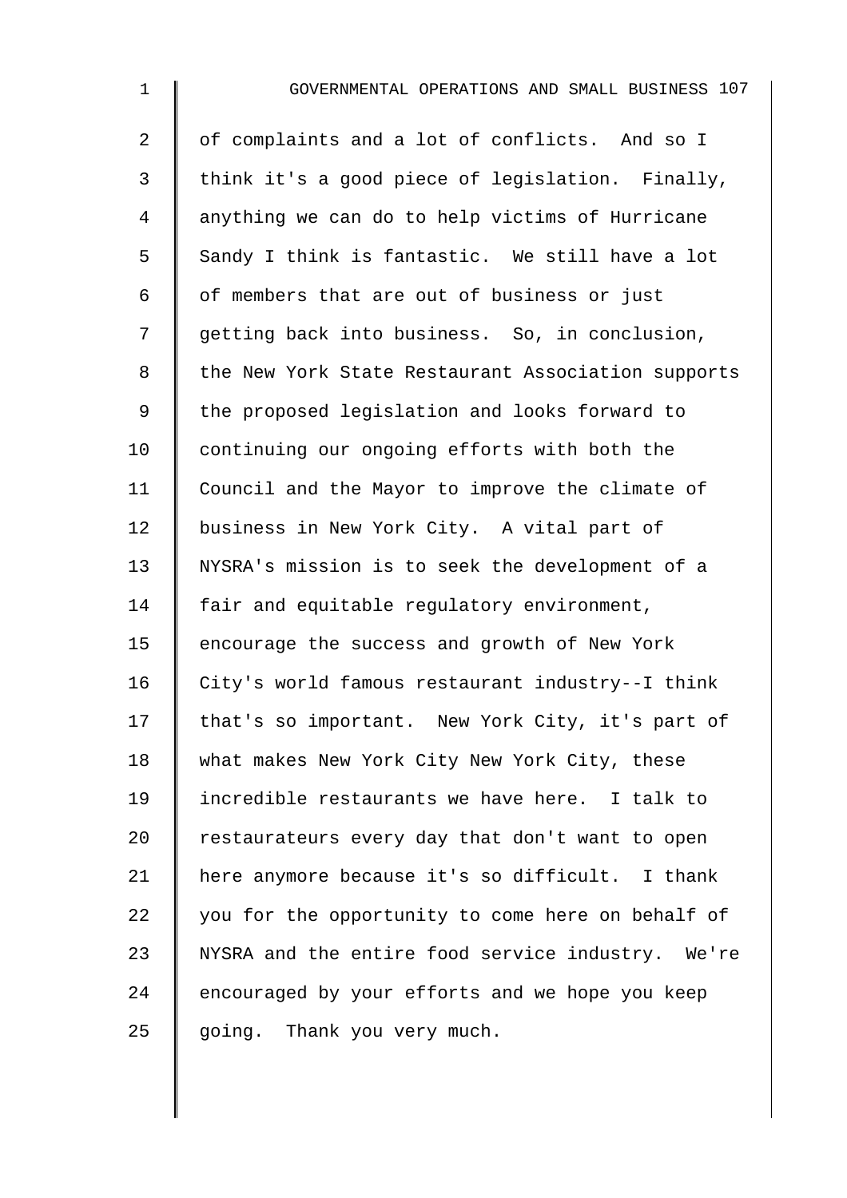of complaints and a lot of conflicts. And so I think it's a good piece of legislation. Finally, anything we can do to help victims of Hurricane Sandy I think is fantastic. We still have a lot of members that are out of business or just getting back into business. So, in conclusion, the New York State Restaurant Association supports the proposed legislation and looks forward to continuing our ongoing efforts with both the Council and the Mayor to improve the climate of business in New York City. A vital part of NYSRA's mission is to seek the development of a fair and equitable regulatory environment, encourage the success and growth of New York City's world famous restaurant industry--I think that's so important. New York City, it's part of what makes New York City New York City, these incredible restaurants we have here. I talk to restaurateurs every day that don't want to open here anymore because it's so difficult. I thank you for the opportunity to come here on behalf of NYSRA and the entire food service industry. We're encouraged by your efforts and we hope you keep going. Thank you very much.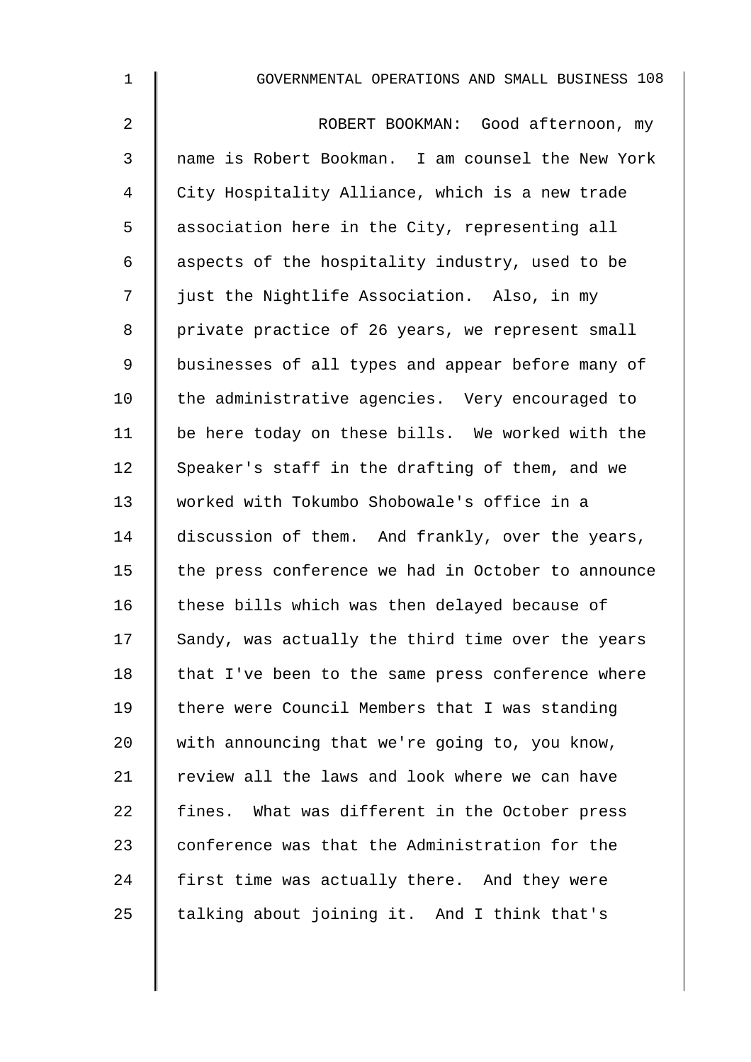ROBERT BOOKMAN: Good afternoon, my name is Robert Bookman. I am counsel the New York City Hospitality Alliance, which is a new trade association here in the City, representing all aspects of the hospitality industry, used to be just the Nightlife Association. Also, in my private practice of 26 years, we represent small businesses of all types and appear before many of the administrative agencies. Very encouraged to be here today on these bills. We worked with the Speaker's staff in the drafting of them, and we worked with Tokumbo Shobowale's office in a discussion of them. And frankly, over the years, the press conference we had in October to announce these bills which was then delayed because of Sandy, was actually the third time over the years that I've been to the same press conference where there were Council Members that I was standing with announcing that we're going to, you know, review all the laws and look where we can have fines. What was different in the October press conference was that the Administration for the first time was actually there. And they were talking about joining it. And I think that's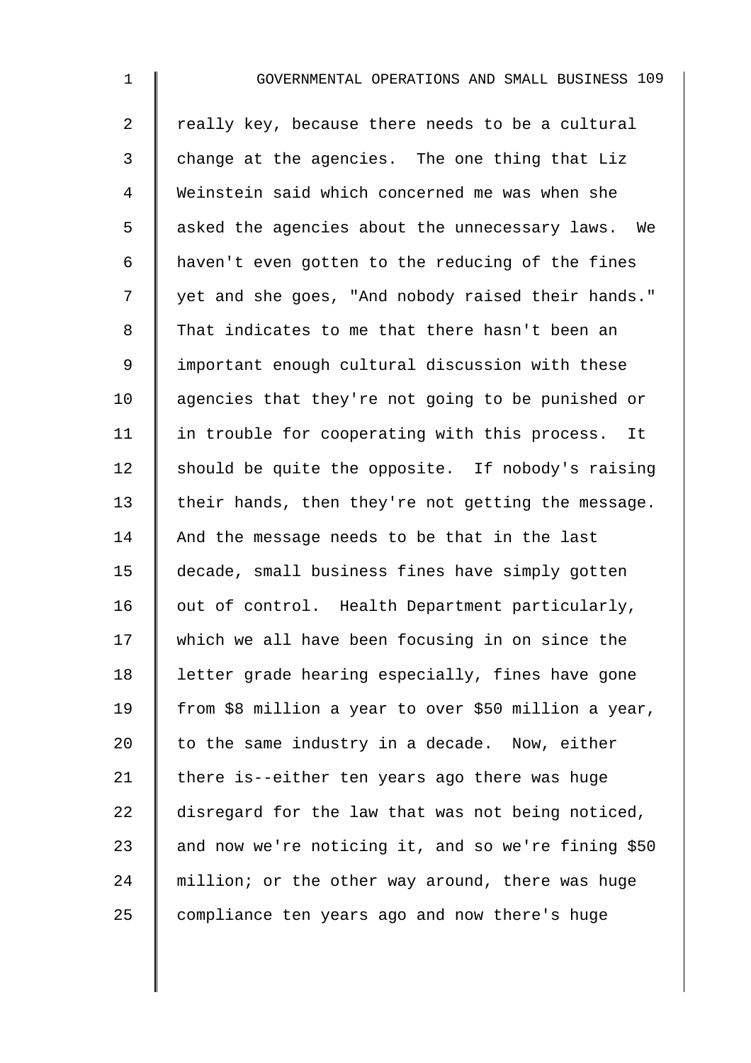really key, because there needs to be a cultural change at the agencies. The one thing that Liz Weinstein said which concerned me was when she asked the agencies about the unnecessary laws. We haven't even gotten to the reducing of the fines yet and she goes, "And nobody raised their hands." That indicates to me that there hasn't been an important enough cultural discussion with these agencies that they're not going to be punished or in trouble for cooperating with this process. It should be quite the opposite. If nobody's raising their hands, then they're not getting the message. And the message needs to be that in the last decade, small business fines have simply gotten out of control. Health Department particularly, which we all have been focusing in on since the letter grade hearing especially, fines have gone from $8 million a year to over $50 million a year, to the same industry in a decade. Now, either there is--either ten years ago there was huge disregard for the law that was not being noticed, and now we're noticing it, and so we're fining $50 million; or the other way around, there was huge compliance ten years ago and now there's huge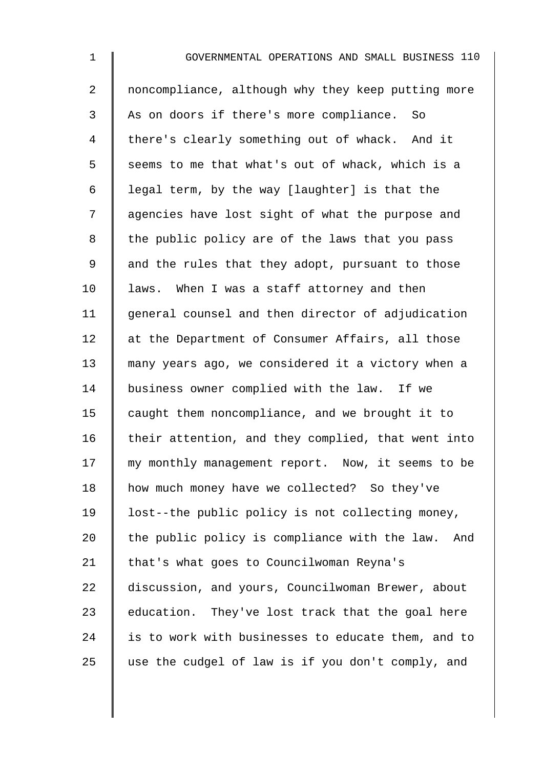noncompliance, although why they keep putting more As on doors if there's more compliance. So there's clearly something out of whack. And it seems to me that what's out of whack, which is a legal term, by the way [laughter] is that the agencies have lost sight of what the purpose and the public policy are of the laws that you pass and the rules that they adopt, pursuant to those laws. When I was a staff attorney and then general counsel and then director of adjudication at the Department of Consumer Affairs, all those many years ago, we considered it a victory when a business owner complied with the law. If we caught them noncompliance, and we brought it to their attention, and they complied, that went into my monthly management report. Now, it seems to be how much money have we collected? So they've lost--the public policy is not collecting money, the public policy is compliance with the law. And that's what goes to Councilwoman Reyna's discussion, and yours, Councilwoman Brewer, about education. They've lost track that the goal here is to work with businesses to educate them, and to use the cudgel of law is if you don't comply, and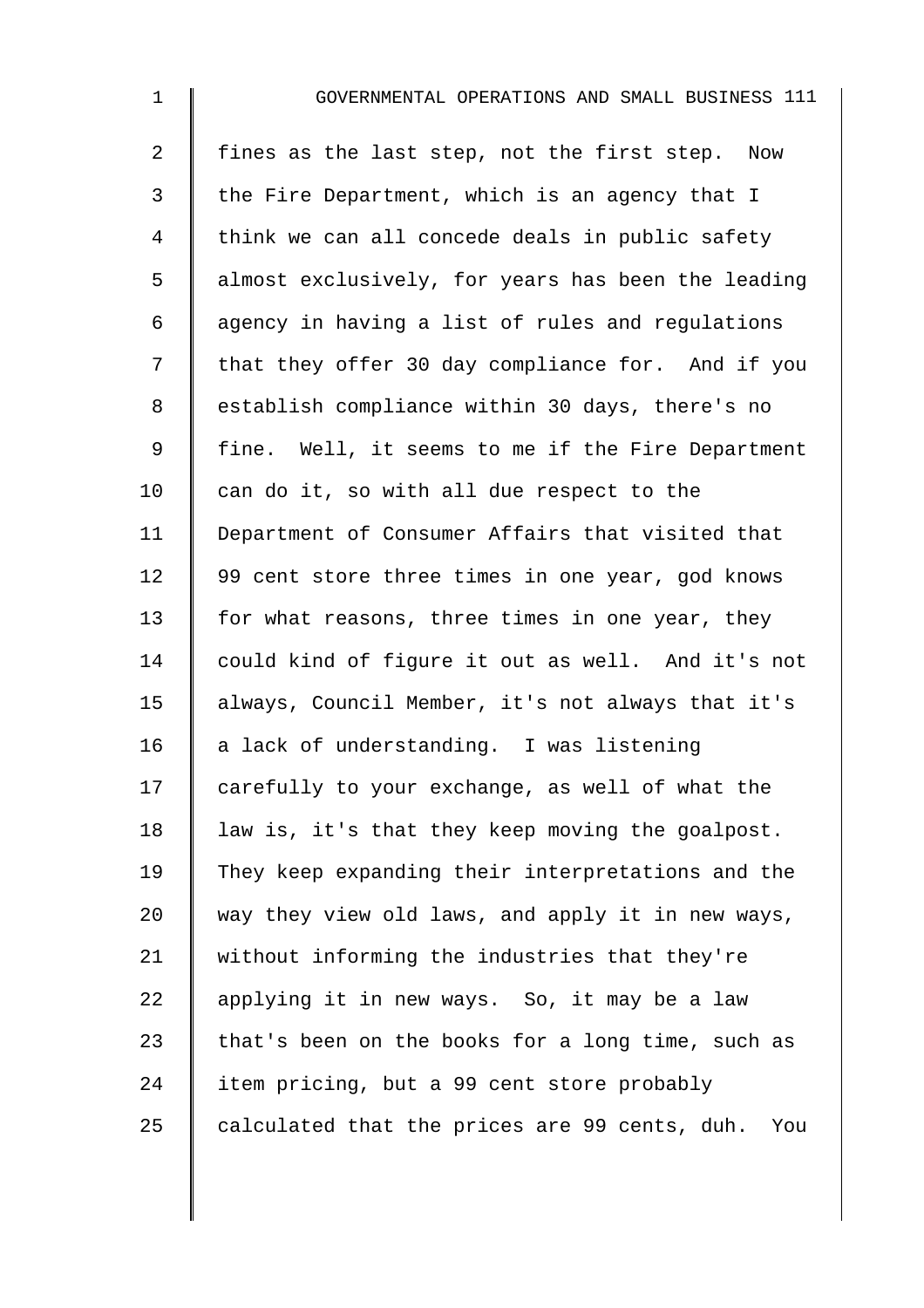fines as the last step, not the first step. Now the Fire Department, which is an agency that I think we can all concede deals in public safety almost exclusively, for years has been the leading agency in having a list of rules and regulations that they offer 30 day compliance for. And if you establish compliance within 30 days, there's no fine. Well, it seems to me if the Fire Department can do it, so with all due respect to the Department of Consumer Affairs that visited that 99 cent store three times in one year, god knows for what reasons, three times in one year, they could kind of figure it out as well. And it's not always, Council Member, it's not always that it's a lack of understanding. I was listening carefully to your exchange, as well of what the law is, it's that they keep moving the goalpost. They keep expanding their interpretations and the way they view old laws, and apply it in new ways, without informing the industries that they're applying it in new ways. So, it may be a law that's been on the books for a long time, such as item pricing, but a 99 cent store probably calculated that the prices are 99 cents, duh. You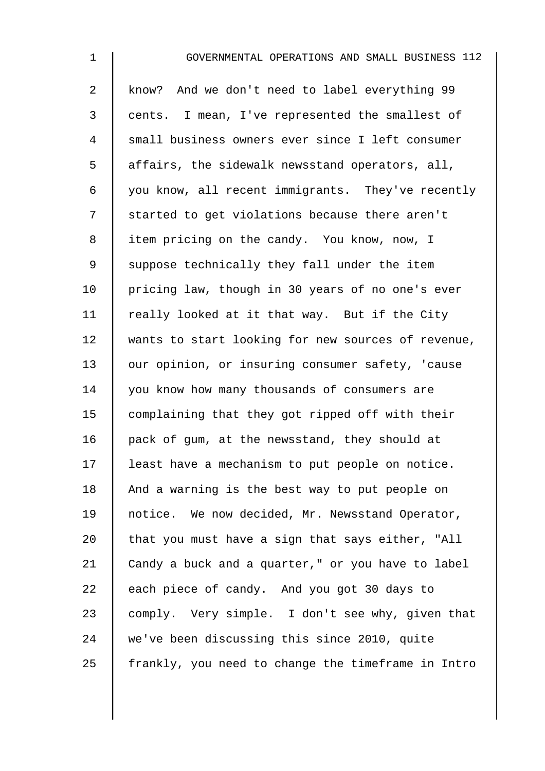know? And we don't need to label everything 99 cents. I mean, I've represented the smallest of small business owners ever since I left consumer affairs, the sidewalk newsstand operators, all, you know, all recent immigrants. They've recently started to get violations because there aren't item pricing on the candy. You know, now, I suppose technically they fall under the item pricing law, though in 30 years of no one's ever really looked at it that way. But if the City wants to start looking for new sources of revenue, our opinion, or insuring consumer safety, 'cause you know how many thousands of consumers are complaining that they got ripped off with their pack of gum, at the newsstand, they should at least have a mechanism to put people on notice. And a warning is the best way to put people on notice. We now decided, Mr. Newsstand Operator, that you must have a sign that says either, "All Candy a buck and a quarter," or you have to label each piece of candy. And you got 30 days to comply. Very simple. I don't see why, given that we've been discussing this since 2010, quite frankly, you need to change the timeframe in Intro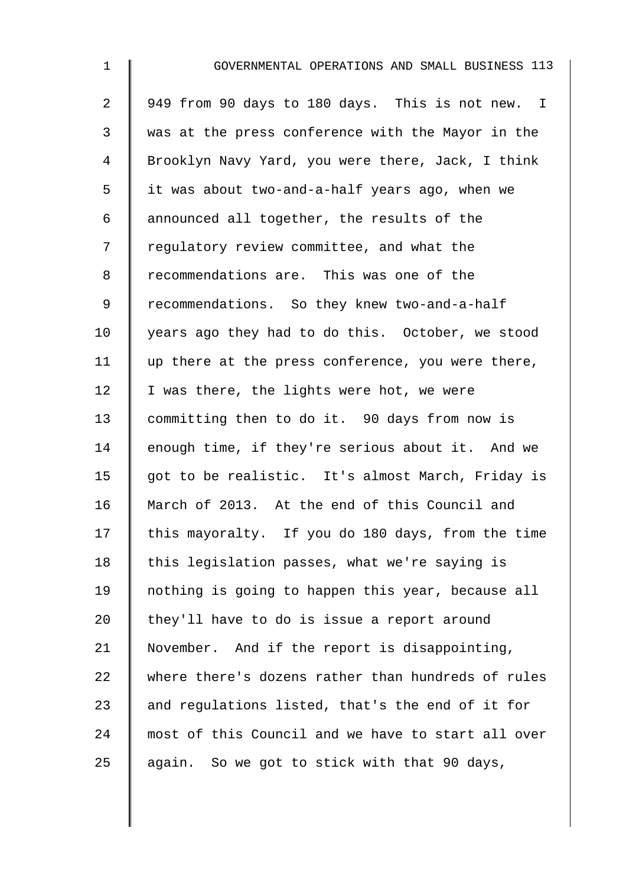949 from 90 days to 180 days. This is not new. I was at the press conference with the Mayor in the Brooklyn Navy Yard, you were there, Jack, I think it was about two-and-a-half years ago, when we announced all together, the results of the regulatory review committee, and what the recommendations are. This was one of the recommendations. So they knew two-and-a-half years ago they had to do this. October, we stood up there at the press conference, you were there, I was there, the lights were hot, we were committing then to do it. 90 days from now is enough time, if they're serious about it. And we got to be realistic. It's almost March, Friday is March of 2013. At the end of this Council and this mayoralty. If you do 180 days, from the time this legislation passes, what we're saying is nothing is going to happen this year, because all they'll have to do is issue a report around November. And if the report is disappointing, where there's dozens rather than hundreds of rules and regulations listed, that's the end of it for most of this Council and we have to start all over again. So we got to stick with that 90 days,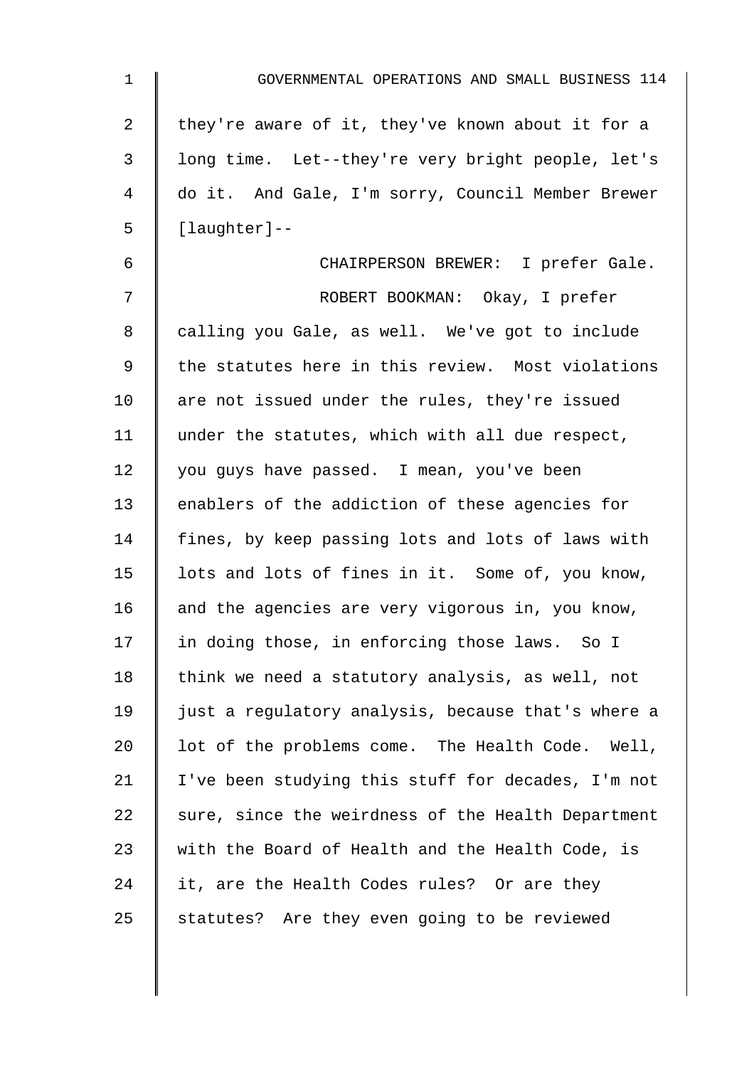they're aware of it, they've known about it for a long time. Let--they're very bright people, let's do it. And Gale, I'm sorry, Council Member Brewer [laughter]--

CHAIRPERSON BREWER: I prefer Gale.

ROBERT BOOKMAN: Okay, I prefer calling you Gale, as well. We've got to include the statutes here in this review. Most violations are not issued under the rules, they're issued under the statutes, which with all due respect, you guys have passed. I mean, you've been enablers of the addiction of these agencies for fines, by keep passing lots and lots of laws with lots and lots of fines in it. Some of, you know, and the agencies are very vigorous in, you know, in doing those, in enforcing those laws. So I think we need a statutory analysis, as well, not just a regulatory analysis, because that's where a lot of the problems come. The Health Code. Well, I've been studying this stuff for decades, I'm not sure, since the weirdness of the Health Department with the Board of Health and the Health Code, is it, are the Health Codes rules? Or are they statutes? Are they even going to be reviewed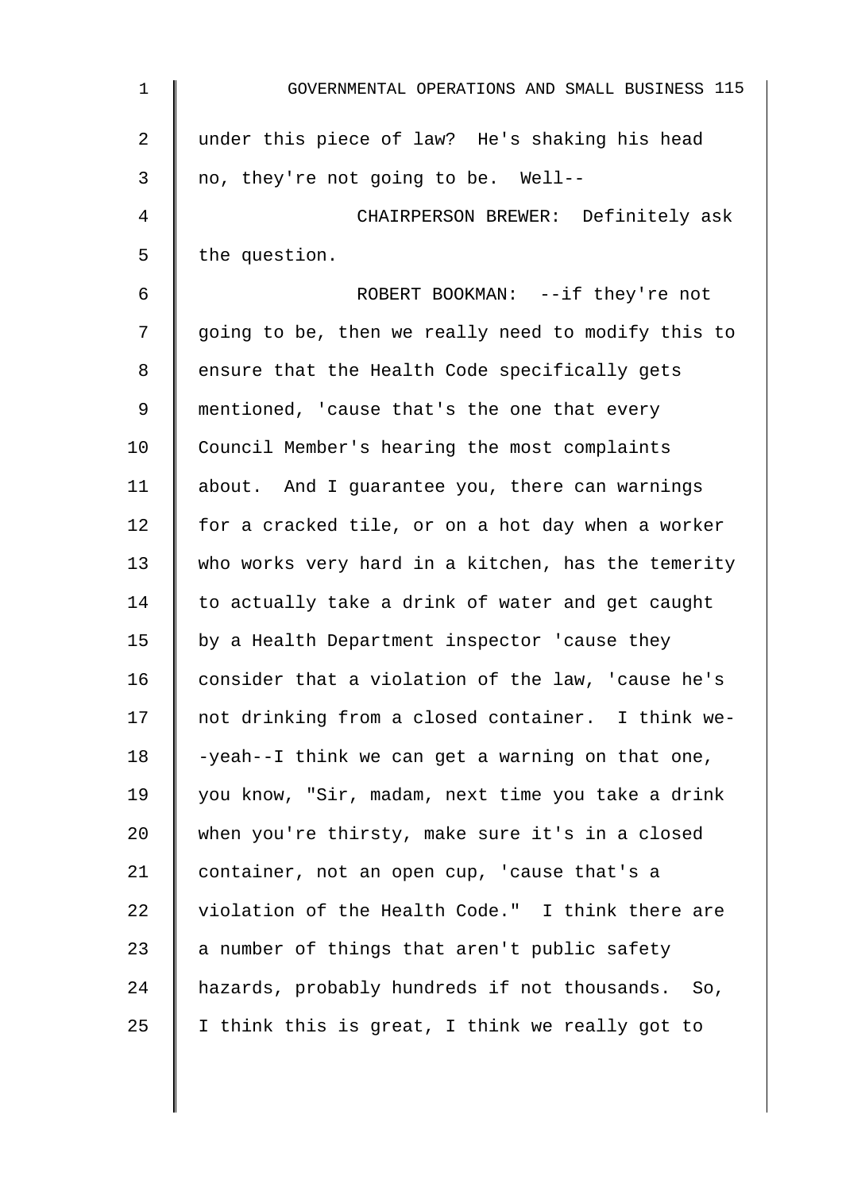under this piece of law? He's shaking his head no, they're not going to be. Well--

CHAIRPERSON BREWER: Definitely ask the question.

ROBERT BOOKMAN: --if they're not going to be, then we really need to modify this to ensure that the Health Code specifically gets mentioned, 'cause that's the one that every Council Member's hearing the most complaints about. And I guarantee you, there can warnings for a cracked tile, or on a hot day when a worker who works very hard in a kitchen, has the temerity to actually take a drink of water and get caught by a Health Department inspector 'cause they consider that a violation of the law, 'cause he's not drinking from a closed container. I think we--yeah--I think we can get a warning on that one, you know, "Sir, madam, next time you take a drink when you're thirsty, make sure it's in a closed container, not an open cup, 'cause that's a violation of the Health Code." I think there are a number of things that aren't public safety hazards, probably hundreds if not thousands. So, I think this is great, I think we really got to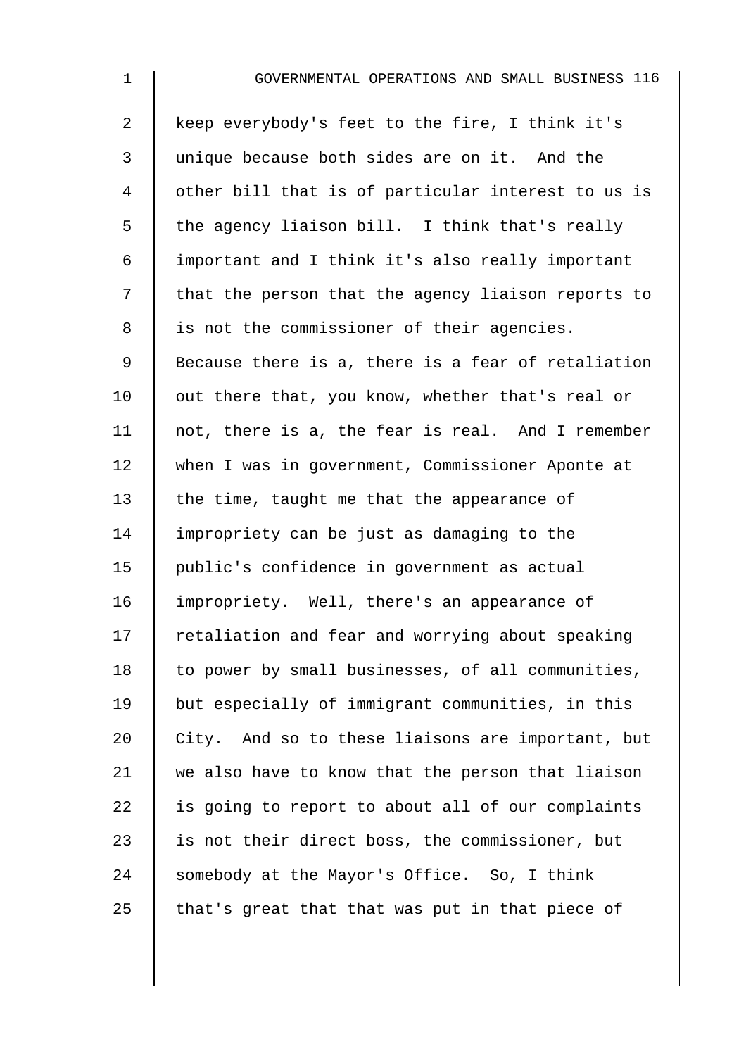keep everybody's feet to the fire, I think it's unique because both sides are on it. And the other bill that is of particular interest to us is the agency liaison bill. I think that's really important and I think it's also really important that the person that the agency liaison reports to is not the commissioner of their agencies. Because there is a, there is a fear of retaliation out there that, you know, whether that's real or not, there is a, the fear is real. And I remember when I was in government, Commissioner Aponte at the time, taught me that the appearance of impropriety can be just as damaging to the public's confidence in government as actual impropriety. Well, there's an appearance of retaliation and fear and worrying about speaking to power by small businesses, of all communities, but especially of immigrant communities, in this City. And so to these liaisons are important, but we also have to know that the person that liaison is going to report to about all of our complaints is not their direct boss, the commissioner, but somebody at the Mayor's Office. So, I think that's great that that was put in that piece of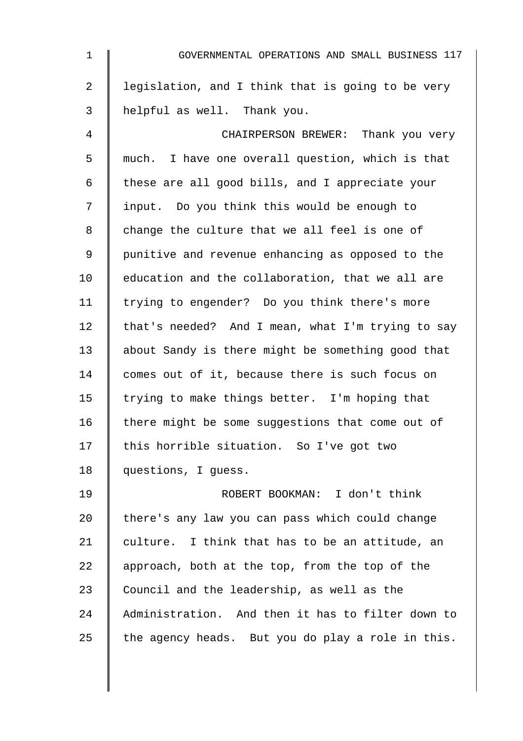legislation, and I think that is going to be very helpful as well. Thank you.

CHAIRPERSON BREWER: Thank you very much. I have one overall question, which is that these are all good bills, and I appreciate your input. Do you think this would be enough to change the culture that we all feel is one of punitive and revenue enhancing as opposed to the education and the collaboration, that we all are trying to engender? Do you think there's more that's needed? And I mean, what I'm trying to say about Sandy is there might be something good that comes out of it, because there is such focus on trying to make things better. I'm hoping that there might be some suggestions that come out of this horrible situation. So I've got two questions, I guess.

ROBERT BOOKMAN: I don't think there's any law you can pass which could change culture. I think that has to be an attitude, an approach, both at the top, from the top of the Council and the leadership, as well as the Administration. And then it has to filter down to the agency heads. But you do play a role in this.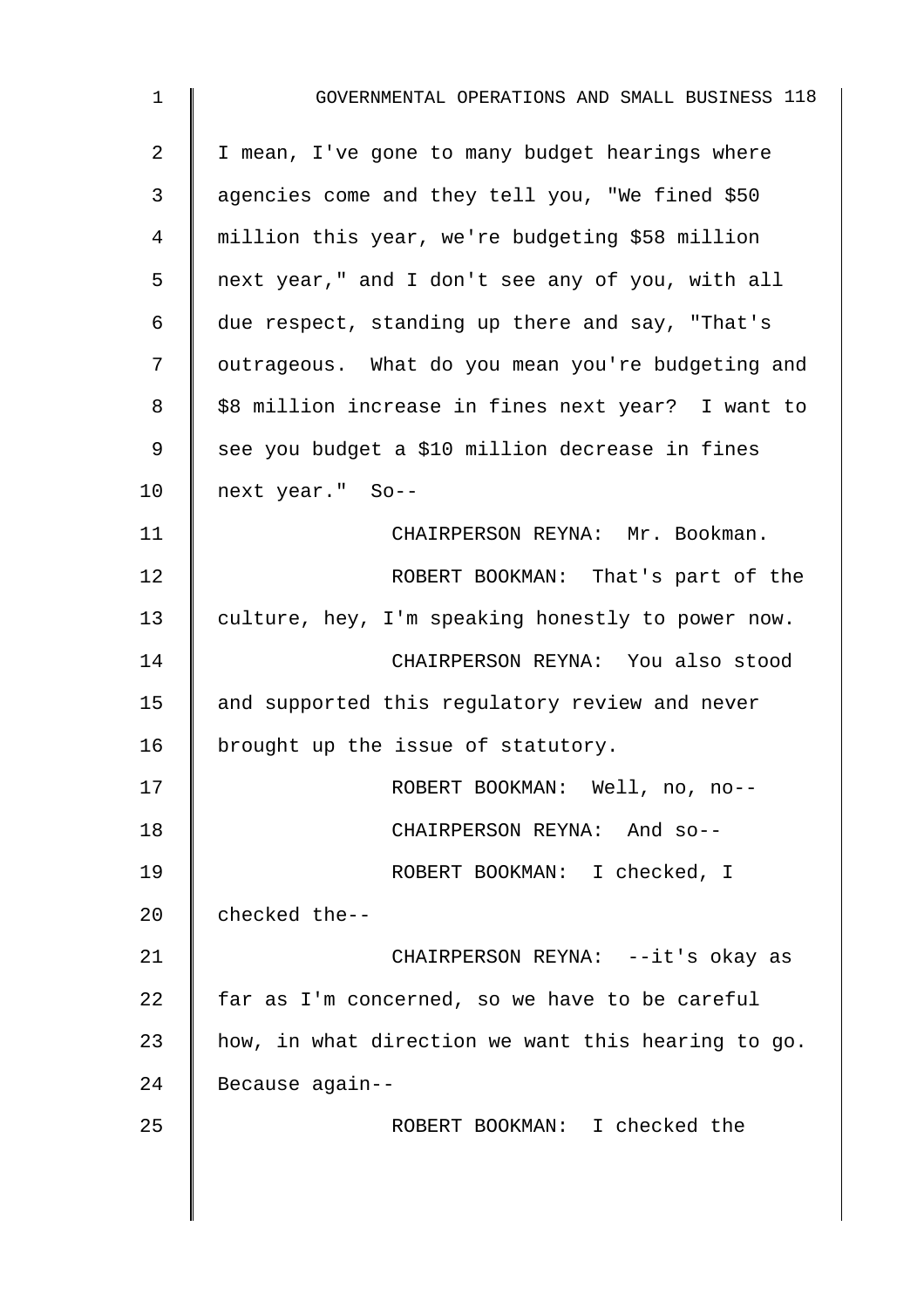I mean, I've gone to many budget hearings where agencies come and they tell you, "We fined $50 million this year, we're budgeting $58 million next year," and I don't see any of you, with all due respect, standing up there and say, "That's outrageous. What do you mean you're budgeting and $8 million increase in fines next year? I want to see you budget a $10 million decrease in fines next year." So--

CHAIRPERSON REYNA: Mr. Bookman.

ROBERT BOOKMAN: That's part of the culture, hey, I'm speaking honestly to power now.

CHAIRPERSON REYNA: You also stood and supported this regulatory review and never brought up the issue of statutory.

ROBERT BOOKMAN: Well, no, no--

CHAIRPERSON REYNA: And so--

ROBERT BOOKMAN: I checked, I checked the--

CHAIRPERSON REYNA: --it's okay as far as I'm concerned, so we have to be careful how, in what direction we want this hearing to go. Because again--

ROBERT BOOKMAN: I checked the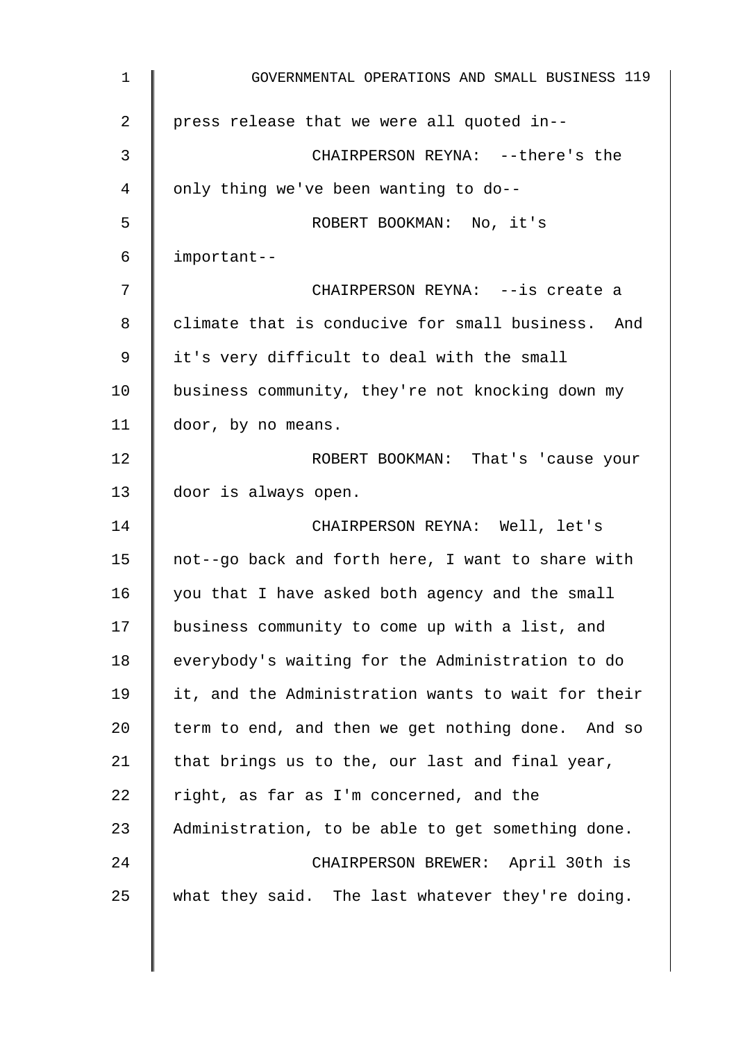press release that we were all quoted in--

CHAIRPERSON REYNA: --there's the only thing we've been wanting to do--

ROBERT BOOKMAN: No, it's important--

CHAIRPERSON REYNA: --is create a climate that is conducive for small business. And it's very difficult to deal with the small business community, they're not knocking down my door, by no means.

ROBERT BOOKMAN: That's 'cause your door is always open.

CHAIRPERSON REYNA: Well, let's not--go back and forth here, I want to share with you that I have asked both agency and the small business community to come up with a list, and everybody's waiting for the Administration to do it, and the Administration wants to wait for their term to end, and then we get nothing done. And so that brings us to the, our last and final year, right, as far as I'm concerned, and the Administration, to be able to get something done.

CHAIRPERSON BREWER: April 30th is what they said. The last whatever they're doing.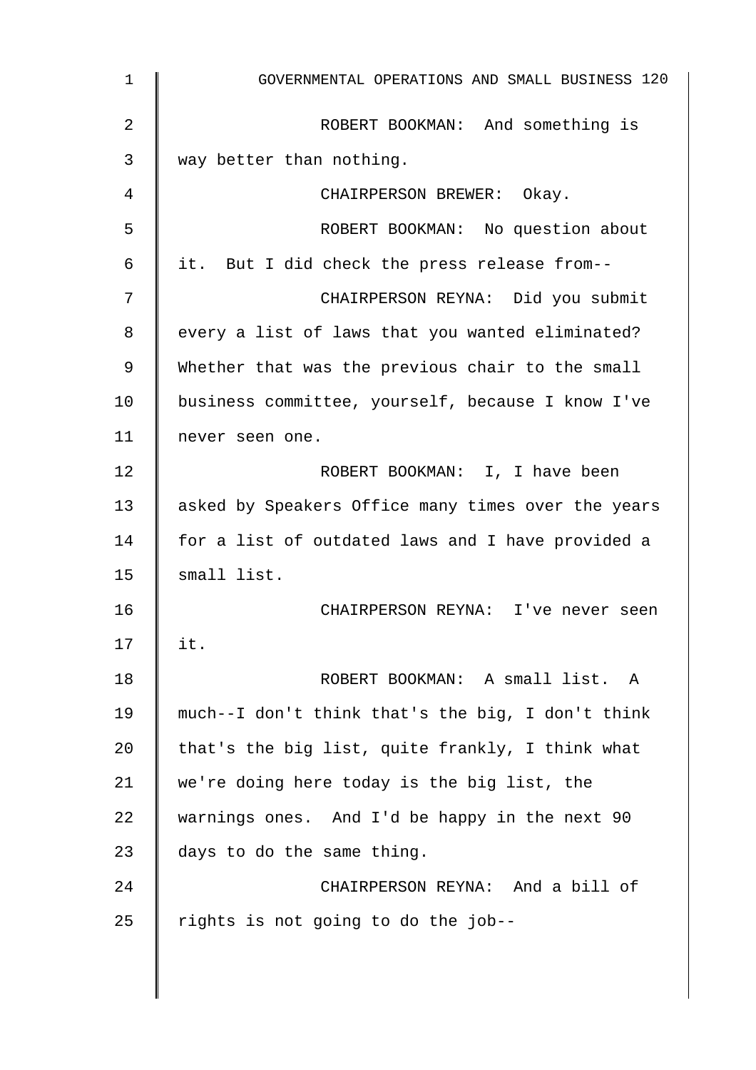ROBERT BOOKMAN: And something is way better than nothing.

CHAIRPERSON BREWER: Okay.

ROBERT BOOKMAN: No question about it. But I did check the press release from--

CHAIRPERSON REYNA: Did you submit every a list of laws that you wanted eliminated? Whether that was the previous chair to the small business committee, yourself, because I know I've never seen one.

ROBERT BOOKMAN: I, I have been asked by Speakers Office many times over the years for a list of outdated laws and I have provided a small list.

CHAIRPERSON REYNA: I've never seen it.

ROBERT BOOKMAN: A small list. A much--I don't think that's the big, I don't think that's the big list, quite frankly, I think what we're doing here today is the big list, the warnings ones. And I'd be happy in the next 90 days to do the same thing.

CHAIRPERSON REYNA: And a bill of rights is not going to do the job--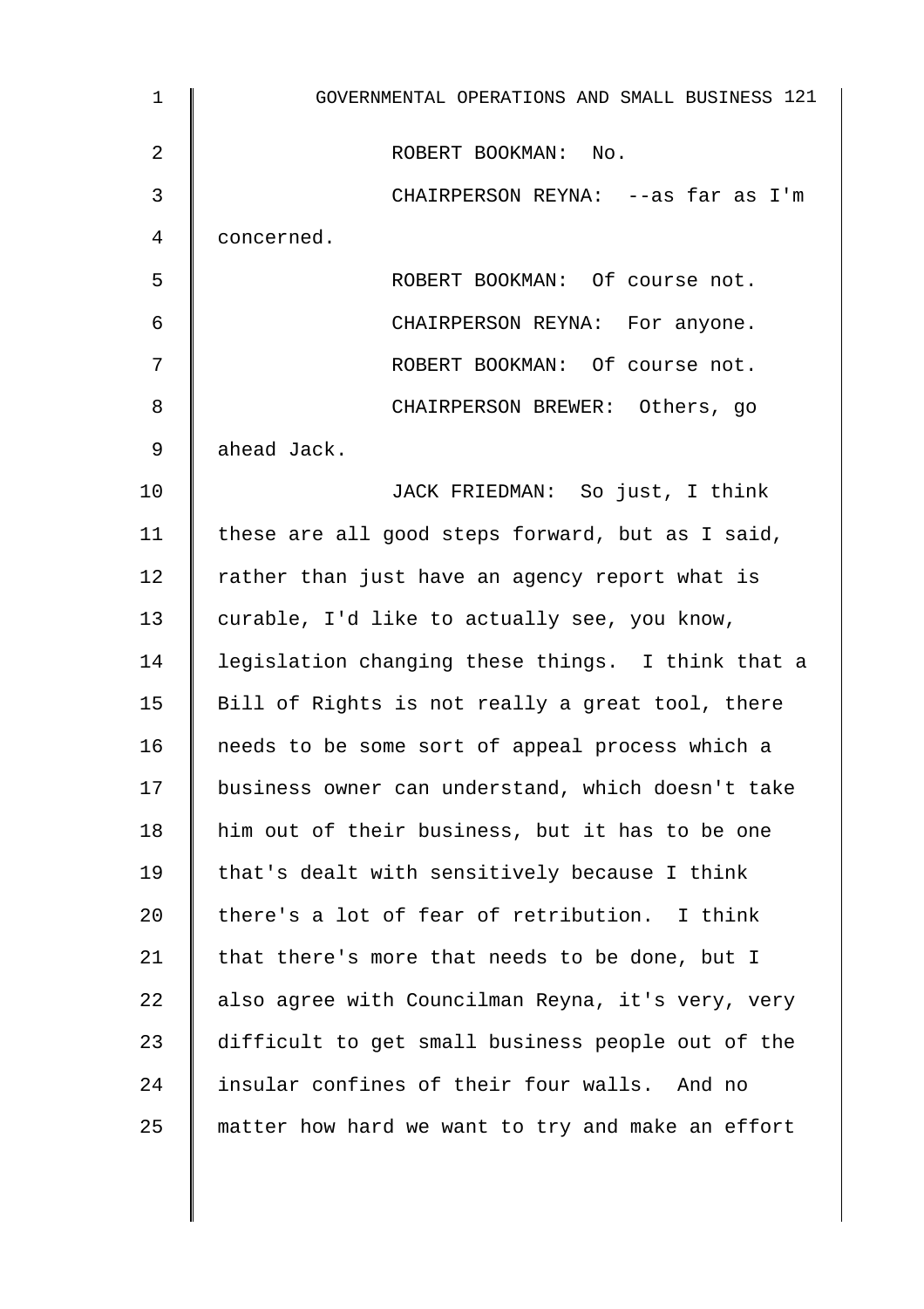ROBERT BOOKMAN: No.

CHAIRPERSON REYNA: --as far as I'm concerned.

ROBERT BOOKMAN: Of course not.

CHAIRPERSON REYNA: For anyone.

ROBERT BOOKMAN: Of course not.

CHAIRPERSON BREWER: Others, go ahead Jack.

JACK FRIEDMAN: So just, I think these are all good steps forward, but as I said, rather than just have an agency report what is curable, I'd like to actually see, you know, legislation changing these things. I think that a Bill of Rights is not really a great tool, there needs to be some sort of appeal process which a business owner can understand, which doesn't take him out of their business, but it has to be one that's dealt with sensitively because I think there's a lot of fear of retribution. I think that there's more that needs to be done, but I also agree with Councilman Reyna, it's very, very difficult to get small business people out of the insular confines of their four walls. And no matter how hard we want to try and make an effort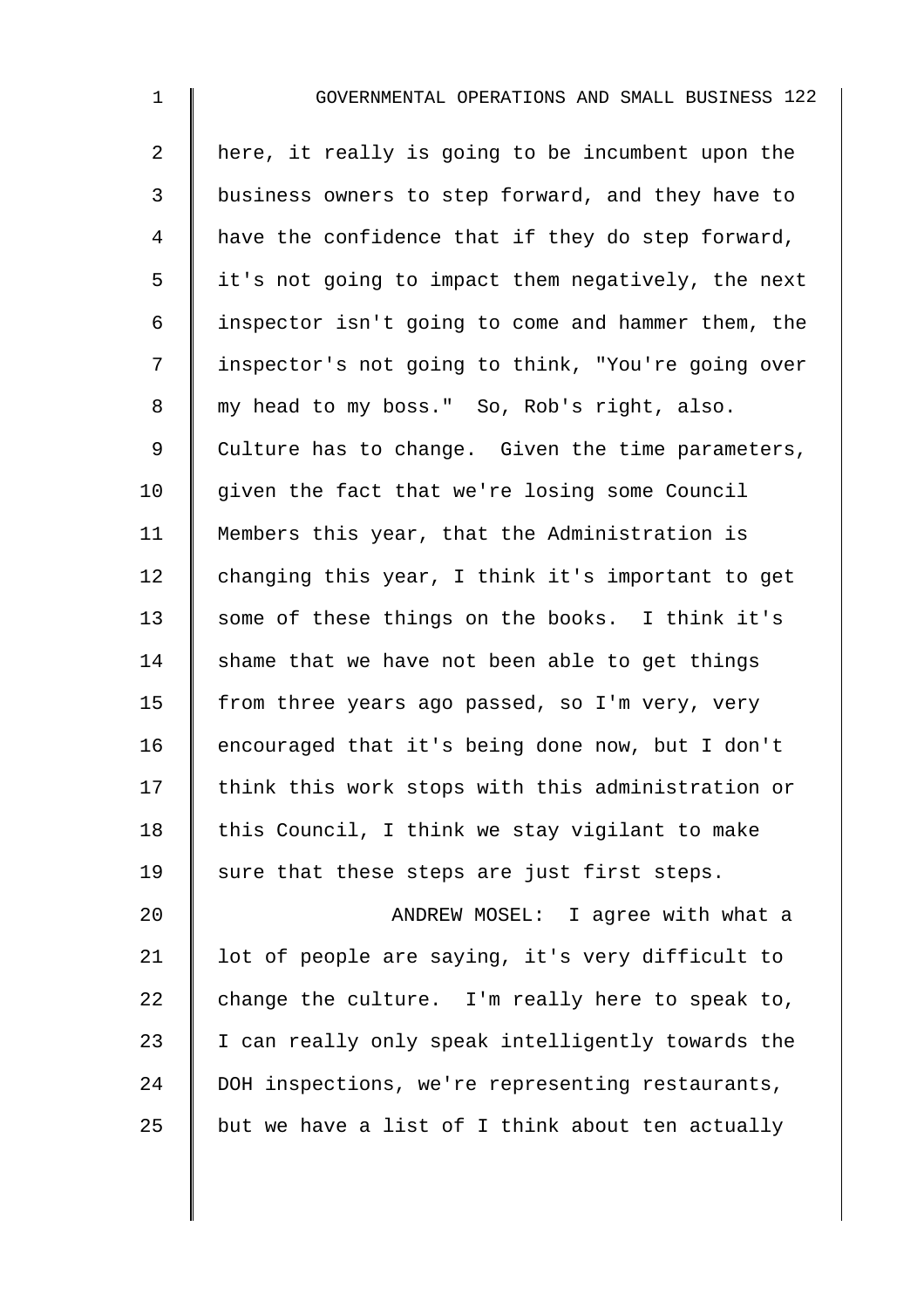here, it really is going to be incumbent upon the business owners to step forward, and they have to have the confidence that if they do step forward, it's not going to impact them negatively, the next inspector isn't going to come and hammer them, the inspector's not going to think, "You're going over my head to my boss." So, Rob's right, also. Culture has to change. Given the time parameters, given the fact that we're losing some Council Members this year, that the Administration is changing this year, I think it's important to get some of these things on the books. I think it's shame that we have not been able to get things from three years ago passed, so I'm very, very encouraged that it's being done now, but I don't think this work stops with this administration or this Council, I think we stay vigilant to make sure that these steps are just first steps.

ANDREW MOSEL: I agree with what a lot of people are saying, it's very difficult to change the culture. I'm really here to speak to, I can really only speak intelligently towards the DOH inspections, we're representing restaurants, but we have a list of I think about ten actually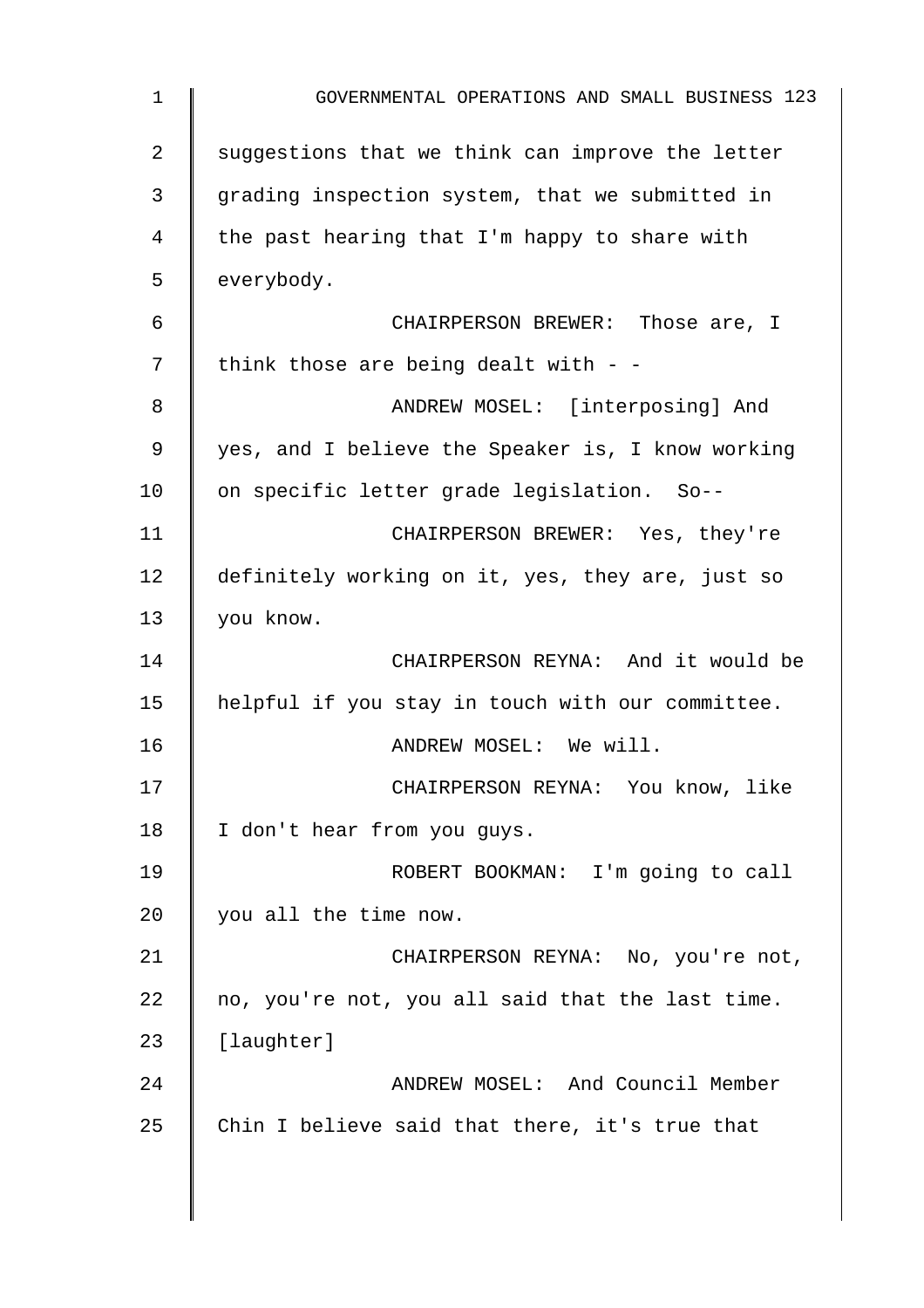suggestions that we think can improve the letter grading inspection system, that we submitted in the past hearing that I'm happy to share with everybody.

CHAIRPERSON BREWER: Those are, I think those are being dealt with - -

ANDREW MOSEL: [interposing] And yes, and I believe the Speaker is, I know working on specific letter grade legislation. So--

CHAIRPERSON BREWER: Yes, they're definitely working on it, yes, they are, just so you know.

CHAIRPERSON REYNA: And it would be helpful if you stay in touch with our committee.

ANDREW MOSEL: We will.

CHAIRPERSON REYNA: You know, like I don't hear from you guys.

ROBERT BOOKMAN: I'm going to call you all the time now.

CHAIRPERSON REYNA: No, you're not, no, you're not, you all said that the last time. [laughter]

ANDREW MOSEL: And Council Member Chin I believe said that there, it's true that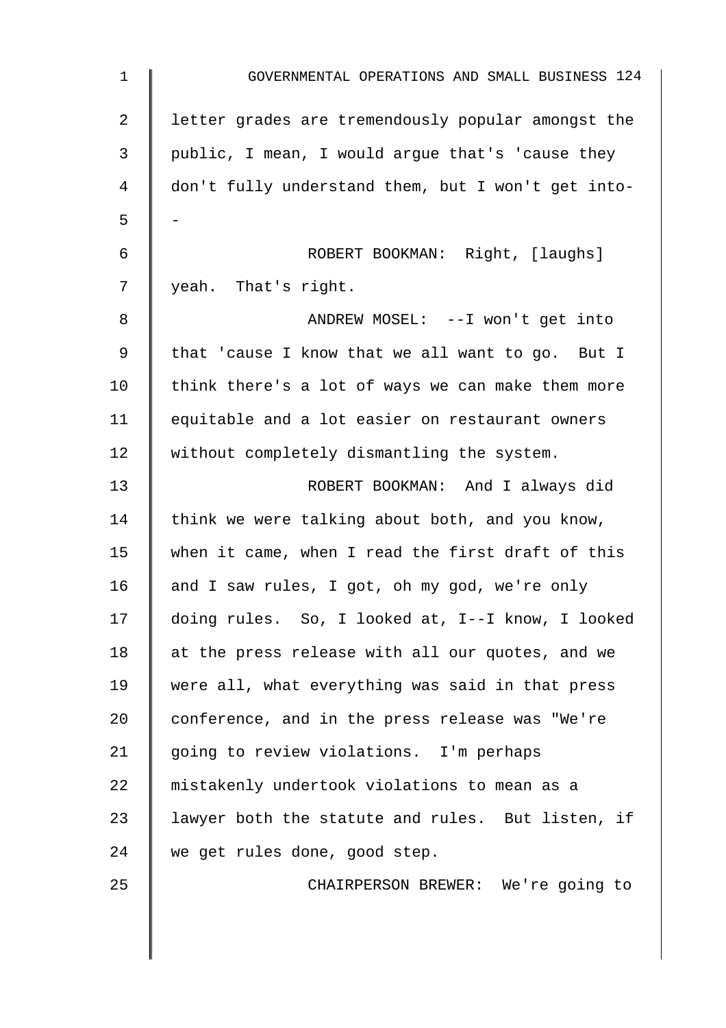letter grades are tremendously popular amongst the public, I mean, I would argue that's 'cause they don't fully understand them, but I won't get into--

ROBERT BOOKMAN: Right, [laughs] yeah. That's right.

ANDREW MOSEL: --I won't get into that 'cause I know that we all want to go. But I think there's a lot of ways we can make them more equitable and a lot easier on restaurant owners without completely dismantling the system.

ROBERT BOOKMAN: And I always did think we were talking about both, and you know, when it came, when I read the first draft of this and I saw rules, I got, oh my god, we're only doing rules. So, I looked at, I--I know, I looked at the press release with all our quotes, and we were all, what everything was said in that press conference, and in the press release was "We're going to review violations. I'm perhaps mistakenly undertook violations to mean as a lawyer both the statute and rules. But listen, if we get rules done, good step.

CHAIRPERSON BREWER: We're going to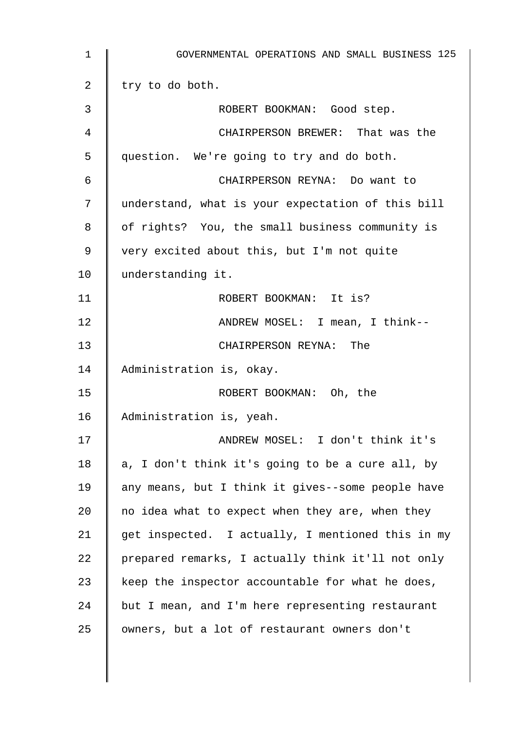try to do both.

ROBERT BOOKMAN: Good step.

CHAIRPERSON BREWER: That was the question. We're going to try and do both.

CHAIRPERSON REYNA: Do want to understand, what is your expectation of this bill of rights? You, the small business community is very excited about this, but I'm not quite understanding it.

ROBERT BOOKMAN: It is?

ANDREW MOSEL: I mean, I think--

CHAIRPERSON REYNA: The Administration is, okay.

ROBERT BOOKMAN: Oh, the Administration is, yeah.

ANDREW MOSEL: I don't think it's a, I don't think it's going to be a cure all, by any means, but I think it gives--some people have no idea what to expect when they are, when they get inspected. I actually, I mentioned this in my prepared remarks, I actually think it'll not only keep the inspector accountable for what he does, but I mean, and I'm here representing restaurant owners, but a lot of restaurant owners don't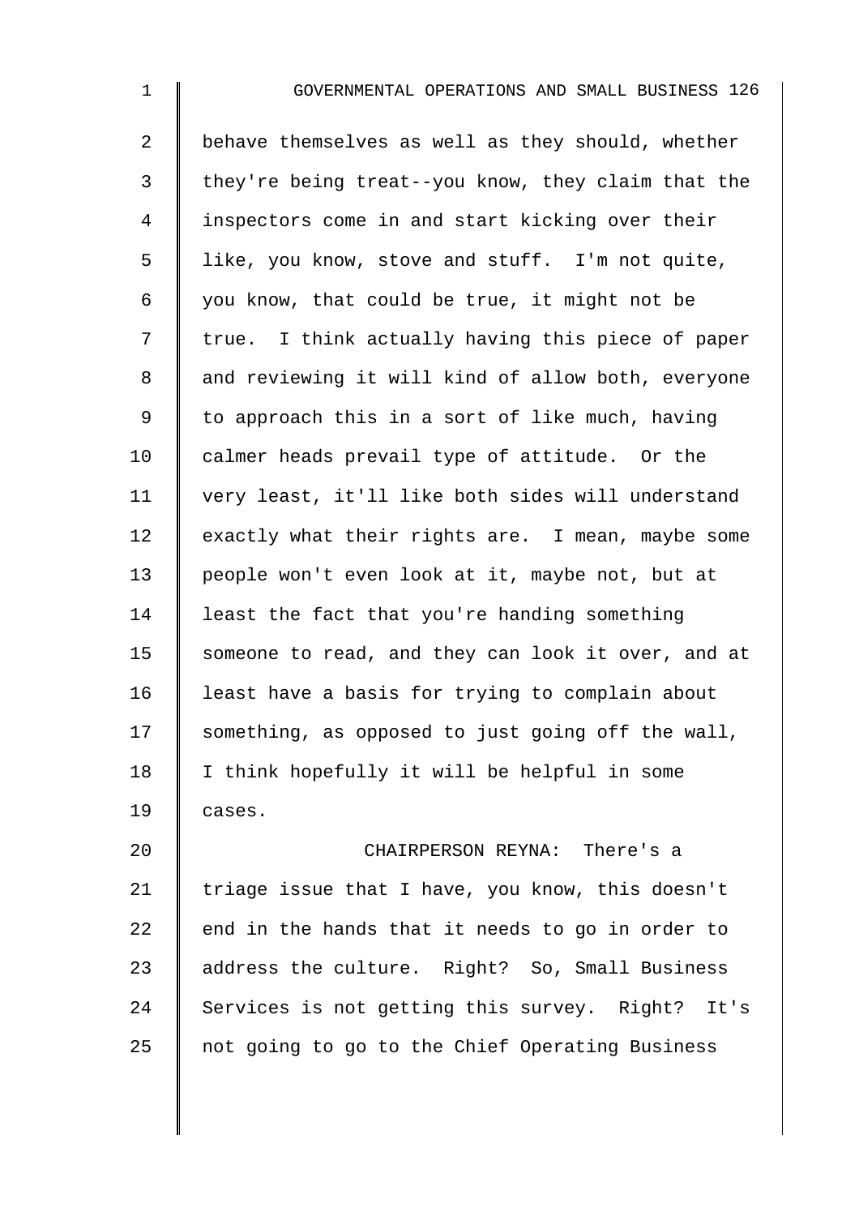behave themselves as well as they should, whether they're being treat--you know, they claim that the inspectors come in and start kicking over their like, you know, stove and stuff. I'm not quite, you know, that could be true, it might not be true. I think actually having this piece of paper and reviewing it will kind of allow both, everyone to approach this in a sort of like much, having calmer heads prevail type of attitude. Or the very least, it'll like both sides will understand exactly what their rights are. I mean, maybe some people won't even look at it, maybe not, but at least the fact that you're handing something someone to read, and they can look it over, and at least have a basis for trying to complain about something, as opposed to just going off the wall, I think hopefully it will be helpful in some cases.

CHAIRPERSON REYNA: There's a triage issue that I have, you know, this doesn't end in the hands that it needs to go in order to address the culture. Right? So, Small Business Services is not getting this survey. Right? It's not going to go to the Chief Operating Business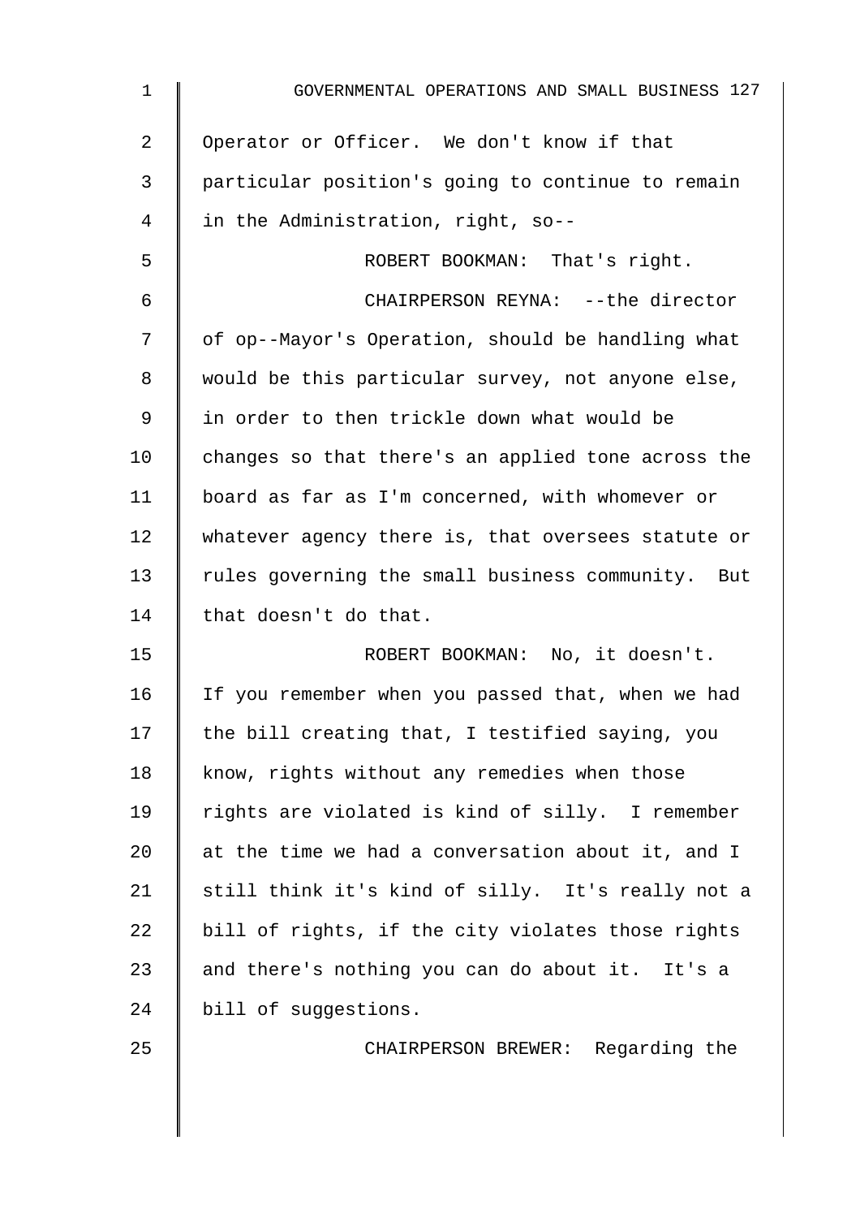Operator or Officer. We don't know if that particular position's going to continue to remain in the Administration, right, so--

ROBERT BOOKMAN: That's right.

CHAIRPERSON REYNA: --the director of op--Mayor's Operation, should be handling what would be this particular survey, not anyone else, in order to then trickle down what would be changes so that there's an applied tone across the board as far as I'm concerned, with whomever or whatever agency there is, that oversees statute or rules governing the small business community. But that doesn't do that.

ROBERT BOOKMAN: No, it doesn't. If you remember when you passed that, when we had the bill creating that, I testified saying, you know, rights without any remedies when those rights are violated is kind of silly. I remember at the time we had a conversation about it, and I still think it's kind of silly. It's really not a bill of rights, if the city violates those rights and there's nothing you can do about it. It's a bill of suggestions.

CHAIRPERSON BREWER: Regarding the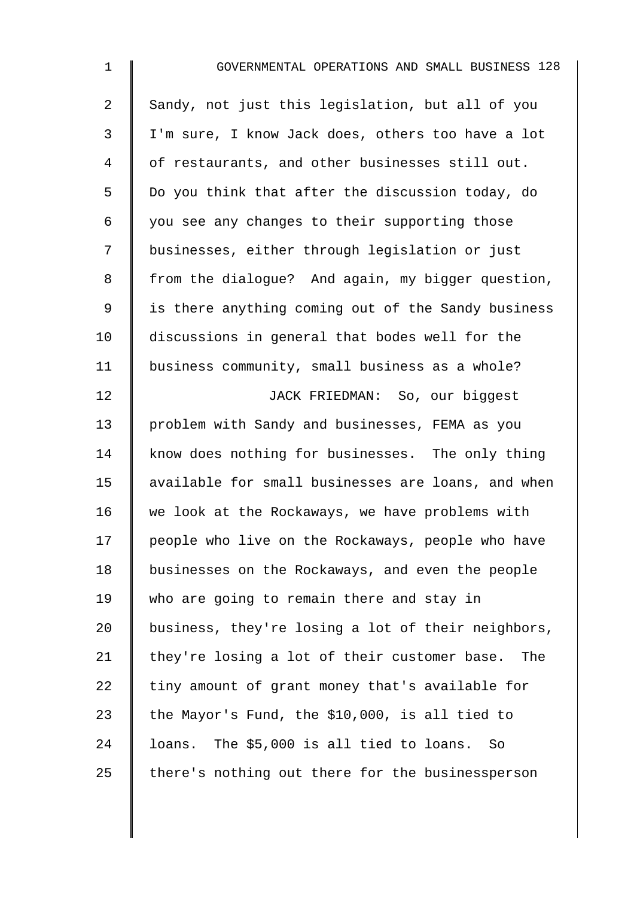Sandy, not just this legislation, but all of you I'm sure, I know Jack does, others too have a lot of restaurants, and other businesses still out. Do you think that after the discussion today, do you see any changes to their supporting those businesses, either through legislation or just from the dialogue? And again, my bigger question, is there anything coming out of the Sandy business discussions in general that bodes well for the business community, small business as a whole?

JACK FRIEDMAN: So, our biggest problem with Sandy and businesses, FEMA as you know does nothing for businesses. The only thing available for small businesses are loans, and when we look at the Rockaways, we have problems with people who live on the Rockaways, people who have businesses on the Rockaways, and even the people who are going to remain there and stay in business, they're losing a lot of their neighbors, they're losing a lot of their customer base. The tiny amount of grant money that's available for the Mayor's Fund, the $10,000, is all tied to loans. The $5,000 is all tied to loans. So there's nothing out there for the businessperson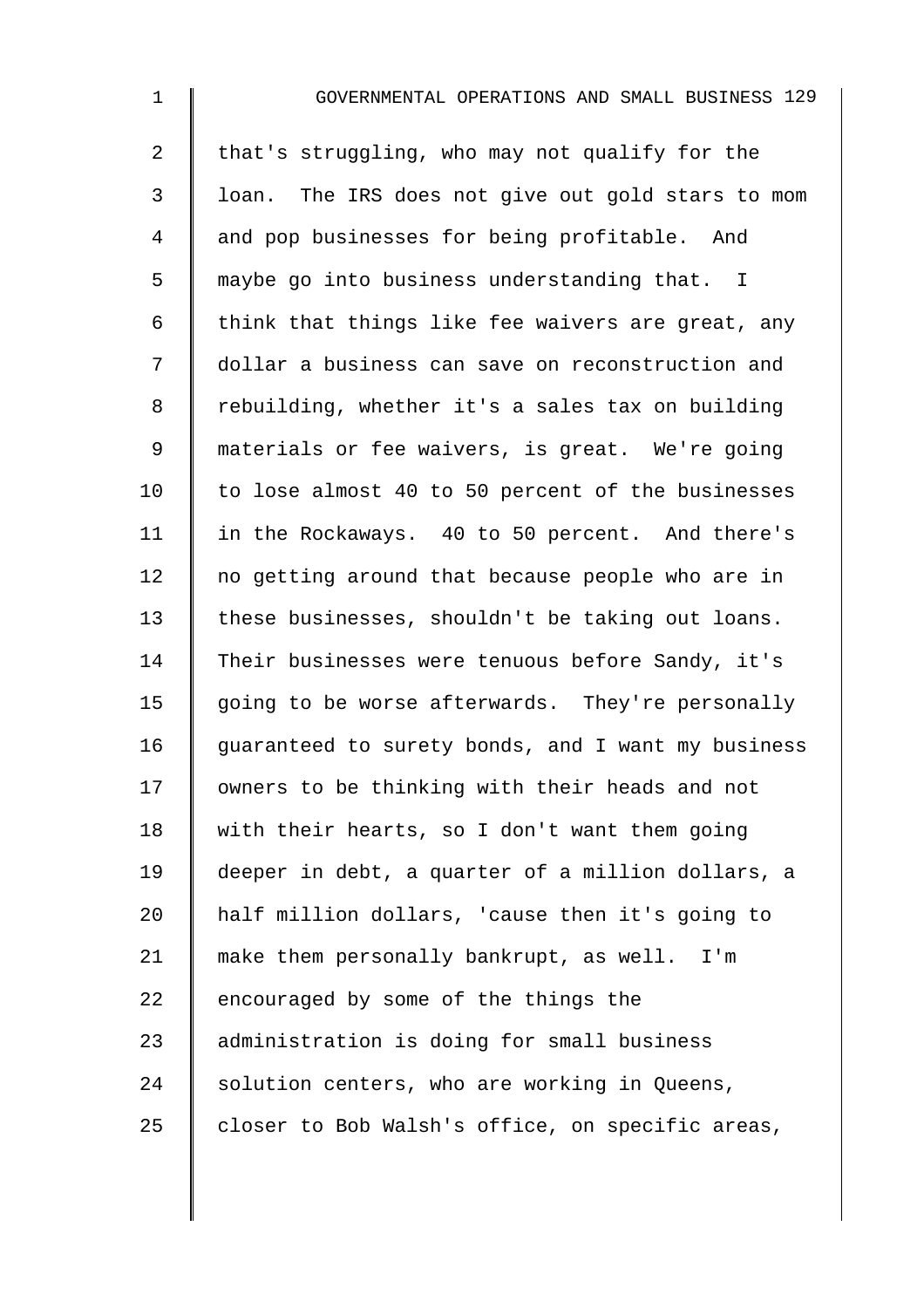that's struggling, who may not qualify for the loan. The IRS does not give out gold stars to mom and pop businesses for being profitable. And maybe go into business understanding that. I think that things like fee waivers are great, any dollar a business can save on reconstruction and rebuilding, whether it's a sales tax on building materials or fee waivers, is great. We're going to lose almost 40 to 50 percent of the businesses in the Rockaways. 40 to 50 percent. And there's no getting around that because people who are in these businesses, shouldn't be taking out loans. Their businesses were tenuous before Sandy, it's going to be worse afterwards. They're personally guaranteed to surety bonds, and I want my business owners to be thinking with their heads and not with their hearts, so I don't want them going deeper in debt, a quarter of a million dollars, a half million dollars, 'cause then it's going to make them personally bankrupt, as well. I'm encouraged by some of the things the administration is doing for small business solution centers, who are working in Queens, closer to Bob Walsh's office, on specific areas,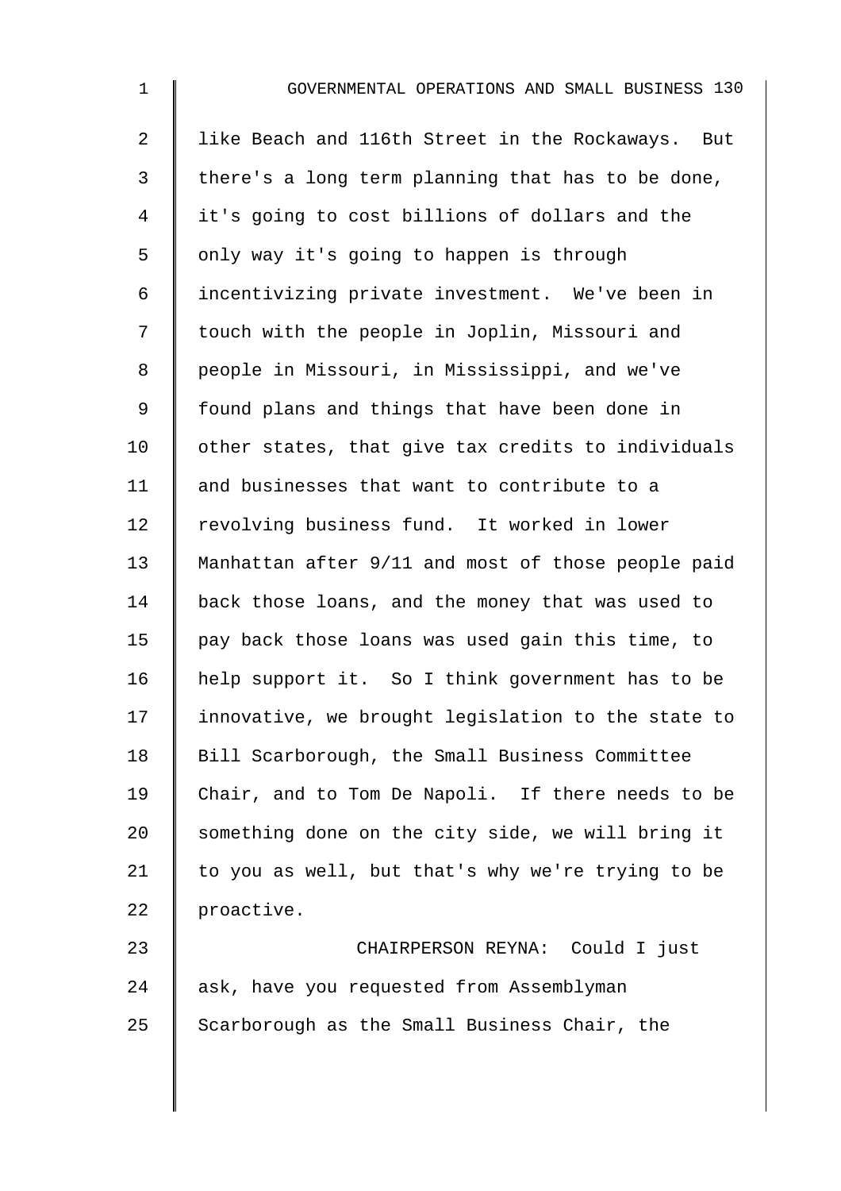like Beach and 116th Street in the Rockaways. But there's a long term planning that has to be done, it's going to cost billions of dollars and the only way it's going to happen is through incentivizing private investment. We've been in touch with the people in Joplin, Missouri and people in Missouri, in Mississippi, and we've found plans and things that have been done in other states, that give tax credits to individuals and businesses that want to contribute to a revolving business fund. It worked in lower Manhattan after 9/11 and most of those people paid back those loans, and the money that was used to pay back those loans was used gain this time, to help support it. So I think government has to be innovative, we brought legislation to the state to Bill Scarborough, the Small Business Committee Chair, and to Tom De Napoli. If there needs to be something done on the city side, we will bring it to you as well, but that's why we're trying to be proactive.

CHAIRPERSON REYNA: Could I just ask, have you requested from Assemblyman Scarborough as the Small Business Chair, the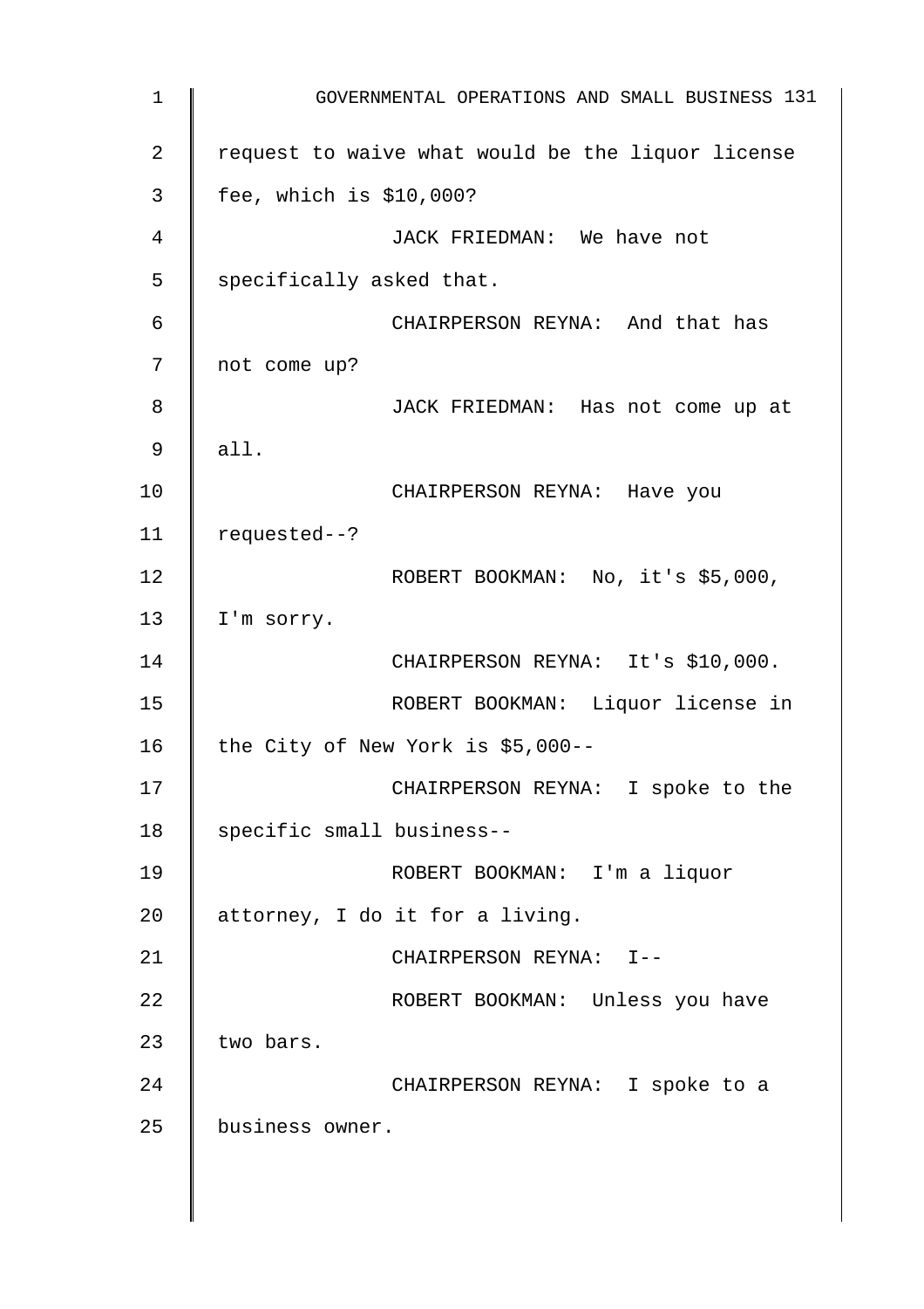request to waive what would be the liquor license fee, which is $10,000?

JACK FRIEDMAN: We have not specifically asked that.

CHAIRPERSON REYNA: And that has not come up?

JACK FRIEDMAN: Has not come up at all.

CHAIRPERSON REYNA: Have you requested--?

ROBERT BOOKMAN: No, it's $5,000, I'm sorry.

CHAIRPERSON REYNA: It's $10,000.

ROBERT BOOKMAN: Liquor license in the City of New York is $5,000--

CHAIRPERSON REYNA: I spoke to the specific small business--

ROBERT BOOKMAN: I'm a liquor attorney, I do it for a living.

CHAIRPERSON REYNA: I--

ROBERT BOOKMAN: Unless you have two bars.

CHAIRPERSON REYNA: I spoke to a business owner.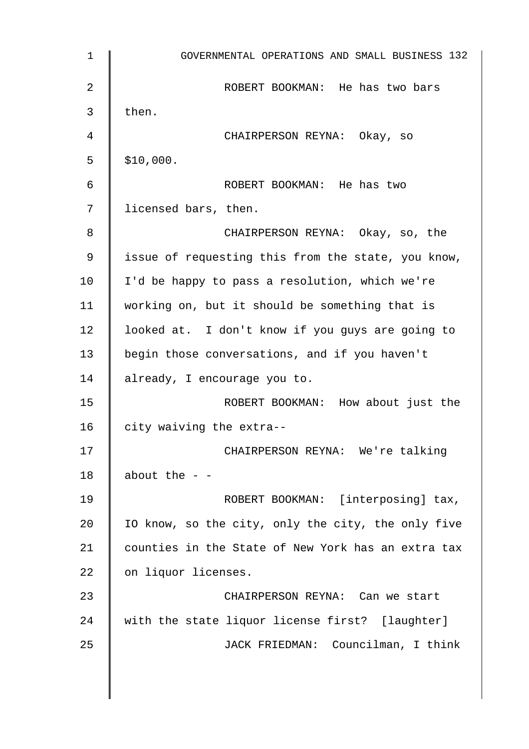ROBERT BOOKMAN: He has two bars then.

CHAIRPERSON REYNA: Okay, so $10,000.

ROBERT BOOKMAN: He has two licensed bars, then.

CHAIRPERSON REYNA: Okay, so, the issue of requesting this from the state, you know, I'd be happy to pass a resolution, which we're working on, but it should be something that is looked at. I don't know if you guys are going to begin those conversations, and if you haven't already, I encourage you to.

ROBERT BOOKMAN: How about just the city waiving the extra--

CHAIRPERSON REYNA: We're talking about the - -

ROBERT BOOKMAN: [interposing] tax, IO know, so the city, only the city, the only five counties in the State of New York has an extra tax on liquor licenses.

CHAIRPERSON REYNA: Can we start with the state liquor license first? [laughter]

JACK FRIEDMAN: Councilman, I think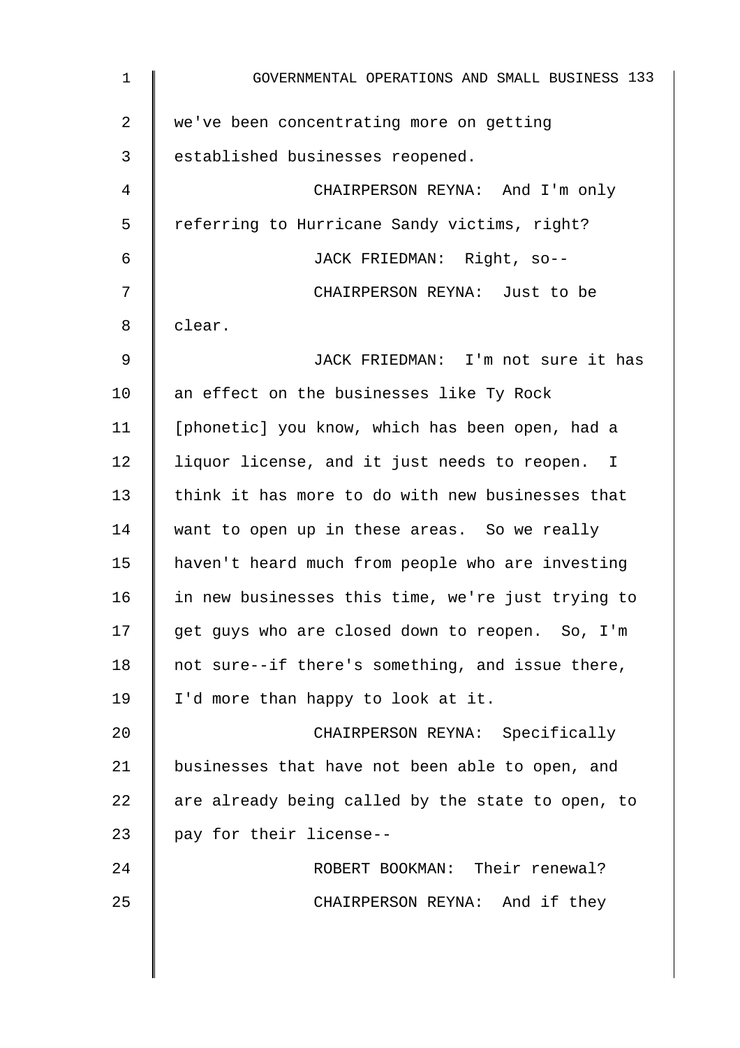we've been concentrating more on getting established businesses reopened.

CHAIRPERSON REYNA: And I'm only referring to Hurricane Sandy victims, right?

JACK FRIEDMAN: Right, so--

CHAIRPERSON REYNA: Just to be clear.

JACK FRIEDMAN: I'm not sure it has an effect on the businesses like Ty Rock [phonetic] you know, which has been open, had a liquor license, and it just needs to reopen. I think it has more to do with new businesses that want to open up in these areas. So we really haven't heard much from people who are investing in new businesses this time, we're just trying to get guys who are closed down to reopen. So, I'm not sure--if there's something, and issue there, I'd more than happy to look at it.

CHAIRPERSON REYNA: Specifically businesses that have not been able to open, and are already being called by the state to open, to pay for their license--

ROBERT BOOKMAN: Their renewal?

CHAIRPERSON REYNA: And if they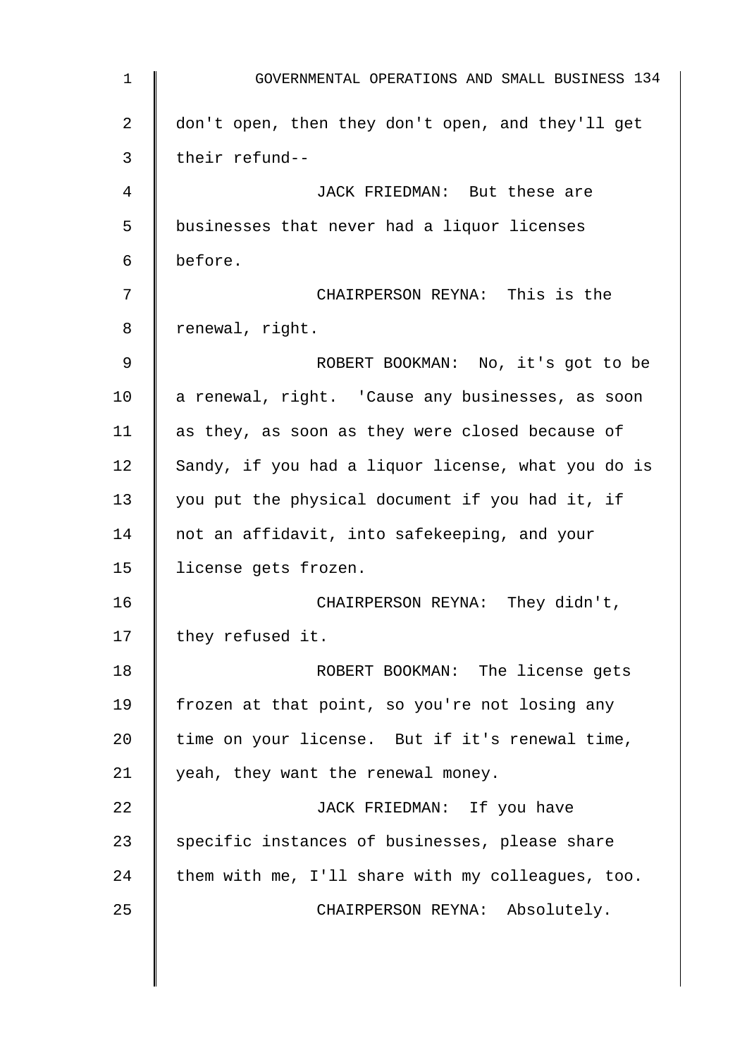don't open, then they don't open, and they'll get their refund--

JACK FRIEDMAN: But these are businesses that never had a liquor licenses before.

CHAIRPERSON REYNA: This is the renewal, right.

ROBERT BOOKMAN: No, it's got to be a renewal, right. 'Cause any businesses, as soon as they, as soon as they were closed because of Sandy, if you had a liquor license, what you do is you put the physical document if you had it, if not an affidavit, into safekeeping, and your license gets frozen.

CHAIRPERSON REYNA: They didn't, they refused it.

ROBERT BOOKMAN: The license gets frozen at that point, so you're not losing any time on your license. But if it's renewal time, yeah, they want the renewal money.

JACK FRIEDMAN: If you have specific instances of businesses, please share them with me, I'll share with my colleagues, too.

CHAIRPERSON REYNA: Absolutely.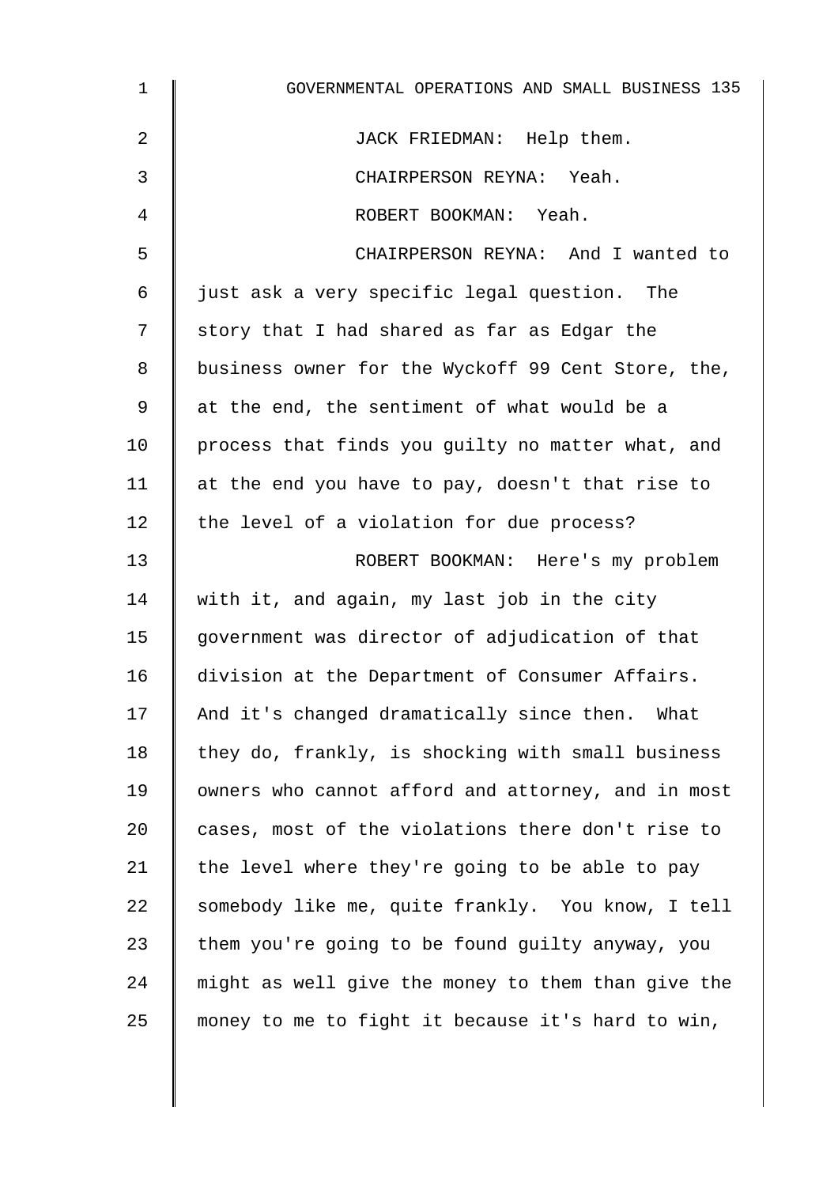JACK FRIEDMAN: Help them.

CHAIRPERSON REYNA: Yeah.

ROBERT BOOKMAN: Yeah.

CHAIRPERSON REYNA: And I wanted to just ask a very specific legal question. The story that I had shared as far as Edgar the business owner for the Wyckoff 99 Cent Store, the, at the end, the sentiment of what would be a process that finds you guilty no matter what, and at the end you have to pay, doesn't that rise to the level of a violation for due process?

ROBERT BOOKMAN: Here's my problem with it, and again, my last job in the city government was director of adjudication of that division at the Department of Consumer Affairs. And it's changed dramatically since then. What they do, frankly, is shocking with small business owners who cannot afford and attorney, and in most cases, most of the violations there don't rise to the level where they're going to be able to pay somebody like me, quite frankly. You know, I tell them you're going to be found guilty anyway, you might as well give the money to them than give the money to me to fight it because it's hard to win,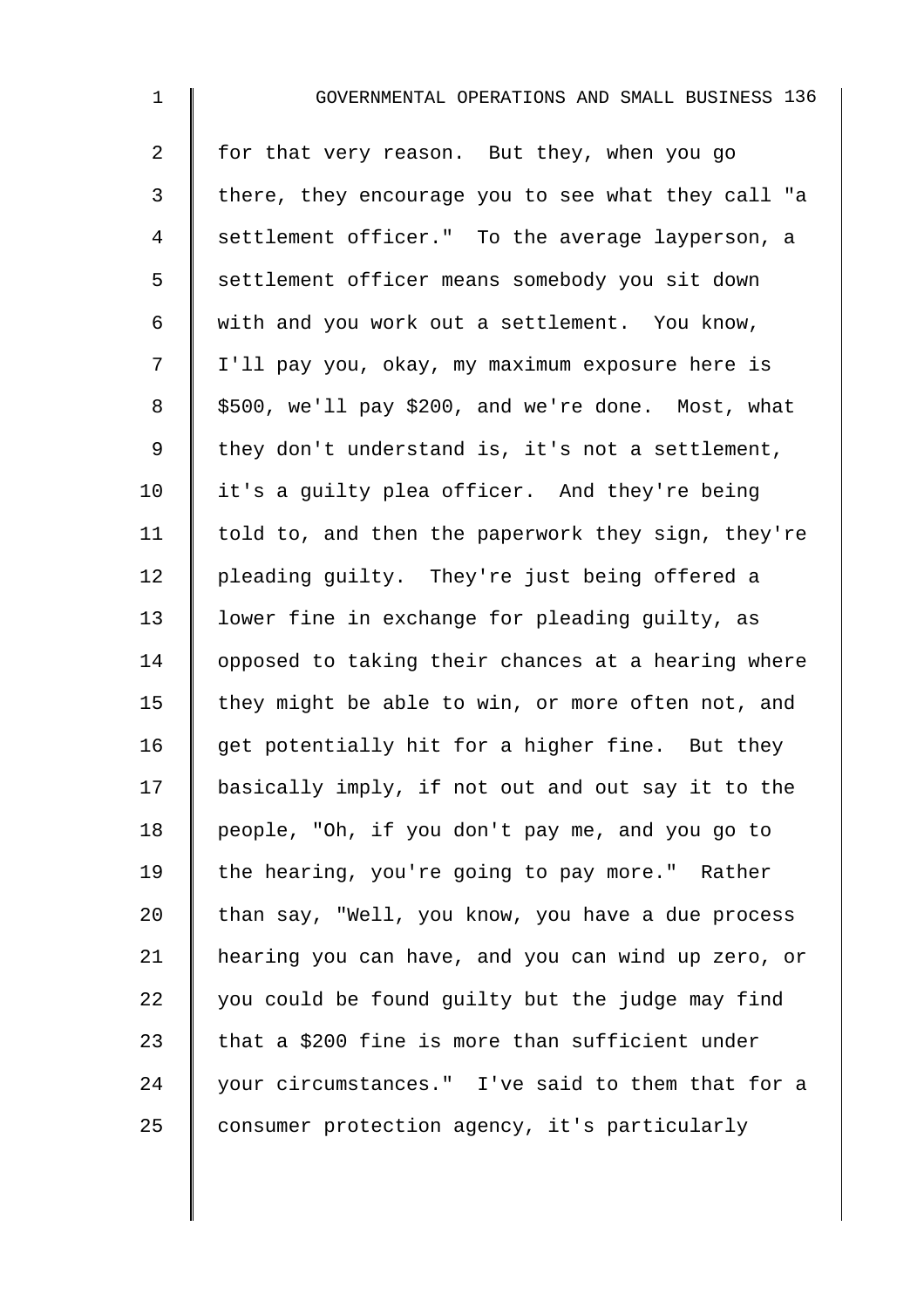for that very reason. But they, when you go there, they encourage you to see what they call "a settlement officer." To the average layperson, a settlement officer means somebody you sit down with and you work out a settlement. You know, I'll pay you, okay, my maximum exposure here is $500, we'll pay $200, and we're done. Most, what they don't understand is, it's not a settlement, it's a guilty plea officer. And they're being told to, and then the paperwork they sign, they're pleading guilty. They're just being offered a lower fine in exchange for pleading guilty, as opposed to taking their chances at a hearing where they might be able to win, or more often not, and get potentially hit for a higher fine. But they basically imply, if not out and out say it to the people, "Oh, if you don't pay me, and you go to the hearing, you're going to pay more." Rather than say, "Well, you know, you have a due process hearing you can have, and you can wind up zero, or you could be found guilty but the judge may find that a $200 fine is more than sufficient under your circumstances." I've said to them that for a consumer protection agency, it's particularly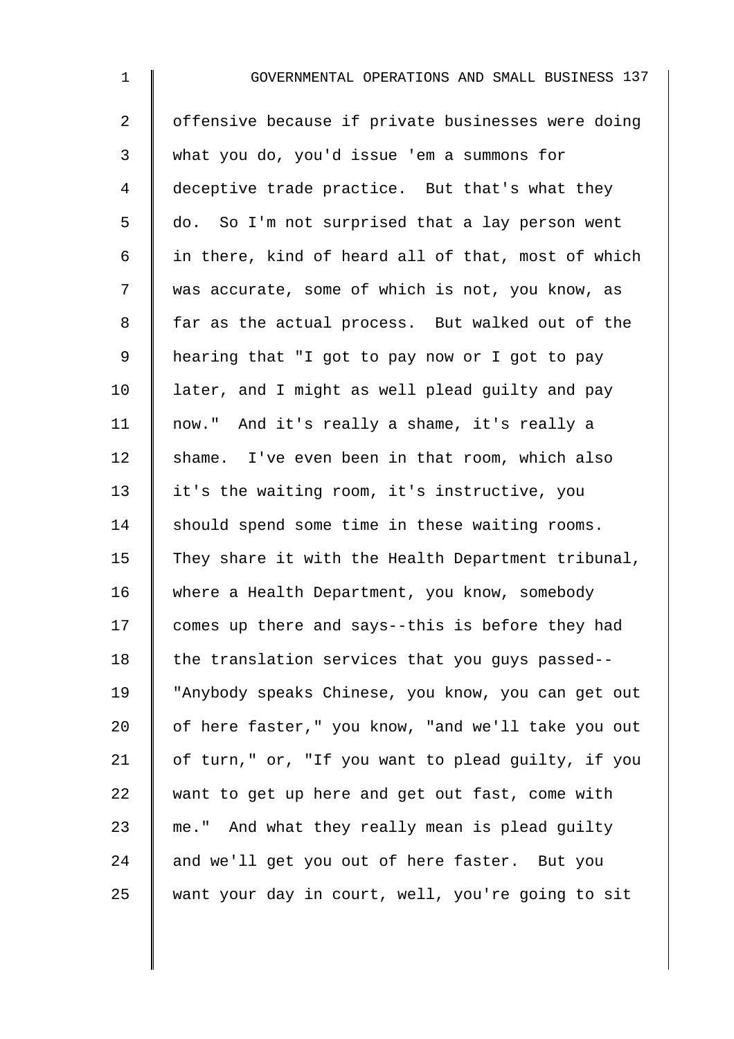offensive because if private businesses were doing what you do, you'd issue 'em a summons for deceptive trade practice. But that's what they do. So I'm not surprised that a lay person went in there, kind of heard all of that, most of which was accurate, some of which is not, you know, as far as the actual process. But walked out of the hearing that "I got to pay now or I got to pay later, and I might as well plead guilty and pay now." And it's really a shame, it's really a shame. I've even been in that room, which also it's the waiting room, it's instructive, you should spend some time in these waiting rooms. They share it with the Health Department tribunal, where a Health Department, you know, somebody comes up there and says--this is before they had the translation services that you guys passed--"Anybody speaks Chinese, you know, you can get out of here faster," you know, "and we'll take you out of turn," or, "If you want to plead guilty, if you want to get up here and get out fast, come with me." And what they really mean is plead guilty and we'll get you out of here faster. But you want your day in court, well, you're going to sit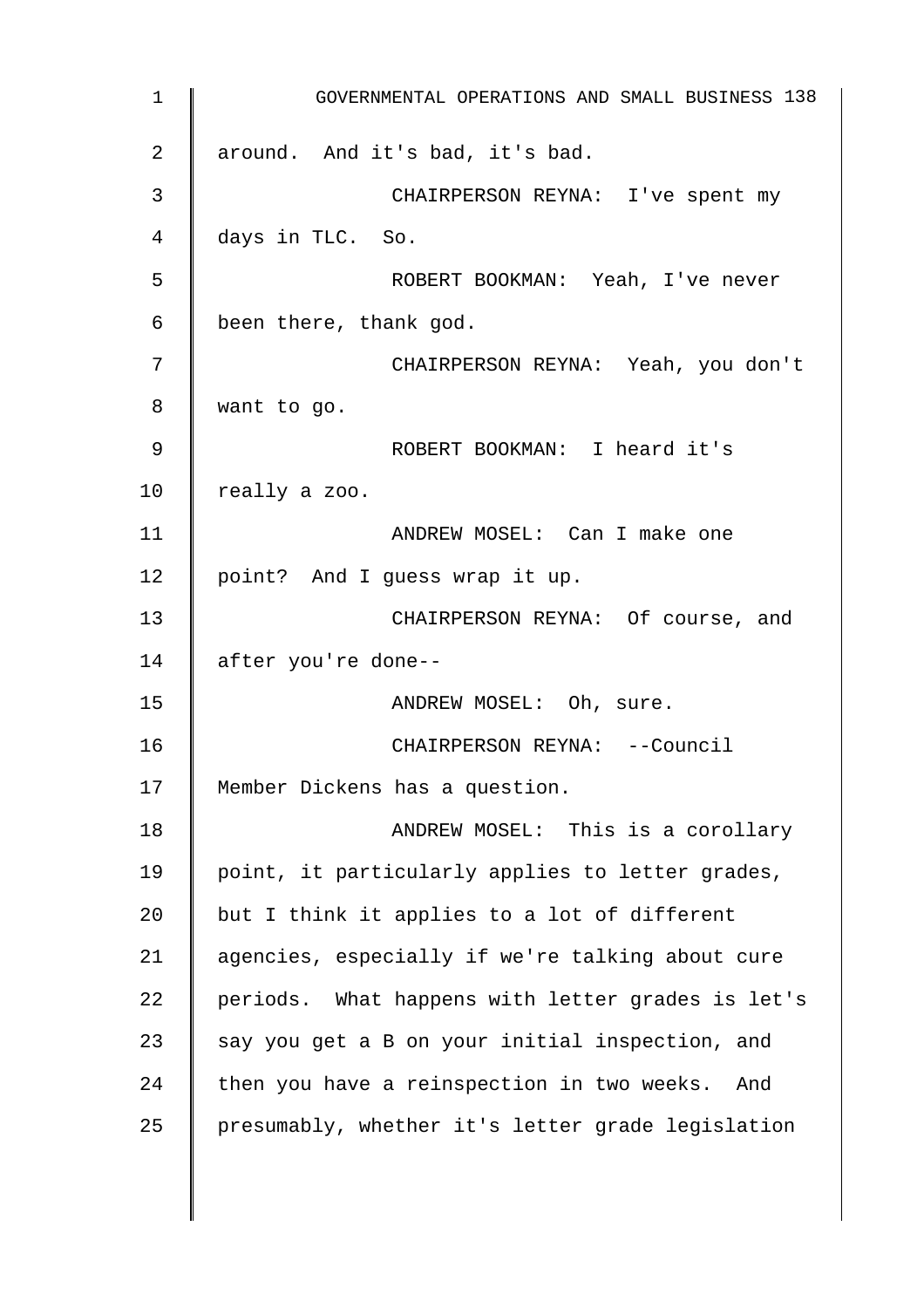around. And it's bad, it's bad.

CHAIRPERSON REYNA: I've spent my days in TLC. So.

ROBERT BOOKMAN: Yeah, I've never been there, thank god.

CHAIRPERSON REYNA: Yeah, you don't want to go.

ROBERT BOOKMAN: I heard it's really a zoo.

ANDREW MOSEL: Can I make one point? And I guess wrap it up.

CHAIRPERSON REYNA: Of course, and after you're done--

ANDREW MOSEL: Oh, sure.

CHAIRPERSON REYNA: --Council Member Dickens has a question.

ANDREW MOSEL: This is a corollary point, it particularly applies to letter grades, but I think it applies to a lot of different agencies, especially if we're talking about cure periods. What happens with letter grades is let's say you get a B on your initial inspection, and then you have a reinspection in two weeks. And presumably, whether it's letter grade legislation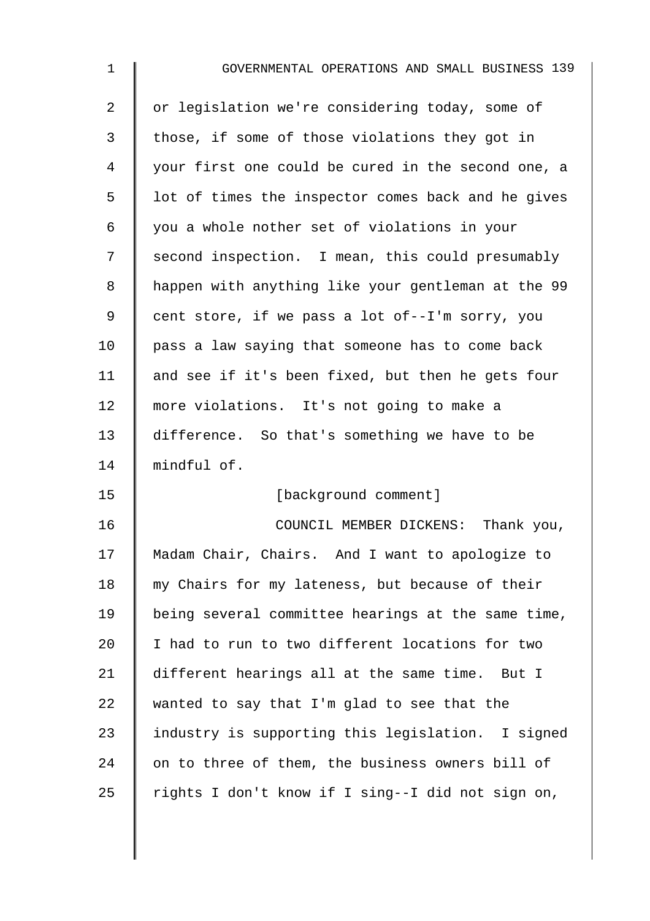or legislation we're considering today, some of those, if some of those violations they got in your first one could be cured in the second one, a lot of times the inspector comes back and he gives you a whole nother set of violations in your second inspection. I mean, this could presumably happen with anything like your gentleman at the 99 cent store, if we pass a lot of--I'm sorry, you pass a law saying that someone has to come back and see if it's been fixed, but then he gets four more violations. It's not going to make a difference. So that's something we have to be mindful of.

[background comment]

COUNCIL MEMBER DICKENS: Thank you, Madam Chair, Chairs. And I want to apologize to my Chairs for my lateness, but because of their being several committee hearings at the same time, I had to run to two different locations for two different hearings all at the same time. But I wanted to say that I'm glad to see that the industry is supporting this legislation. I signed on to three of them, the business owners bill of rights I don't know if I sing--I did not sign on,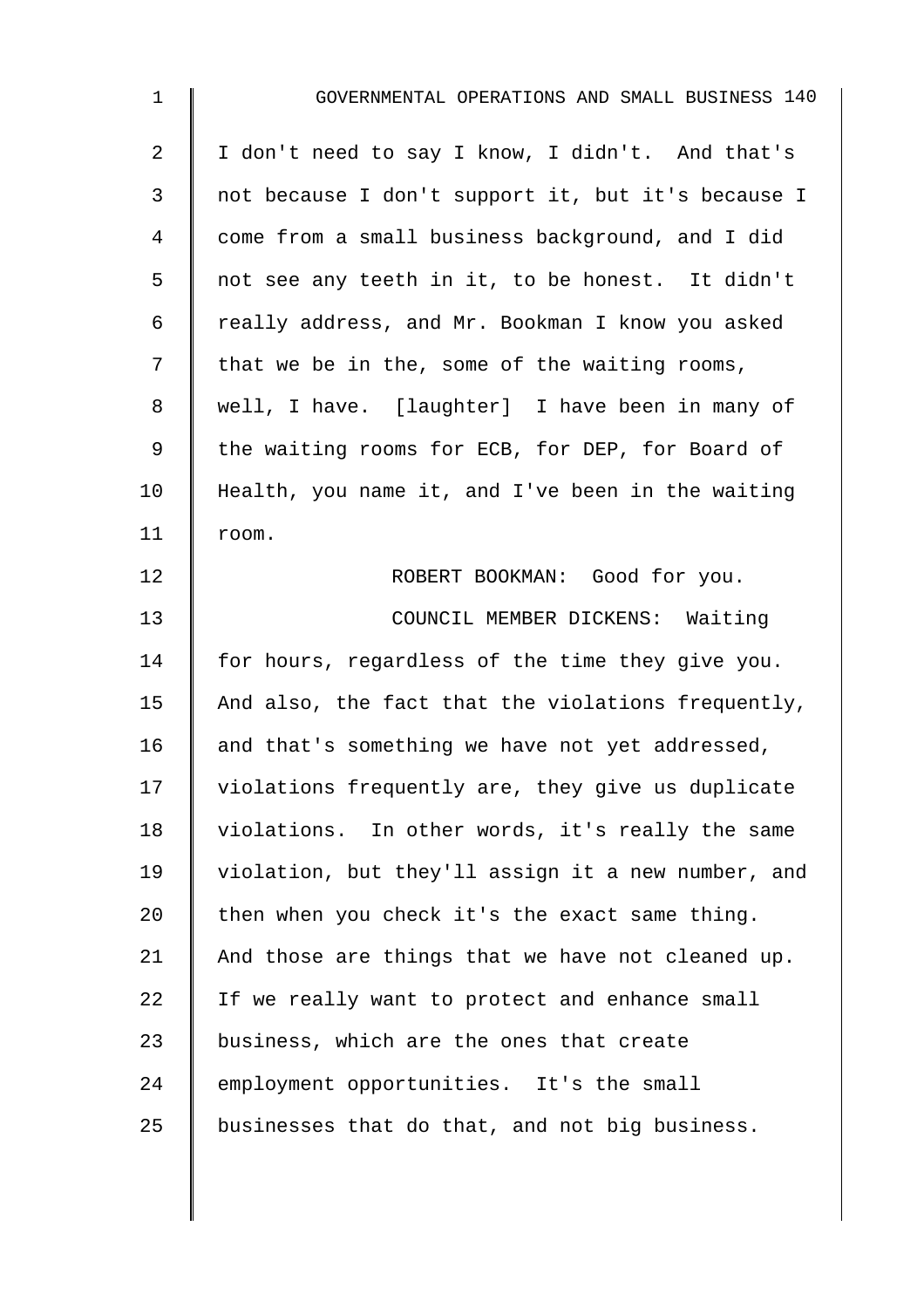I don't need to say I know, I didn't. And that's not because I don't support it, but it's because I come from a small business background, and I did not see any teeth in it, to be honest. It didn't really address, and Mr. Bookman I know you asked that we be in the, some of the waiting rooms, well, I have. [laughter] I have been in many of the waiting rooms for ECB, for DEP, for Board of Health, you name it, and I've been in the waiting room.

ROBERT BOOKMAN: Good for you.

COUNCIL MEMBER DICKENS: Waiting for hours, regardless of the time they give you. And also, the fact that the violations frequently, and that's something we have not yet addressed, violations frequently are, they give us duplicate violations. In other words, it's really the same violation, but they'll assign it a new number, and then when you check it's the exact same thing. And those are things that we have not cleaned up. If we really want to protect and enhance small business, which are the ones that create employment opportunities. It's the small businesses that do that, and not big business.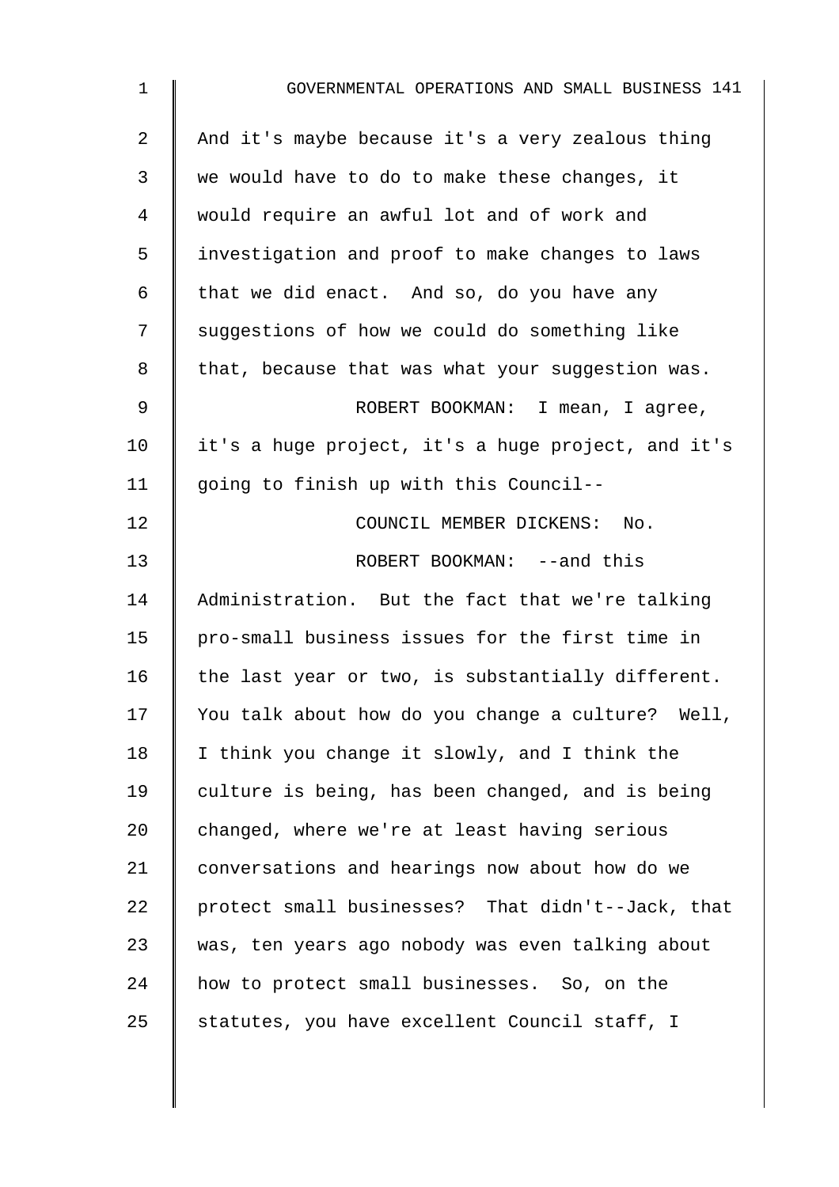And it's maybe because it's a very zealous thing we would have to do to make these changes, it would require an awful lot and of work and investigation and proof to make changes to laws that we did enact. And so, do you have any suggestions of how we could do something like that, because that was what your suggestion was.

ROBERT BOOKMAN: I mean, I agree, it's a huge project, it's a huge project, and it's going to finish up with this Council--

COUNCIL MEMBER DICKENS: No.

ROBERT BOOKMAN: --and this Administration. But the fact that we're talking pro-small business issues for the first time in the last year or two, is substantially different. You talk about how do you change a culture? Well, I think you change it slowly, and I think the culture is being, has been changed, and is being changed, where we're at least having serious conversations and hearings now about how do we protect small businesses? That didn't--Jack, that was, ten years ago nobody was even talking about how to protect small businesses. So, on the statutes, you have excellent Council staff, I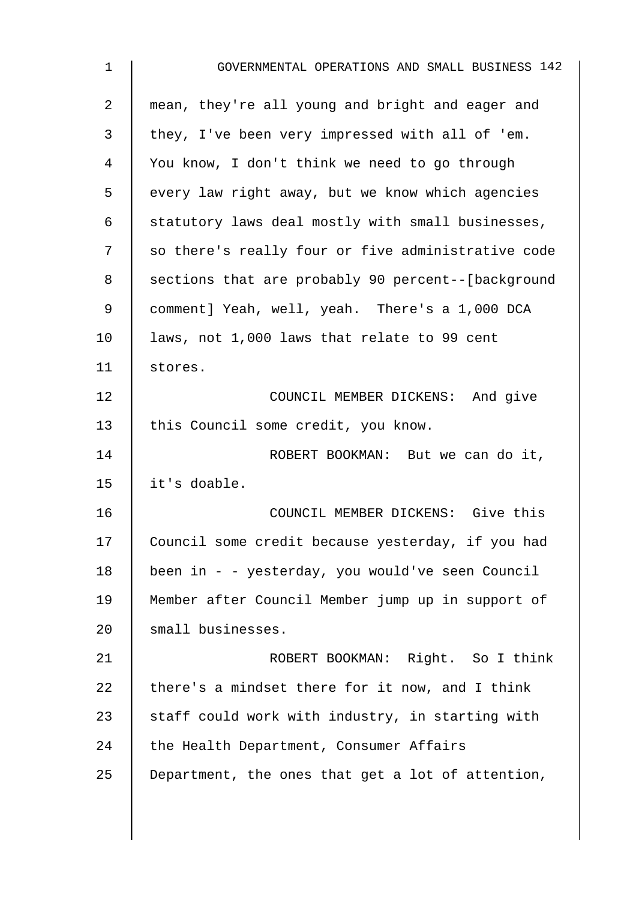mean, they're all young and bright and eager and they, I've been very impressed with all of 'em. You know, I don't think we need to go through every law right away, but we know which agencies statutory laws deal mostly with small businesses, so there's really four or five administrative code sections that are probably 90 percent--[background comment] Yeah, well, yeah. There's a 1,000 DCA laws, not 1,000 laws that relate to 99 cent stores.

COUNCIL MEMBER DICKENS: And give this Council some credit, you know.

ROBERT BOOKMAN: But we can do it, it's doable.

COUNCIL MEMBER DICKENS: Give this Council some credit because yesterday, if you had been in - - yesterday, you would've seen Council Member after Council Member jump up in support of small businesses.

ROBERT BOOKMAN: Right. So I think there's a mindset there for it now, and I think staff could work with industry, in starting with the Health Department, Consumer Affairs Department, the ones that get a lot of attention,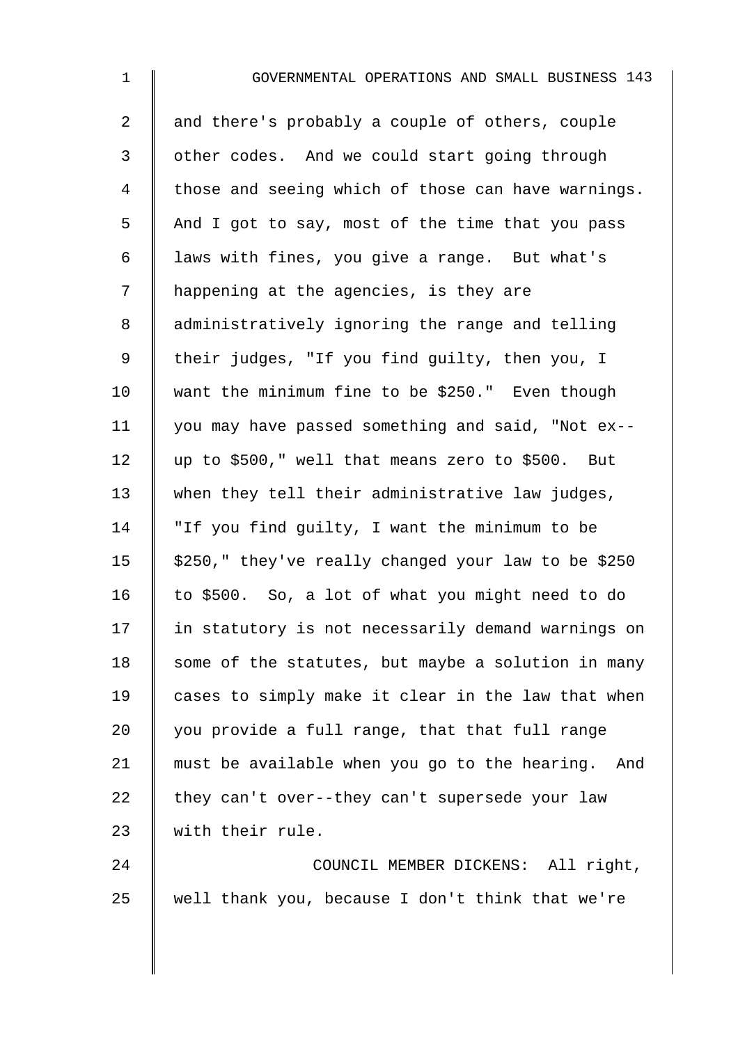and there's probably a couple of others, couple other codes. And we could start going through those and seeing which of those can have warnings. And I got to say, most of the time that you pass laws with fines, you give a range. But what's happening at the agencies, is they are administratively ignoring the range and telling their judges, "If you find guilty, then you, I want the minimum fine to be $250." Even though you may have passed something and said, "Not ex-- up to $500," well that means zero to $500. But when they tell their administrative law judges, "If you find guilty, I want the minimum to be $250," they've really changed your law to be $250 to $500. So, a lot of what you might need to do in statutory is not necessarily demand warnings on some of the statutes, but maybe a solution in many cases to simply make it clear in the law that when you provide a full range, that that full range must be available when you go to the hearing. And they can't over--they can't supersede your law with their rule.

COUNCIL MEMBER DICKENS: All right, well thank you, because I don't think that we're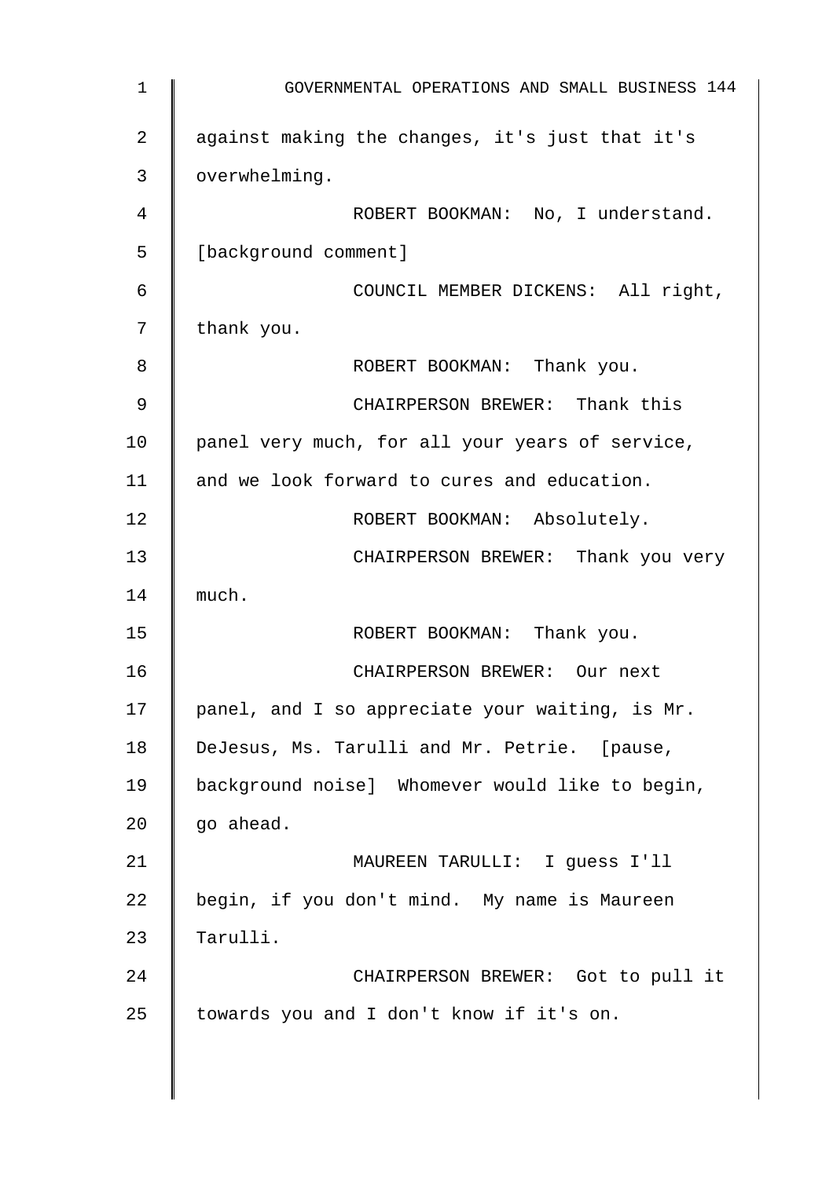against making the changes, it's just that it's overwhelming.

ROBERT BOOKMAN: No, I understand.

[background comment]

COUNCIL MEMBER DICKENS: All right, thank you.

ROBERT BOOKMAN: Thank you.

CHAIRPERSON BREWER: Thank this panel very much, for all your years of service, and we look forward to cures and education.

ROBERT BOOKMAN: Absolutely.

CHAIRPERSON BREWER: Thank you very much.

ROBERT BOOKMAN: Thank you.

CHAIRPERSON BREWER: Our next panel, and I so appreciate your waiting, is Mr. DeJesus, Ms. Tarulli and Mr. Petrie. [pause, background noise] Whomever would like to begin, go ahead.

MAUREEN TARULLI: I guess I'll begin, if you don't mind. My name is Maureen Tarulli.

CHAIRPERSON BREWER: Got to pull it towards you and I don't know if it's on.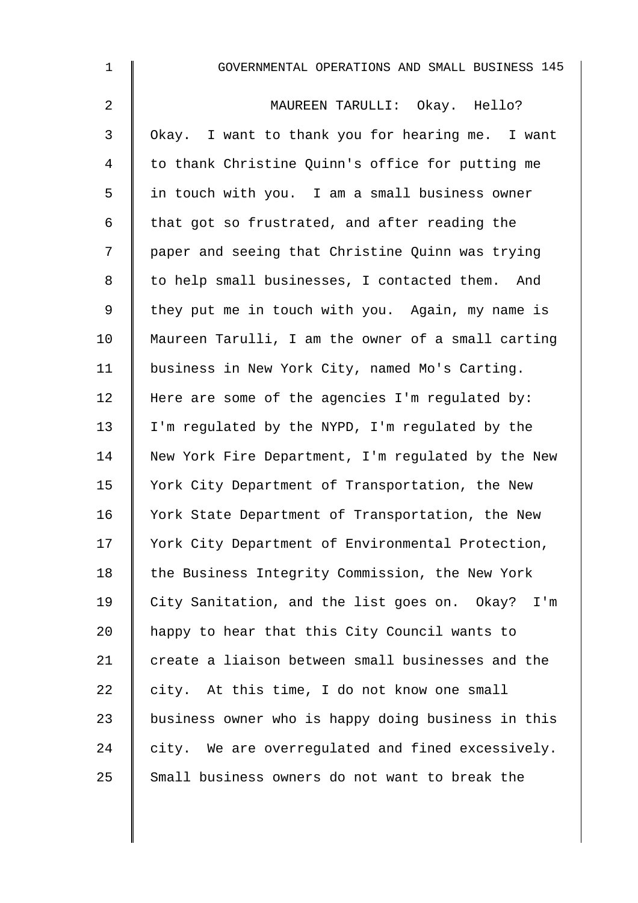MAUREEN TARULLI: Okay. Hello? Okay. I want to thank you for hearing me. I want to thank Christine Quinn's office for putting me in touch with you. I am a small business owner that got so frustrated, and after reading the paper and seeing that Christine Quinn was trying to help small businesses, I contacted them. And they put me in touch with you. Again, my name is Maureen Tarulli, I am the owner of a small carting business in New York City, named Mo's Carting. Here are some of the agencies I'm regulated by: I'm regulated by the NYPD, I'm regulated by the New York Fire Department, I'm regulated by the New York City Department of Transportation, the New York State Department of Transportation, the New York City Department of Environmental Protection, the Business Integrity Commission, the New York City Sanitation, and the list goes on. Okay? I'm happy to hear that this City Council wants to create a liaison between small businesses and the city. At this time, I do not know one small business owner who is happy doing business in this city. We are overregulated and fined excessively. Small business owners do not want to break the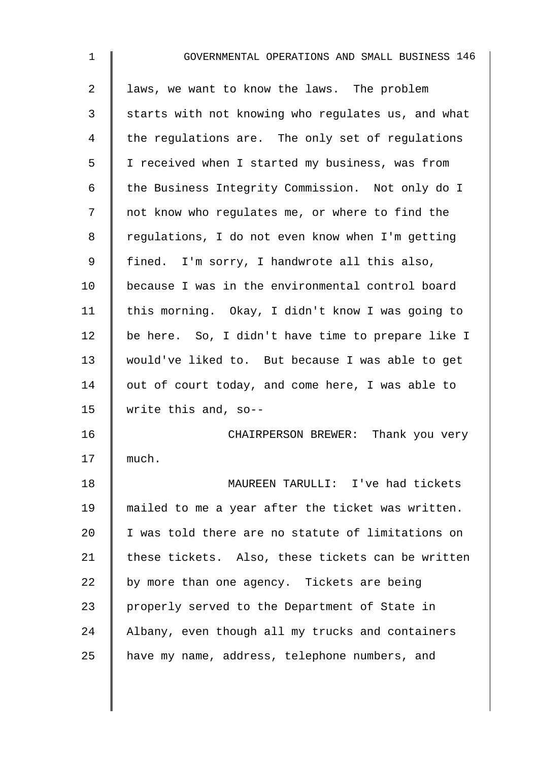laws, we want to know the laws. The problem starts with not knowing who regulates us, and what the regulations are. The only set of regulations I received when I started my business, was from the Business Integrity Commission. Not only do I not know who regulates me, or where to find the regulations, I do not even know when I'm getting fined. I'm sorry, I handwrote all this also, because I was in the environmental control board this morning. Okay, I didn't know I was going to be here. So, I didn't have time to prepare like I would've liked to. But because I was able to get out of court today, and come here, I was able to write this and, so--

CHAIRPERSON BREWER: Thank you very much.

MAUREEN TARULLI: I've had tickets mailed to me a year after the ticket was written. I was told there are no statute of limitations on these tickets. Also, these tickets can be written by more than one agency. Tickets are being properly served to the Department of State in Albany, even though all my trucks and containers have my name, address, telephone numbers, and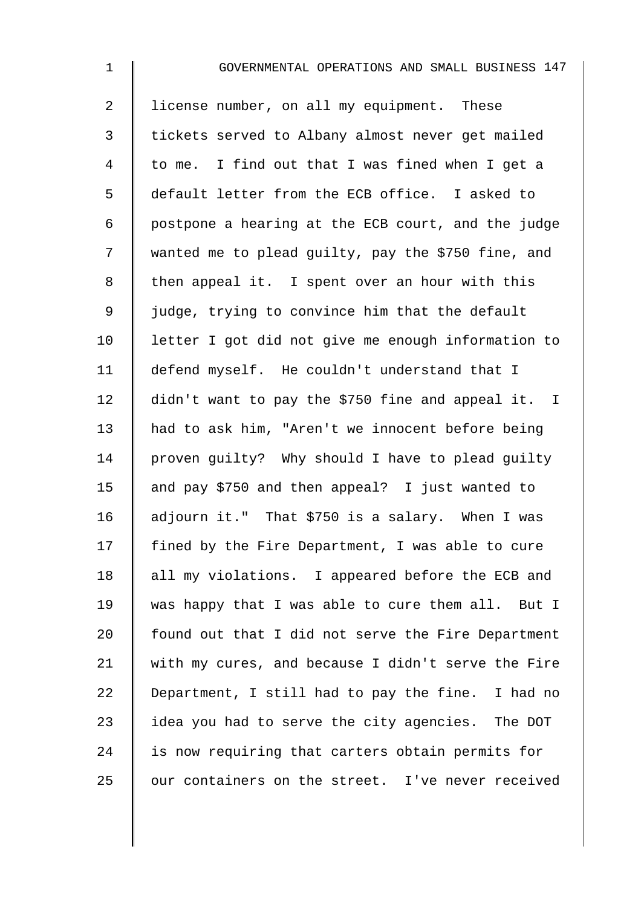license number, on all my equipment. These tickets served to Albany almost never get mailed to me. I find out that I was fined when I get a default letter from the ECB office. I asked to postpone a hearing at the ECB court, and the judge wanted me to plead guilty, pay the $750 fine, and then appeal it. I spent over an hour with this judge, trying to convince him that the default letter I got did not give me enough information to defend myself. He couldn't understand that I didn't want to pay the $750 fine and appeal it. I had to ask him, "Aren't we innocent before being proven guilty? Why should I have to plead guilty and pay $750 and then appeal? I just wanted to adjourn it." That $750 is a salary. When I was fined by the Fire Department, I was able to cure all my violations. I appeared before the ECB and was happy that I was able to cure them all. But I found out that I did not serve the Fire Department with my cures, and because I didn't serve the Fire Department, I still had to pay the fine. I had no idea you had to serve the city agencies. The DOT is now requiring that carters obtain permits for our containers on the street. I've never received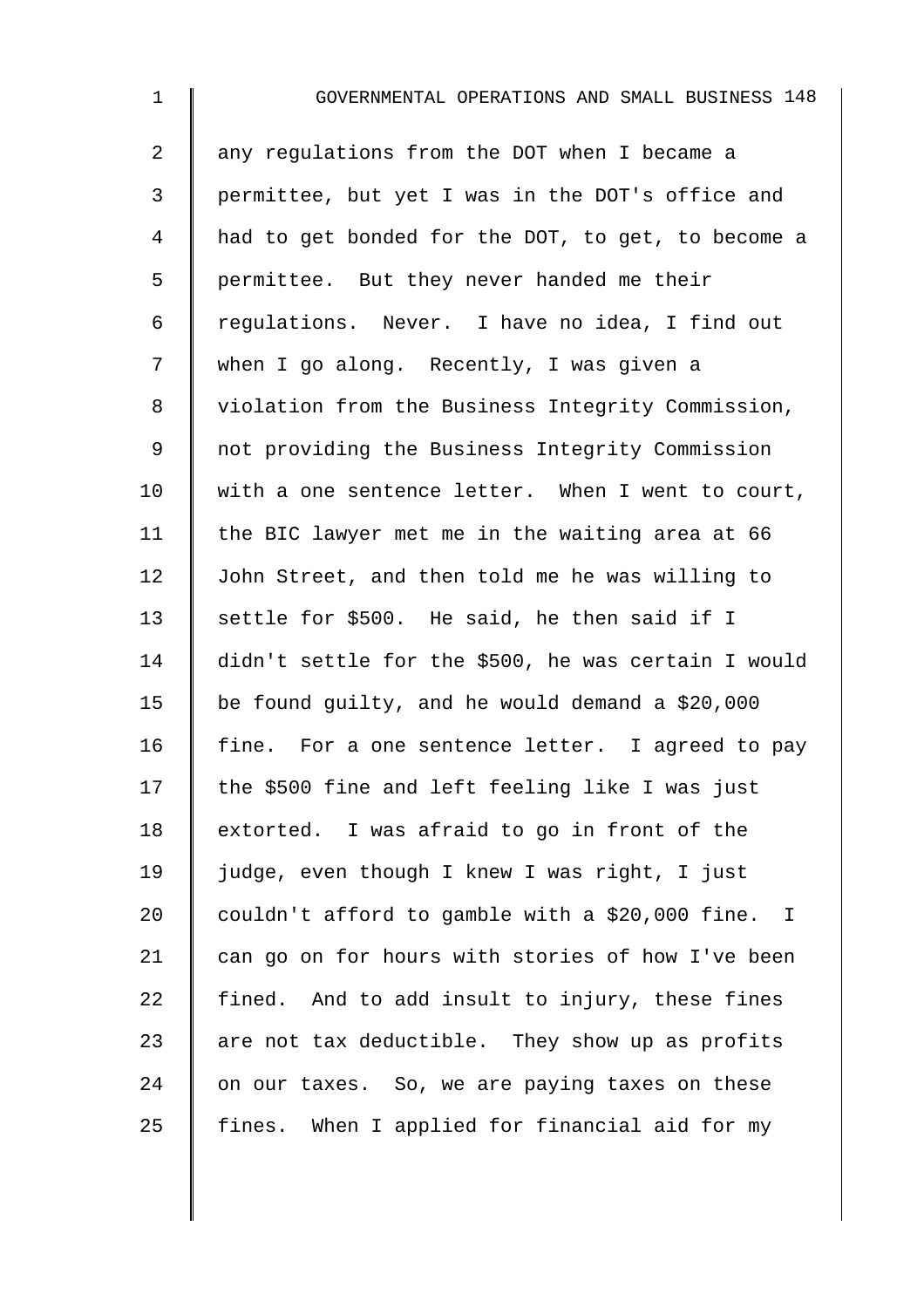any regulations from the DOT when I became a permittee, but yet I was in the DOT's office and had to get bonded for the DOT, to get, to become a permittee. But they never handed me their regulations. Never. I have no idea, I find out when I go along. Recently, I was given a violation from the Business Integrity Commission, not providing the Business Integrity Commission with a one sentence letter. When I went to court, the BIC lawyer met me in the waiting area at 66 John Street, and then told me he was willing to settle for $500. He said, he then said if I didn't settle for the $500, he was certain I would be found guilty, and he would demand a $20,000 fine. For a one sentence letter. I agreed to pay the $500 fine and left feeling like I was just extorted. I was afraid to go in front of the judge, even though I knew I was right, I just couldn't afford to gamble with a $20,000 fine. I can go on for hours with stories of how I've been fined. And to add insult to injury, these fines are not tax deductible. They show up as profits on our taxes. So, we are paying taxes on these fines. When I applied for financial aid for my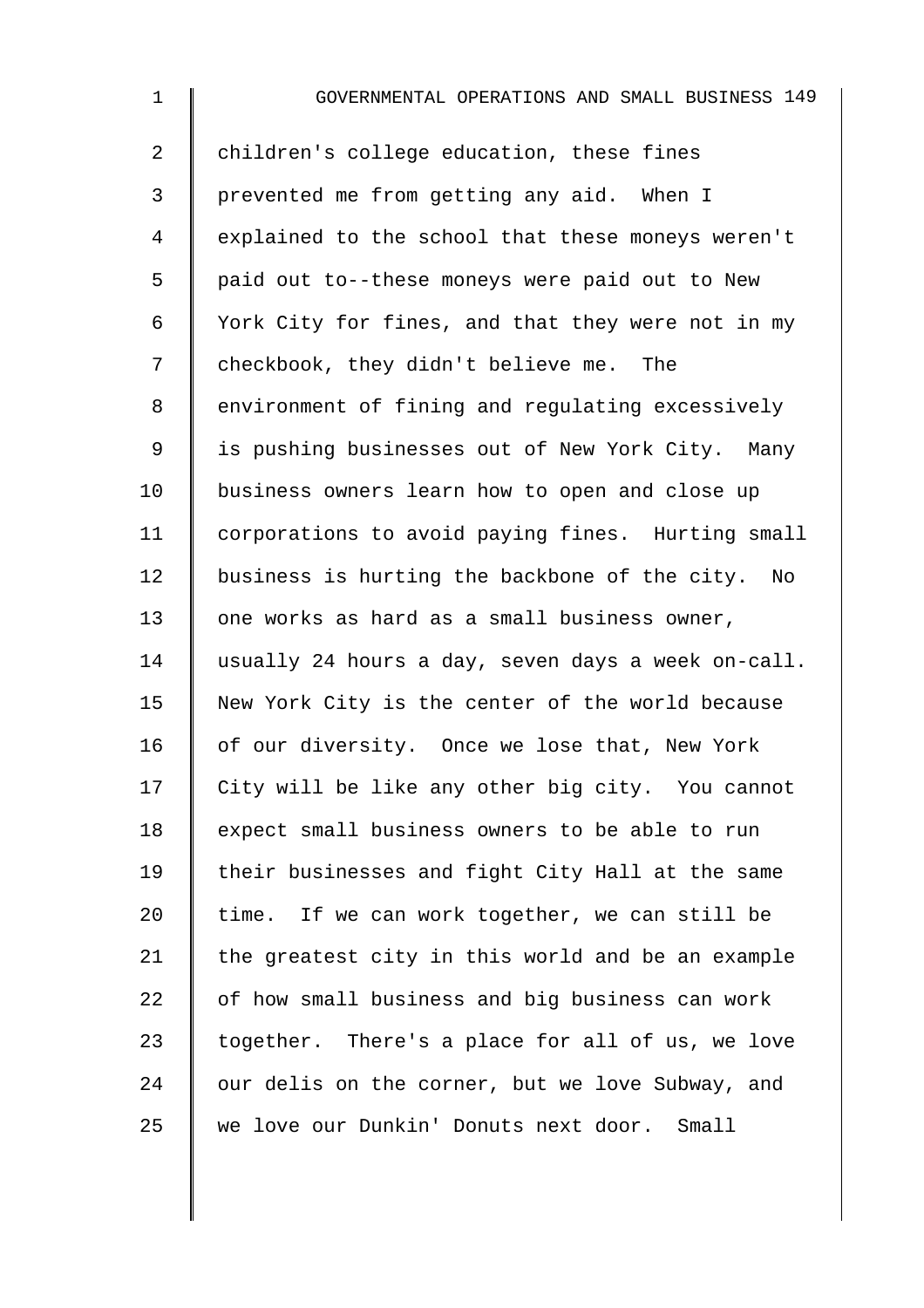children's college education, these fines prevented me from getting any aid. When I explained to the school that these moneys weren't paid out to--these moneys were paid out to New York City for fines, and that they were not in my checkbook, they didn't believe me. The environment of fining and regulating excessively is pushing businesses out of New York City. Many business owners learn how to open and close up corporations to avoid paying fines. Hurting small business is hurting the backbone of the city. No one works as hard as a small business owner, usually 24 hours a day, seven days a week on-call. New York City is the center of the world because of our diversity. Once we lose that, New York City will be like any other big city. You cannot expect small business owners to be able to run their businesses and fight City Hall at the same time. If we can work together, we can still be the greatest city in this world and be an example of how small business and big business can work together. There's a place for all of us, we love our delis on the corner, but we love Subway, and we love our Dunkin' Donuts next door. Small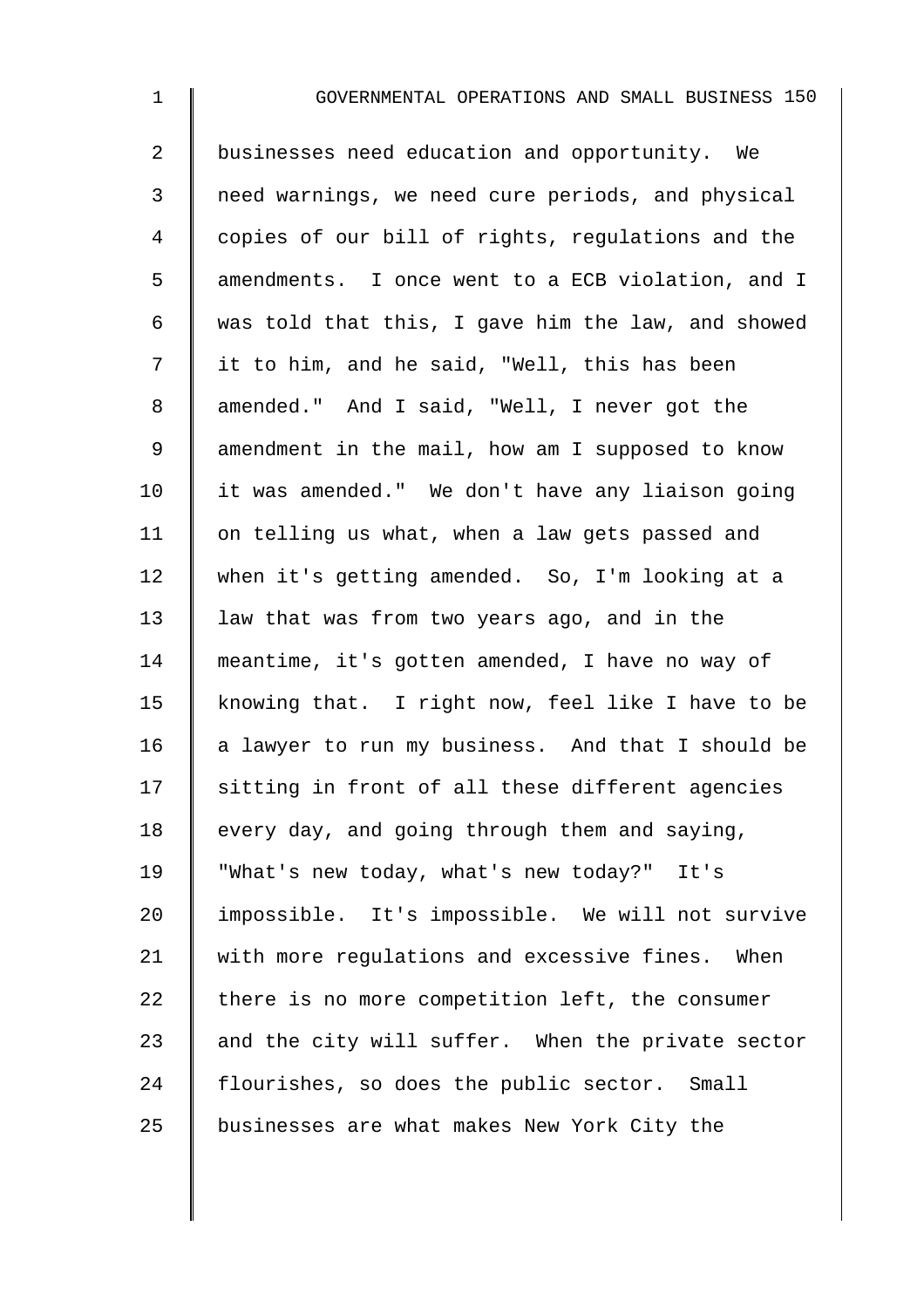businesses need education and opportunity. We need warnings, we need cure periods, and physical copies of our bill of rights, regulations and the amendments. I once went to a ECB violation, and I was told that this, I gave him the law, and showed it to him, and he said, "Well, this has been amended." And I said, "Well, I never got the amendment in the mail, how am I supposed to know it was amended." We don't have any liaison going on telling us what, when a law gets passed and when it's getting amended. So, I'm looking at a law that was from two years ago, and in the meantime, it's gotten amended, I have no way of knowing that. I right now, feel like I have to be a lawyer to run my business. And that I should be sitting in front of all these different agencies every day, and going through them and saying, "What's new today, what's new today?" It's impossible. It's impossible. We will not survive with more regulations and excessive fines. When there is no more competition left, the consumer and the city will suffer. When the private sector flourishes, so does the public sector. Small businesses are what makes New York City the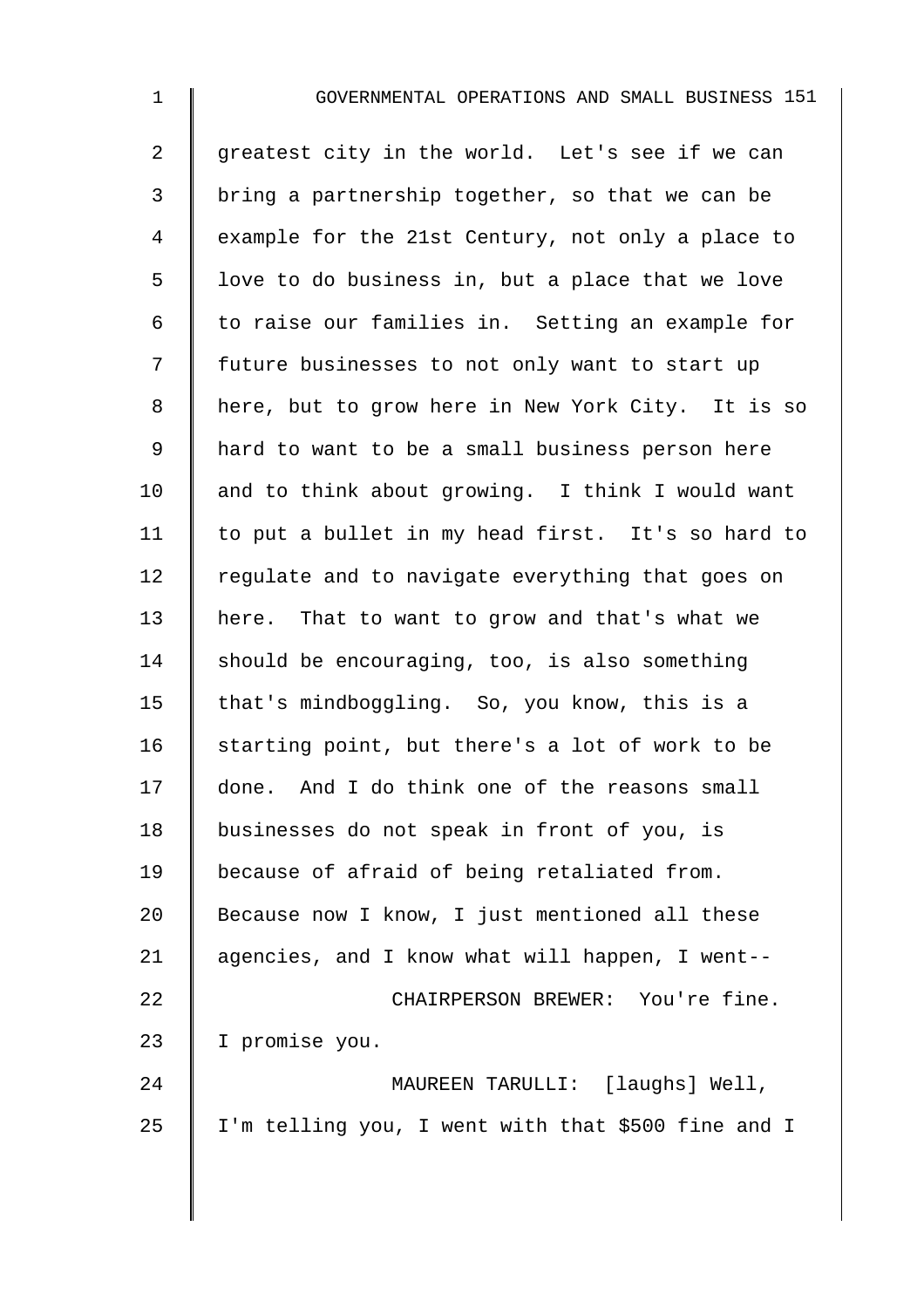greatest city in the world. Let's see if we can bring a partnership together, so that we can be example for the 21st Century, not only a place to love to do business in, but a place that we love to raise our families in. Setting an example for future businesses to not only want to start up here, but to grow here in New York City. It is so hard to want to be a small business person here and to think about growing. I think I would want to put a bullet in my head first. It's so hard to regulate and to navigate everything that goes on here. That to want to grow and that's what we should be encouraging, too, is also something that's mindboggling. So, you know, this is a starting point, but there's a lot of work to be done. And I do think one of the reasons small businesses do not speak in front of you, is because of afraid of being retaliated from. Because now I know, I just mentioned all these agencies, and I know what will happen, I went--

CHAIRPERSON BREWER: You're fine. I promise you.

MAUREEN TARULLI: [laughs] Well, I'm telling you, I went with that $500 fine and I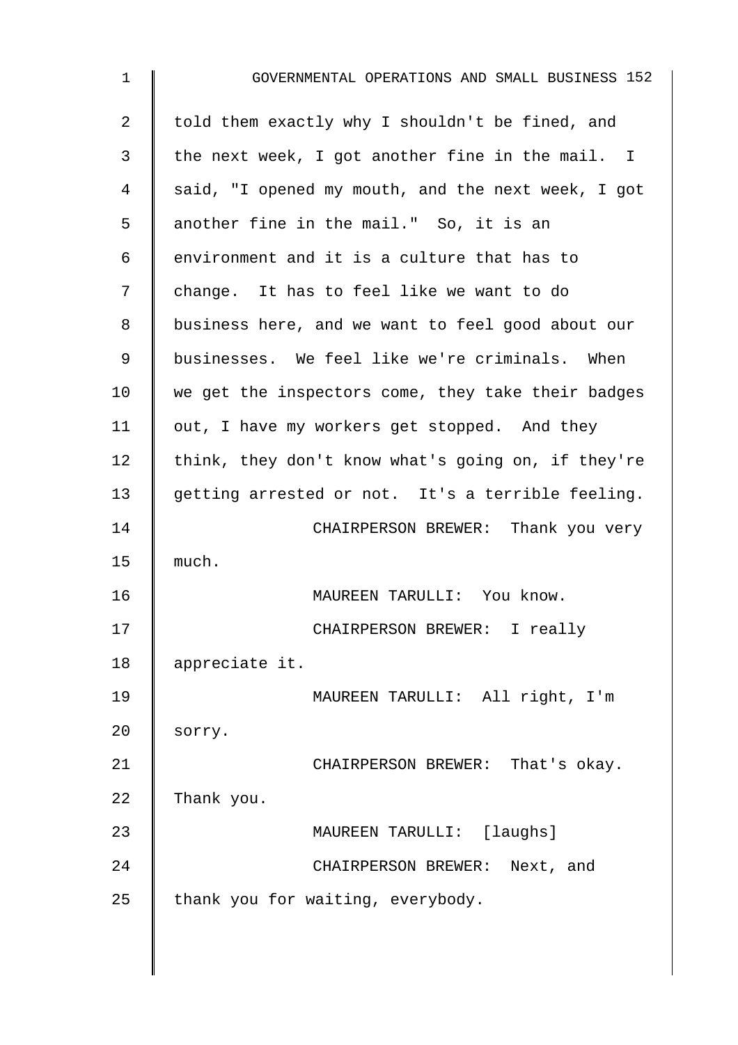told them exactly why I shouldn't be fined, and the next week, I got another fine in the mail. I said, "I opened my mouth, and the next week, I got another fine in the mail." So, it is an environment and it is a culture that has to change. It has to feel like we want to do business here, and we want to feel good about our businesses. We feel like we're criminals. When we get the inspectors come, they take their badges out, I have my workers get stopped. And they think, they don't know what's going on, if they're getting arrested or not. It's a terrible feeling.

CHAIRPERSON BREWER: Thank you very much.

MAUREEN TARULLI: You know.

CHAIRPERSON BREWER: I really appreciate it.

MAUREEN TARULLI: All right, I'm sorry.

CHAIRPERSON BREWER: That's okay. Thank you.

MAUREEN TARULLI: [laughs]

CHAIRPERSON BREWER: Next, and thank you for waiting, everybody.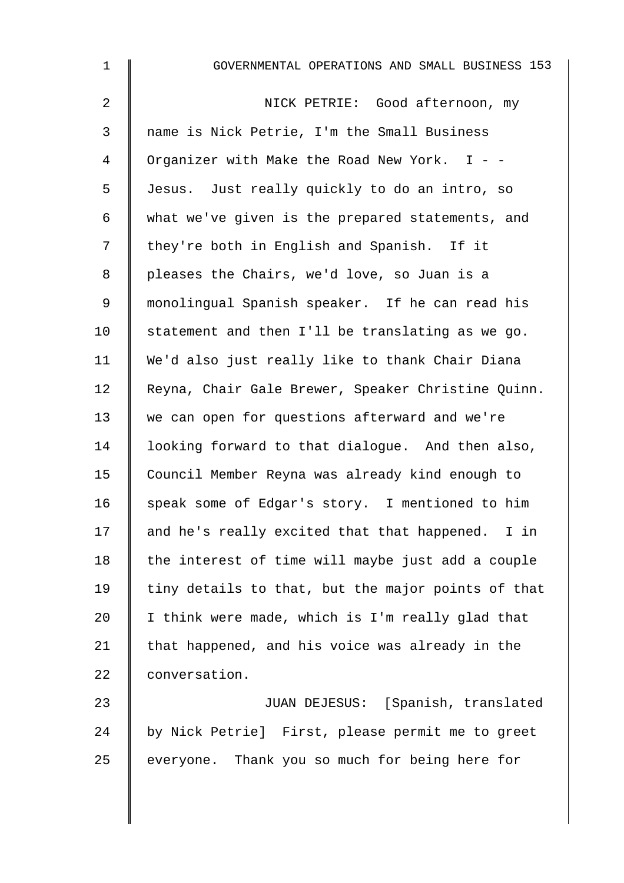NICK PETRIE: Good afternoon, my name is Nick Petrie, I'm the Small Business Organizer with Make the Road New York. I - - Jesus. Just really quickly to do an intro, so what we've given is the prepared statements, and they're both in English and Spanish. If it pleases the Chairs, we'd love, so Juan is a monolingual Spanish speaker. If he can read his statement and then I'll be translating as we go. We'd also just really like to thank Chair Diana Reyna, Chair Gale Brewer, Speaker Christine Quinn. we can open for questions afterward and we're looking forward to that dialogue. And then also, Council Member Reyna was already kind enough to speak some of Edgar's story. I mentioned to him and he's really excited that that happened. I in the interest of time will maybe just add a couple tiny details to that, but the major points of that I think were made, which is I'm really glad that that happened, and his voice was already in the conversation.

JUAN DEJESUS: [Spanish, translated by Nick Petrie] First, please permit me to greet everyone. Thank you so much for being here for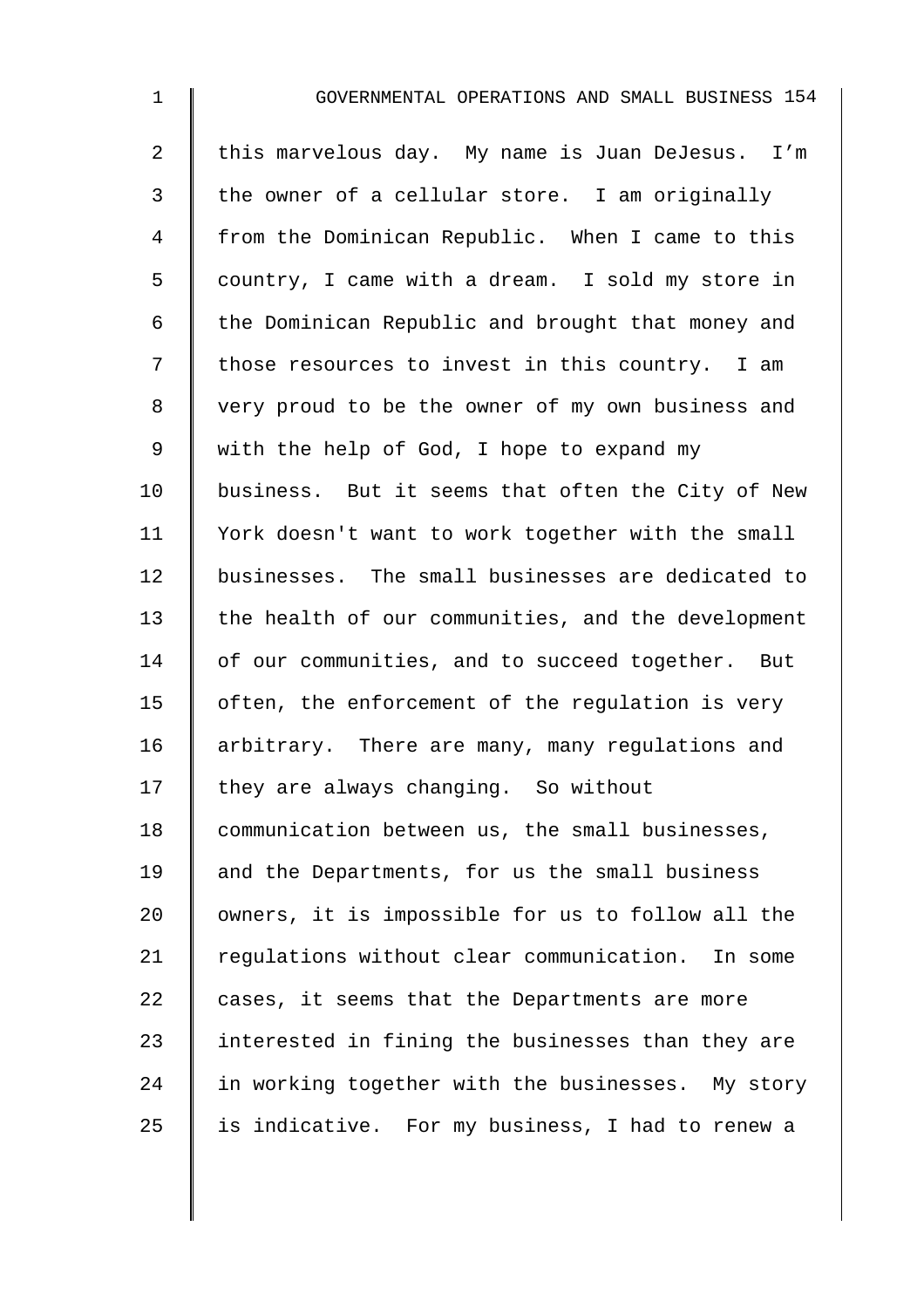this marvelous day. My name is Juan DeJesus. I'm the owner of a cellular store. I am originally from the Dominican Republic. When I came to this country, I came with a dream. I sold my store in the Dominican Republic and brought that money and those resources to invest in this country. I am very proud to be the owner of my own business and with the help of God, I hope to expand my business. But it seems that often the City of New York doesn't want to work together with the small businesses. The small businesses are dedicated to the health of our communities, and the development of our communities, and to succeed together. But often, the enforcement of the regulation is very arbitrary. There are many, many regulations and they are always changing. So without communication between us, the small businesses, and the Departments, for us the small business owners, it is impossible for us to follow all the regulations without clear communication. In some cases, it seems that the Departments are more interested in fining the businesses than they are in working together with the businesses. My story is indicative. For my business, I had to renew a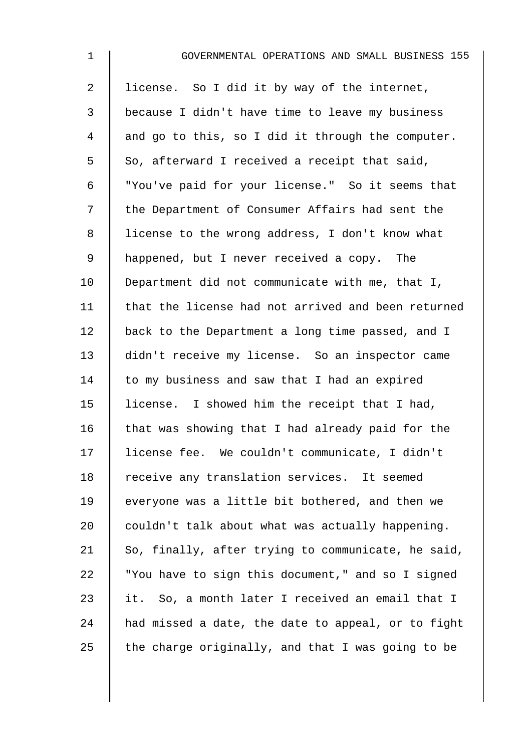license. So I did it by way of the internet, because I didn't have time to leave my business and go to this, so I did it through the computer. So, afterward I received a receipt that said, "You've paid for your license." So it seems that the Department of Consumer Affairs had sent the license to the wrong address, I don't know what happened, but I never received a copy. The Department did not communicate with me, that I, that the license had not arrived and been returned back to the Department a long time passed, and I didn't receive my license. So an inspector came to my business and saw that I had an expired license. I showed him the receipt that I had, that was showing that I had already paid for the license fee. We couldn't communicate, I didn't receive any translation services. It seemed everyone was a little bit bothered, and then we couldn't talk about what was actually happening. So, finally, after trying to communicate, he said, "You have to sign this document," and so I signed it. So, a month later I received an email that I had missed a date, the date to appeal, or to fight the charge originally, and that I was going to be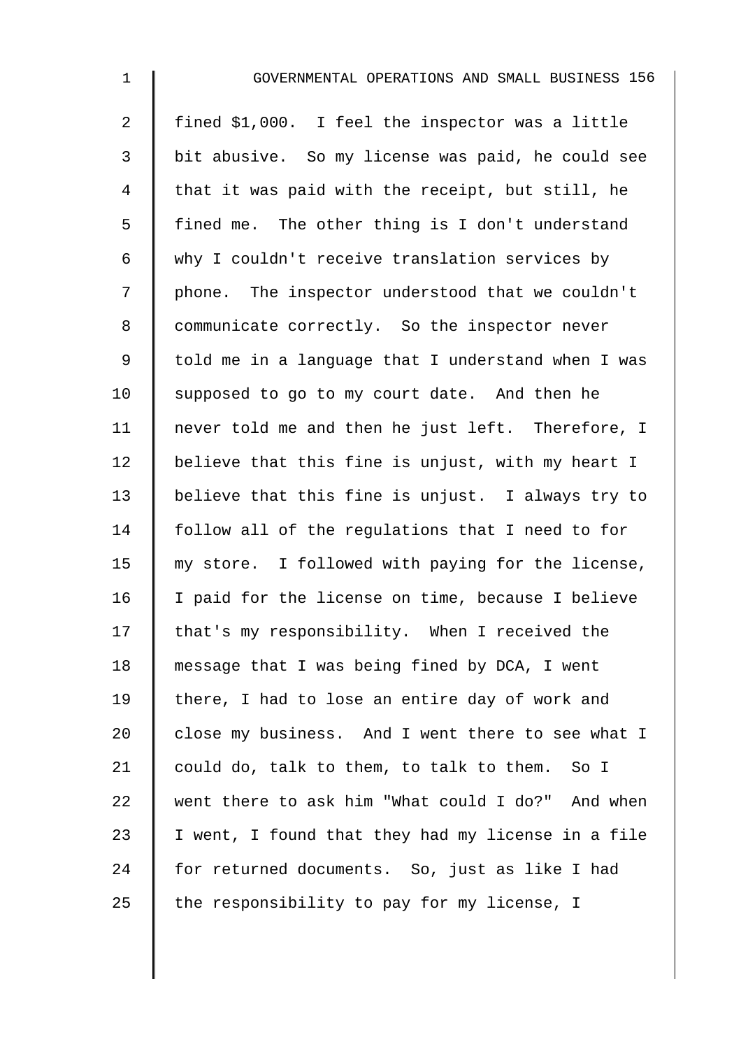fined $1,000. I feel the inspector was a little bit abusive. So my license was paid, he could see that it was paid with the receipt, but still, he fined me. The other thing is I don't understand why I couldn't receive translation services by phone. The inspector understood that we couldn't communicate correctly. So the inspector never told me in a language that I understand when I was supposed to go to my court date. And then he never told me and then he just left. Therefore, I believe that this fine is unjust, with my heart I believe that this fine is unjust. I always try to follow all of the regulations that I need to for my store. I followed with paying for the license, I paid for the license on time, because I believe that's my responsibility. When I received the message that I was being fined by DCA, I went there, I had to lose an entire day of work and close my business. And I went there to see what I could do, talk to them, to talk to them. So I went there to ask him "What could I do?" And when I went, I found that they had my license in a file for returned documents. So, just as like I had the responsibility to pay for my license, I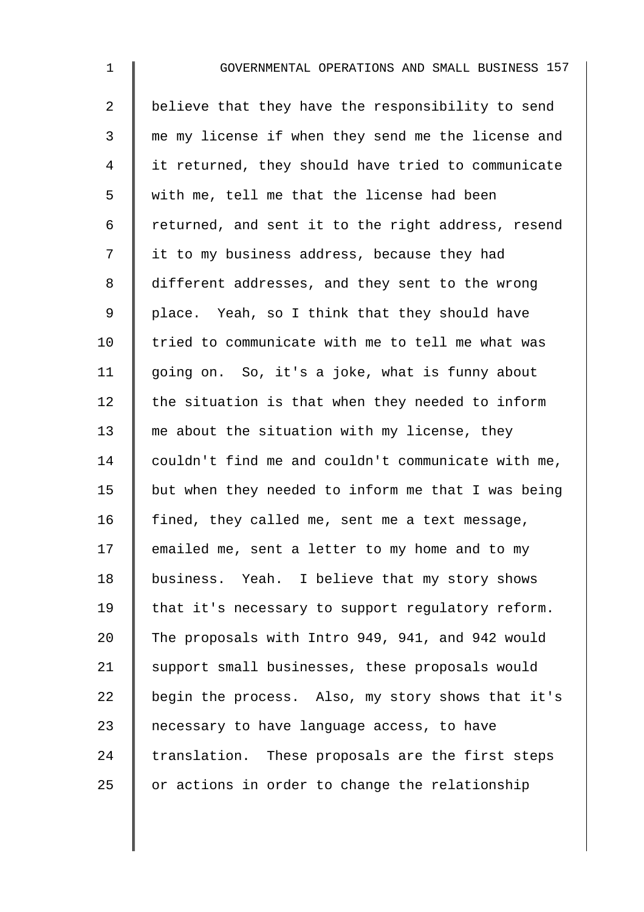believe that they have the responsibility to send me my license if when they send me the license and it returned, they should have tried to communicate with me, tell me that the license had been returned, and sent it to the right address, resend it to my business address, because they had different addresses, and they sent to the wrong place. Yeah, so I think that they should have tried to communicate with me to tell me what was going on. So, it's a joke, what is funny about the situation is that when they needed to inform me about the situation with my license, they couldn't find me and couldn't communicate with me, but when they needed to inform me that I was being fined, they called me, sent me a text message, emailed me, sent a letter to my home and to my business. Yeah. I believe that my story shows that it's necessary to support regulatory reform. The proposals with Intro 949, 941, and 942 would support small businesses, these proposals would begin the process. Also, my story shows that it's necessary to have language access, to have translation. These proposals are the first steps or actions in order to change the relationship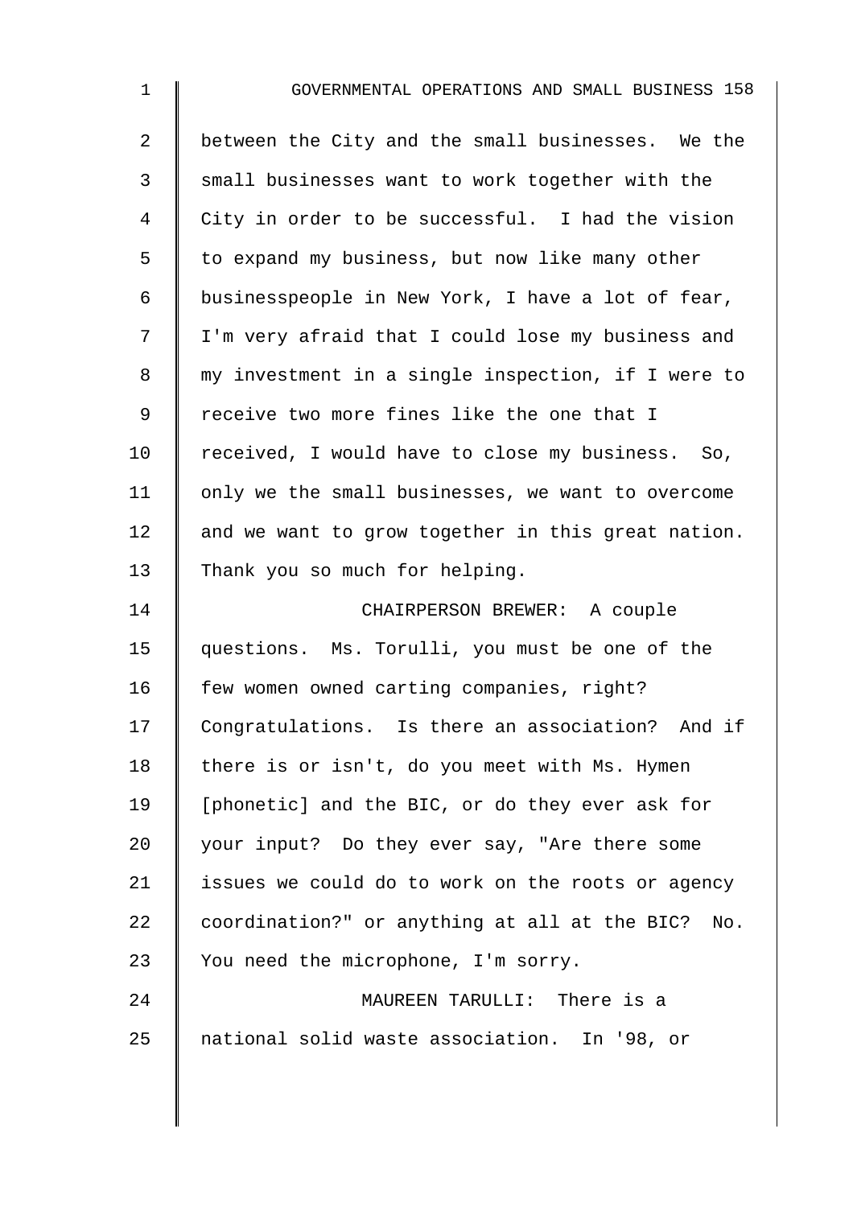between the City and the small businesses. We the small businesses want to work together with the City in order to be successful. I had the vision to expand my business, but now like many other businesspeople in New York, I have a lot of fear, I'm very afraid that I could lose my business and my investment in a single inspection, if I were to receive two more fines like the one that I received, I would have to close my business. So, only we the small businesses, we want to overcome and we want to grow together in this great nation. Thank you so much for helping.

CHAIRPERSON BREWER: A couple questions. Ms. Torulli, you must be one of the few women owned carting companies, right? Congratulations. Is there an association? And if there is or isn't, do you meet with Ms. Hymen [phonetic] and the BIC, or do they ever ask for your input? Do they ever say, "Are there some issues we could do to work on the roots or agency coordination?" or anything at all at the BIC? No. You need the microphone, I'm sorry.

MAUREEN TARULLI: There is a national solid waste association. In '98, or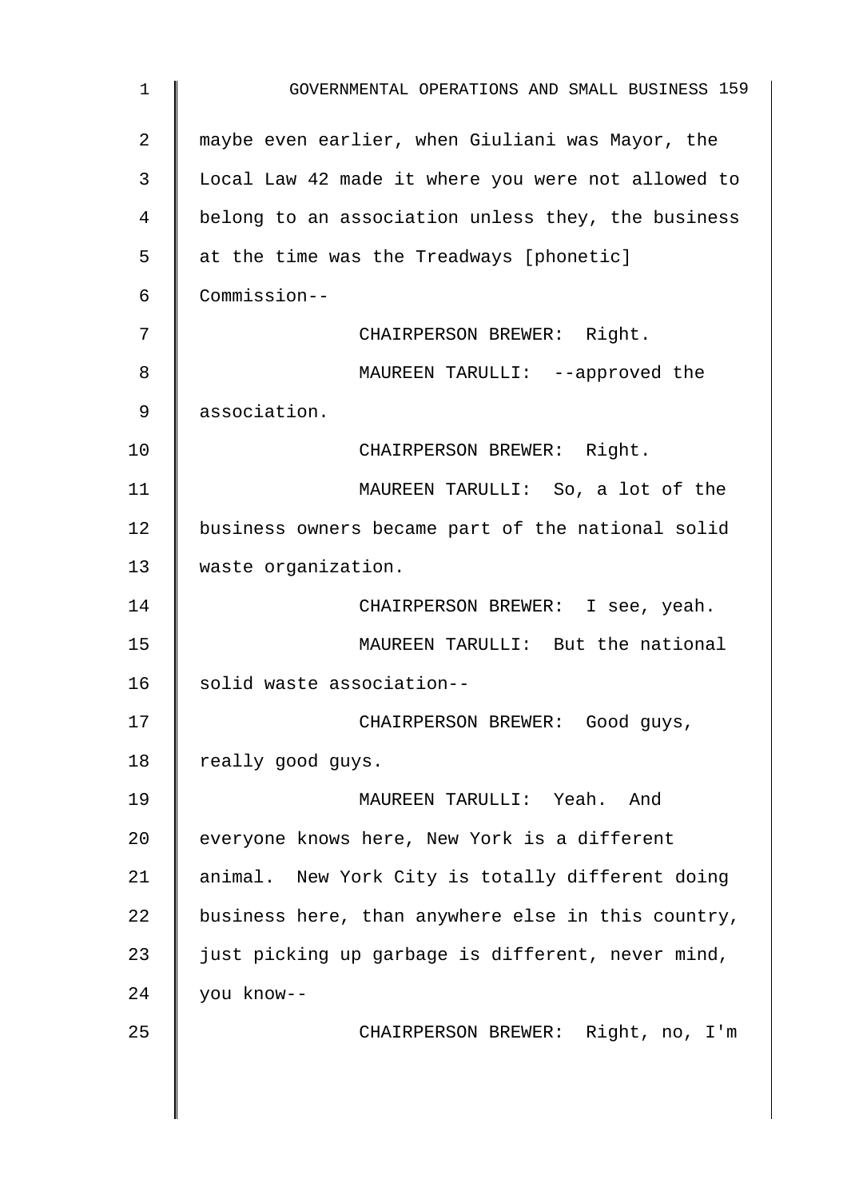maybe even earlier, when Giuliani was Mayor, the Local Law 42 made it where you were not allowed to belong to an association unless they, the business at the time was the Treadways [phonetic] Commission--

CHAIRPERSON BREWER: Right.

MAUREEN TARULLI: --approved the association.

CHAIRPERSON BREWER: Right.

MAUREEN TARULLI: So, a lot of the business owners became part of the national solid waste organization.

CHAIRPERSON BREWER: I see, yeah.

MAUREEN TARULLI: But the national solid waste association--

CHAIRPERSON BREWER: Good guys, really good guys.

MAUREEN TARULLI: Yeah. And everyone knows here, New York is a different animal. New York City is totally different doing business here, than anywhere else in this country, just picking up garbage is different, never mind, you know--

CHAIRPERSON BREWER: Right, no, I'm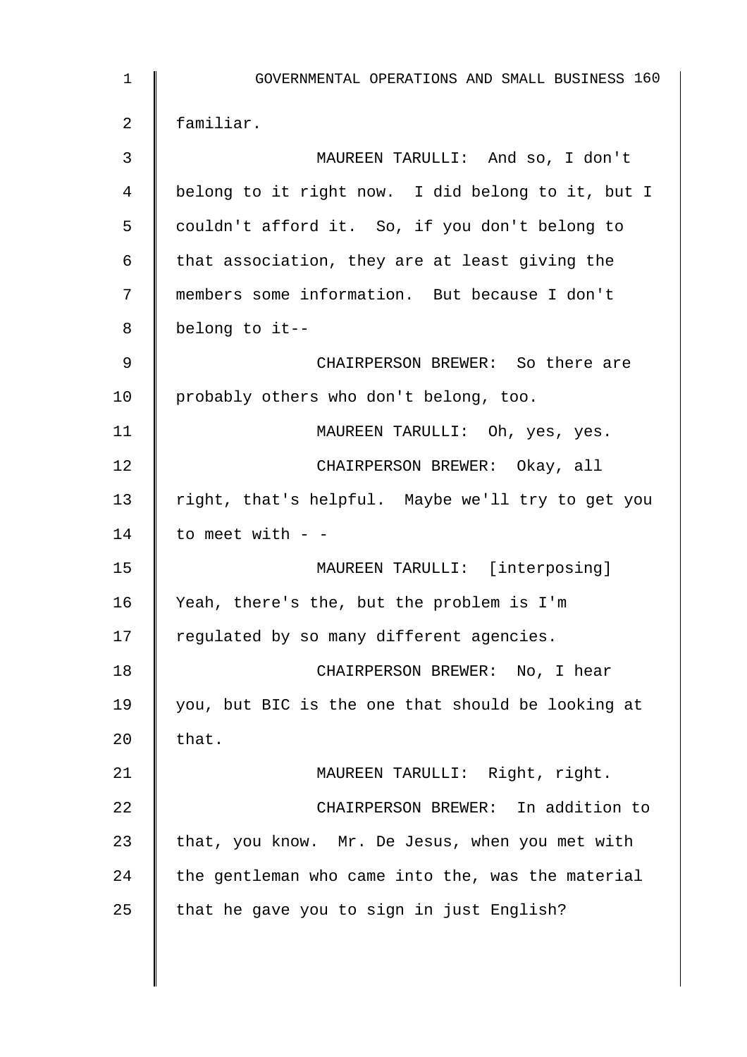familiar.

MAUREEN TARULLI: And so, I don't belong to it right now. I did belong to it, but I couldn't afford it. So, if you don't belong to that association, they are at least giving the members some information. But because I don't belong to it--

CHAIRPERSON BREWER: So there are probably others who don't belong, too.

MAUREEN TARULLI: Oh, yes, yes.

CHAIRPERSON BREWER: Okay, all right, that's helpful. Maybe we'll try to get you to meet with - -

MAUREEN TARULLI: [interposing] Yeah, there's the, but the problem is I'm regulated by so many different agencies.

CHAIRPERSON BREWER: No, I hear you, but BIC is the one that should be looking at that.

MAUREEN TARULLI: Right, right.

CHAIRPERSON BREWER: In addition to that, you know. Mr. De Jesus, when you met with the gentleman who came into the, was the material that he gave you to sign in just English?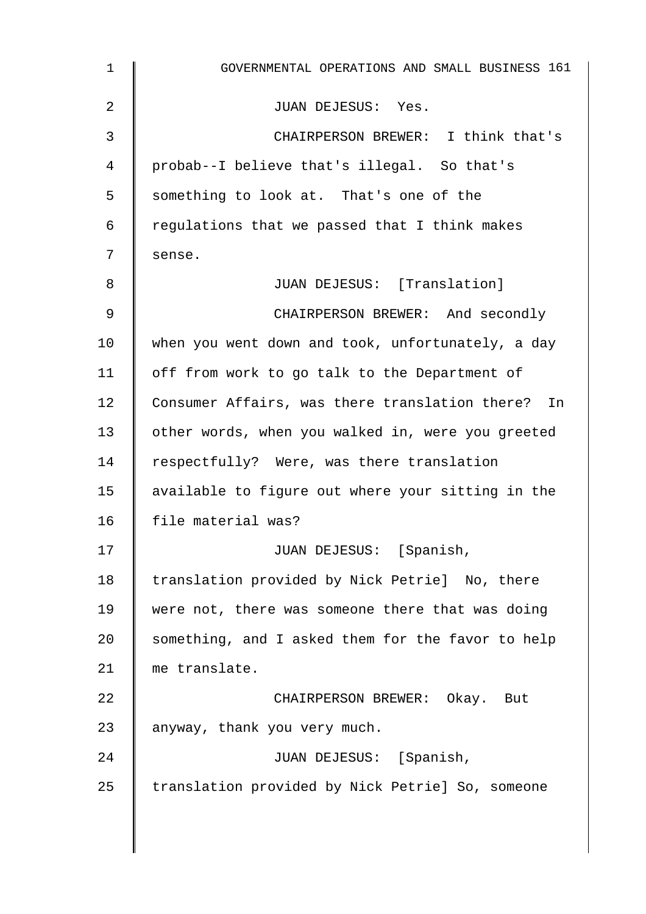JUAN DEJESUS: Yes.

CHAIRPERSON BREWER: I think that's probab--I believe that's illegal. So that's something to look at. That's one of the regulations that we passed that I think makes sense.

JUAN DEJESUS: [Translation]

CHAIRPERSON BREWER: And secondly when you went down and took, unfortunately, a day off from work to go talk to the Department of Consumer Affairs, was there translation there? In other words, when you walked in, were you greeted respectfully? Were, was there translation available to figure out where your sitting in the file material was?

JUAN DEJESUS: [Spanish, translation provided by Nick Petrie] No, there were not, there was someone there that was doing something, and I asked them for the favor to help me translate.

CHAIRPERSON BREWER: Okay. But anyway, thank you very much.

JUAN DEJESUS: [Spanish, translation provided by Nick Petrie] So, someone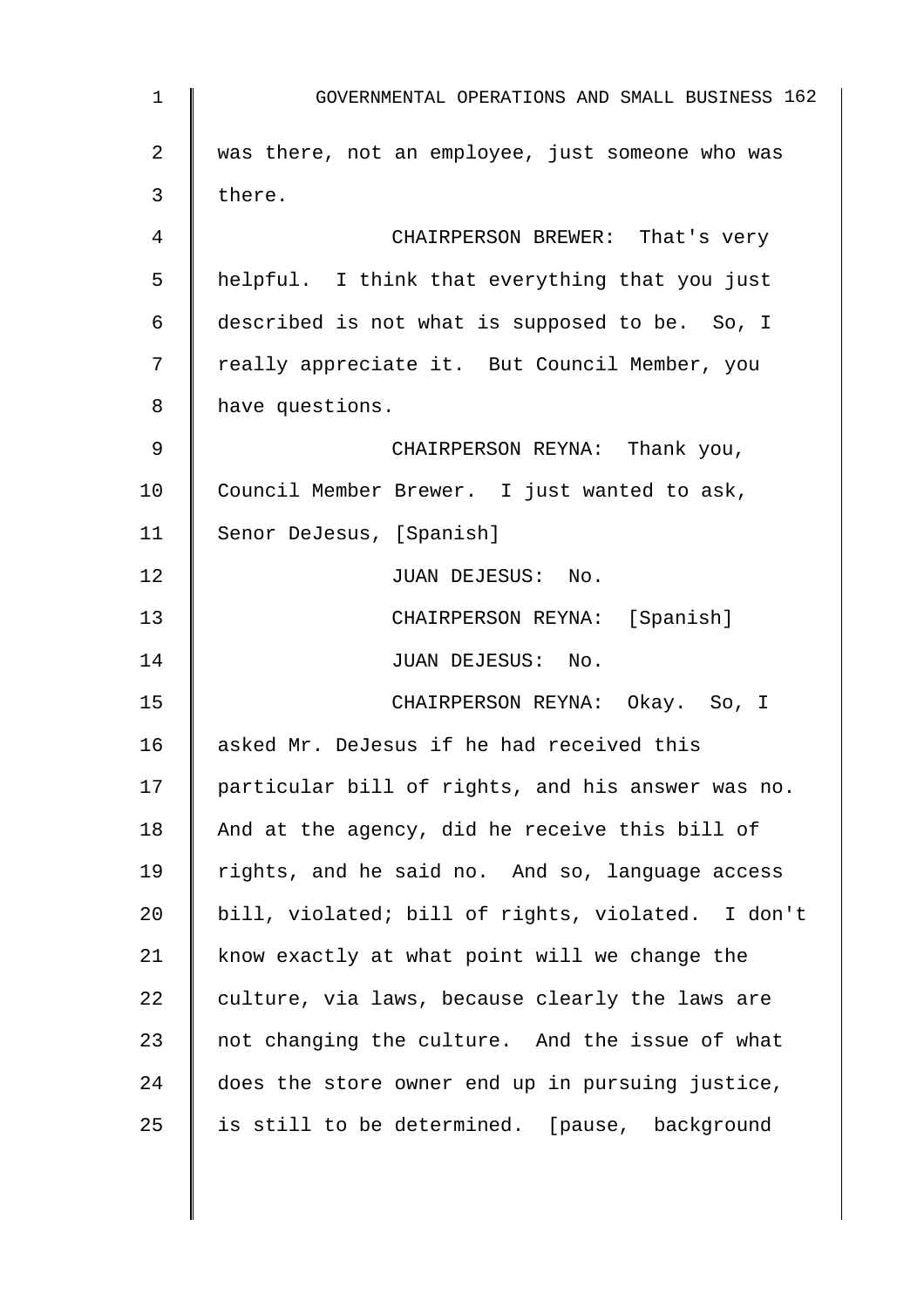was there, not an employee, just someone who was there.

CHAIRPERSON BREWER: That's very helpful. I think that everything that you just described is not what is supposed to be. So, I really appreciate it. But Council Member, you have questions.

CHAIRPERSON REYNA: Thank you, Council Member Brewer. I just wanted to ask, Senor DeJesus, [Spanish]

JUAN DEJESUS: No.

CHAIRPERSON REYNA: [Spanish]

JUAN DEJESUS: No.

CHAIRPERSON REYNA: Okay. So, I asked Mr. DeJesus if he had received this particular bill of rights, and his answer was no. And at the agency, did he receive this bill of rights, and he said no. And so, language access bill, violated; bill of rights, violated. I don't know exactly at what point will we change the culture, via laws, because clearly the laws are not changing the culture. And the issue of what does the store owner end up in pursuing justice, is still to be determined. [pause, background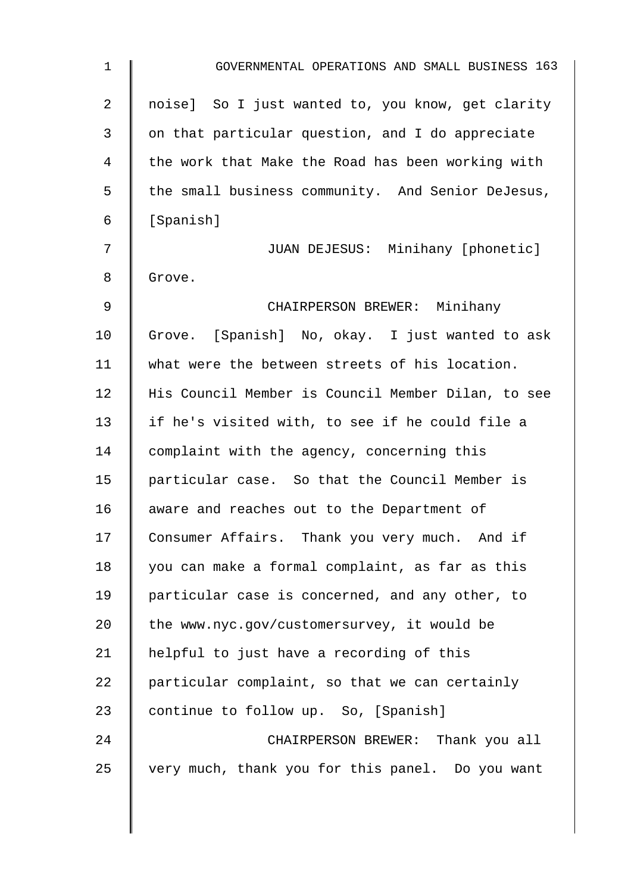noise] So I just wanted to, you know, get clarity on that particular question, and I do appreciate the work that Make the Road has been working with the small business community. And Senior DeJesus, [Spanish]

JUAN DEJESUS: Minihany [phonetic] Grove.

CHAIRPERSON BREWER: Minihany Grove. [Spanish] No, okay. I just wanted to ask what were the between streets of his location. His Council Member is Council Member Dilan, to see if he's visited with, to see if he could file a complaint with the agency, concerning this particular case. So that the Council Member is aware and reaches out to the Department of Consumer Affairs. Thank you very much. And if you can make a formal complaint, as far as this particular case is concerned, and any other, to the www.nyc.gov/customersurvey, it would be helpful to just have a recording of this particular complaint, so that we can certainly continue to follow up. So, [Spanish]

CHAIRPERSON BREWER: Thank you all very much, thank you for this panel. Do you want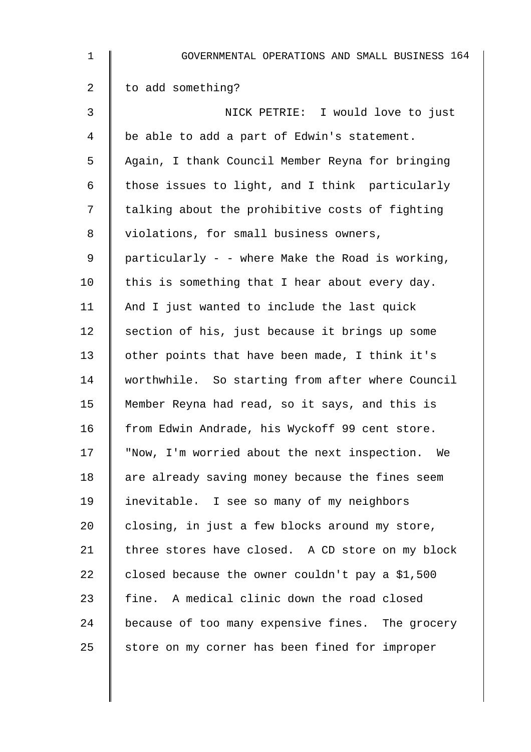to add something?

NICK PETRIE: I would love to just be able to add a part of Edwin's statement. Again, I thank Council Member Reyna for bringing those issues to light, and I think particularly talking about the prohibitive costs of fighting violations, for small business owners, particularly - - where Make the Road is working, this is something that I hear about every day. And I just wanted to include the last quick section of his, just because it brings up some other points that have been made, I think it's worthwhile. So starting from after where Council Member Reyna had read, so it says, and this is from Edwin Andrade, his Wyckoff 99 cent store. "Now, I'm worried about the next inspection. We are already saving money because the fines seem inevitable. I see so many of my neighbors closing, in just a few blocks around my store, three stores have closed. A CD store on my block closed because the owner couldn't pay a $1,500 fine. A medical clinic down the road closed because of too many expensive fines. The grocery store on my corner has been fined for improper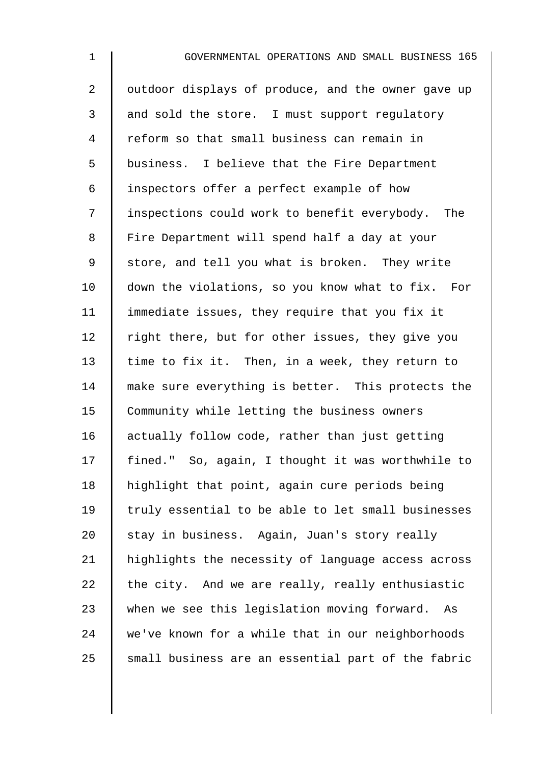outdoor displays of produce, and the owner gave up and sold the store. I must support regulatory reform so that small business can remain in business. I believe that the Fire Department inspectors offer a perfect example of how inspections could work to benefit everybody. The Fire Department will spend half a day at your store, and tell you what is broken. They write down the violations, so you know what to fix. For immediate issues, they require that you fix it right there, but for other issues, they give you time to fix it. Then, in a week, they return to make sure everything is better. This protects the Community while letting the business owners actually follow code, rather than just getting fined." So, again, I thought it was worthwhile to highlight that point, again cure periods being truly essential to be able to let small businesses stay in business. Again, Juan's story really highlights the necessity of language access across the city. And we are really, really enthusiastic when we see this legislation moving forward. As we've known for a while that in our neighborhoods small business are an essential part of the fabric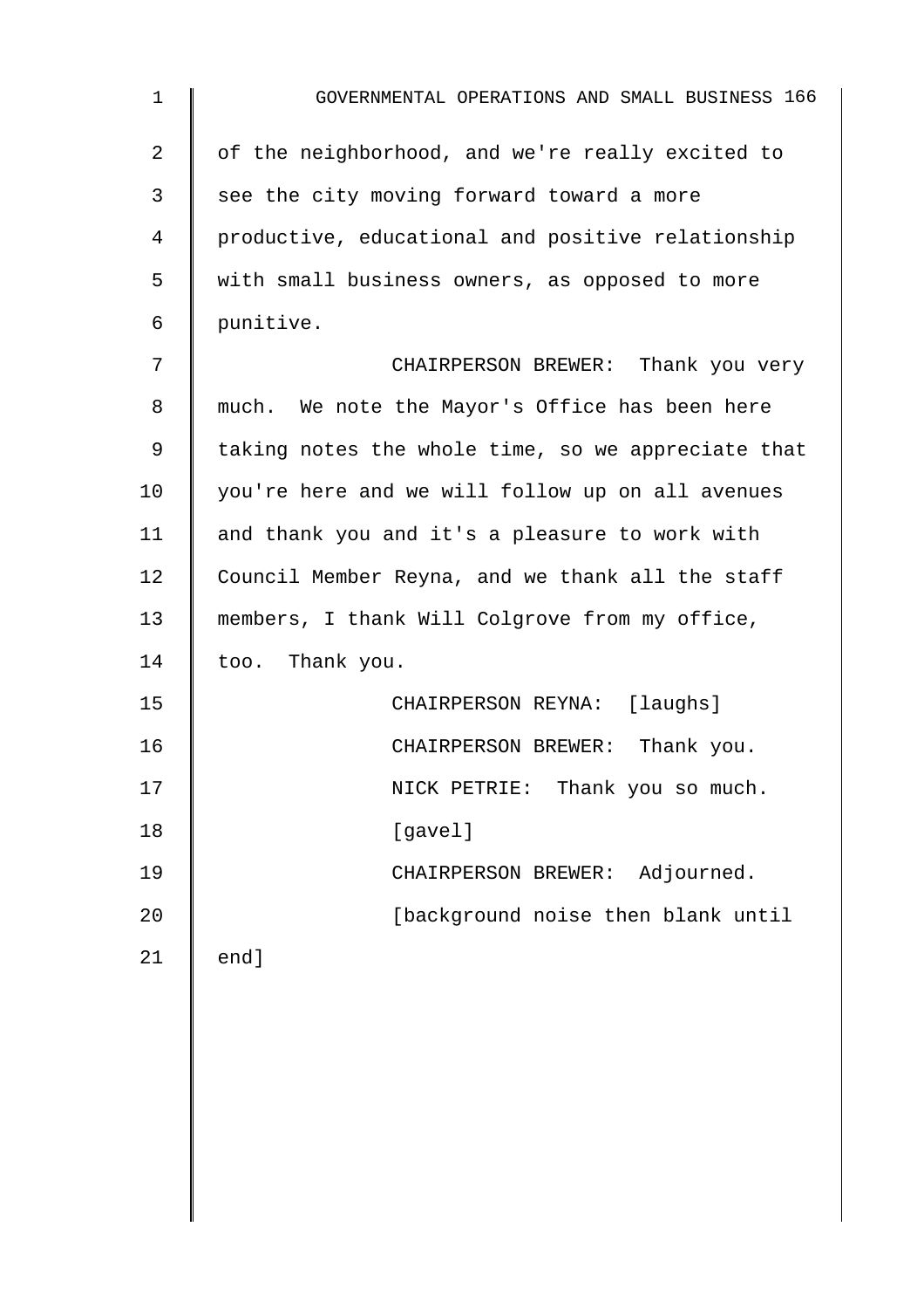of the neighborhood, and we're really excited to see the city moving forward toward a more productive, educational and positive relationship with small business owners, as opposed to more punitive.

CHAIRPERSON BREWER: Thank you very much. We note the Mayor's Office has been here taking notes the whole time, so we appreciate that you're here and we will follow up on all avenues and thank you and it's a pleasure to work with Council Member Reyna, and we thank all the staff members, I thank Will Colgrove from my office, too. Thank you.

CHAIRPERSON REYNA: [laughs]

CHAIRPERSON BREWER: Thank you.

NICK PETRIE: Thank you so much.

[gavel]

CHAIRPERSON BREWER: Adjourned.

[background noise then blank until end]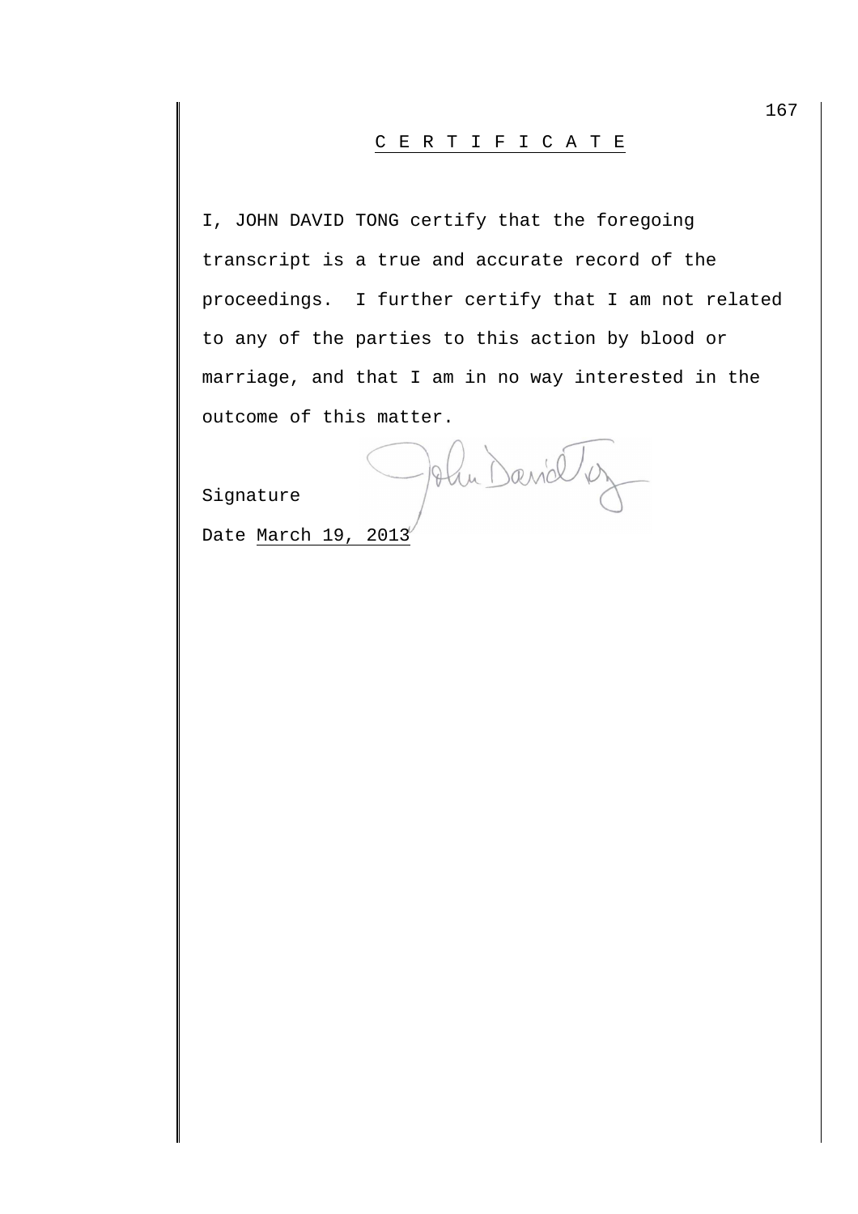# C E R T I F I C A T E

I, JOHN DAVID TONG certify that the foregoing transcript is a true and accurate record of the proceedings. I further certify that I am not related to any of the parties to this action by blood or marriage, and that I am in no way interested in the outcome of this matter.

Signature

Date March 19, 2013